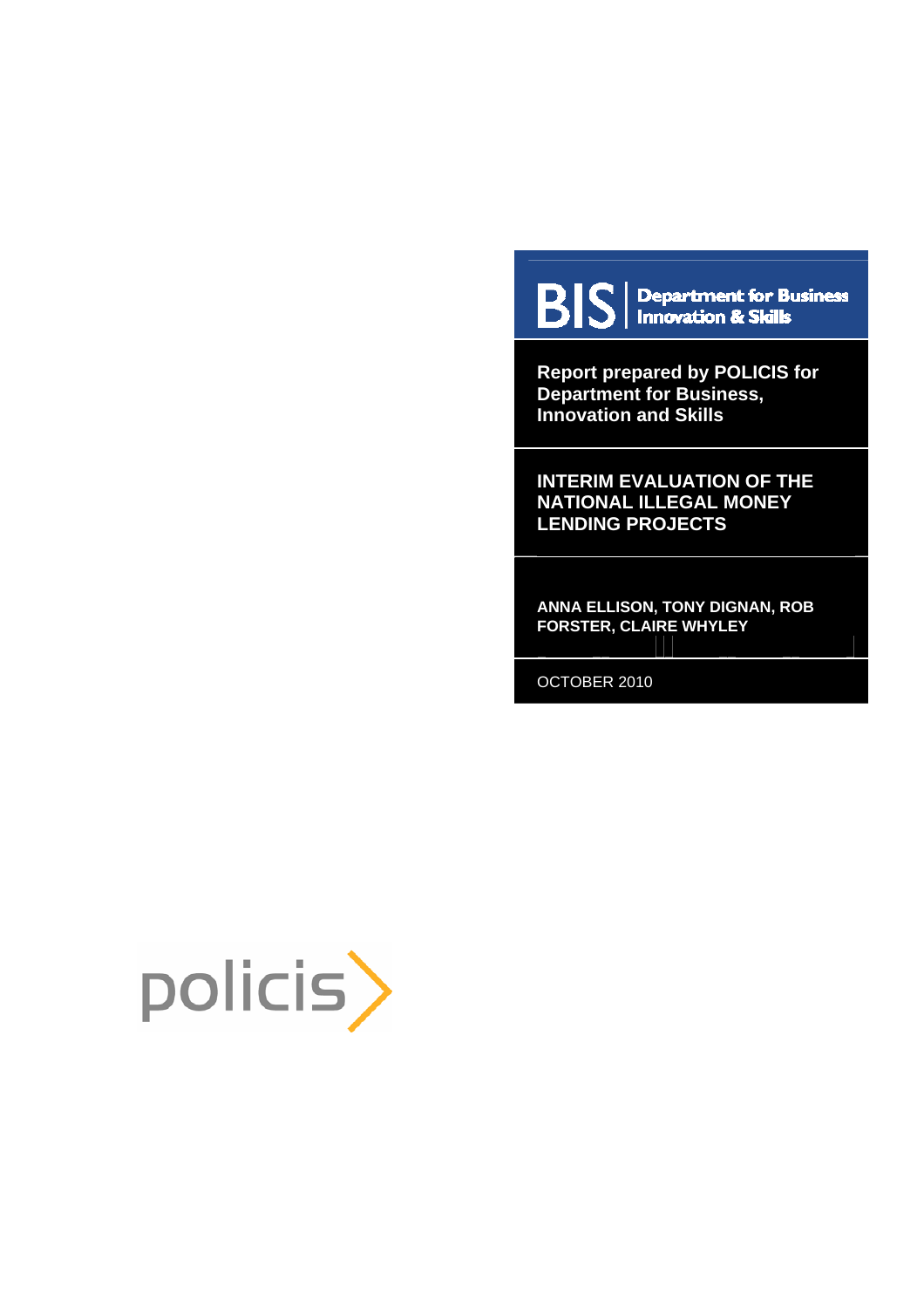BIS | Department for Business Innovation & Skills

**Report prepared by POLICIS for Department for Business, Innovation and Skills**

# INTERIM EVALUATION OF THE NATIONAL ILLEGAL MONEY LENDING PROJECTS

**ANNA ELLISON, TONY DIGNAN, ROB FORSTER, CLAIRE WHYLEY**

OCTOBER 2010

policis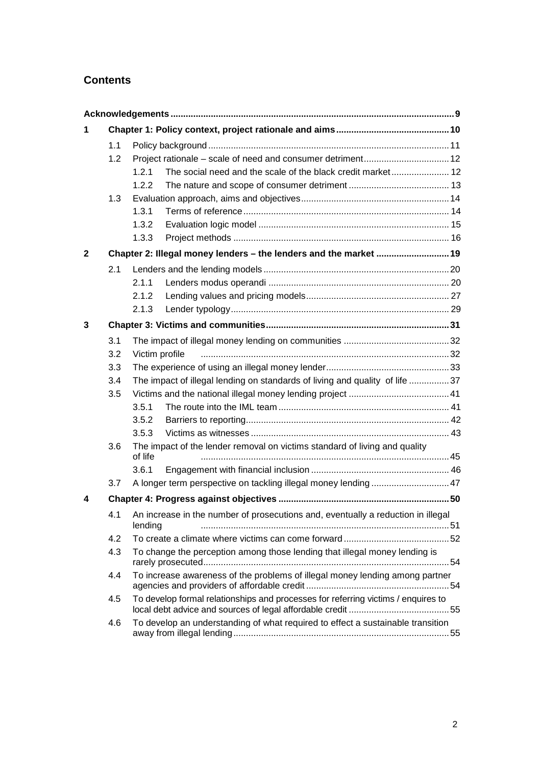## Contents

| | | | |
|---|---|---|---|
| **Acknowledgements** | | | **9** |
| **1** | **Chapter 1: Policy context, project rationale and aims** | | **10** |
| 1.1 | Policy background | | 11 |
| 1.2 | Project rationale – scale of need and consumer detriment | | 12 |
| | 1.2.1 | The social need and the scale of the black credit market | 12 |
| | 1.2.2 | The nature and scope of consumer detriment | 13 |
| 1.3 | Evaluation approach, aims and objectives | | 14 |
| | 1.3.1 | Terms of reference | 14 |
| | 1.3.2 | Evaluation logic model | 15 |
| | 1.3.3 | Project methods | 16 |
| **2** | **Chapter 2: Illegal money lenders – the lenders and the market** | | **19** |
| 2.1 | Lenders and the lending models | | 20 |
| | 2.1.1 | Lenders modus operandi | 20 |
| | 2.1.2 | Lending values and pricing models | 27 |
| | 2.1.3 | Lender typology | 29 |
| **3** | **Chapter 3: Victims and communities** | | **31** |
| 3.1 | The impact of illegal money lending on communities | | 32 |
| 3.2 | Victim profile | | 32 |
| 3.3 | The experience of using an illegal money lender | | 33 |
| 3.4 | The impact of illegal lending on standards of living and quality of life | | 37 |
| 3.5 | Victims and the national illegal money lending project | | 41 |
| | 3.5.1 | The route into the IML team | 41 |
| | 3.5.2 | Barriers to reporting | 42 |
| | 3.5.3 | Victims as witnesses | 43 |
| 3.6 | The impact of the lender removal on victims standard of living and quality of life | | 45 |
| | 3.6.1 | Engagement with financial inclusion | 46 |
| 3.7 | A longer term perspective on tackling illegal money lending | | 47 |
| **4** | **Chapter 4: Progress against objectives** | | **50** |
| 4.1 | An increase in the number of prosecutions and, eventually a reduction in illegal lending | | 51 |
| 4.2 | To create a climate where victims can come forward | | 52 |
| 4.3 | To change the perception among those lending that illegal money lending is rarely prosecuted | | 54 |
| 4.4 | To increase awareness of the problems of illegal money lending among partner agencies and providers of affordable credit | | 54 |
| 4.5 | To develop formal relationships and processes for referring victims / enquires to local debt advice and sources of legal affordable credit | | 55 |
| 4.6 | To develop an understanding of what required to effect a sustainable transition away from illegal lending | | 55 |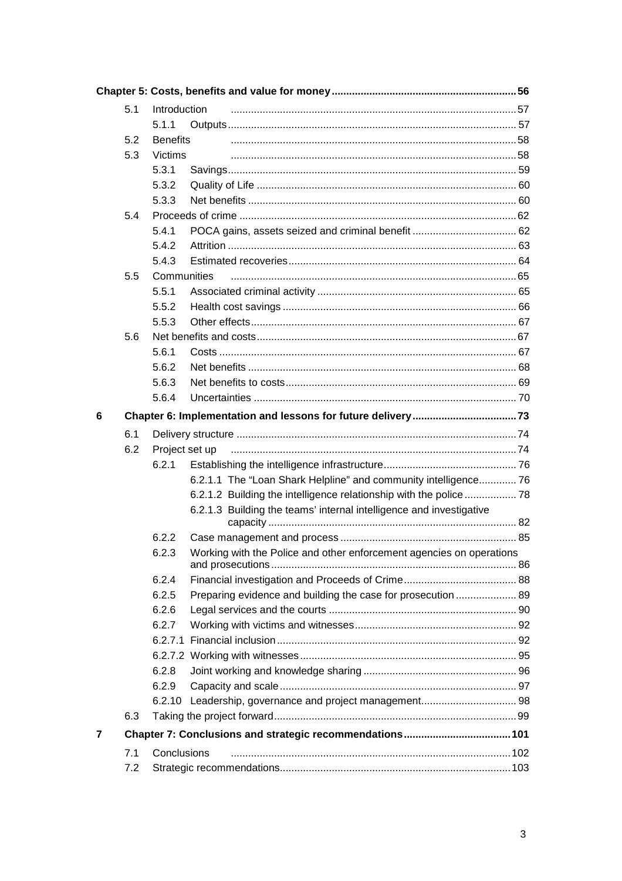**Chapter 5: Costs, benefits and value for money** .......... 56

- 5.1 Introduction .......... 57
  - 5.1.1 Outputs .......... 57
- 5.2 Benefits .......... 58
- 5.3 Victims .......... 58
  - 5.3.1 Savings .......... 59
  - 5.3.2 Quality of Life .......... 60
  - 5.3.3 Net benefits .......... 60
- 5.4 Proceeds of crime .......... 62
  - 5.4.1 POCA gains, assets seized and criminal benefit .......... 62
  - 5.4.2 Attrition .......... 63
  - 5.4.3 Estimated recoveries .......... 64
- 5.5 Communities .......... 65
  - 5.5.1 Associated criminal activity .......... 65
  - 5.5.2 Health cost savings .......... 66
  - 5.5.3 Other effects .......... 67
- 5.6 Net benefits and costs .......... 67
  - 5.6.1 Costs .......... 67
  - 5.6.2 Net benefits .......... 68
  - 5.6.3 Net benefits to costs .......... 69
  - 5.6.4 Uncertainties .......... 70

**6 Chapter 6: Implementation and lessons for future delivery** .......... 73

- 6.1 Delivery structure .......... 74
- 6.2 Project set up .......... 74
  - 6.2.1 Establishing the intelligence infrastructure .......... 76
    - 6.2.1.1 The “Loan Shark Helpline” and community intelligence .......... 76
    - 6.2.1.2 Building the intelligence relationship with the police .......... 78
    - 6.2.1.3 Building the teams’ internal intelligence and investigative capacity .......... 82
  - 6.2.2 Case management and process .......... 85
  - 6.2.3 Working with the Police and other enforcement agencies on operations and prosecutions .......... 86
  - 6.2.4 Financial investigation and Proceeds of Crime .......... 88
  - 6.2.5 Preparing evidence and building the case for prosecution .......... 89
  - 6.2.6 Legal services and the courts .......... 90
  - 6.2.7 Working with victims and witnesses .......... 92
  - 6.2.7.1 Financial inclusion .......... 92
  - 6.2.7.2 Working with witnesses .......... 95
  - 6.2.8 Joint working and knowledge sharing .......... 96
  - 6.2.9 Capacity and scale .......... 97
  - 6.2.10 Leadership, governance and project management .......... 98
- 6.3 Taking the project forward .......... 99

**7 Chapter 7: Conclusions and strategic recommendations** .......... 101

- 7.1 Conclusions .......... 102
- 7.2 Strategic recommendations .......... 103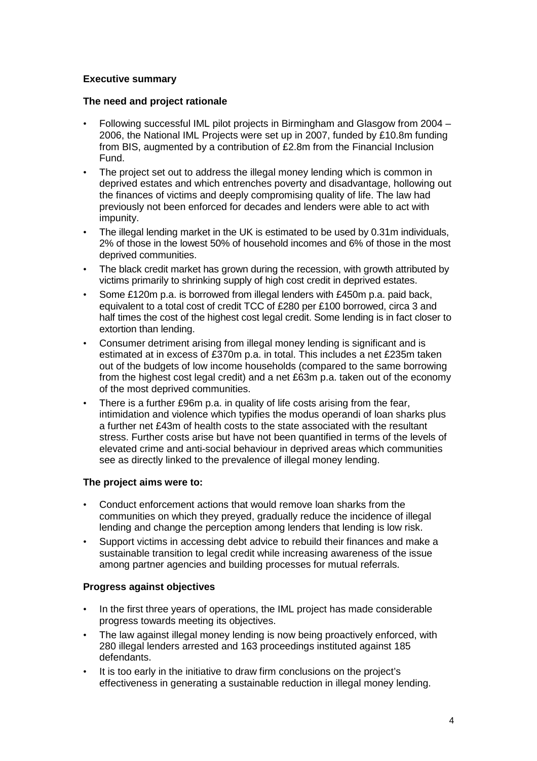## Executive summary

### The need and project rationale

- Following successful IML pilot projects in Birmingham and Glasgow from 2004 – 2006, the National IML Projects were set up in 2007, funded by £10.8m funding from BIS, augmented by a contribution of £2.8m from the Financial Inclusion Fund.
- The project set out to address the illegal money lending which is common in deprived estates and which entrenches poverty and disadvantage, hollowing out the finances of victims and deeply compromising quality of life. The law had previously not been enforced for decades and lenders were able to act with impunity.
- The illegal lending market in the UK is estimated to be used by 0.31m individuals, 2% of those in the lowest 50% of household incomes and 6% of those in the most deprived communities.
- The black credit market has grown during the recession, with growth attributed by victims primarily to shrinking supply of high cost credit in deprived estates.
- Some £120m p.a. is borrowed from illegal lenders with £450m p.a. paid back, equivalent to a total cost of credit TCC of £280 per £100 borrowed, circa 3 and half times the cost of the highest cost legal credit. Some lending is in fact closer to extortion than lending.
- Consumer detriment arising from illegal money lending is significant and is estimated at in excess of £370m p.a. in total. This includes a net £235m taken out of the budgets of low income households (compared to the same borrowing from the highest cost legal credit) and a net £63m p.a. taken out of the economy of the most deprived communities.
- There is a further £96m p.a. in quality of life costs arising from the fear, intimidation and violence which typifies the modus operandi of loan sharks plus a further net £43m of health costs to the state associated with the resultant stress. Further costs arise but have not been quantified in terms of the levels of elevated crime and anti-social behaviour in deprived areas which communities see as directly linked to the prevalence of illegal money lending.

### The project aims were to:

- Conduct enforcement actions that would remove loan sharks from the communities on which they preyed, gradually reduce the incidence of illegal lending and change the perception among lenders that lending is low risk.
- Support victims in accessing debt advice to rebuild their finances and make a sustainable transition to legal credit while increasing awareness of the issue among partner agencies and building processes for mutual referrals.

### Progress against objectives

- In the first three years of operations, the IML project has made considerable progress towards meeting its objectives.
- The law against illegal money lending is now being proactively enforced, with 280 illegal lenders arrested and 163 proceedings instituted against 185 defendants.
- It is too early in the initiative to draw firm conclusions on the project's effectiveness in generating a sustainable reduction in illegal money lending.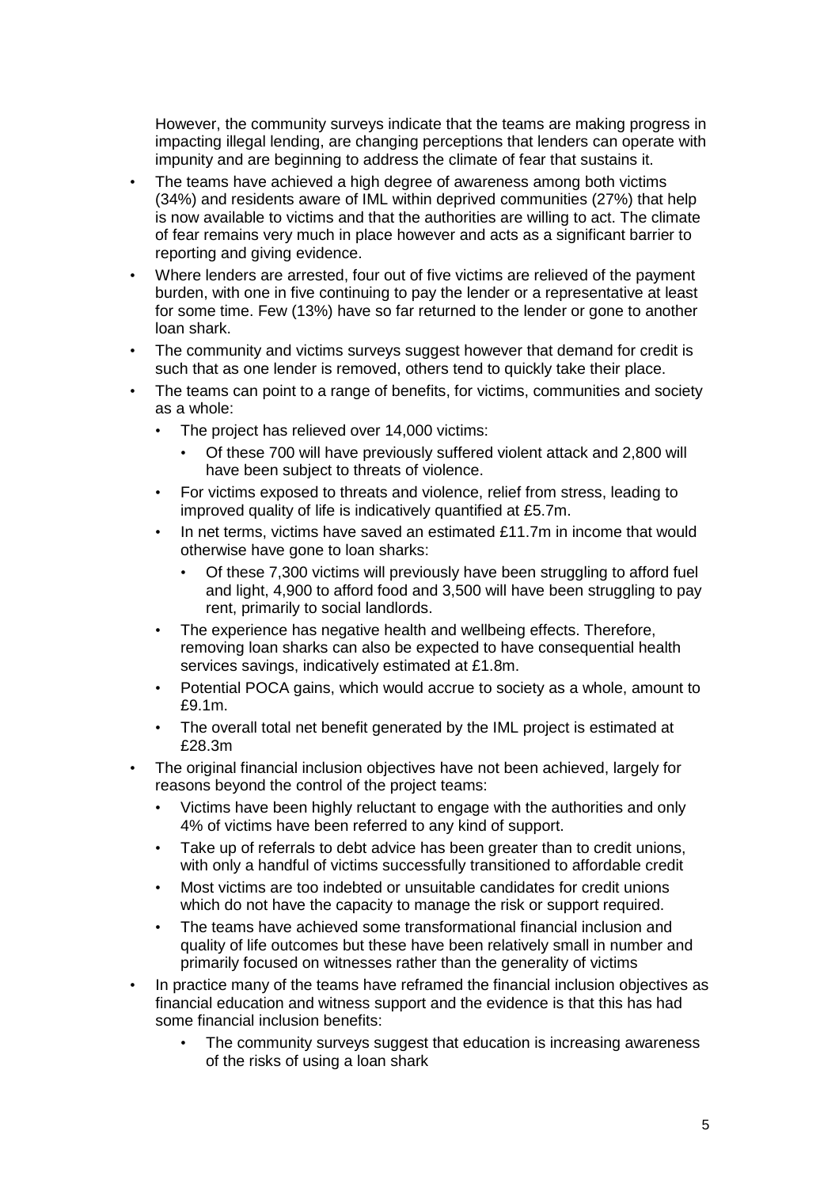However, the community surveys indicate that the teams are making progress in impacting illegal lending, are changing perceptions that lenders can operate with impunity and are beginning to address the climate of fear that sustains it.

- The teams have achieved a high degree of awareness among both victims (34%) and residents aware of IML within deprived communities (27%) that help is now available to victims and that the authorities are willing to act. The climate of fear remains very much in place however and acts as a significant barrier to reporting and giving evidence.
- Where lenders are arrested, four out of five victims are relieved of the payment burden, with one in five continuing to pay the lender or a representative at least for some time. Few (13%) have so far returned to the lender or gone to another loan shark.
- The community and victims surveys suggest however that demand for credit is such that as one lender is removed, others tend to quickly take their place.
- The teams can point to a range of benefits, for victims, communities and society as a whole:
    - The project has relieved over 14,000 victims:
        - Of these 700 will have previously suffered violent attack and 2,800 will have been subject to threats of violence.
    - For victims exposed to threats and violence, relief from stress, leading to improved quality of life is indicatively quantified at £5.7m.
    - In net terms, victims have saved an estimated £11.7m in income that would otherwise have gone to loan sharks:
        - Of these 7,300 victims will previously have been struggling to afford fuel and light, 4,900 to afford food and 3,500 will have been struggling to pay rent, primarily to social landlords.
    - The experience has negative health and wellbeing effects. Therefore, removing loan sharks can also be expected to have consequential health services savings, indicatively estimated at £1.8m.
    - Potential POCA gains, which would accrue to society as a whole, amount to £9.1m.
    - The overall total net benefit generated by the IML project is estimated at £28.3m
- The original financial inclusion objectives have not been achieved, largely for reasons beyond the control of the project teams:
    - Victims have been highly reluctant to engage with the authorities and only 4% of victims have been referred to any kind of support.
    - Take up of referrals to debt advice has been greater than to credit unions, with only a handful of victims successfully transitioned to affordable credit
    - Most victims are too indebted or unsuitable candidates for credit unions which do not have the capacity to manage the risk or support required.
    - The teams have achieved some transformational financial inclusion and quality of life outcomes but these have been relatively small in number and primarily focused on witnesses rather than the generality of victims
- In practice many of the teams have reframed the financial inclusion objectives as financial education and witness support and the evidence is that this has had some financial inclusion benefits:
    - The community surveys suggest that education is increasing awareness of the risks of using a loan shark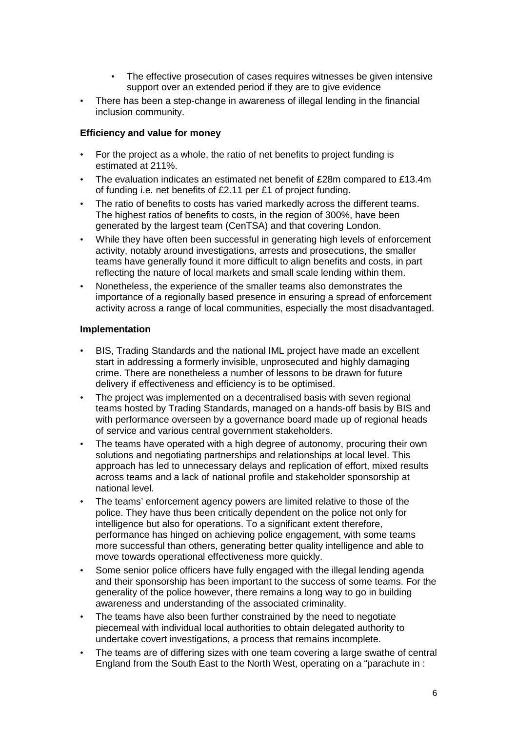- The effective prosecution of cases requires witnesses be given intensive support over an extended period if they are to give evidence
- There has been a step-change in awareness of illegal lending in the financial inclusion community.

**Efficiency and value for money**

- For the project as a whole, the ratio of net benefits to project funding is estimated at 211%.
- The evaluation indicates an estimated net benefit of £28m compared to £13.4m of funding i.e. net benefits of £2.11 per £1 of project funding.
- The ratio of benefits to costs has varied markedly across the different teams. The highest ratios of benefits to costs, in the region of 300%, have been generated by the largest team (CenTSA) and that covering London.
- While they have often been successful in generating high levels of enforcement activity, notably around investigations, arrests and prosecutions, the smaller teams have generally found it more difficult to align benefits and costs, in part reflecting the nature of local markets and small scale lending within them.
- Nonetheless, the experience of the smaller teams also demonstrates the importance of a regionally based presence in ensuring a spread of enforcement activity across a range of local communities, especially the most disadvantaged.

**Implementation**

- BIS, Trading Standards and the national IML project have made an excellent start in addressing a formerly invisible, unprosecuted and highly damaging crime. There are nonetheless a number of lessons to be drawn for future delivery if effectiveness and efficiency is to be optimised.
- The project was implemented on a decentralised basis with seven regional teams hosted by Trading Standards, managed on a hands-off basis by BIS and with performance overseen by a governance board made up of regional heads of service and various central government stakeholders.
- The teams have operated with a high degree of autonomy, procuring their own solutions and negotiating partnerships and relationships at local level. This approach has led to unnecessary delays and replication of effort, mixed results across teams and a lack of national profile and stakeholder sponsorship at national level.
- The teams' enforcement agency powers are limited relative to those of the police. They have thus been critically dependent on the police not only for intelligence but also for operations. To a significant extent therefore, performance has hinged on achieving police engagement, with some teams more successful than others, generating better quality intelligence and able to move towards operational effectiveness more quickly.
- Some senior police officers have fully engaged with the illegal lending agenda and their sponsorship has been important to the success of some teams. For the generality of the police however, there remains a long way to go in building awareness and understanding of the associated criminality.
- The teams have also been further constrained by the need to negotiate piecemeal with individual local authorities to obtain delegated authority to undertake covert investigations, a process that remains incomplete.
- The teams are of differing sizes with one team covering a large swathe of central England from the South East to the North West, operating on a "parachute in :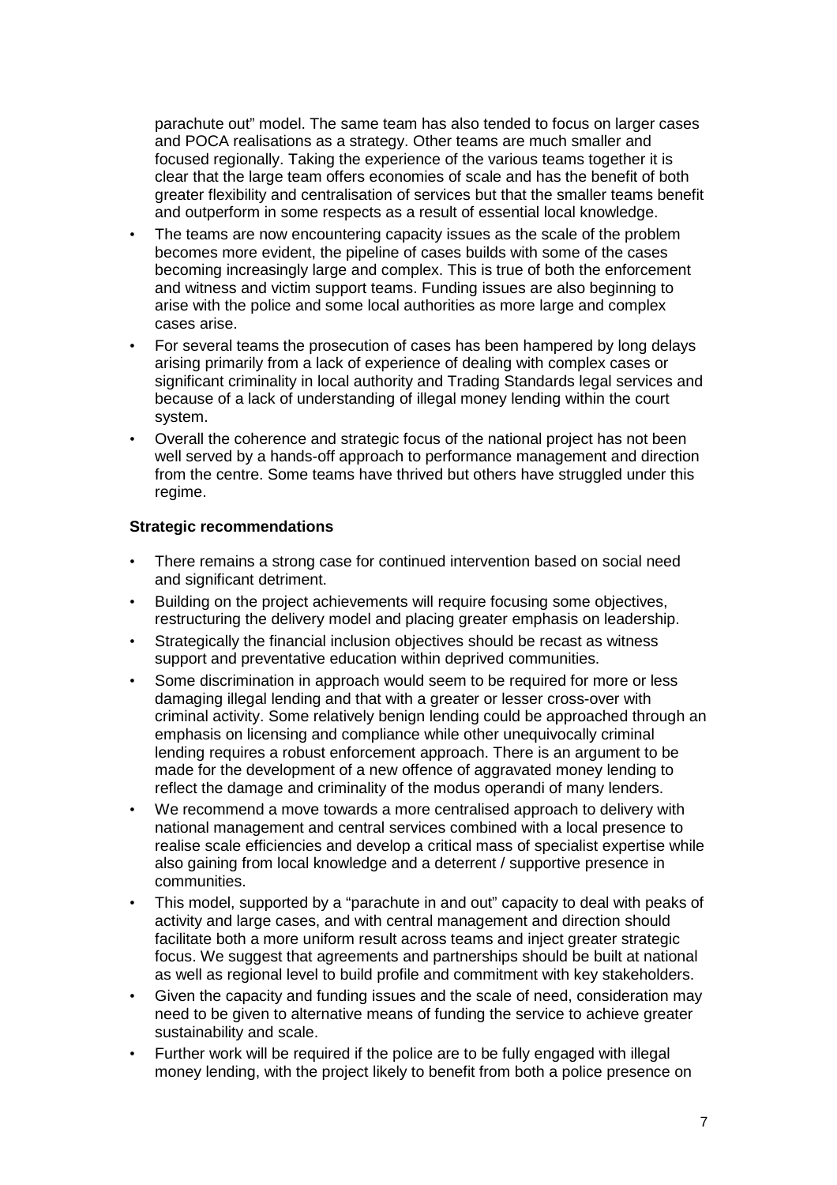parachute out" model. The same team has also tended to focus on larger cases and POCA realisations as a strategy. Other teams are much smaller and focused regionally. Taking the experience of the various teams together it is clear that the large team offers economies of scale and has the benefit of both greater flexibility and centralisation of services but that the smaller teams benefit and outperform in some respects as a result of essential local knowledge.

- The teams are now encountering capacity issues as the scale of the problem becomes more evident, the pipeline of cases builds with some of the cases becoming increasingly large and complex. This is true of both the enforcement and witness and victim support teams. Funding issues are also beginning to arise with the police and some local authorities as more large and complex cases arise.
- For several teams the prosecution of cases has been hampered by long delays arising primarily from a lack of experience of dealing with complex cases or significant criminality in local authority and Trading Standards legal services and because of a lack of understanding of illegal money lending within the court system.
- Overall the coherence and strategic focus of the national project has not been well served by a hands-off approach to performance management and direction from the centre. Some teams have thrived but others have struggled under this regime.

**Strategic recommendations**

- There remains a strong case for continued intervention based on social need and significant detriment.
- Building on the project achievements will require focusing some objectives, restructuring the delivery model and placing greater emphasis on leadership.
- Strategically the financial inclusion objectives should be recast as witness support and preventative education within deprived communities.
- Some discrimination in approach would seem to be required for more or less damaging illegal lending and that with a greater or lesser cross-over with criminal activity. Some relatively benign lending could be approached through an emphasis on licensing and compliance while other unequivocally criminal lending requires a robust enforcement approach. There is an argument to be made for the development of a new offence of aggravated money lending to reflect the damage and criminality of the modus operandi of many lenders.
- We recommend a move towards a more centralised approach to delivery with national management and central services combined with a local presence to realise scale efficiencies and develop a critical mass of specialist expertise while also gaining from local knowledge and a deterrent / supportive presence in communities.
- This model, supported by a "parachute in and out" capacity to deal with peaks of activity and large cases, and with central management and direction should facilitate both a more uniform result across teams and inject greater strategic focus. We suggest that agreements and partnerships should be built at national as well as regional level to build profile and commitment with key stakeholders.
- Given the capacity and funding issues and the scale of need, consideration may need to be given to alternative means of funding the service to achieve greater sustainability and scale.
- Further work will be required if the police are to be fully engaged with illegal money lending, with the project likely to benefit from both a police presence on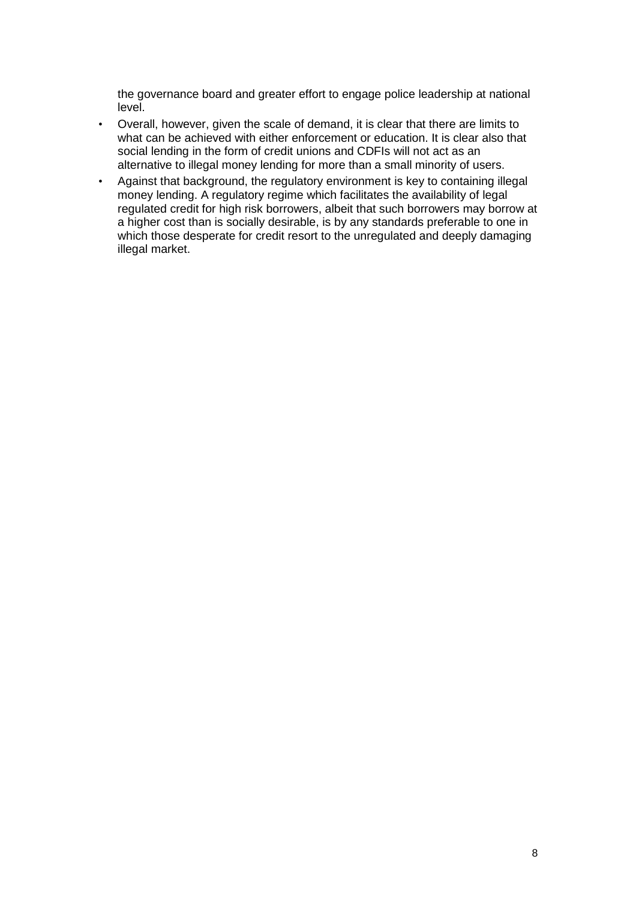the governance board and greater effort to engage police leadership at national level.

- Overall, however, given the scale of demand, it is clear that there are limits to what can be achieved with either enforcement or education. It is clear also that social lending in the form of credit unions and CDFIs will not act as an alternative to illegal money lending for more than a small minority of users.
- Against that background, the regulatory environment is key to containing illegal money lending. A regulatory regime which facilitates the availability of legal regulated credit for high risk borrowers, albeit that such borrowers may borrow at a higher cost than is socially desirable, is by any standards preferable to one in which those desperate for credit resort to the unregulated and deeply damaging illegal market.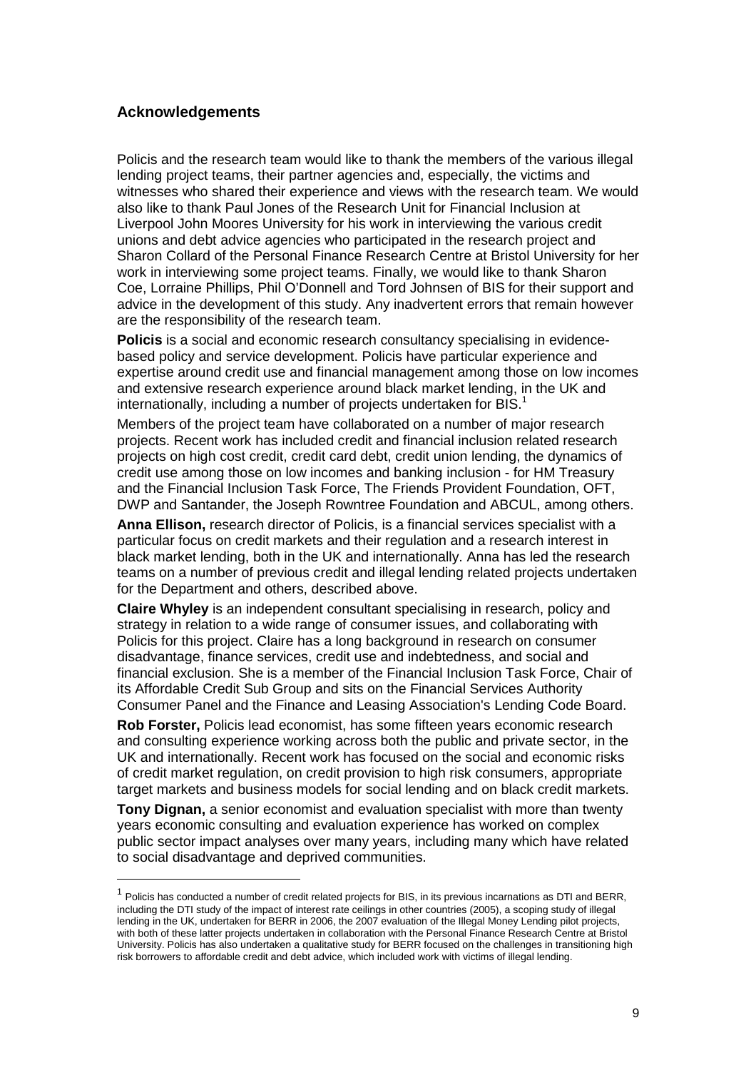## Acknowledgements

Policis and the research team would like to thank the members of the various illegal lending project teams, their partner agencies and, especially, the victims and witnesses who shared their experience and views with the research team. We would also like to thank Paul Jones of the Research Unit for Financial Inclusion at Liverpool John Moores University for his work in interviewing the various credit unions and debt advice agencies who participated in the research project and Sharon Collard of the Personal Finance Research Centre at Bristol University for her work in interviewing some project teams. Finally, we would like to thank Sharon Coe, Lorraine Phillips, Phil O'Donnell and Tord Johnsen of BIS for their support and advice in the development of this study. Any inadvertent errors that remain however are the responsibility of the research team.

**Policis** is a social and economic research consultancy specialising in evidence-based policy and service development. Policis have particular experience and expertise around credit use and financial management among those on low incomes and extensive research experience around black market lending, in the UK and internationally, including a number of projects undertaken for BIS.[1]

Members of the project team have collaborated on a number of major research projects. Recent work has included credit and financial inclusion related research projects on high cost credit, credit card debt, credit union lending, the dynamics of credit use among those on low incomes and banking inclusion - for HM Treasury and the Financial Inclusion Task Force, The Friends Provident Foundation, OFT, DWP and Santander, the Joseph Rowntree Foundation and ABCUL, among others.

**Anna Ellison,** research director of Policis, is a financial services specialist with a particular focus on credit markets and their regulation and a research interest in black market lending, both in the UK and internationally. Anna has led the research teams on a number of previous credit and illegal lending related projects undertaken for the Department and others, described above.

**Claire Whyley** is an independent consultant specialising in research, policy and strategy in relation to a wide range of consumer issues, and collaborating with Policis for this project. Claire has a long background in research on consumer disadvantage, finance services, credit use and indebtedness, and social and financial exclusion. She is a member of the Financial Inclusion Task Force, Chair of its Affordable Credit Sub Group and sits on the Financial Services Authority Consumer Panel and the Finance and Leasing Association's Lending Code Board.

**Rob Forster,** Policis lead economist, has some fifteen years economic research and consulting experience working across both the public and private sector, in the UK and internationally. Recent work has focused on the social and economic risks of credit market regulation, on credit provision to high risk consumers, appropriate target markets and business models for social lending and on black credit markets.

**Tony Dignan,** a senior economist and evaluation specialist with more than twenty years economic consulting and evaluation experience has worked on complex public sector impact analyses over many years, including many which have related to social disadvantage and deprived communities.

[1] Policis has conducted a number of credit related projects for BIS, in its previous incarnations as DTI and BERR, including the DTI study of the impact of interest rate ceilings in other countries (2005), a scoping study of illegal lending in the UK, undertaken for BERR in 2006, the 2007 evaluation of the Illegal Money Lending pilot projects, with both of these latter projects undertaken in collaboration with the Personal Finance Research Centre at Bristol University. Policis has also undertaken a qualitative study for BERR focused on the challenges in transitioning high risk borrowers to affordable credit and debt advice, which included work with victims of illegal lending.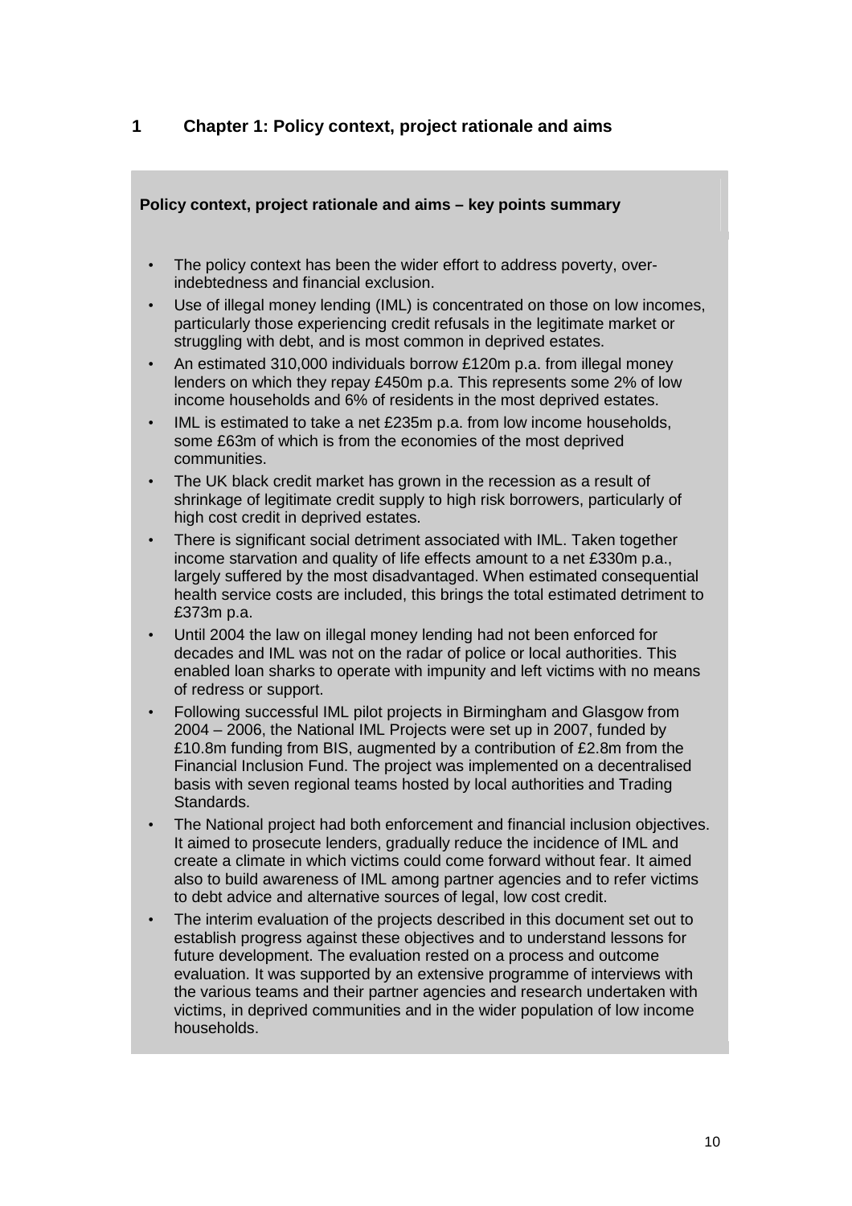# 1 Chapter 1: Policy context, project rationale and aims

**Policy context, project rationale and aims – key points summary**

- The policy context has been the wider effort to address poverty, over-indebtedness and financial exclusion.
- Use of illegal money lending (IML) is concentrated on those on low incomes, particularly those experiencing credit refusals in the legitimate market or struggling with debt, and is most common in deprived estates.
- An estimated 310,000 individuals borrow £120m p.a. from illegal money lenders on which they repay £450m p.a. This represents some 2% of low income households and 6% of residents in the most deprived estates.
- IML is estimated to take a net £235m p.a. from low income households, some £63m of which is from the economies of the most deprived communities.
- The UK black credit market has grown in the recession as a result of shrinkage of legitimate credit supply to high risk borrowers, particularly of high cost credit in deprived estates.
- There is significant social detriment associated with IML. Taken together income starvation and quality of life effects amount to a net £330m p.a., largely suffered by the most disadvantaged. When estimated consequential health service costs are included, this brings the total estimated detriment to £373m p.a.
- Until 2004 the law on illegal money lending had not been enforced for decades and IML was not on the radar of police or local authorities. This enabled loan sharks to operate with impunity and left victims with no means of redress or support.
- Following successful IML pilot projects in Birmingham and Glasgow from 2004 – 2006, the National IML Projects were set up in 2007, funded by £10.8m funding from BIS, augmented by a contribution of £2.8m from the Financial Inclusion Fund. The project was implemented on a decentralised basis with seven regional teams hosted by local authorities and Trading Standards.
- The National project had both enforcement and financial inclusion objectives. It aimed to prosecute lenders, gradually reduce the incidence of IML and create a climate in which victims could come forward without fear. It aimed also to build awareness of IML among partner agencies and to refer victims to debt advice and alternative sources of legal, low cost credit.
- The interim evaluation of the projects described in this document set out to establish progress against these objectives and to understand lessons for future development. The evaluation rested on a process and outcome evaluation. It was supported by an extensive programme of interviews with the various teams and their partner agencies and research undertaken with victims, in deprived communities and in the wider population of low income households.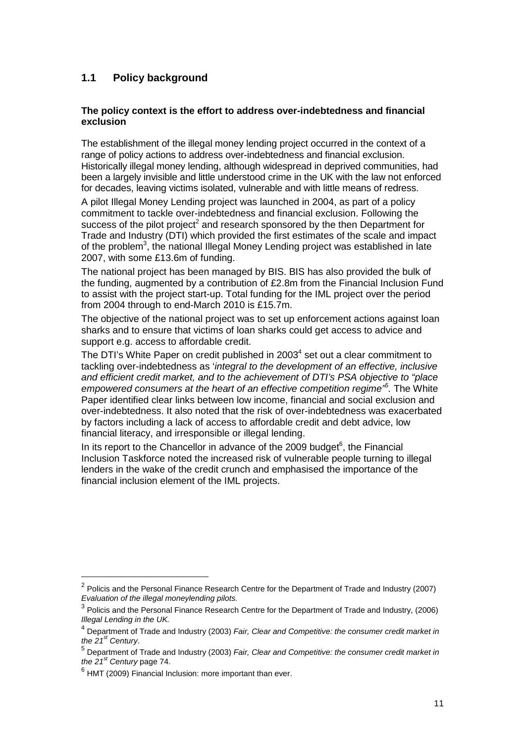## 1.1 Policy background

**The policy context is the effort to address over-indebtedness and financial exclusion**

The establishment of the illegal money lending project occurred in the context of a range of policy actions to address over-indebtedness and financial exclusion. Historically illegal money lending, although widespread in deprived communities, had been a largely invisible and little understood crime in the UK with the law not enforced for decades, leaving victims isolated, vulnerable and with little means of redress.

A pilot Illegal Money Lending project was launched in 2004, as part of a policy commitment to tackle over-indebtedness and financial exclusion. Following the success of the pilot project[2] and research sponsored by the then Department for Trade and Industry (DTI) which provided the first estimates of the scale and impact of the problem[3], the national Illegal Money Lending project was established in late 2007, with some £13.6m of funding.

The national project has been managed by BIS. BIS has also provided the bulk of the funding, augmented by a contribution of £2.8m from the Financial Inclusion Fund to assist with the project start-up. Total funding for the IML project over the period from 2004 through to end-March 2010 is £15.7m.

The objective of the national project was to set up enforcement actions against loan sharks and to ensure that victims of loan sharks could get access to advice and support e.g. access to affordable credit.

The DTI's White Paper on credit published in 2003[4] set out a clear commitment to tackling over-indebtedness as '*integral to the development of an effective, inclusive and efficient credit market, and to the achievement of DTI's PSA objective to "place empowered consumers at the heart of an effective competition regime"*[5]. The White Paper identified clear links between low income, financial and social exclusion and over-indebtedness. It also noted that the risk of over-indebtedness was exacerbated by factors including a lack of access to affordable credit and debt advice, low financial literacy, and irresponsible or illegal lending.

In its report to the Chancellor in advance of the 2009 budget[6], the Financial Inclusion Taskforce noted the increased risk of vulnerable people turning to illegal lenders in the wake of the credit crunch and emphasised the importance of the financial inclusion element of the IML projects.

---

[2] Policis and the Personal Finance Research Centre for the Department of Trade and Industry (2007) *Evaluation of the illegal moneylending pilots.*

[3] Policis and the Personal Finance Research Centre for the Department of Trade and Industry, (2006) *Illegal Lending in the UK.*

[4] Department of Trade and Industry (2003) *Fair, Clear and Competitive: the consumer credit market in the 21st Century*.

[5] Department of Trade and Industry (2003) *Fair, Clear and Competitive: the consumer credit market in the 21st Century* page 74.

[6] HMT (2009) Financial Inclusion: more important than ever.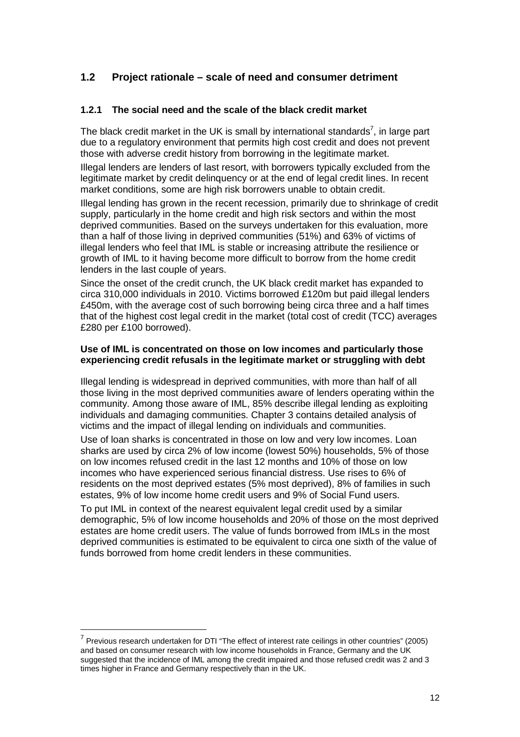## 1.2 Project rationale – scale of need and consumer detriment

### 1.2.1 The social need and the scale of the black credit market

The black credit market in the UK is small by international standards[7], in large part due to a regulatory environment that permits high cost credit and does not prevent those with adverse credit history from borrowing in the legitimate market.

Illegal lenders are lenders of last resort, with borrowers typically excluded from the legitimate market by credit delinquency or at the end of legal credit lines. In recent market conditions, some are high risk borrowers unable to obtain credit.

Illegal lending has grown in the recent recession, primarily due to shrinkage of credit supply, particularly in the home credit and high risk sectors and within the most deprived communities. Based on the surveys undertaken for this evaluation, more than a half of those living in deprived communities (51%) and 63% of victims of illegal lenders who feel that IML is stable or increasing attribute the resilience or growth of IML to it having become more difficult to borrow from the home credit lenders in the last couple of years.

Since the onset of the credit crunch, the UK black credit market has expanded to circa 310,000 individuals in 2010. Victims borrowed £120m but paid illegal lenders £450m, with the average cost of such borrowing being circa three and a half times that of the highest cost legal credit in the market (total cost of credit (TCC) averages £280 per £100 borrowed).

**Use of IML is concentrated on those on low incomes and particularly those experiencing credit refusals in the legitimate market or struggling with debt**

Illegal lending is widespread in deprived communities, with more than half of all those living in the most deprived communities aware of lenders operating within the community. Among those aware of IML, 85% describe illegal lending as exploiting individuals and damaging communities. Chapter 3 contains detailed analysis of victims and the impact of illegal lending on individuals and communities.

Use of loan sharks is concentrated in those on low and very low incomes. Loan sharks are used by circa 2% of low income (lowest 50%) households, 5% of those on low incomes refused credit in the last 12 months and 10% of those on low incomes who have experienced serious financial distress. Use rises to 6% of residents on the most deprived estates (5% most deprived), 8% of families in such estates, 9% of low income home credit users and 9% of Social Fund users.

To put IML in context of the nearest equivalent legal credit used by a similar demographic, 5% of low income households and 20% of those on the most deprived estates are home credit users. The value of funds borrowed from IMLs in the most deprived communities is estimated to be equivalent to circa one sixth of the value of funds borrowed from home credit lenders in these communities.

---

[7] Previous research undertaken for DTI "The effect of interest rate ceilings in other countries" (2005) and based on consumer research with low income households in France, Germany and the UK suggested that the incidence of IML among the credit impaired and those refused credit was 2 and 3 times higher in France and Germany respectively than in the UK.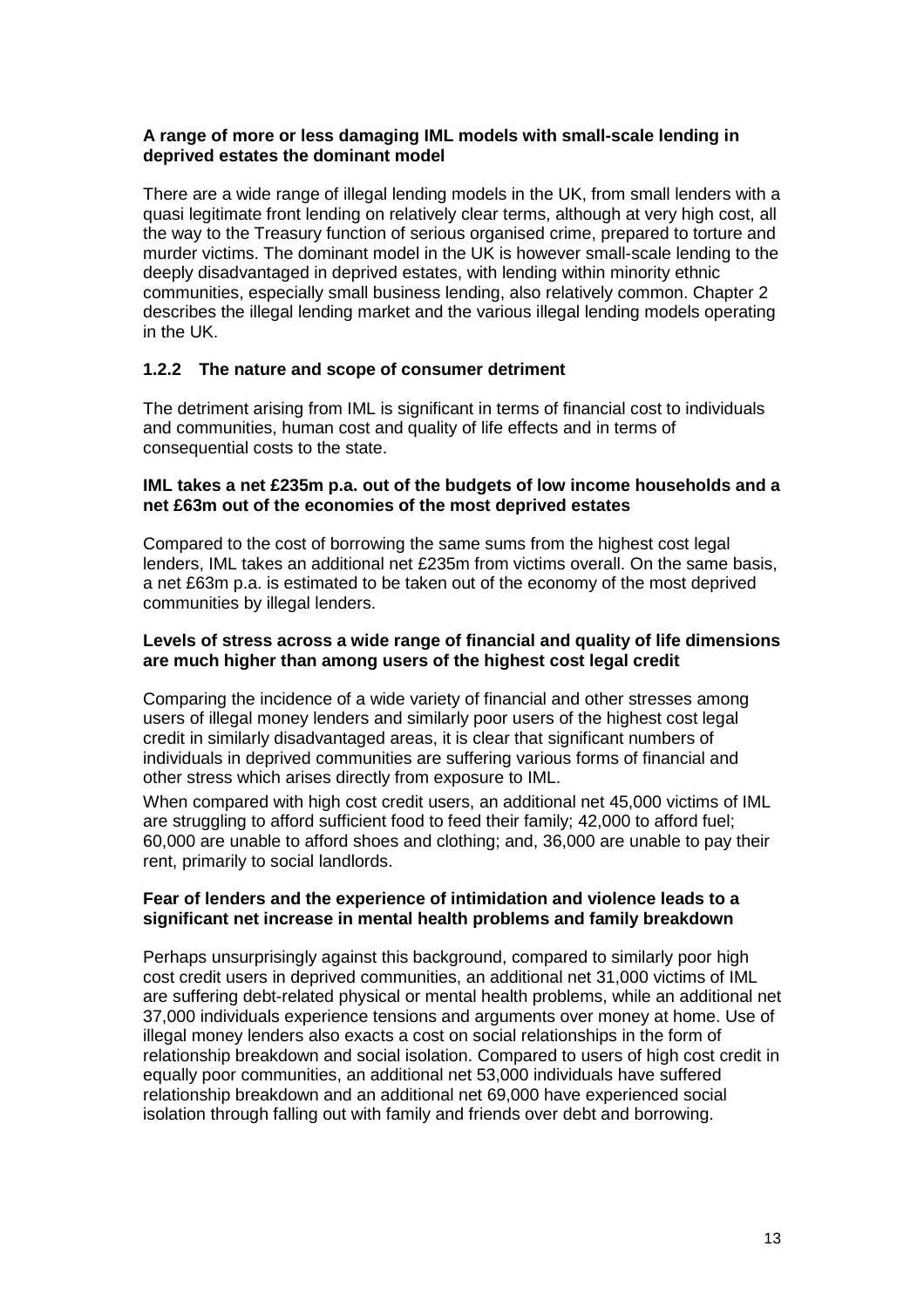**A range of more or less damaging IML models with small-scale lending in deprived estates the dominant model**

There are a wide range of illegal lending models in the UK, from small lenders with a quasi legitimate front lending on relatively clear terms, although at very high cost, all the way to the Treasury function of serious organised crime, prepared to torture and murder victims. The dominant model in the UK is however small-scale lending to the deeply disadvantaged in deprived estates, with lending within minority ethnic communities, especially small business lending, also relatively common. Chapter 2 describes the illegal lending market and the various illegal lending models operating in the UK.

### 1.2.2 The nature and scope of consumer detriment

The detriment arising from IML is significant in terms of financial cost to individuals and communities, human cost and quality of life effects and in terms of consequential costs to the state.

**IML takes a net £235m p.a. out of the budgets of low income households and a net £63m out of the economies of the most deprived estates**

Compared to the cost of borrowing the same sums from the highest cost legal lenders, IML takes an additional net £235m from victims overall. On the same basis, a net £63m p.a. is estimated to be taken out of the economy of the most deprived communities by illegal lenders.

**Levels of stress across a wide range of financial and quality of life dimensions are much higher than among users of the highest cost legal credit**

Comparing the incidence of a wide variety of financial and other stresses among users of illegal money lenders and similarly poor users of the highest cost legal credit in similarly disadvantaged areas, it is clear that significant numbers of individuals in deprived communities are suffering various forms of financial and other stress which arises directly from exposure to IML.

When compared with high cost credit users, an additional net 45,000 victims of IML are struggling to afford sufficient food to feed their family; 42,000 to afford fuel; 60,000 are unable to afford shoes and clothing; and, 36,000 are unable to pay their rent, primarily to social landlords.

**Fear of lenders and the experience of intimidation and violence leads to a significant net increase in mental health problems and family breakdown**

Perhaps unsurprisingly against this background, compared to similarly poor high cost credit users in deprived communities, an additional net 31,000 victims of IML are suffering debt-related physical or mental health problems, while an additional net 37,000 individuals experience tensions and arguments over money at home. Use of illegal money lenders also exacts a cost on social relationships in the form of relationship breakdown and social isolation. Compared to users of high cost credit in equally poor communities, an additional net 53,000 individuals have suffered relationship breakdown and an additional net 69,000 have experienced social isolation through falling out with family and friends over debt and borrowing.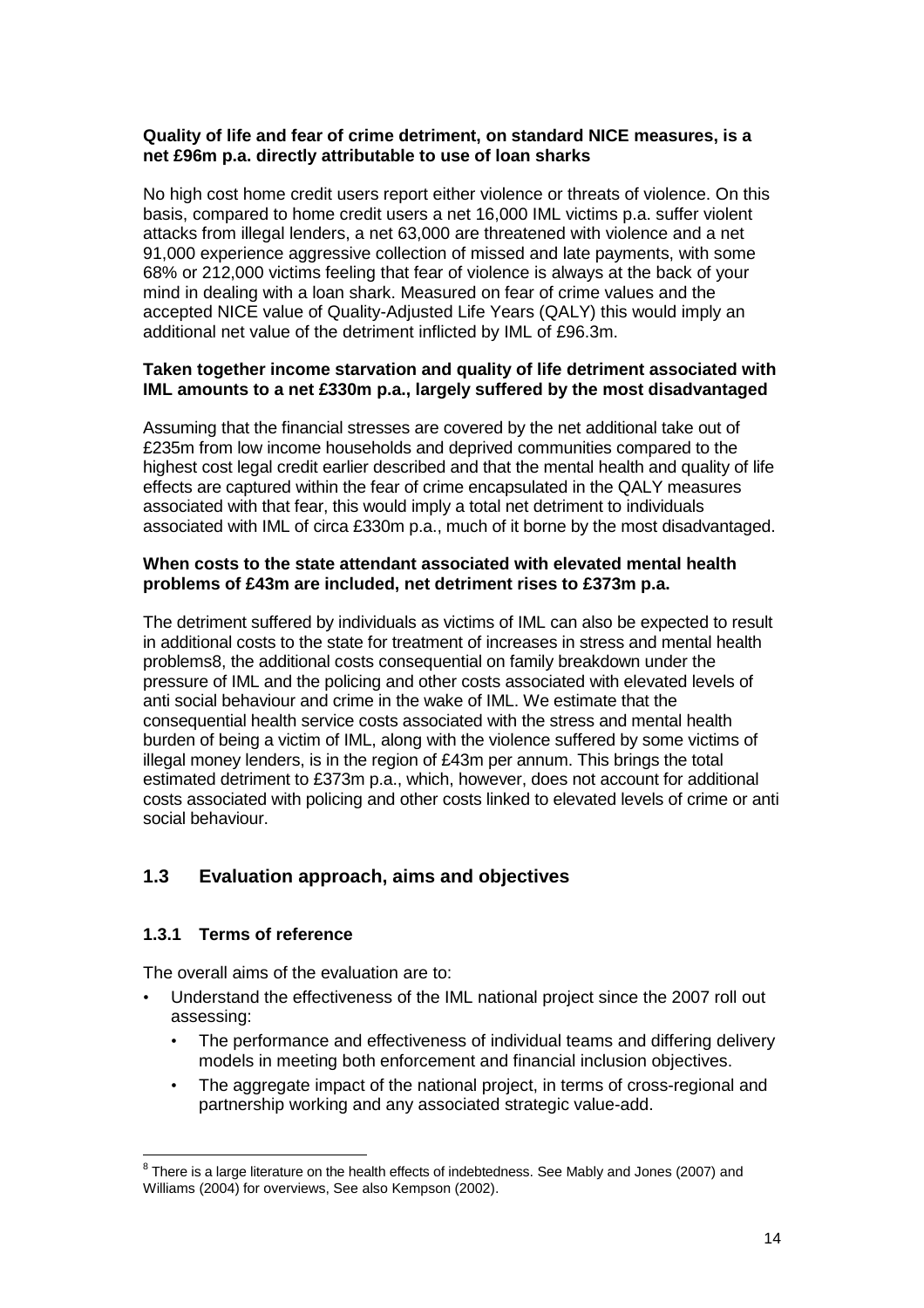**Quality of life and fear of crime detriment, on standard NICE measures, is a net £96m p.a. directly attributable to use of loan sharks**

No high cost home credit users report either violence or threats of violence. On this basis, compared to home credit users a net 16,000 IML victims p.a. suffer violent attacks from illegal lenders, a net 63,000 are threatened with violence and a net 91,000 experience aggressive collection of missed and late payments, with some 68% or 212,000 victims feeling that fear of violence is always at the back of your mind in dealing with a loan shark. Measured on fear of crime values and the accepted NICE value of Quality-Adjusted Life Years (QALY) this would imply an additional net value of the detriment inflicted by IML of £96.3m.

**Taken together income starvation and quality of life detriment associated with IML amounts to a net £330m p.a., largely suffered by the most disadvantaged**

Assuming that the financial stresses are covered by the net additional take out of £235m from low income households and deprived communities compared to the highest cost legal credit earlier described and that the mental health and quality of life effects are captured within the fear of crime encapsulated in the QALY measures associated with that fear, this would imply a total net detriment to individuals associated with IML of circa £330m p.a., much of it borne by the most disadvantaged.

**When costs to the state attendant associated with elevated mental health problems of £43m are included, net detriment rises to £373m p.a.**

The detriment suffered by individuals as victims of IML can also be expected to result in additional costs to the state for treatment of increases in stress and mental health problems[8], the additional costs consequential on family breakdown under the pressure of IML and the policing and other costs associated with elevated levels of anti social behaviour and crime in the wake of IML. We estimate that the consequential health service costs associated with the stress and mental health burden of being a victim of IML, along with the violence suffered by some victims of illegal money lenders, is in the region of £43m per annum. This brings the total estimated detriment to £373m p.a., which, however, does not account for additional costs associated with policing and other costs linked to elevated levels of crime or anti social behaviour.

## 1.3 Evaluation approach, aims and objectives

### 1.3.1 Terms of reference

The overall aims of the evaluation are to:

- Understand the effectiveness of the IML national project since the 2007 roll out assessing:
  - The performance and effectiveness of individual teams and differing delivery models in meeting both enforcement and financial inclusion objectives.
  - The aggregate impact of the national project, in terms of cross-regional and partnership working and any associated strategic value-add.

[8] There is a large literature on the health effects of indebtedness. See Mably and Jones (2007) and Williams (2004) for overviews, See also Kempson (2002).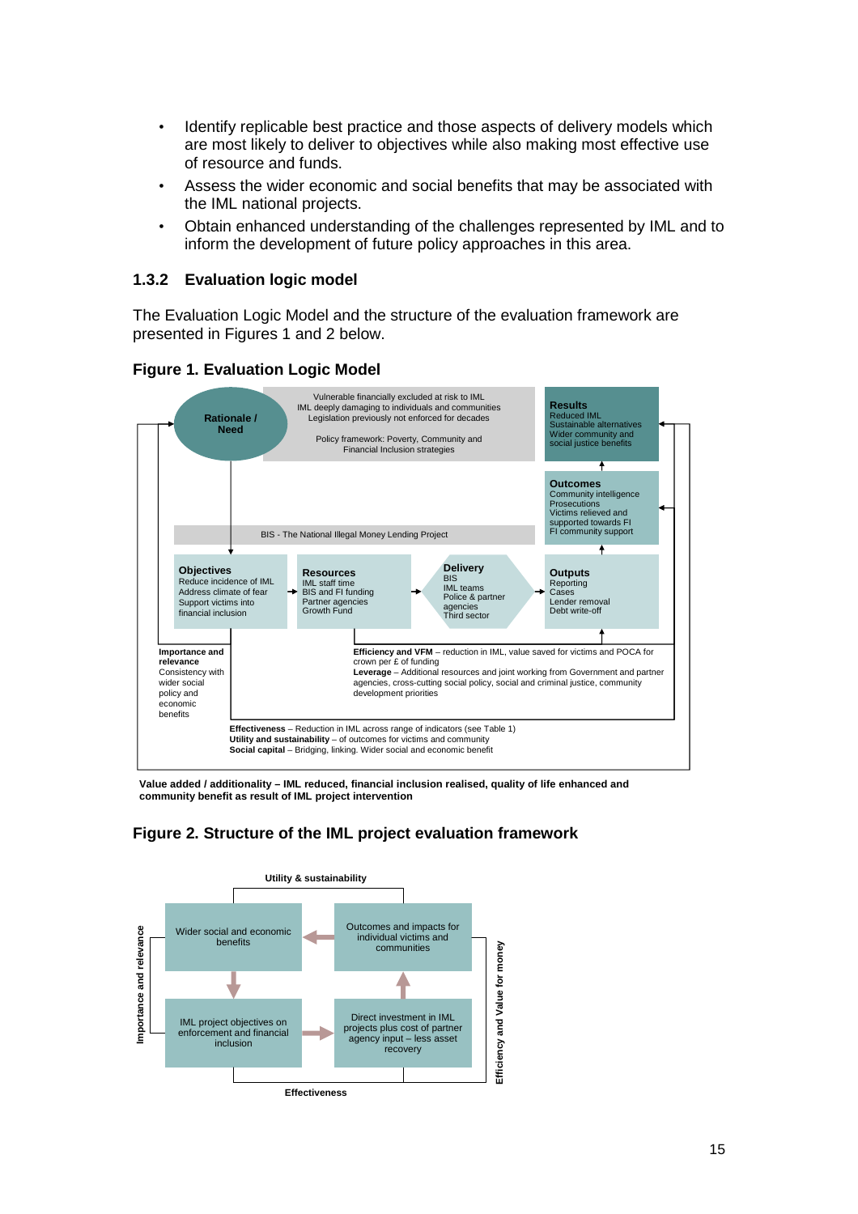- Identify replicable best practice and those aspects of delivery models which are most likely to deliver to objectives while also making most effective use of resource and funds.
- Assess the wider economic and social benefits that may be associated with the IML national projects.
- Obtain enhanced understanding of the challenges represented by IML and to inform the development of future policy approaches in this area.

### 1.3.2 Evaluation logic model

The Evaluation Logic Model and the structure of the evaluation framework are presented in Figures 1 and 2 below.

**Figure 1. Evaluation Logic Model**

**Rationale / Need**

Vulnerable financially excluded at risk to IML
IML deeply damaging to individuals and communities
Legislation previously not enforced for decades

Policy framework: Poverty, Community and Financial Inclusion strategies

**Results**
Reduced IML
Sustainable alternatives
Wider community and social justice benefits

**Outcomes**
Community intelligence
Prosecutions
Victims relieved and supported towards FI
FI community support

BIS - The National Illegal Money Lending Project

**Objectives**
Reduce incidence of IML
Address climate of fear
Support victims into financial inclusion

**Resources**
IML staff time
BIS and FI funding
Partner agencies
Growth Fund

**Delivery**
BIS
IML teams
Police & partner agencies
Third sector

**Outputs**
Reporting
Cases
Lender removal
Debt write-off

**Importance and relevance**
Consistency with wider social policy and economic benefits

**Efficiency and VFM** – reduction in IML, value saved for victims and POCA for crown per £ of funding
**Leverage** – Additional resources and joint working from Government and partner agencies, cross-cutting social policy, social and criminal justice, community development priorities

**Effectiveness** – Reduction in IML across range of indicators (see Table 1)
**Utility and sustainability** – of outcomes for victims and community
**Social capital** – Bridging, linking. Wider social and economic benefit

**Value added / additionality – IML reduced, financial inclusion realised, quality of life enhanced and community benefit as result of IML project intervention**

**Figure 2. Structure of the IML project evaluation framework**

**Utility & sustainability**

- Wider social and economic benefits
- Outcomes and impacts for individual victims and communities
- IML project objectives on enforcement and financial inclusion
- Direct investment in IML projects plus cost of partner agency input – less asset recovery

**Importance and relevance**

**Efficiency and Value for money**

**Effectiveness**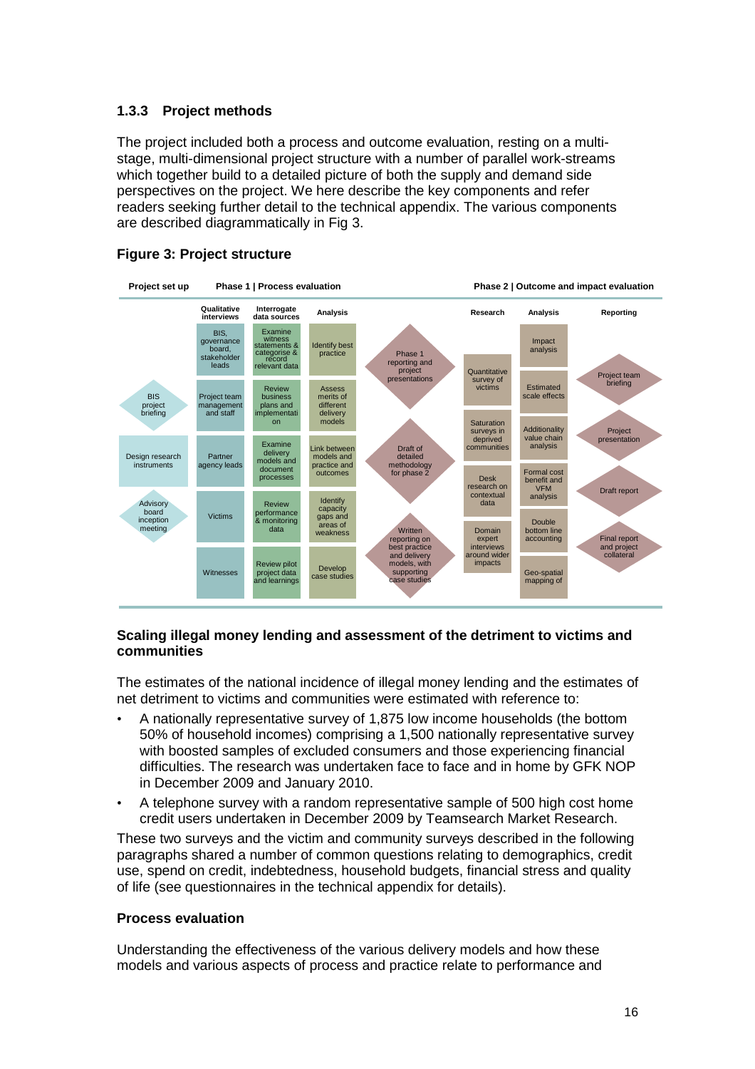### 1.3.3 Project methods

The project included both a process and outcome evaluation, resting on a multi-stage, multi-dimensional project structure with a number of parallel work-streams which together build to a detailed picture of both the supply and demand side perspectives on the project. We here describe the key components and refer readers seeking further detail to the technical appendix. The various components are described diagrammatically in Fig 3.

**Figure 3: Project structure**

| Project set up | Phase 1 \| Process evaluation | | | | Phase 2 \| Outcome and impact evaluation | | |
|---|---|---|---|---|---|---|---|
| | Qualitative interviews | Interrogate data sources | Analysis | | Research | Analysis | Reporting |
| BIS project briefing | BIS, governance board, stakeholder leads | Examine witness statements & categorise & record relevant data | Identify best practice | Phase 1 reporting and project presentations | Quantitative survey of victims | Impact analysis | Project team briefing |
| Design research instruments | Project team management and staff | Review business plans and implementation | Assess merits of different delivery models | Draft of detailed methodology for phase 2 | Saturation surveys in deprived communities | Estimated scale effects | Project presentation |
| Advisory board inception meeting | Partner agency leads | Examine delivery models and document processes | Link between models and practice and outcomes | Written reporting on best practice and delivery models, with supporting case studies | Desk research on contextual data | Additionality value chain analysis | Draft report |
| | Victims | Review performance & monitoring data | Identify capacity gaps and areas of weakness | | Domain expert interviews around wider impacts | Formal cost benefit and VFM analysis | Final report and project collateral |
| | Witnesses | Review pilot project data and learnings | Develop case studies | | | Double bottom line accounting | |
| | | | | | | Geo-spatial mapping of | |

#### Scaling illegal money lending and assessment of the detriment to victims and communities

The estimates of the national incidence of illegal money lending and the estimates of net detriment to victims and communities were estimated with reference to:

- A nationally representative survey of 1,875 low income households (the bottom 50% of household incomes) comprising a 1,500 nationally representative survey with boosted samples of excluded consumers and those experiencing financial difficulties. The research was undertaken face to face and in home by GFK NOP in December 2009 and January 2010.
- A telephone survey with a random representative sample of 500 high cost home credit users undertaken in December 2009 by Teamsearch Market Research.

These two surveys and the victim and community surveys described in the following paragraphs shared a number of common questions relating to demographics, credit use, spend on credit, indebtedness, household budgets, financial stress and quality of life (see questionnaires in the technical appendix for details).

#### Process evaluation

Understanding the effectiveness of the various delivery models and how these models and various aspects of process and practice relate to performance and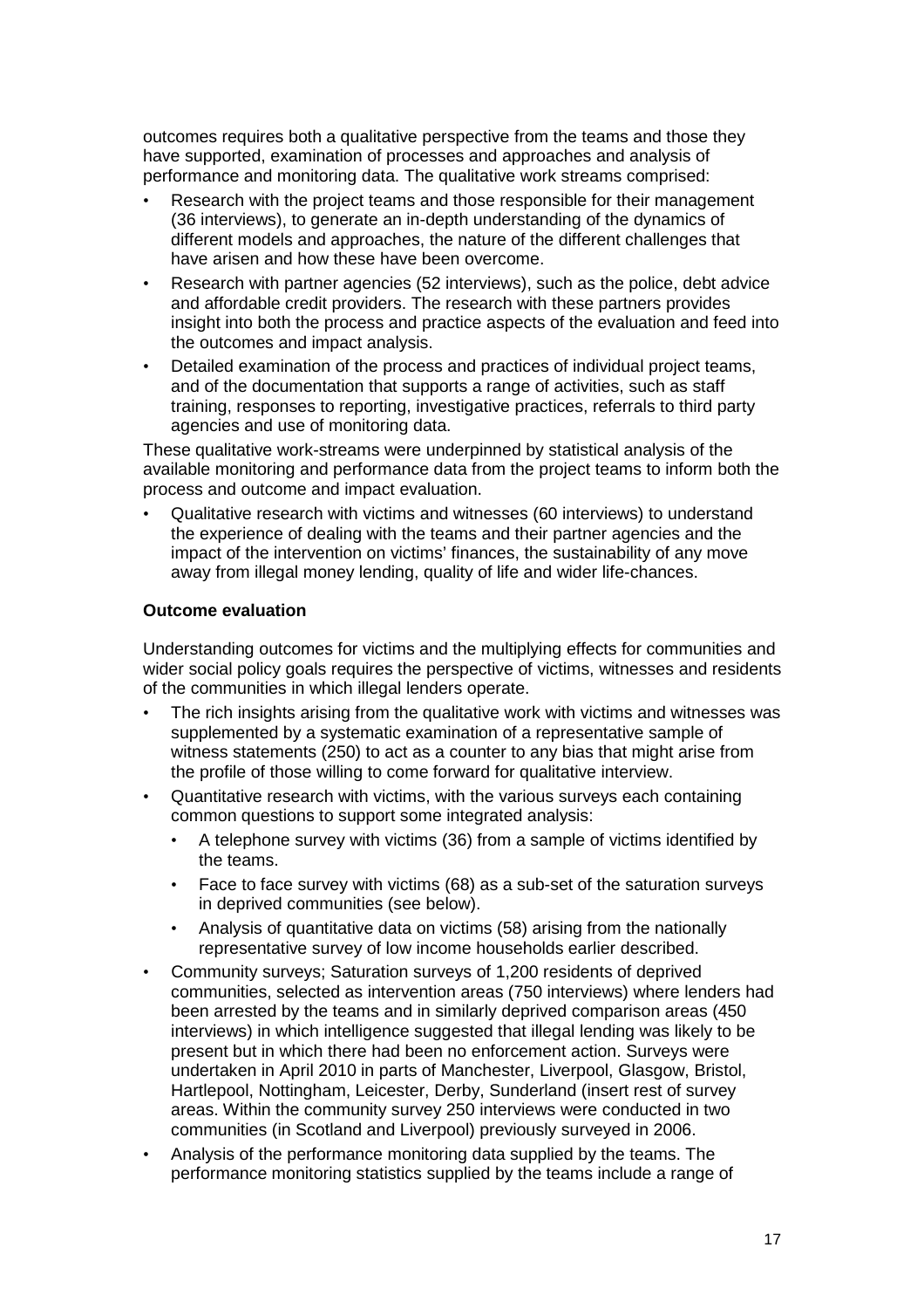outcomes requires both a qualitative perspective from the teams and those they have supported, examination of processes and approaches and analysis of performance and monitoring data. The qualitative work streams comprised:

- Research with the project teams and those responsible for their management (36 interviews), to generate an in-depth understanding of the dynamics of different models and approaches, the nature of the different challenges that have arisen and how these have been overcome.
- Research with partner agencies (52 interviews), such as the police, debt advice and affordable credit providers. The research with these partners provides insight into both the process and practice aspects of the evaluation and feed into the outcomes and impact analysis.
- Detailed examination of the process and practices of individual project teams, and of the documentation that supports a range of activities, such as staff training, responses to reporting, investigative practices, referrals to third party agencies and use of monitoring data.

These qualitative work-streams were underpinned by statistical analysis of the available monitoring and performance data from the project teams to inform both the process and outcome and impact evaluation.

- Qualitative research with victims and witnesses (60 interviews) to understand the experience of dealing with the teams and their partner agencies and the impact of the intervention on victims' finances, the sustainability of any move away from illegal money lending, quality of life and wider life-chances.

**Outcome evaluation**

Understanding outcomes for victims and the multiplying effects for communities and wider social policy goals requires the perspective of victims, witnesses and residents of the communities in which illegal lenders operate.

- The rich insights arising from the qualitative work with victims and witnesses was supplemented by a systematic examination of a representative sample of witness statements (250) to act as a counter to any bias that might arise from the profile of those willing to come forward for qualitative interview.
- Quantitative research with victims, with the various surveys each containing common questions to support some integrated analysis:
  - A telephone survey with victims (36) from a sample of victims identified by the teams.
  - Face to face survey with victims (68) as a sub-set of the saturation surveys in deprived communities (see below).
  - Analysis of quantitative data on victims (58) arising from the nationally representative survey of low income households earlier described.
- Community surveys; Saturation surveys of 1,200 residents of deprived communities, selected as intervention areas (750 interviews) where lenders had been arrested by the teams and in similarly deprived comparison areas (450 interviews) in which intelligence suggested that illegal lending was likely to be present but in which there had been no enforcement action. Surveys were undertaken in April 2010 in parts of Manchester, Liverpool, Glasgow, Bristol, Hartlepool, Nottingham, Leicester, Derby, Sunderland (insert rest of survey areas. Within the community survey 250 interviews were conducted in two communities (in Scotland and Liverpool) previously surveyed in 2006.
- Analysis of the performance monitoring data supplied by the teams. The performance monitoring statistics supplied by the teams include a range of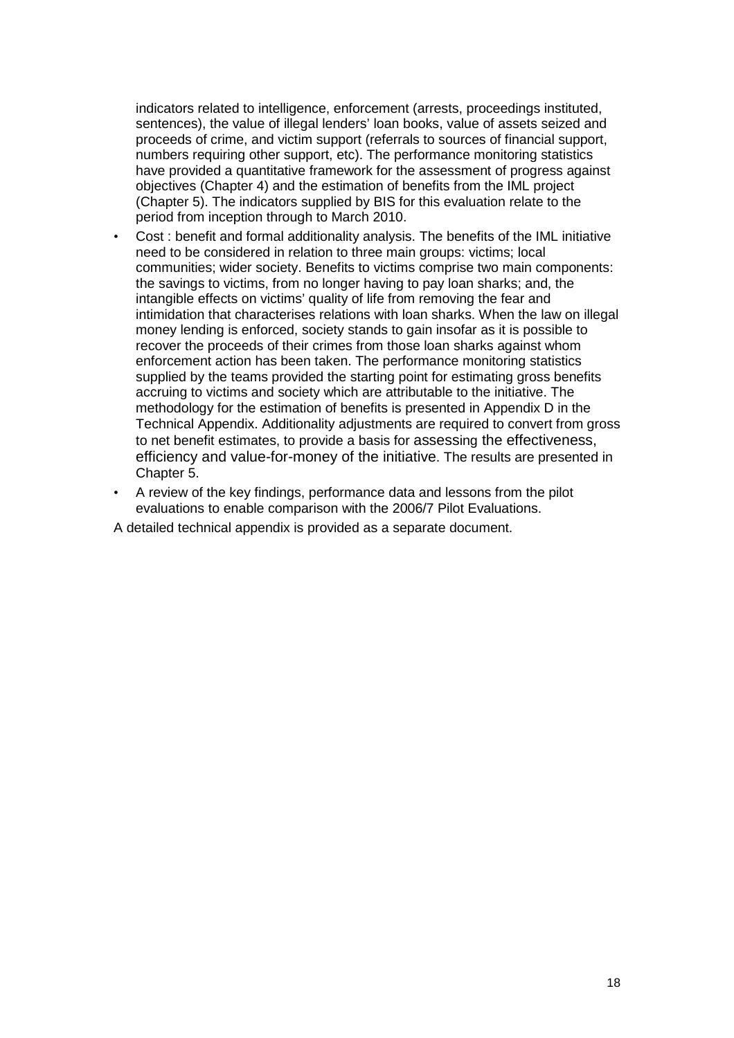indicators related to intelligence, enforcement (arrests, proceedings instituted, sentences), the value of illegal lenders' loan books, value of assets seized and proceeds of crime, and victim support (referrals to sources of financial support, numbers requiring other support, etc). The performance monitoring statistics have provided a quantitative framework for the assessment of progress against objectives (Chapter 4) and the estimation of benefits from the IML project (Chapter 5). The indicators supplied by BIS for this evaluation relate to the period from inception through to March 2010.

- Cost : benefit and formal additionality analysis. The benefits of the IML initiative need to be considered in relation to three main groups: victims; local communities; wider society. Benefits to victims comprise two main components: the savings to victims, from no longer having to pay loan sharks; and, the intangible effects on victims' quality of life from removing the fear and intimidation that characterises relations with loan sharks. When the law on illegal money lending is enforced, society stands to gain insofar as it is possible to recover the proceeds of their crimes from those loan sharks against whom enforcement action has been taken. The performance monitoring statistics supplied by the teams provided the starting point for estimating gross benefits accruing to victims and society which are attributable to the initiative. The methodology for the estimation of benefits is presented in Appendix D in the Technical Appendix. Additionality adjustments are required to convert from gross to net benefit estimates, to provide a basis for assessing the effectiveness, efficiency and value-for-money of the initiative. The results are presented in Chapter 5.
- A review of the key findings, performance data and lessons from the pilot evaluations to enable comparison with the 2006/7 Pilot Evaluations.

A detailed technical appendix is provided as a separate document.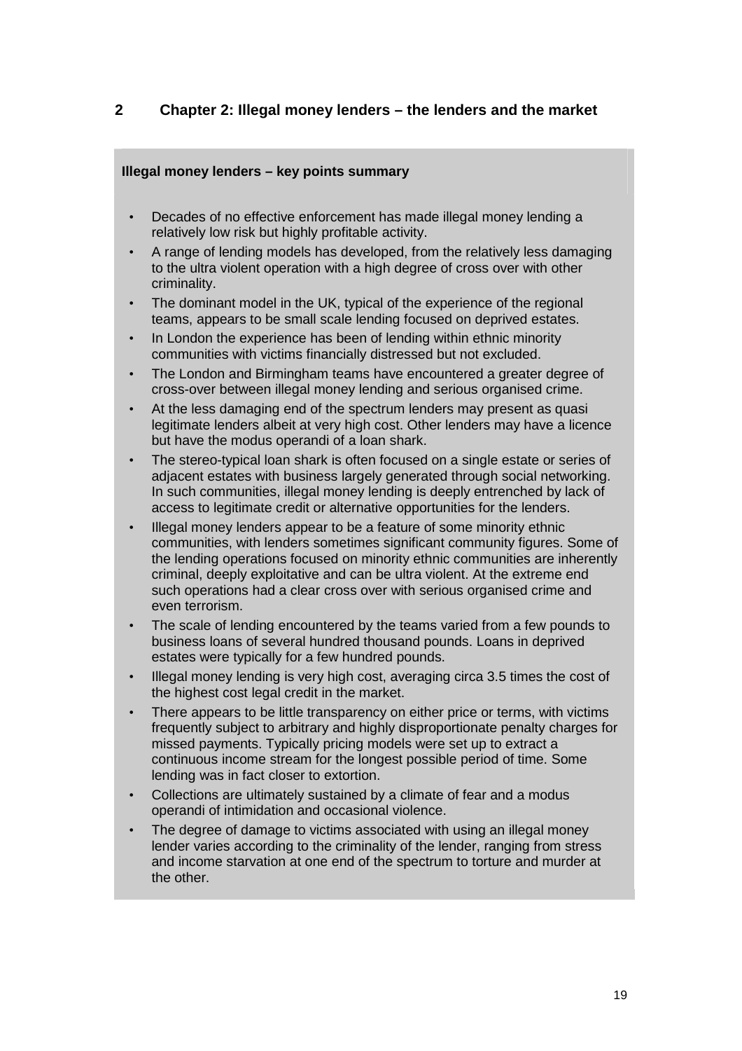# 2 Chapter 2: Illegal money lenders – the lenders and the market

**Illegal money lenders – key points summary**

- Decades of no effective enforcement has made illegal money lending a relatively low risk but highly profitable activity.
- A range of lending models has developed, from the relatively less damaging to the ultra violent operation with a high degree of cross over with other criminality.
- The dominant model in the UK, typical of the experience of the regional teams, appears to be small scale lending focused on deprived estates.
- In London the experience has been of lending within ethnic minority communities with victims financially distressed but not excluded.
- The London and Birmingham teams have encountered a greater degree of cross-over between illegal money lending and serious organised crime.
- At the less damaging end of the spectrum lenders may present as quasi legitimate lenders albeit at very high cost. Other lenders may have a licence but have the modus operandi of a loan shark.
- The stereo-typical loan shark is often focused on a single estate or series of adjacent estates with business largely generated through social networking. In such communities, illegal money lending is deeply entrenched by lack of access to legitimate credit or alternative opportunities for the lenders.
- Illegal money lenders appear to be a feature of some minority ethnic communities, with lenders sometimes significant community figures. Some of the lending operations focused on minority ethnic communities are inherently criminal, deeply exploitative and can be ultra violent. At the extreme end such operations had a clear cross over with serious organised crime and even terrorism.
- The scale of lending encountered by the teams varied from a few pounds to business loans of several hundred thousand pounds. Loans in deprived estates were typically for a few hundred pounds.
- Illegal money lending is very high cost, averaging circa 3.5 times the cost of the highest cost legal credit in the market.
- There appears to be little transparency on either price or terms, with victims frequently subject to arbitrary and highly disproportionate penalty charges for missed payments. Typically pricing models were set up to extract a continuous income stream for the longest possible period of time. Some lending was in fact closer to extortion.
- Collections are ultimately sustained by a climate of fear and a modus operandi of intimidation and occasional violence.
- The degree of damage to victims associated with using an illegal money lender varies according to the criminality of the lender, ranging from stress and income starvation at one end of the spectrum to torture and murder at the other.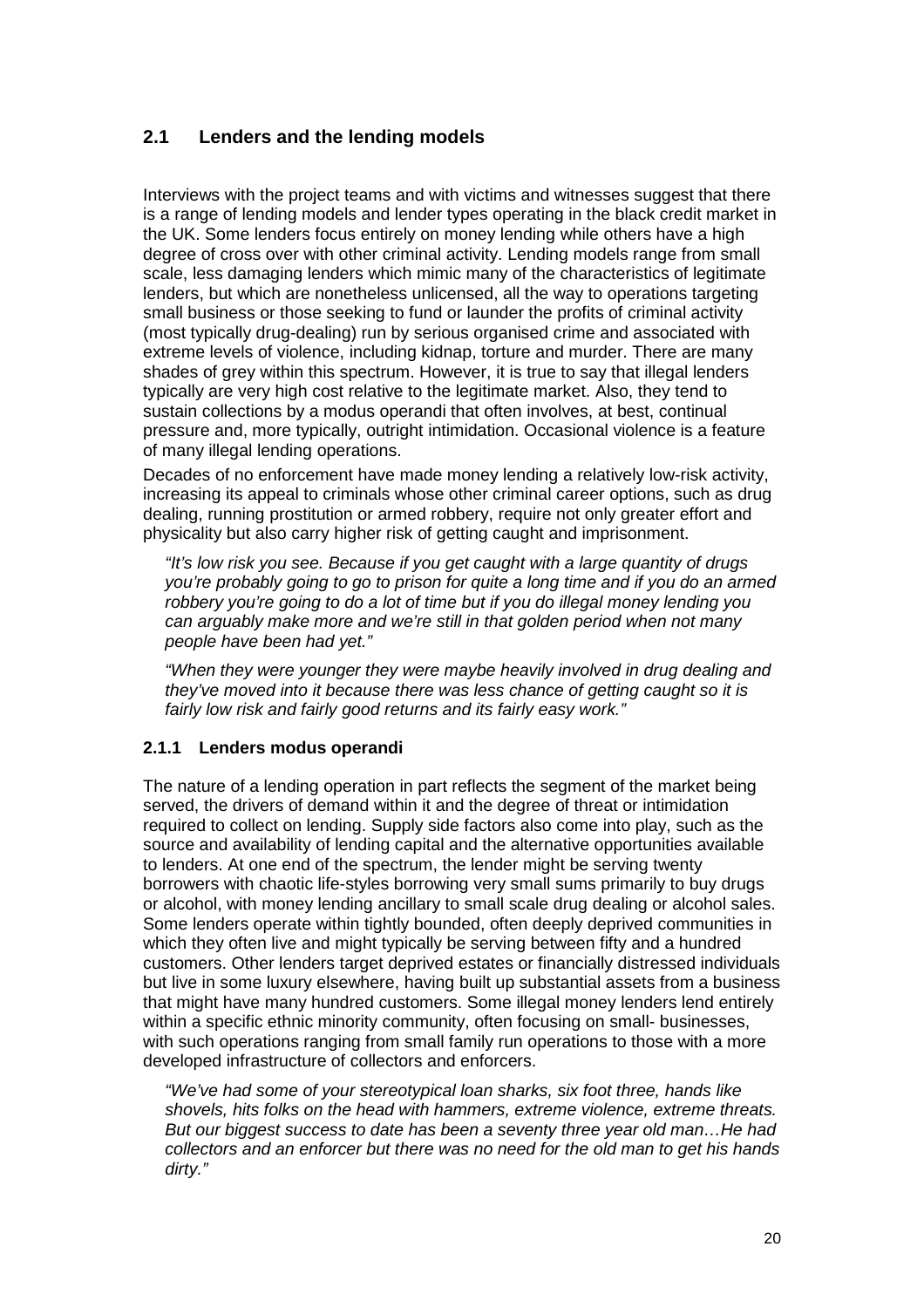## 2.1 Lenders and the lending models

Interviews with the project teams and with victims and witnesses suggest that there is a range of lending models and lender types operating in the black credit market in the UK. Some lenders focus entirely on money lending while others have a high degree of cross over with other criminal activity. Lending models range from small scale, less damaging lenders which mimic many of the characteristics of legitimate lenders, but which are nonetheless unlicensed, all the way to operations targeting small business or those seeking to fund or launder the profits of criminal activity (most typically drug-dealing) run by serious organised crime and associated with extreme levels of violence, including kidnap, torture and murder. There are many shades of grey within this spectrum. However, it is true to say that illegal lenders typically are very high cost relative to the legitimate market. Also, they tend to sustain collections by a modus operandi that often involves, at best, continual pressure and, more typically, outright intimidation. Occasional violence is a feature of many illegal lending operations.

Decades of no enforcement have made money lending a relatively low-risk activity, increasing its appeal to criminals whose other criminal career options, such as drug dealing, running prostitution or armed robbery, require not only greater effort and physicality but also carry higher risk of getting caught and imprisonment.

> *"It's low risk you see. Because if you get caught with a large quantity of drugs you're probably going to go to prison for quite a long time and if you do an armed robbery you're going to do a lot of time but if you do illegal money lending you can arguably make more and we're still in that golden period when not many people have been had yet."*

> *"When they were younger they were maybe heavily involved in drug dealing and they've moved into it because there was less chance of getting caught so it is fairly low risk and fairly good returns and its fairly easy work."*

### 2.1.1 Lenders modus operandi

The nature of a lending operation in part reflects the segment of the market being served, the drivers of demand within it and the degree of threat or intimidation required to collect on lending. Supply side factors also come into play, such as the source and availability of lending capital and the alternative opportunities available to lenders. At one end of the spectrum, the lender might be serving twenty borrowers with chaotic life-styles borrowing very small sums primarily to buy drugs or alcohol, with money lending ancillary to small scale drug dealing or alcohol sales. Some lenders operate within tightly bounded, often deeply deprived communities in which they often live and might typically be serving between fifty and a hundred customers. Other lenders target deprived estates or financially distressed individuals but live in some luxury elsewhere, having built up substantial assets from a business that might have many hundred customers. Some illegal money lenders lend entirely within a specific ethnic minority community, often focusing on small- businesses, with such operations ranging from small family run operations to those with a more developed infrastructure of collectors and enforcers.

> *"We've had some of your stereotypical loan sharks, six foot three, hands like shovels, hits folks on the head with hammers, extreme violence, extreme threats. But our biggest success to date has been a seventy three year old man…He had collectors and an enforcer but there was no need for the old man to get his hands dirty."*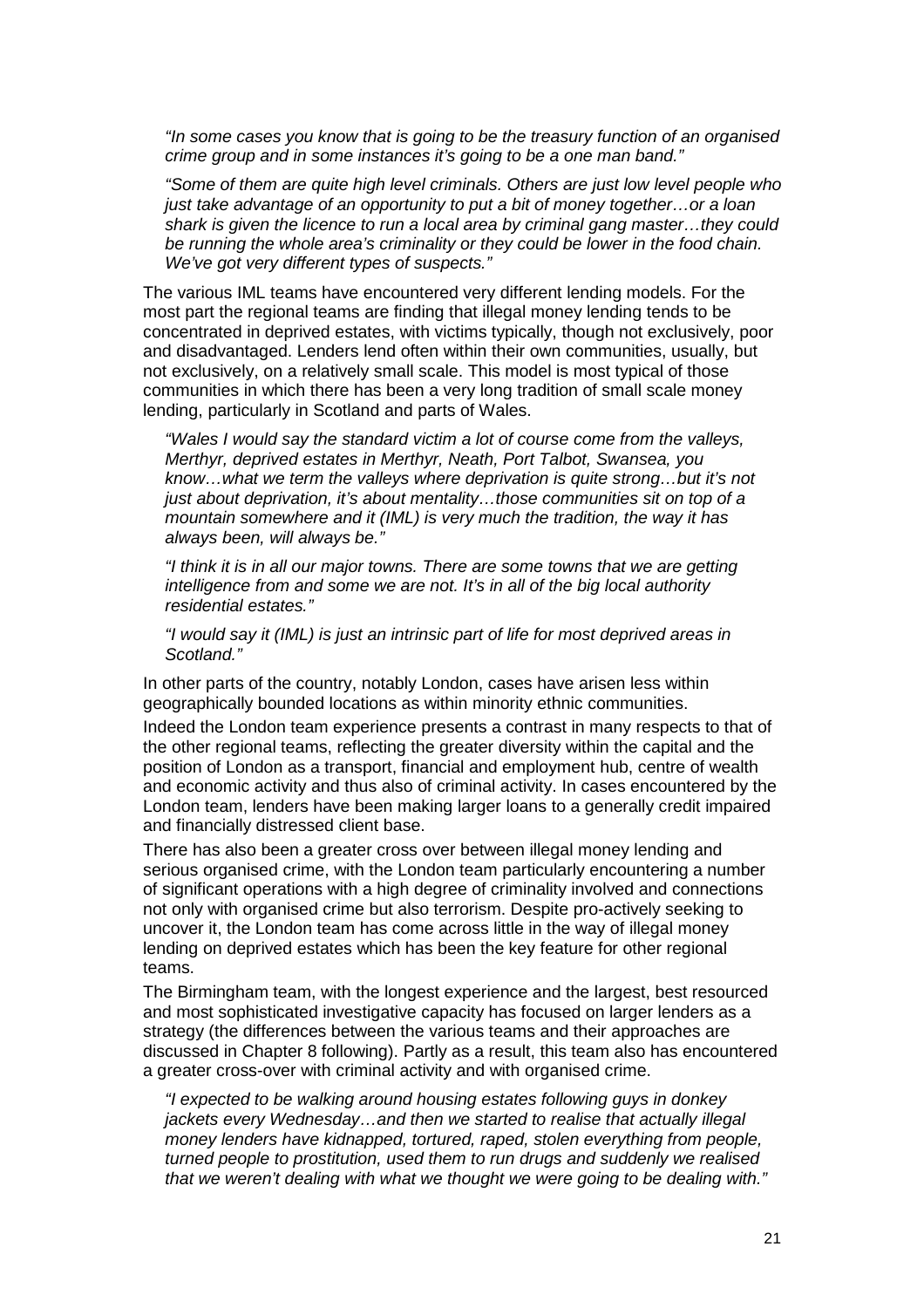*"In some cases you know that is going to be the treasury function of an organised crime group and in some instances it's going to be a one man band."*

*"Some of them are quite high level criminals. Others are just low level people who just take advantage of an opportunity to put a bit of money together…or a loan shark is given the licence to run a local area by criminal gang master…they could be running the whole area's criminality or they could be lower in the food chain. We've got very different types of suspects."*

The various IML teams have encountered very different lending models. For the most part the regional teams are finding that illegal money lending tends to be concentrated in deprived estates, with victims typically, though not exclusively, poor and disadvantaged. Lenders lend often within their own communities, usually, but not exclusively, on a relatively small scale. This model is most typical of those communities in which there has been a very long tradition of small scale money lending, particularly in Scotland and parts of Wales.

*"Wales I would say the standard victim a lot of course come from the valleys, Merthyr, deprived estates in Merthyr, Neath, Port Talbot, Swansea, you know…what we term the valleys where deprivation is quite strong…but it's not just about deprivation, it's about mentality…those communities sit on top of a mountain somewhere and it (IML) is very much the tradition, the way it has always been, will always be."*

*"I think it is in all our major towns. There are some towns that we are getting intelligence from and some we are not. It's in all of the big local authority residential estates."*

*"I would say it (IML) is just an intrinsic part of life for most deprived areas in Scotland."*

In other parts of the country, notably London, cases have arisen less within geographically bounded locations as within minority ethnic communities.

Indeed the London team experience presents a contrast in many respects to that of the other regional teams, reflecting the greater diversity within the capital and the position of London as a transport, financial and employment hub, centre of wealth and economic activity and thus also of criminal activity. In cases encountered by the London team, lenders have been making larger loans to a generally credit impaired and financially distressed client base.

There has also been a greater cross over between illegal money lending and serious organised crime, with the London team particularly encountering a number of significant operations with a high degree of criminality involved and connections not only with organised crime but also terrorism. Despite pro-actively seeking to uncover it, the London team has come across little in the way of illegal money lending on deprived estates which has been the key feature for other regional teams.

The Birmingham team, with the longest experience and the largest, best resourced and most sophisticated investigative capacity has focused on larger lenders as a strategy (the differences between the various teams and their approaches are discussed in Chapter 8 following). Partly as a result, this team also has encountered a greater cross-over with criminal activity and with organised crime.

*"I expected to be walking around housing estates following guys in donkey jackets every Wednesday…and then we started to realise that actually illegal money lenders have kidnapped, tortured, raped, stolen everything from people, turned people to prostitution, used them to run drugs and suddenly we realised that we weren't dealing with what we thought we were going to be dealing with."*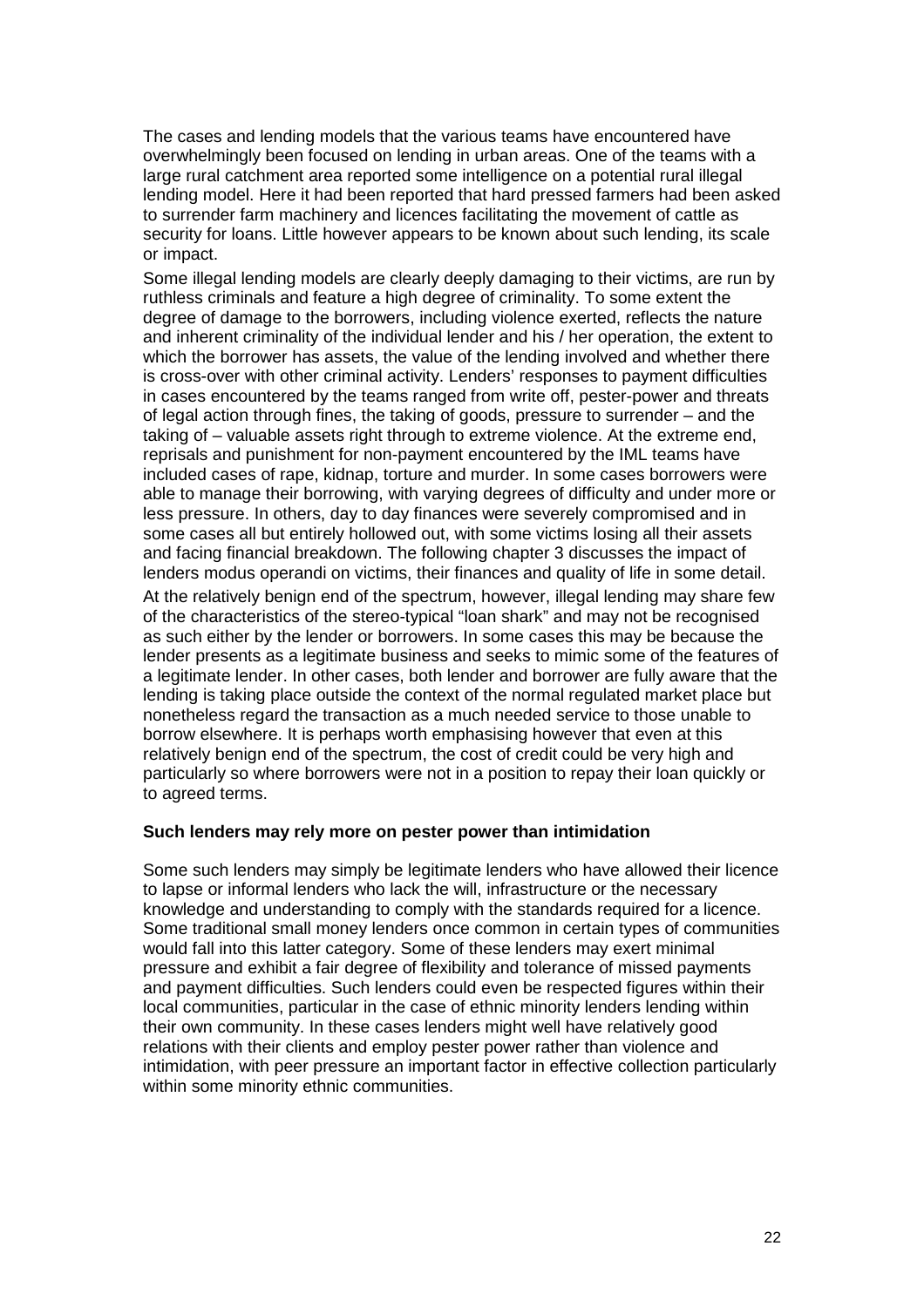The cases and lending models that the various teams have encountered have overwhelmingly been focused on lending in urban areas. One of the teams with a large rural catchment area reported some intelligence on a potential rural illegal lending model. Here it had been reported that hard pressed farmers had been asked to surrender farm machinery and licences facilitating the movement of cattle as security for loans. Little however appears to be known about such lending, its scale or impact.

Some illegal lending models are clearly deeply damaging to their victims, are run by ruthless criminals and feature a high degree of criminality. To some extent the degree of damage to the borrowers, including violence exerted, reflects the nature and inherent criminality of the individual lender and his / her operation, the extent to which the borrower has assets, the value of the lending involved and whether there is cross-over with other criminal activity. Lenders' responses to payment difficulties in cases encountered by the teams ranged from write off, pester-power and threats of legal action through fines, the taking of goods, pressure to surrender – and the taking of – valuable assets right through to extreme violence. At the extreme end, reprisals and punishment for non-payment encountered by the IML teams have included cases of rape, kidnap, torture and murder. In some cases borrowers were able to manage their borrowing, with varying degrees of difficulty and under more or less pressure. In others, day to day finances were severely compromised and in some cases all but entirely hollowed out, with some victims losing all their assets and facing financial breakdown. The following chapter 3 discusses the impact of lenders modus operandi on victims, their finances and quality of life in some detail.

At the relatively benign end of the spectrum, however, illegal lending may share few of the characteristics of the stereo-typical "loan shark" and may not be recognised as such either by the lender or borrowers. In some cases this may be because the lender presents as a legitimate business and seeks to mimic some of the features of a legitimate lender. In other cases, both lender and borrower are fully aware that the lending is taking place outside the context of the normal regulated market place but nonetheless regard the transaction as a much needed service to those unable to borrow elsewhere. It is perhaps worth emphasising however that even at this relatively benign end of the spectrum, the cost of credit could be very high and particularly so where borrowers were not in a position to repay their loan quickly or to agreed terms.

**Such lenders may rely more on pester power than intimidation**

Some such lenders may simply be legitimate lenders who have allowed their licence to lapse or informal lenders who lack the will, infrastructure or the necessary knowledge and understanding to comply with the standards required for a licence. Some traditional small money lenders once common in certain types of communities would fall into this latter category. Some of these lenders may exert minimal pressure and exhibit a fair degree of flexibility and tolerance of missed payments and payment difficulties. Such lenders could even be respected figures within their local communities, particular in the case of ethnic minority lenders lending within their own community. In these cases lenders might well have relatively good relations with their clients and employ pester power rather than violence and intimidation, with peer pressure an important factor in effective collection particularly within some minority ethnic communities.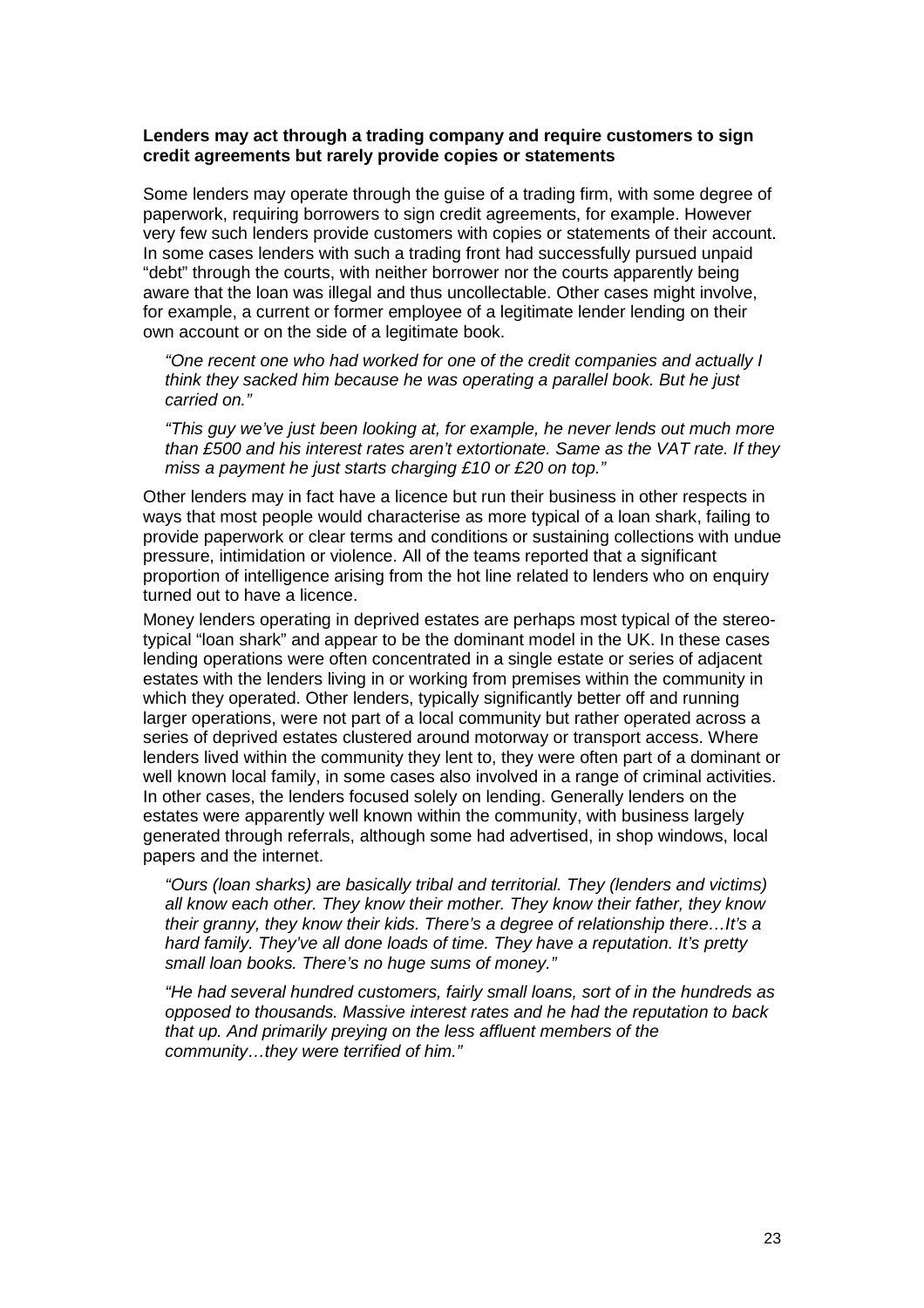**Lenders may act through a trading company and require customers to sign credit agreements but rarely provide copies or statements**

Some lenders may operate through the guise of a trading firm, with some degree of paperwork, requiring borrowers to sign credit agreements, for example. However very few such lenders provide customers with copies or statements of their account. In some cases lenders with such a trading front had successfully pursued unpaid "debt" through the courts, with neither borrower nor the courts apparently being aware that the loan was illegal and thus uncollectable. Other cases might involve, for example, a current or former employee of a legitimate lender lending on their own account or on the side of a legitimate book.

> *"One recent one who had worked for one of the credit companies and actually I think they sacked him because he was operating a parallel book. But he just carried on."*

> *"This guy we've just been looking at, for example, he never lends out much more than £500 and his interest rates aren't extortionate. Same as the VAT rate. If they miss a payment he just starts charging £10 or £20 on top."*

Other lenders may in fact have a licence but run their business in other respects in ways that most people would characterise as more typical of a loan shark, failing to provide paperwork or clear terms and conditions or sustaining collections with undue pressure, intimidation or violence. All of the teams reported that a significant proportion of intelligence arising from the hot line related to lenders who on enquiry turned out to have a licence.

Money lenders operating in deprived estates are perhaps most typical of the stereo-typical "loan shark" and appear to be the dominant model in the UK. In these cases lending operations were often concentrated in a single estate or series of adjacent estates with the lenders living in or working from premises within the community in which they operated. Other lenders, typically significantly better off and running larger operations, were not part of a local community but rather operated across a series of deprived estates clustered around motorway or transport access. Where lenders lived within the community they lent to, they were often part of a dominant or well known local family, in some cases also involved in a range of criminal activities. In other cases, the lenders focused solely on lending. Generally lenders on the estates were apparently well known within the community, with business largely generated through referrals, although some had advertised, in shop windows, local papers and the internet.

> *"Ours (loan sharks) are basically tribal and territorial. They (lenders and victims) all know each other. They know their mother. They know their father, they know their granny, they know their kids. There's a degree of relationship there…It's a hard family. They've all done loads of time. They have a reputation. It's pretty small loan books. There's no huge sums of money."*

> *"He had several hundred customers, fairly small loans, sort of in the hundreds as opposed to thousands. Massive interest rates and he had the reputation to back that up. And primarily preying on the less affluent members of the community…they were terrified of him."*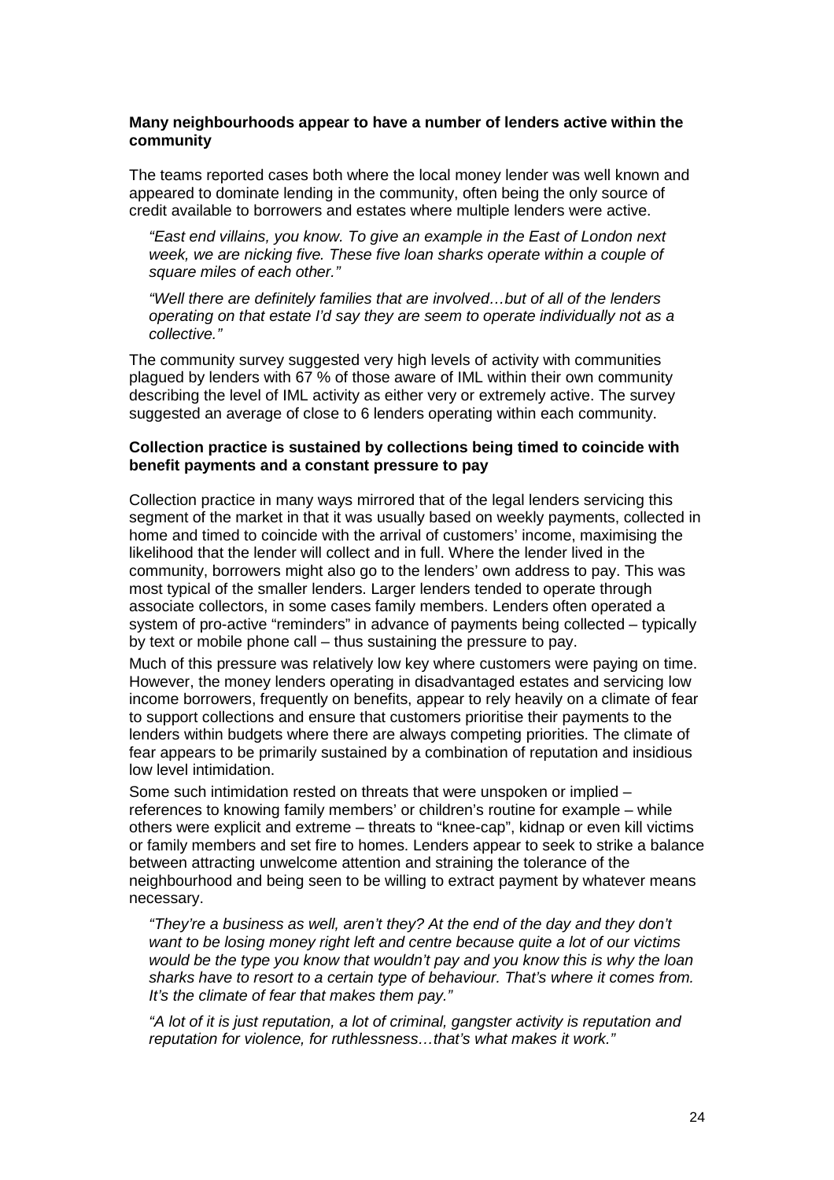**Many neighbourhoods appear to have a number of lenders active within the community**

The teams reported cases both where the local money lender was well known and appeared to dominate lending in the community, often being the only source of credit available to borrowers and estates where multiple lenders were active.

> *"East end villains, you know. To give an example in the East of London next week, we are nicking five. These five loan sharks operate within a couple of square miles of each other."*

> *"Well there are definitely families that are involved…but of all of the lenders operating on that estate I'd say they are seem to operate individually not as a collective."*

The community survey suggested very high levels of activity with communities plagued by lenders with 67 % of those aware of IML within their own community describing the level of IML activity as either very or extremely active. The survey suggested an average of close to 6 lenders operating within each community.

**Collection practice is sustained by collections being timed to coincide with benefit payments and a constant pressure to pay**

Collection practice in many ways mirrored that of the legal lenders servicing this segment of the market in that it was usually based on weekly payments, collected in home and timed to coincide with the arrival of customers' income, maximising the likelihood that the lender will collect and in full. Where the lender lived in the community, borrowers might also go to the lenders' own address to pay. This was most typical of the smaller lenders. Larger lenders tended to operate through associate collectors, in some cases family members. Lenders often operated a system of pro-active "reminders" in advance of payments being collected – typically by text or mobile phone call – thus sustaining the pressure to pay.

Much of this pressure was relatively low key where customers were paying on time. However, the money lenders operating in disadvantaged estates and servicing low income borrowers, frequently on benefits, appear to rely heavily on a climate of fear to support collections and ensure that customers prioritise their payments to the lenders within budgets where there are always competing priorities. The climate of fear appears to be primarily sustained by a combination of reputation and insidious low level intimidation.

Some such intimidation rested on threats that were unspoken or implied – references to knowing family members' or children's routine for example – while others were explicit and extreme – threats to "knee-cap", kidnap or even kill victims or family members and set fire to homes. Lenders appear to seek to strike a balance between attracting unwelcome attention and straining the tolerance of the neighbourhood and being seen to be willing to extract payment by whatever means necessary.

> *"They're a business as well, aren't they? At the end of the day and they don't want to be losing money right left and centre because quite a lot of our victims would be the type you know that wouldn't pay and you know this is why the loan sharks have to resort to a certain type of behaviour. That's where it comes from. It's the climate of fear that makes them pay."*

> *"A lot of it is just reputation, a lot of criminal, gangster activity is reputation and reputation for violence, for ruthlessness…that's what makes it work."*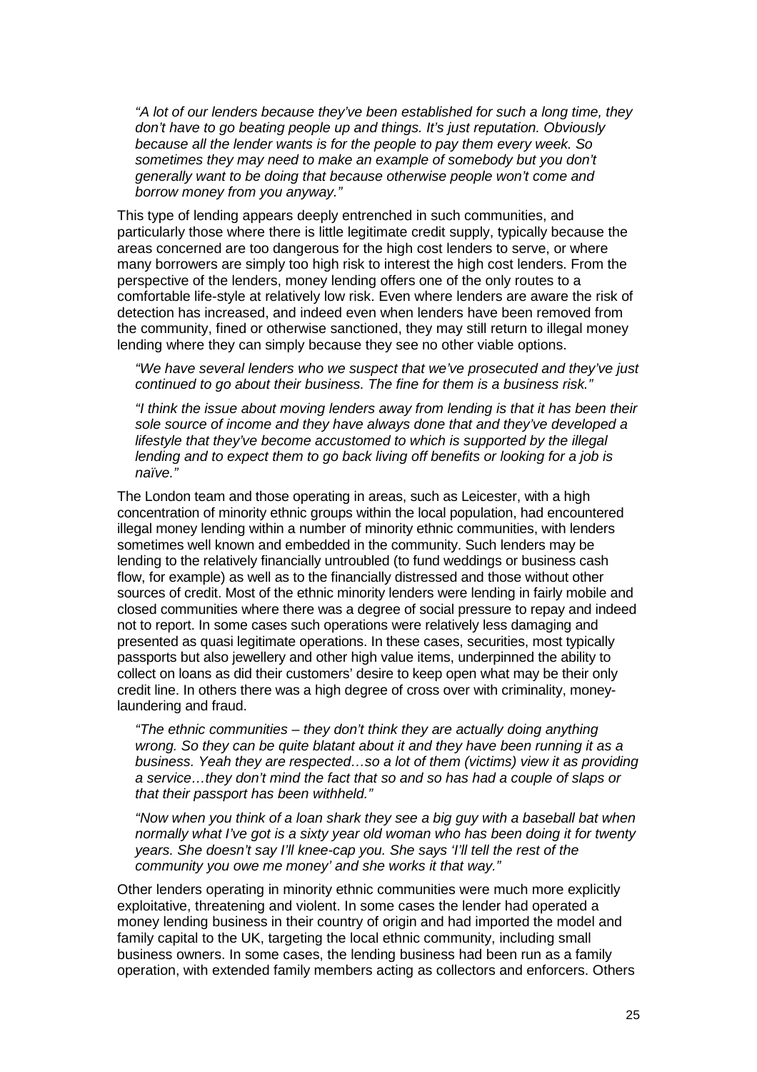*"A lot of our lenders because they've been established for such a long time, they don't have to go beating people up and things. It's just reputation. Obviously because all the lender wants is for the people to pay them every week. So sometimes they may need to make an example of somebody but you don't generally want to be doing that because otherwise people won't come and borrow money from you anyway."*

This type of lending appears deeply entrenched in such communities, and particularly those where there is little legitimate credit supply, typically because the areas concerned are too dangerous for the high cost lenders to serve, or where many borrowers are simply too high risk to interest the high cost lenders. From the perspective of the lenders, money lending offers one of the only routes to a comfortable life-style at relatively low risk. Even where lenders are aware the risk of detection has increased, and indeed even when lenders have been removed from the community, fined or otherwise sanctioned, they may still return to illegal money lending where they can simply because they see no other viable options.

*"We have several lenders who we suspect that we've prosecuted and they've just continued to go about their business. The fine for them is a business risk."*

*"I think the issue about moving lenders away from lending is that it has been their sole source of income and they have always done that and they've developed a lifestyle that they've become accustomed to which is supported by the illegal lending and to expect them to go back living off benefits or looking for a job is naïve."*

The London team and those operating in areas, such as Leicester, with a high concentration of minority ethnic groups within the local population, had encountered illegal money lending within a number of minority ethnic communities, with lenders sometimes well known and embedded in the community. Such lenders may be lending to the relatively financially untroubled (to fund weddings or business cash flow, for example) as well as to the financially distressed and those without other sources of credit. Most of the ethnic minority lenders were lending in fairly mobile and closed communities where there was a degree of social pressure to repay and indeed not to report. In some cases such operations were relatively less damaging and presented as quasi legitimate operations. In these cases, securities, most typically passports but also jewellery and other high value items, underpinned the ability to collect on loans as did their customers' desire to keep open what may be their only credit line. In others there was a high degree of cross over with criminality, money-laundering and fraud.

*"The ethnic communities – they don't think they are actually doing anything wrong. So they can be quite blatant about it and they have been running it as a business. Yeah they are respected…so a lot of them (victims) view it as providing a service…they don't mind the fact that so and so has had a couple of slaps or that their passport has been withheld."*

*"Now when you think of a loan shark they see a big guy with a baseball bat when normally what I've got is a sixty year old woman who has been doing it for twenty years. She doesn't say I'll knee-cap you. She says 'I'll tell the rest of the community you owe me money' and she works it that way."*

Other lenders operating in minority ethnic communities were much more explicitly exploitative, threatening and violent. In some cases the lender had operated a money lending business in their country of origin and had imported the model and family capital to the UK, targeting the local ethnic community, including small business owners. In some cases, the lending business had been run as a family operation, with extended family members acting as collectors and enforcers. Others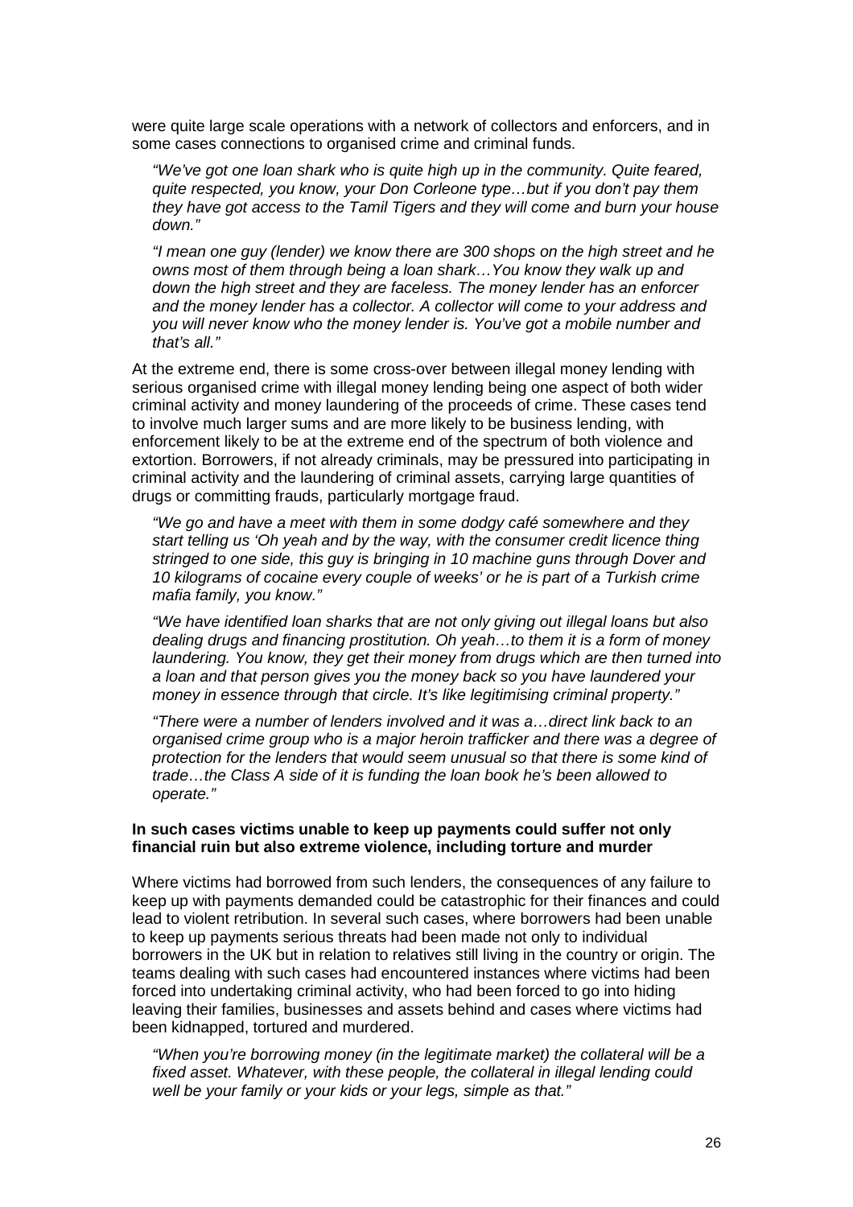were quite large scale operations with a network of collectors and enforcers, and in some cases connections to organised crime and criminal funds.

> *"We've got one loan shark who is quite high up in the community. Quite feared, quite respected, you know, your Don Corleone type…but if you don't pay them they have got access to the Tamil Tigers and they will come and burn your house down."*

> *"I mean one guy (lender) we know there are 300 shops on the high street and he owns most of them through being a loan shark…You know they walk up and down the high street and they are faceless. The money lender has an enforcer and the money lender has a collector. A collector will come to your address and you will never know who the money lender is. You've got a mobile number and that's all."*

At the extreme end, there is some cross-over between illegal money lending with serious organised crime with illegal money lending being one aspect of both wider criminal activity and money laundering of the proceeds of crime. These cases tend to involve much larger sums and are more likely to be business lending, with enforcement likely to be at the extreme end of the spectrum of both violence and extortion. Borrowers, if not already criminals, may be pressured into participating in criminal activity and the laundering of criminal assets, carrying large quantities of drugs or committing frauds, particularly mortgage fraud.

> *"We go and have a meet with them in some dodgy café somewhere and they start telling us 'Oh yeah and by the way, with the consumer credit licence thing stringed to one side, this guy is bringing in 10 machine guns through Dover and 10 kilograms of cocaine every couple of weeks' or he is part of a Turkish crime mafia family, you know."*

> *"We have identified loan sharks that are not only giving out illegal loans but also dealing drugs and financing prostitution. Oh yeah…to them it is a form of money laundering. You know, they get their money from drugs which are then turned into a loan and that person gives you the money back so you have laundered your money in essence through that circle. It's like legitimising criminal property."*

> *"There were a number of lenders involved and it was a…direct link back to an organised crime group who is a major heroin trafficker and there was a degree of protection for the lenders that would seem unusual so that there is some kind of trade…the Class A side of it is funding the loan book he's been allowed to operate."*

**In such cases victims unable to keep up payments could suffer not only financial ruin but also extreme violence, including torture and murder**

Where victims had borrowed from such lenders, the consequences of any failure to keep up with payments demanded could be catastrophic for their finances and could lead to violent retribution. In several such cases, where borrowers had been unable to keep up payments serious threats had been made not only to individual borrowers in the UK but in relation to relatives still living in the country or origin. The teams dealing with such cases had encountered instances where victims had been forced into undertaking criminal activity, who had been forced to go into hiding leaving their families, businesses and assets behind and cases where victims had been kidnapped, tortured and murdered.

> *"When you're borrowing money (in the legitimate market) the collateral will be a fixed asset. Whatever, with these people, the collateral in illegal lending could well be your family or your kids or your legs, simple as that."*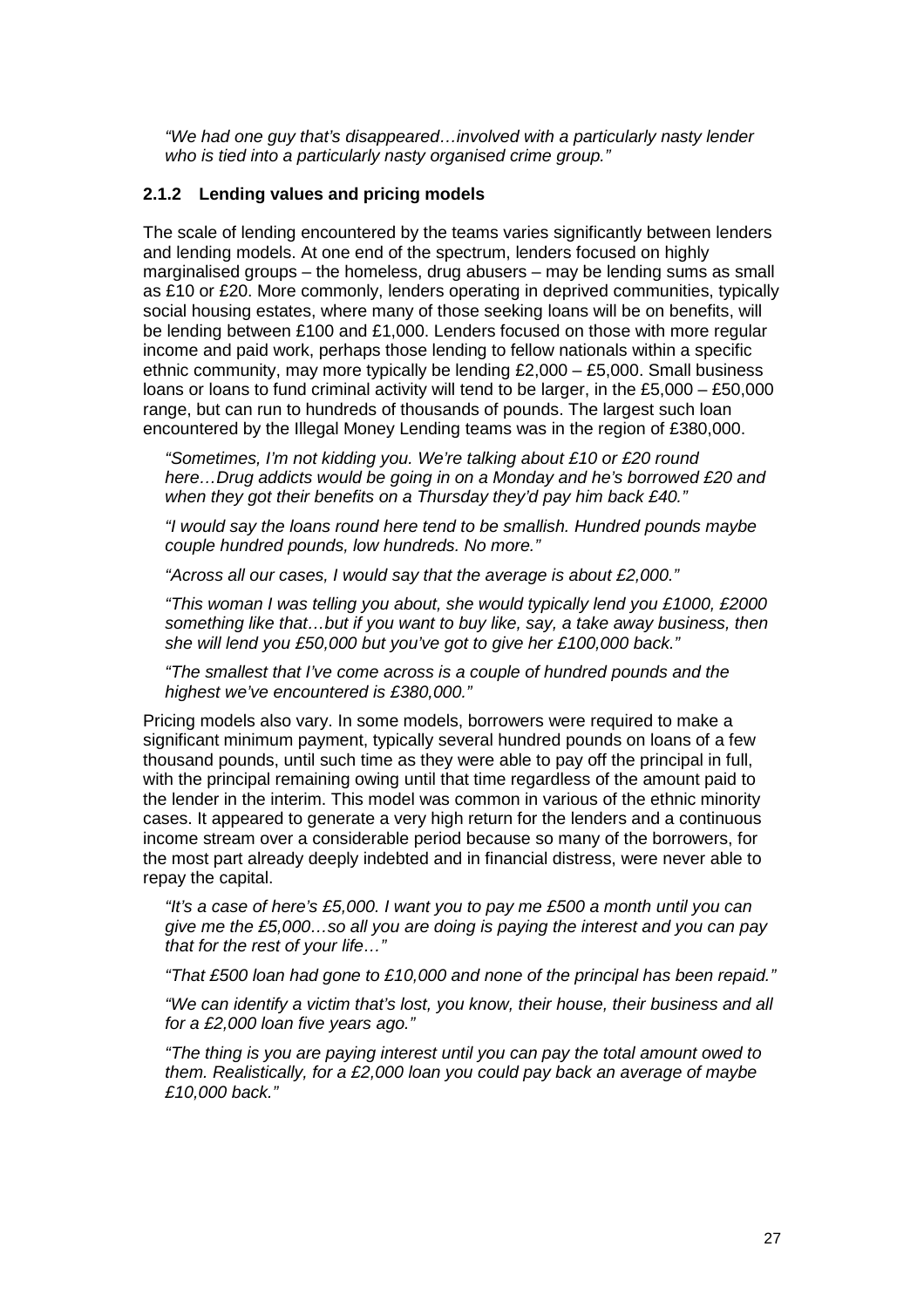*"We had one guy that's disappeared…involved with a particularly nasty lender who is tied into a particularly nasty organised crime group."*

### 2.1.2 Lending values and pricing models

The scale of lending encountered by the teams varies significantly between lenders and lending models. At one end of the spectrum, lenders focused on highly marginalised groups – the homeless, drug abusers – may be lending sums as small as £10 or £20. More commonly, lenders operating in deprived communities, typically social housing estates, where many of those seeking loans will be on benefits, will be lending between £100 and £1,000. Lenders focused on those with more regular income and paid work, perhaps those lending to fellow nationals within a specific ethnic community, may more typically be lending £2,000 – £5,000. Small business loans or loans to fund criminal activity will tend to be larger, in the £5,000 – £50,000 range, but can run to hundreds of thousands of pounds. The largest such loan encountered by the Illegal Money Lending teams was in the region of £380,000.

*"Sometimes, I'm not kidding you. We're talking about £10 or £20 round here…Drug addicts would be going in on a Monday and he's borrowed £20 and when they got their benefits on a Thursday they'd pay him back £40."*

*"I would say the loans round here tend to be smallish. Hundred pounds maybe couple hundred pounds, low hundreds. No more."*

*"Across all our cases, I would say that the average is about £2,000."*

*"This woman I was telling you about, she would typically lend you £1000, £2000 something like that…but if you want to buy like, say, a take away business, then she will lend you £50,000 but you've got to give her £100,000 back."*

*"The smallest that I've come across is a couple of hundred pounds and the highest we've encountered is £380,000."*

Pricing models also vary. In some models, borrowers were required to make a significant minimum payment, typically several hundred pounds on loans of a few thousand pounds, until such time as they were able to pay off the principal in full, with the principal remaining owing until that time regardless of the amount paid to the lender in the interim. This model was common in various of the ethnic minority cases. It appeared to generate a very high return for the lenders and a continuous income stream over a considerable period because so many of the borrowers, for the most part already deeply indebted and in financial distress, were never able to repay the capital.

*"It's a case of here's £5,000. I want you to pay me £500 a month until you can give me the £5,000…so all you are doing is paying the interest and you can pay that for the rest of your life…"*

*"That £500 loan had gone to £10,000 and none of the principal has been repaid."*

*"We can identify a victim that's lost, you know, their house, their business and all for a £2,000 loan five years ago."*

*"The thing is you are paying interest until you can pay the total amount owed to them. Realistically, for a £2,000 loan you could pay back an average of maybe £10,000 back."*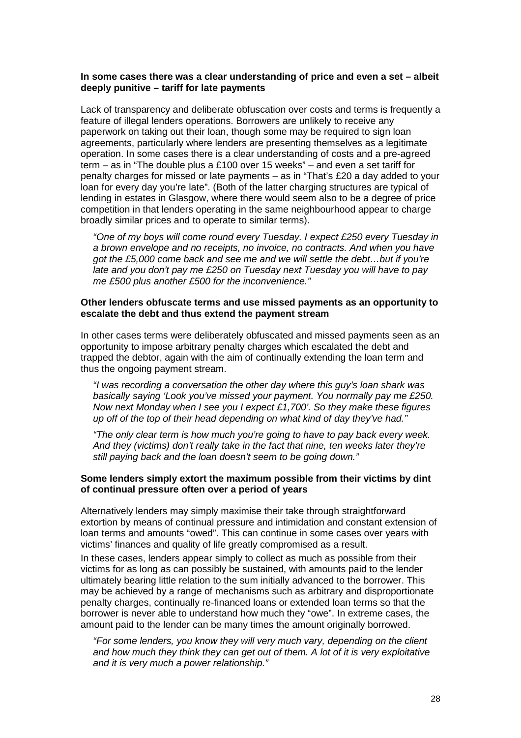**In some cases there was a clear understanding of price and even a set – albeit deeply punitive – tariff for late payments**

Lack of transparency and deliberate obfuscation over costs and terms is frequently a feature of illegal lenders operations. Borrowers are unlikely to receive any paperwork on taking out their loan, though some may be required to sign loan agreements, particularly where lenders are presenting themselves as a legitimate operation. In some cases there is a clear understanding of costs and a pre-agreed term – as in "The double plus a £100 over 15 weeks" – and even a set tariff for penalty charges for missed or late payments – as in "That's £20 a day added to your loan for every day you're late". (Both of the latter charging structures are typical of lending in estates in Glasgow, where there would seem also to be a degree of price competition in that lenders operating in the same neighbourhood appear to charge broadly similar prices and to operate to similar terms).

> *"One of my boys will come round every Tuesday. I expect £250 every Tuesday in a brown envelope and no receipts, no invoice, no contracts. And when you have got the £5,000 come back and see me and we will settle the debt…but if you're late and you don't pay me £250 on Tuesday next Tuesday you will have to pay me £500 plus another £500 for the inconvenience."*

**Other lenders obfuscate terms and use missed payments as an opportunity to escalate the debt and thus extend the payment stream**

In other cases terms were deliberately obfuscated and missed payments seen as an opportunity to impose arbitrary penalty charges which escalated the debt and trapped the debtor, again with the aim of continually extending the loan term and thus the ongoing payment stream.

> *"I was recording a conversation the other day where this guy's loan shark was basically saying 'Look you've missed your payment. You normally pay me £250. Now next Monday when I see you I expect £1,700'. So they make these figures up off of the top of their head depending on what kind of day they've had."*

> *"The only clear term is how much you're going to have to pay back every week. And they (victims) don't really take in the fact that nine, ten weeks later they're still paying back and the loan doesn't seem to be going down."*

**Some lenders simply extort the maximum possible from their victims by dint of continual pressure often over a period of years**

Alternatively lenders may simply maximise their take through straightforward extortion by means of continual pressure and intimidation and constant extension of loan terms and amounts "owed". This can continue in some cases over years with victims' finances and quality of life greatly compromised as a result.

In these cases, lenders appear simply to collect as much as possible from their victims for as long as can possibly be sustained, with amounts paid to the lender ultimately bearing little relation to the sum initially advanced to the borrower. This may be achieved by a range of mechanisms such as arbitrary and disproportionate penalty charges, continually re-financed loans or extended loan terms so that the borrower is never able to understand how much they "owe". In extreme cases, the amount paid to the lender can be many times the amount originally borrowed.

> *"For some lenders, you know they will very much vary, depending on the client and how much they think they can get out of them. A lot of it is very exploitative and it is very much a power relationship."*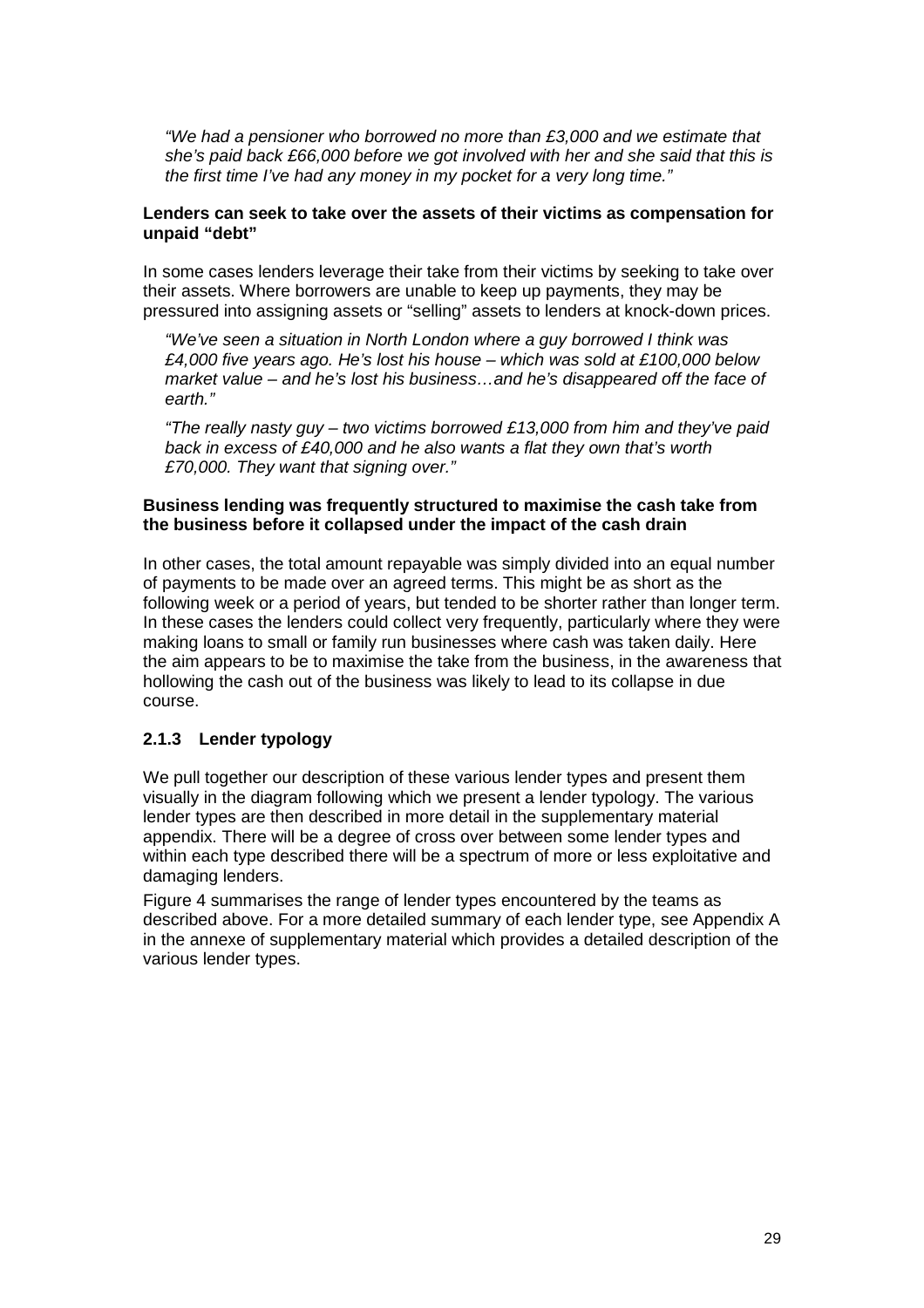*"We had a pensioner who borrowed no more than £3,000 and we estimate that she's paid back £66,000 before we got involved with her and she said that this is the first time I've had any money in my pocket for a very long time."*

**Lenders can seek to take over the assets of their victims as compensation for unpaid "debt"**

In some cases lenders leverage their take from their victims by seeking to take over their assets. Where borrowers are unable to keep up payments, they may be pressured into assigning assets or "selling" assets to lenders at knock-down prices.

*"We've seen a situation in North London where a guy borrowed I think was £4,000 five years ago. He's lost his house – which was sold at £100,000 below market value – and he's lost his business…and he's disappeared off the face of earth."*

*"The really nasty guy – two victims borrowed £13,000 from him and they've paid back in excess of £40,000 and he also wants a flat they own that's worth £70,000. They want that signing over."*

**Business lending was frequently structured to maximise the cash take from the business before it collapsed under the impact of the cash drain**

In other cases, the total amount repayable was simply divided into an equal number of payments to be made over an agreed terms. This might be as short as the following week or a period of years, but tended to be shorter rather than longer term. In these cases the lenders could collect very frequently, particularly where they were making loans to small or family run businesses where cash was taken daily. Here the aim appears to be to maximise the take from the business, in the awareness that hollowing the cash out of the business was likely to lead to its collapse in due course.

### 2.1.3 Lender typology

We pull together our description of these various lender types and present them visually in the diagram following which we present a lender typology. The various lender types are then described in more detail in the supplementary material appendix. There will be a degree of cross over between some lender types and within each type described there will be a spectrum of more or less exploitative and damaging lenders.

Figure 4 summarises the range of lender types encountered by the teams as described above. For a more detailed summary of each lender type, see Appendix A in the annexe of supplementary material which provides a detailed description of the various lender types.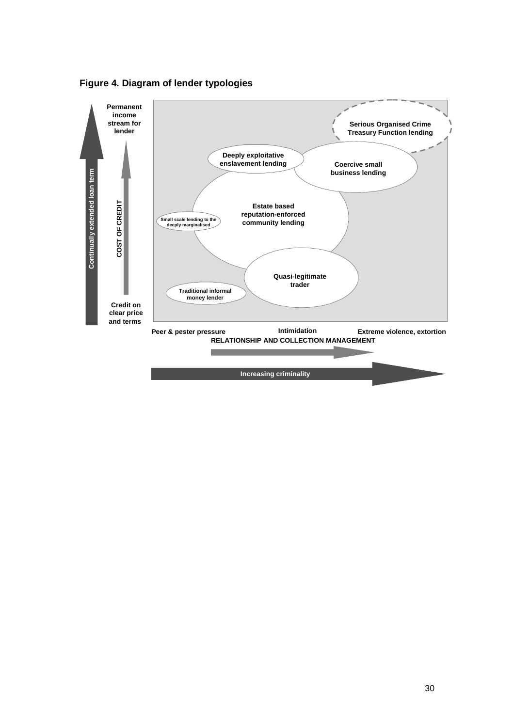**Figure 4. Diagram of lender typologies**

Permanent income stream for lender

Continually extended loan term

COST OF CREDIT

Credit on clear price and terms

Serious Organised Crime Treasury Function lending

Deeply exploitative enslavement lending

Coercive small business lending

Estate based reputation-enforced community lending

Small scale lending to the deeply marginalised

Quasi-legitimate trader

Traditional informal money lender

Peer & pester pressure

Intimidation

Extreme violence, extortion

RELATIONSHIP AND COLLECTION MANAGEMENT

Increasing criminality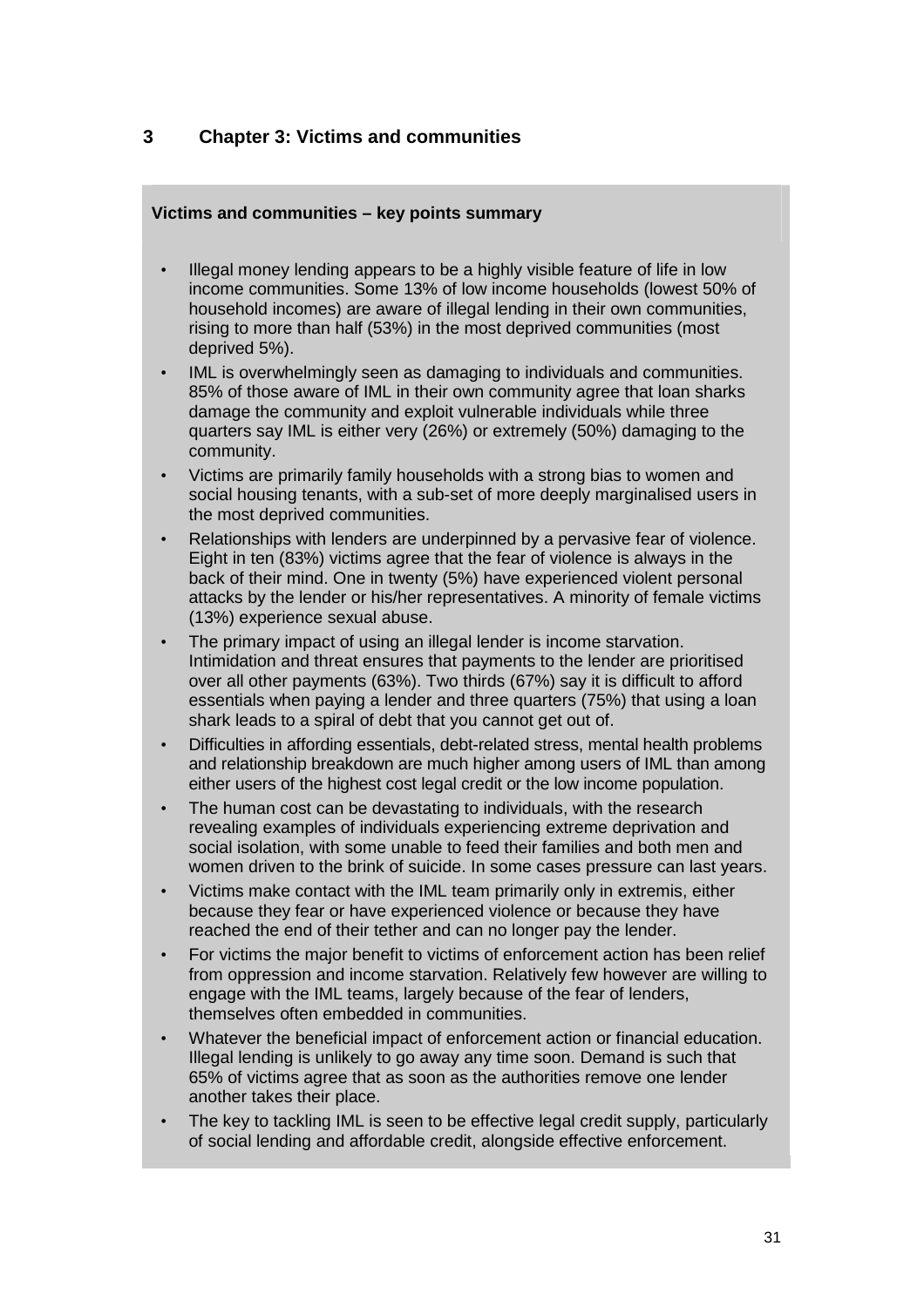# 3 Chapter 3: Victims and communities

**Victims and communities – key points summary**

- Illegal money lending appears to be a highly visible feature of life in low income communities. Some 13% of low income households (lowest 50% of household incomes) are aware of illegal lending in their own communities, rising to more than half (53%) in the most deprived communities (most deprived 5%).
- IML is overwhelmingly seen as damaging to individuals and communities. 85% of those aware of IML in their own community agree that loan sharks damage the community and exploit vulnerable individuals while three quarters say IML is either very (26%) or extremely (50%) damaging to the community.
- Victims are primarily family households with a strong bias to women and social housing tenants, with a sub-set of more deeply marginalised users in the most deprived communities.
- Relationships with lenders are underpinned by a pervasive fear of violence. Eight in ten (83%) victims agree that the fear of violence is always in the back of their mind. One in twenty (5%) have experienced violent personal attacks by the lender or his/her representatives. A minority of female victims (13%) experience sexual abuse.
- The primary impact of using an illegal lender is income starvation. Intimidation and threat ensures that payments to the lender are prioritised over all other payments (63%). Two thirds (67%) say it is difficult to afford essentials when paying a lender and three quarters (75%) that using a loan shark leads to a spiral of debt that you cannot get out of.
- Difficulties in affording essentials, debt-related stress, mental health problems and relationship breakdown are much higher among users of IML than among either users of the highest cost legal credit or the low income population.
- The human cost can be devastating to individuals, with the research revealing examples of individuals experiencing extreme deprivation and social isolation, with some unable to feed their families and both men and women driven to the brink of suicide. In some cases pressure can last years.
- Victims make contact with the IML team primarily only in extremis, either because they fear or have experienced violence or because they have reached the end of their tether and can no longer pay the lender.
- For victims the major benefit to victims of enforcement action has been relief from oppression and income starvation. Relatively few however are willing to engage with the IML teams, largely because of the fear of lenders, themselves often embedded in communities.
- Whatever the beneficial impact of enforcement action or financial education. Illegal lending is unlikely to go away any time soon. Demand is such that 65% of victims agree that as soon as the authorities remove one lender another takes their place.
- The key to tackling IML is seen to be effective legal credit supply, particularly of social lending and affordable credit, alongside effective enforcement.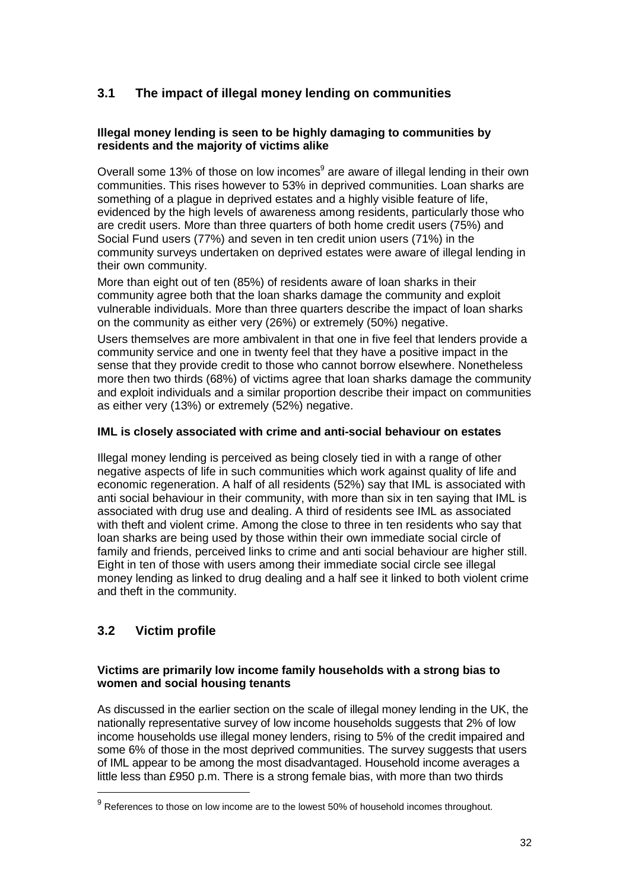## 3.1 The impact of illegal money lending on communities

**Illegal money lending is seen to be highly damaging to communities by residents and the majority of victims alike**

Overall some 13% of those on low incomes[9] are aware of illegal lending in their own communities. This rises however to 53% in deprived communities. Loan sharks are something of a plague in deprived estates and a highly visible feature of life, evidenced by the high levels of awareness among residents, particularly those who are credit users. More than three quarters of both home credit users (75%) and Social Fund users (77%) and seven in ten credit union users (71%) in the community surveys undertaken on deprived estates were aware of illegal lending in their own community.

More than eight out of ten (85%) of residents aware of loan sharks in their community agree both that the loan sharks damage the community and exploit vulnerable individuals. More than three quarters describe the impact of loan sharks on the community as either very (26%) or extremely (50%) negative.

Users themselves are more ambivalent in that one in five feel that lenders provide a community service and one in twenty feel that they have a positive impact in the sense that they provide credit to those who cannot borrow elsewhere. Nonetheless more then two thirds (68%) of victims agree that loan sharks damage the community and exploit individuals and a similar proportion describe their impact on communities as either very (13%) or extremely (52%) negative.

**IML is closely associated with crime and anti-social behaviour on estates**

Illegal money lending is perceived as being closely tied in with a range of other negative aspects of life in such communities which work against quality of life and economic regeneration. A half of all residents (52%) say that IML is associated with anti social behaviour in their community, with more than six in ten saying that IML is associated with drug use and dealing. A third of residents see IML as associated with theft and violent crime. Among the close to three in ten residents who say that loan sharks are being used by those within their own immediate social circle of family and friends, perceived links to crime and anti social behaviour are higher still. Eight in ten of those with users among their immediate social circle see illegal money lending as linked to drug dealing and a half see it linked to both violent crime and theft in the community.

## 3.2 Victim profile

**Victims are primarily low income family households with a strong bias to women and social housing tenants**

As discussed in the earlier section on the scale of illegal money lending in the UK, the nationally representative survey of low income households suggests that 2% of low income households use illegal money lenders, rising to 5% of the credit impaired and some 6% of those in the most deprived communities. The survey suggests that users of IML appear to be among the most disadvantaged. Household income averages a little less than £950 p.m. There is a strong female bias, with more than two thirds

[9] References to those on low income are to the lowest 50% of household incomes throughout.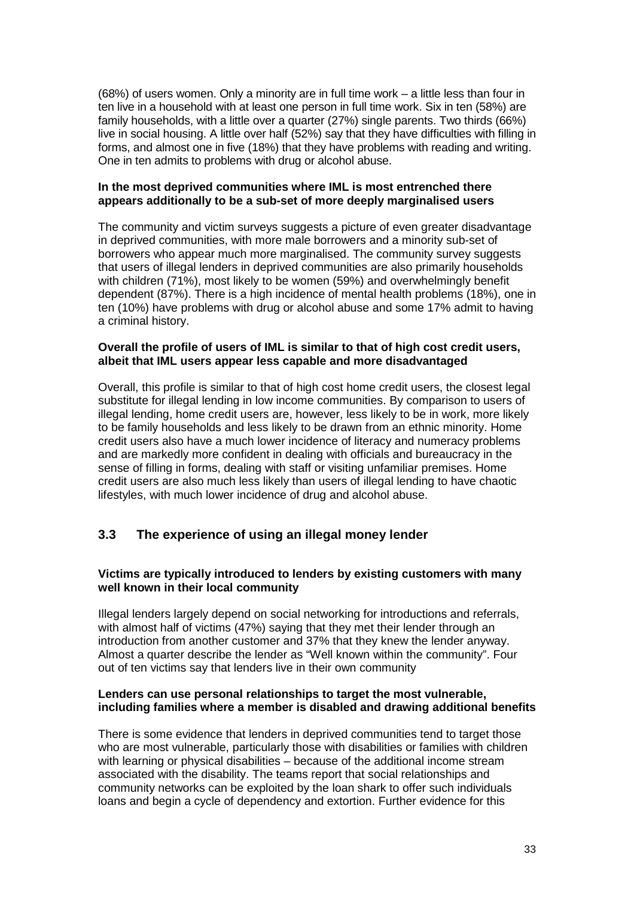(68%) of users women. Only a minority are in full time work – a little less than four in ten live in a household with at least one person in full time work. Six in ten (58%) are family households, with a little over a quarter (27%) single parents. Two thirds (66%) live in social housing. A little over half (52%) say that they have difficulties with filling in forms, and almost one in five (18%) that they have problems with reading and writing. One in ten admits to problems with drug or alcohol abuse.

**In the most deprived communities where IML is most entrenched there appears additionally to be a sub-set of more deeply marginalised users**

The community and victim surveys suggests a picture of even greater disadvantage in deprived communities, with more male borrowers and a minority sub-set of borrowers who appear much more marginalised. The community survey suggests that users of illegal lenders in deprived communities are also primarily households with children (71%), most likely to be women (59%) and overwhelmingly benefit dependent (87%). There is a high incidence of mental health problems (18%), one in ten (10%) have problems with drug or alcohol abuse and some 17% admit to having a criminal history.

**Overall the profile of users of IML is similar to that of high cost credit users, albeit that IML users appear less capable and more disadvantaged**

Overall, this profile is similar to that of high cost home credit users, the closest legal substitute for illegal lending in low income communities. By comparison to users of illegal lending, home credit users are, however, less likely to be in work, more likely to be family households and less likely to be drawn from an ethnic minority. Home credit users also have a much lower incidence of literacy and numeracy problems and are markedly more confident in dealing with officials and bureaucracy in the sense of filling in forms, dealing with staff or visiting unfamiliar premises. Home credit users are also much less likely than users of illegal lending to have chaotic lifestyles, with much lower incidence of drug and alcohol abuse.

## 3.3 The experience of using an illegal money lender

**Victims are typically introduced to lenders by existing customers with many well known in their local community**

Illegal lenders largely depend on social networking for introductions and referrals, with almost half of victims (47%) saying that they met their lender through an introduction from another customer and 37% that they knew the lender anyway. Almost a quarter describe the lender as "Well known within the community". Four out of ten victims say that lenders live in their own community

**Lenders can use personal relationships to target the most vulnerable, including families where a member is disabled and drawing additional benefits**

There is some evidence that lenders in deprived communities tend to target those who are most vulnerable, particularly those with disabilities or families with children with learning or physical disabilities – because of the additional income stream associated with the disability. The teams report that social relationships and community networks can be exploited by the loan shark to offer such individuals loans and begin a cycle of dependency and extortion. Further evidence for this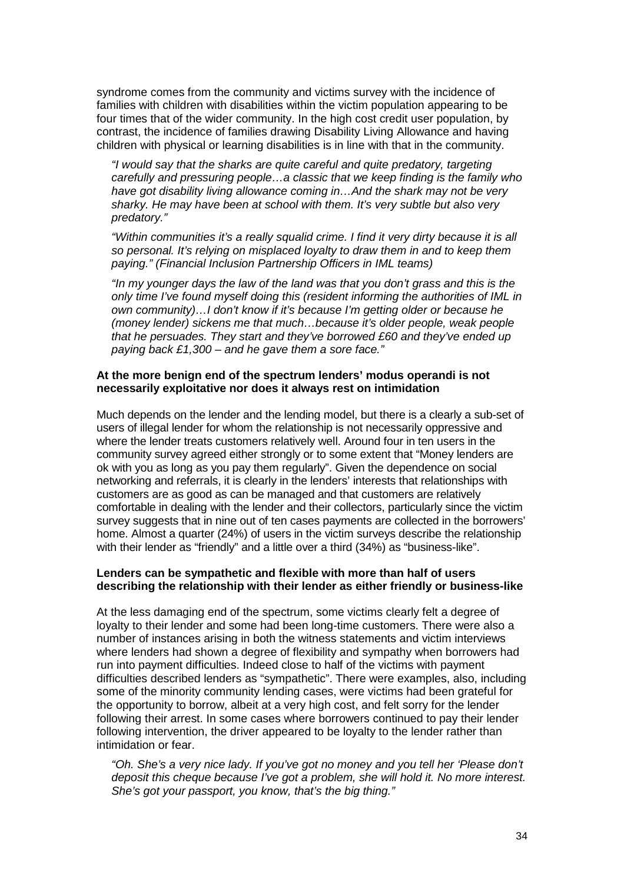syndrome comes from the community and victims survey with the incidence of families with children with disabilities within the victim population appearing to be four times that of the wider community. In the high cost credit user population, by contrast, the incidence of families drawing Disability Living Allowance and having children with physical or learning disabilities is in line with that in the community.

> *"I would say that the sharks are quite careful and quite predatory, targeting carefully and pressuring people…a classic that we keep finding is the family who have got disability living allowance coming in…And the shark may not be very sharky. He may have been at school with them. It's very subtle but also very predatory."*
>
> *"Within communities it's a really squalid crime. I find it very dirty because it is all so personal. It's relying on misplaced loyalty to draw them in and to keep them paying." (Financial Inclusion Partnership Officers in IML teams)*
>
> *"In my younger days the law of the land was that you don't grass and this is the only time I've found myself doing this (resident informing the authorities of IML in own community)…I don't know if it's because I'm getting older or because he (money lender) sickens me that much…because it's older people, weak people that he persuades. They start and they've borrowed £60 and they've ended up paying back £1,300 – and he gave them a sore face."*

**At the more benign end of the spectrum lenders' modus operandi is not necessarily exploitative nor does it always rest on intimidation**

Much depends on the lender and the lending model, but there is a clearly a sub-set of users of illegal lender for whom the relationship is not necessarily oppressive and where the lender treats customers relatively well. Around four in ten users in the community survey agreed either strongly or to some extent that "Money lenders are ok with you as long as you pay them regularly". Given the dependence on social networking and referrals, it is clearly in the lenders' interests that relationships with customers are as good as can be managed and that customers are relatively comfortable in dealing with the lender and their collectors, particularly since the victim survey suggests that in nine out of ten cases payments are collected in the borrowers' home. Almost a quarter (24%) of users in the victim surveys describe the relationship with their lender as "friendly" and a little over a third (34%) as "business-like".

**Lenders can be sympathetic and flexible with more than half of users describing the relationship with their lender as either friendly or business-like**

At the less damaging end of the spectrum, some victims clearly felt a degree of loyalty to their lender and some had been long-time customers. There were also a number of instances arising in both the witness statements and victim interviews where lenders had shown a degree of flexibility and sympathy when borrowers had run into payment difficulties. Indeed close to half of the victims with payment difficulties described lenders as "sympathetic". There were examples, also, including some of the minority community lending cases, were victims had been grateful for the opportunity to borrow, albeit at a very high cost, and felt sorry for the lender following their arrest. In some cases where borrowers continued to pay their lender following intervention, the driver appeared to be loyalty to the lender rather than intimidation or fear.

> *"Oh. She's a very nice lady. If you've got no money and you tell her 'Please don't deposit this cheque because I've got a problem, she will hold it. No more interest. She's got your passport, you know, that's the big thing."*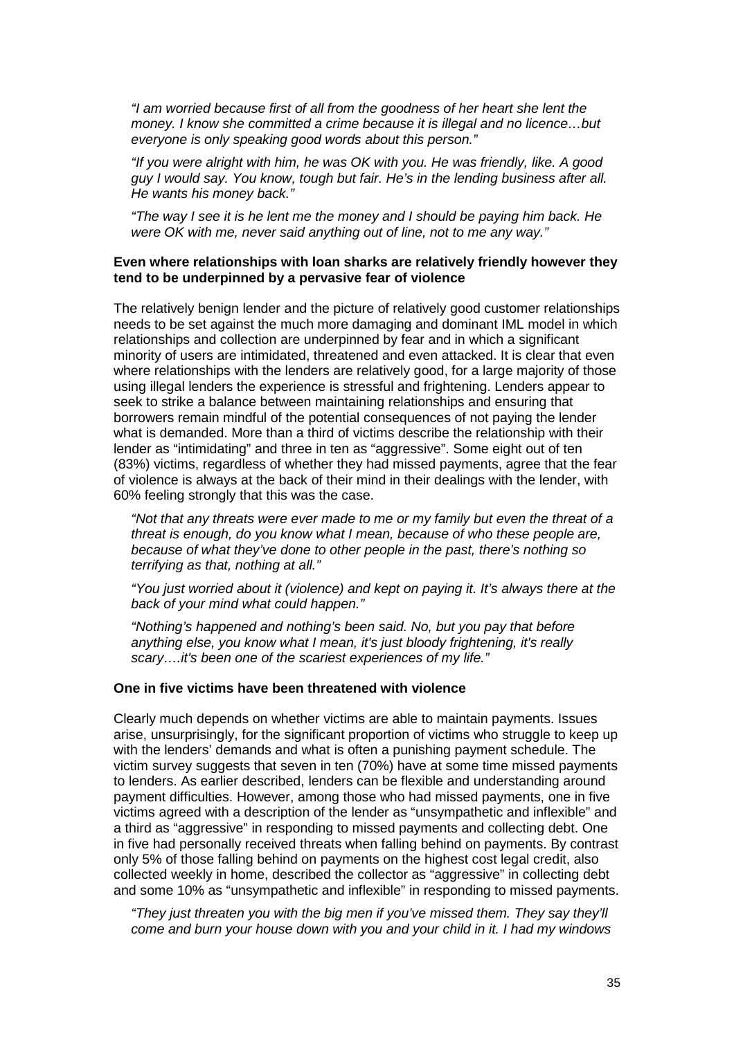*"I am worried because first of all from the goodness of her heart she lent the money. I know she committed a crime because it is illegal and no licence…but everyone is only speaking good words about this person."*

*"If you were alright with him, he was OK with you. He was friendly, like. A good guy I would say. You know, tough but fair. He's in the lending business after all. He wants his money back."*

*"The way I see it is he lent me the money and I should be paying him back. He were OK with me, never said anything out of line, not to me any way."*

**Even where relationships with loan sharks are relatively friendly however they tend to be underpinned by a pervasive fear of violence**

The relatively benign lender and the picture of relatively good customer relationships needs to be set against the much more damaging and dominant IML model in which relationships and collection are underpinned by fear and in which a significant minority of users are intimidated, threatened and even attacked. It is clear that even where relationships with the lenders are relatively good, for a large majority of those using illegal lenders the experience is stressful and frightening. Lenders appear to seek to strike a balance between maintaining relationships and ensuring that borrowers remain mindful of the potential consequences of not paying the lender what is demanded. More than a third of victims describe the relationship with their lender as "intimidating" and three in ten as "aggressive". Some eight out of ten (83%) victims, regardless of whether they had missed payments, agree that the fear of violence is always at the back of their mind in their dealings with the lender, with 60% feeling strongly that this was the case.

*"Not that any threats were ever made to me or my family but even the threat of a threat is enough, do you know what I mean, because of who these people are, because of what they've done to other people in the past, there's nothing so terrifying as that, nothing at all."*

*"You just worried about it (violence) and kept on paying it. It's always there at the back of your mind what could happen."*

*"Nothing's happened and nothing's been said. No, but you pay that before anything else, you know what I mean, it's just bloody frightening, it's really scary….it's been one of the scariest experiences of my life."*

**One in five victims have been threatened with violence**

Clearly much depends on whether victims are able to maintain payments. Issues arise, unsurprisingly, for the significant proportion of victims who struggle to keep up with the lenders' demands and what is often a punishing payment schedule. The victim survey suggests that seven in ten (70%) have at some time missed payments to lenders. As earlier described, lenders can be flexible and understanding around payment difficulties. However, among those who had missed payments, one in five victims agreed with a description of the lender as "unsympathetic and inflexible" and a third as "aggressive" in responding to missed payments and collecting debt. One in five had personally received threats when falling behind on payments. By contrast only 5% of those falling behind on payments on the highest cost legal credit, also collected weekly in home, described the collector as "aggressive" in collecting debt and some 10% as "unsympathetic and inflexible" in responding to missed payments.

*"They just threaten you with the big men if you've missed them. They say they'll come and burn your house down with you and your child in it. I had my windows*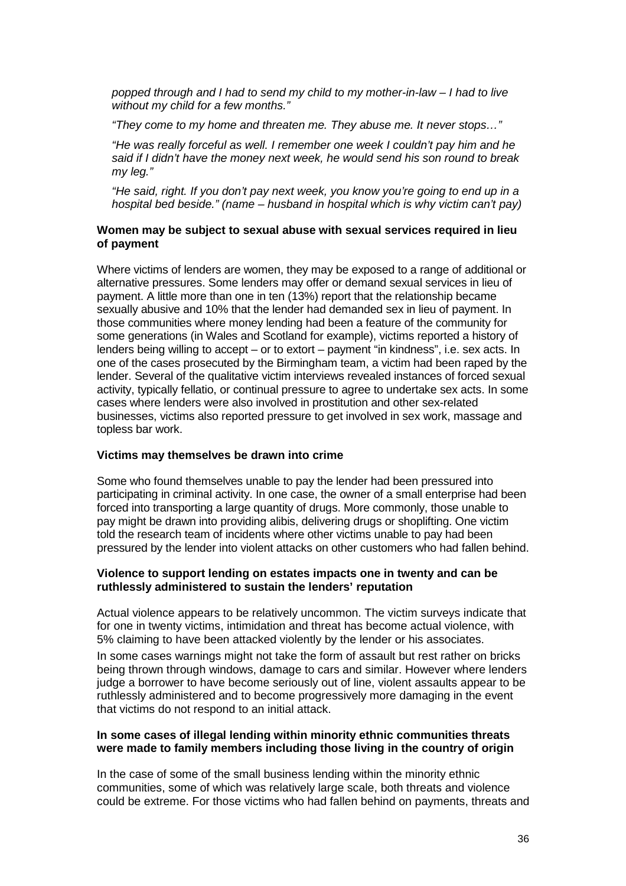*popped through and I had to send my child to my mother-in-law – I had to live without my child for a few months."*

*"They come to my home and threaten me. They abuse me. It never stops…"*

*"He was really forceful as well. I remember one week I couldn't pay him and he said if I didn't have the money next week, he would send his son round to break my leg."*

*"He said, right. If you don't pay next week, you know you're going to end up in a hospital bed beside." (name – husband in hospital which is why victim can't pay)*

**Women may be subject to sexual abuse with sexual services required in lieu of payment**

Where victims of lenders are women, they may be exposed to a range of additional or alternative pressures. Some lenders may offer or demand sexual services in lieu of payment. A little more than one in ten (13%) report that the relationship became sexually abusive and 10% that the lender had demanded sex in lieu of payment. In those communities where money lending had been a feature of the community for some generations (in Wales and Scotland for example), victims reported a history of lenders being willing to accept – or to extort – payment "in kindness", i.e. sex acts. In one of the cases prosecuted by the Birmingham team, a victim had been raped by the lender. Several of the qualitative victim interviews revealed instances of forced sexual activity, typically fellatio, or continual pressure to agree to undertake sex acts. In some cases where lenders were also involved in prostitution and other sex-related businesses, victims also reported pressure to get involved in sex work, massage and topless bar work.

**Victims may themselves be drawn into crime**

Some who found themselves unable to pay the lender had been pressured into participating in criminal activity. In one case, the owner of a small enterprise had been forced into transporting a large quantity of drugs. More commonly, those unable to pay might be drawn into providing alibis, delivering drugs or shoplifting. One victim told the research team of incidents where other victims unable to pay had been pressured by the lender into violent attacks on other customers who had fallen behind.

**Violence to support lending on estates impacts one in twenty and can be ruthlessly administered to sustain the lenders' reputation**

Actual violence appears to be relatively uncommon. The victim surveys indicate that for one in twenty victims, intimidation and threat has become actual violence, with 5% claiming to have been attacked violently by the lender or his associates.

In some cases warnings might not take the form of assault but rest rather on bricks being thrown through windows, damage to cars and similar. However where lenders judge a borrower to have become seriously out of line, violent assaults appear to be ruthlessly administered and to become progressively more damaging in the event that victims do not respond to an initial attack.

**In some cases of illegal lending within minority ethnic communities threats were made to family members including those living in the country of origin**

In the case of some of the small business lending within the minority ethnic communities, some of which was relatively large scale, both threats and violence could be extreme. For those victims who had fallen behind on payments, threats and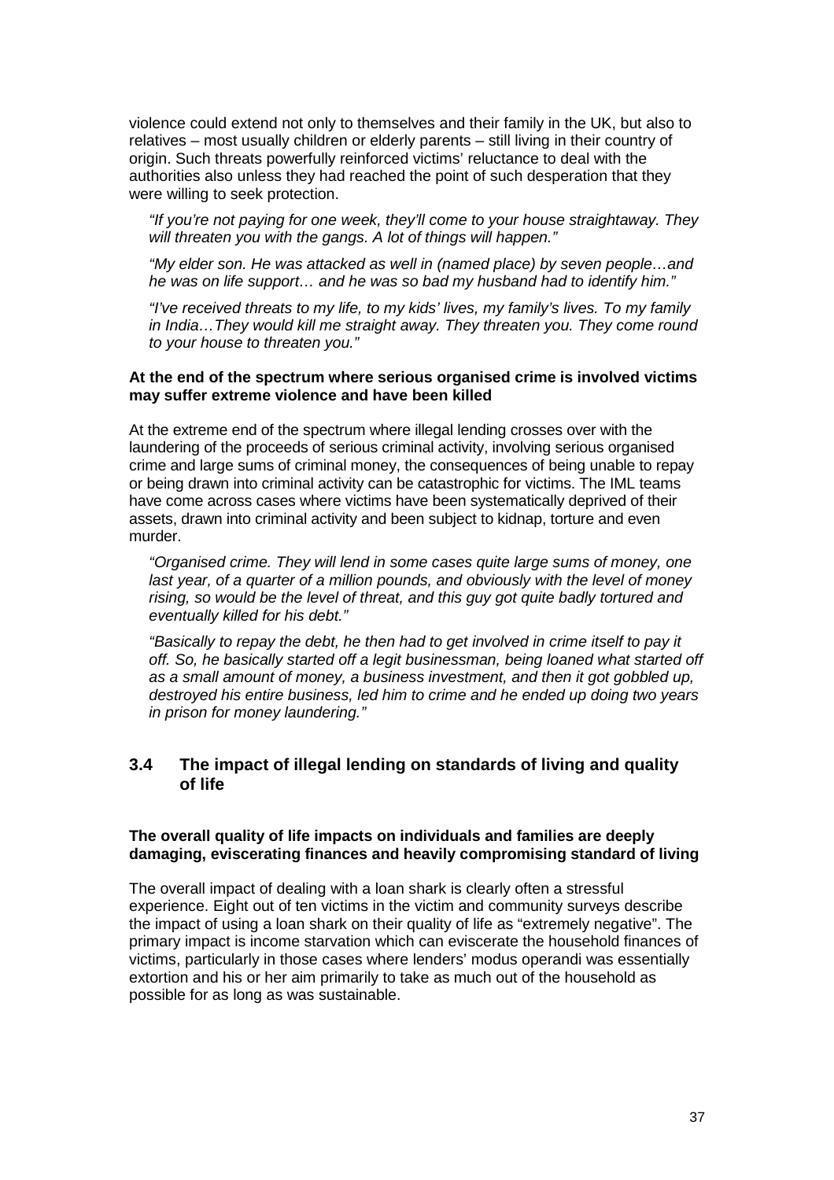violence could extend not only to themselves and their family in the UK, but also to relatives – most usually children or elderly parents – still living in their country of origin. Such threats powerfully reinforced victims' reluctance to deal with the authorities also unless they had reached the point of such desperation that they were willing to seek protection.

> *"If you're not paying for one week, they'll come to your house straightaway. They will threaten you with the gangs. A lot of things will happen."*

> *"My elder son. He was attacked as well in (named place) by seven people…and he was on life support… and he was so bad my husband had to identify him."*

> *"I've received threats to my life, to my kids' lives, my family's lives. To my family in India…They would kill me straight away. They threaten you. They come round to your house to threaten you."*

**At the end of the spectrum where serious organised crime is involved victims may suffer extreme violence and have been killed**

At the extreme end of the spectrum where illegal lending crosses over with the laundering of the proceeds of serious criminal activity, involving serious organised crime and large sums of criminal money, the consequences of being unable to repay or being drawn into criminal activity can be catastrophic for victims. The IML teams have come across cases where victims have been systematically deprived of their assets, drawn into criminal activity and been subject to kidnap, torture and even murder.

> *"Organised crime. They will lend in some cases quite large sums of money, one last year, of a quarter of a million pounds, and obviously with the level of money rising, so would be the level of threat, and this guy got quite badly tortured and eventually killed for his debt."*

> *"Basically to repay the debt, he then had to get involved in crime itself to pay it off. So, he basically started off a legit businessman, being loaned what started off as a small amount of money, a business investment, and then it got gobbled up, destroyed his entire business, led him to crime and he ended up doing two years in prison for money laundering."*

## 3.4 The impact of illegal lending on standards of living and quality of life

**The overall quality of life impacts on individuals and families are deeply damaging, eviscerating finances and heavily compromising standard of living**

The overall impact of dealing with a loan shark is clearly often a stressful experience. Eight out of ten victims in the victim and community surveys describe the impact of using a loan shark on their quality of life as "extremely negative". The primary impact is income starvation which can eviscerate the household finances of victims, particularly in those cases where lenders' modus operandi was essentially extortion and his or her aim primarily to take as much out of the household as possible for as long as was sustainable.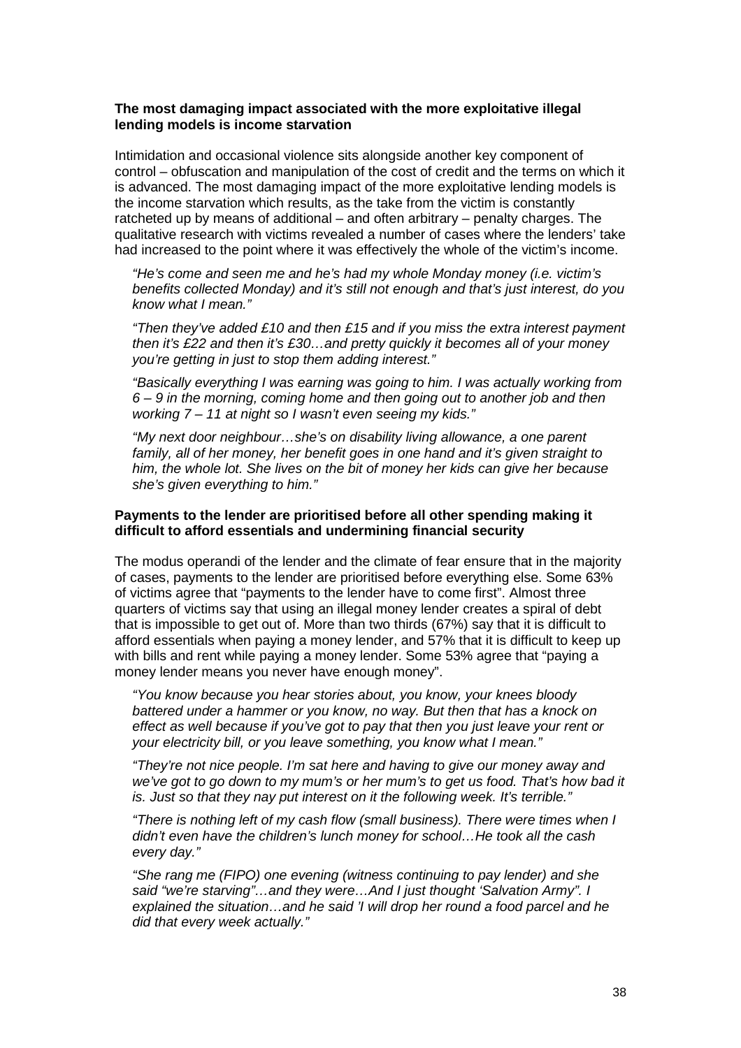**The most damaging impact associated with the more exploitative illegal lending models is income starvation**

Intimidation and occasional violence sits alongside another key component of control – obfuscation and manipulation of the cost of credit and the terms on which it is advanced. The most damaging impact of the more exploitative lending models is the income starvation which results, as the take from the victim is constantly ratcheted up by means of additional – and often arbitrary – penalty charges. The qualitative research with victims revealed a number of cases where the lenders' take had increased to the point where it was effectively the whole of the victim's income.

> *"He's come and seen me and he's had my whole Monday money (i.e. victim's benefits collected Monday) and it's still not enough and that's just interest, do you know what I mean."*
>
> *"Then they've added £10 and then £15 and if you miss the extra interest payment then it's £22 and then it's £30…and pretty quickly it becomes all of your money you're getting in just to stop them adding interest."*
>
> *"Basically everything I was earning was going to him. I was actually working from 6 – 9 in the morning, coming home and then going out to another job and then working 7 – 11 at night so I wasn't even seeing my kids."*
>
> *"My next door neighbour…she's on disability living allowance, a one parent family, all of her money, her benefit goes in one hand and it's given straight to him, the whole lot. She lives on the bit of money her kids can give her because she's given everything to him."*

**Payments to the lender are prioritised before all other spending making it difficult to afford essentials and undermining financial security**

The modus operandi of the lender and the climate of fear ensure that in the majority of cases, payments to the lender are prioritised before everything else. Some 63% of victims agree that "payments to the lender have to come first". Almost three quarters of victims say that using an illegal money lender creates a spiral of debt that is impossible to get out of. More than two thirds (67%) say that it is difficult to afford essentials when paying a money lender, and 57% that it is difficult to keep up with bills and rent while paying a money lender. Some 53% agree that "paying a money lender means you never have enough money".

> *"You know because you hear stories about, you know, your knees bloody battered under a hammer or you know, no way. But then that has a knock on effect as well because if you've got to pay that then you just leave your rent or your electricity bill, or you leave something, you know what I mean."*
>
> *"They're not nice people. I'm sat here and having to give our money away and we've got to go down to my mum's or her mum's to get us food. That's how bad it is. Just so that they nay put interest on it the following week. It's terrible."*
>
> *"There is nothing left of my cash flow (small business). There were times when I didn't even have the children's lunch money for school…He took all the cash every day."*
>
> *"She rang me (FIPO) one evening (witness continuing to pay lender) and she said "we're starving"…and they were…And I just thought 'Salvation Army". I explained the situation…and he said 'I will drop her round a food parcel and he did that every week actually."*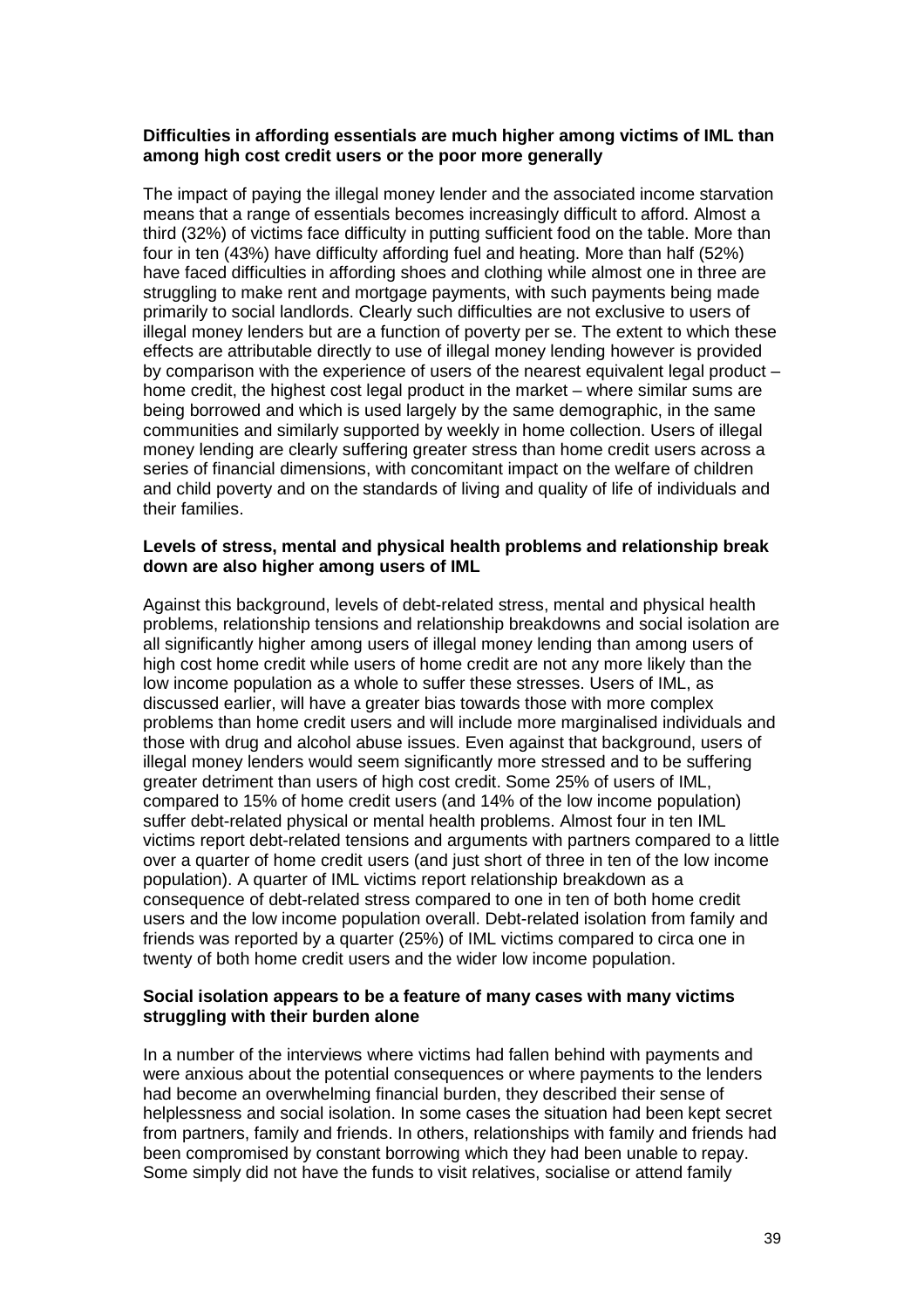**Difficulties in affording essentials are much higher among victims of IML than among high cost credit users or the poor more generally**

The impact of paying the illegal money lender and the associated income starvation means that a range of essentials becomes increasingly difficult to afford. Almost a third (32%) of victims face difficulty in putting sufficient food on the table. More than four in ten (43%) have difficulty affording fuel and heating. More than half (52%) have faced difficulties in affording shoes and clothing while almost one in three are struggling to make rent and mortgage payments, with such payments being made primarily to social landlords. Clearly such difficulties are not exclusive to users of illegal money lenders but are a function of poverty per se. The extent to which these effects are attributable directly to use of illegal money lending however is provided by comparison with the experience of users of the nearest equivalent legal product – home credit, the highest cost legal product in the market – where similar sums are being borrowed and which is used largely by the same demographic, in the same communities and similarly supported by weekly in home collection. Users of illegal money lending are clearly suffering greater stress than home credit users across a series of financial dimensions, with concomitant impact on the welfare of children and child poverty and on the standards of living and quality of life of individuals and their families.

**Levels of stress, mental and physical health problems and relationship break down are also higher among users of IML**

Against this background, levels of debt-related stress, mental and physical health problems, relationship tensions and relationship breakdowns and social isolation are all significantly higher among users of illegal money lending than among users of high cost home credit while users of home credit are not any more likely than the low income population as a whole to suffer these stresses. Users of IML, as discussed earlier, will have a greater bias towards those with more complex problems than home credit users and will include more marginalised individuals and those with drug and alcohol abuse issues. Even against that background, users of illegal money lenders would seem significantly more stressed and to be suffering greater detriment than users of high cost credit. Some 25% of users of IML, compared to 15% of home credit users (and 14% of the low income population) suffer debt-related physical or mental health problems. Almost four in ten IML victims report debt-related tensions and arguments with partners compared to a little over a quarter of home credit users (and just short of three in ten of the low income population). A quarter of IML victims report relationship breakdown as a consequence of debt-related stress compared to one in ten of both home credit users and the low income population overall. Debt-related isolation from family and friends was reported by a quarter (25%) of IML victims compared to circa one in twenty of both home credit users and the wider low income population.

**Social isolation appears to be a feature of many cases with many victims struggling with their burden alone**

In a number of the interviews where victims had fallen behind with payments and were anxious about the potential consequences or where payments to the lenders had become an overwhelming financial burden, they described their sense of helplessness and social isolation. In some cases the situation had been kept secret from partners, family and friends. In others, relationships with family and friends had been compromised by constant borrowing which they had been unable to repay. Some simply did not have the funds to visit relatives, socialise or attend family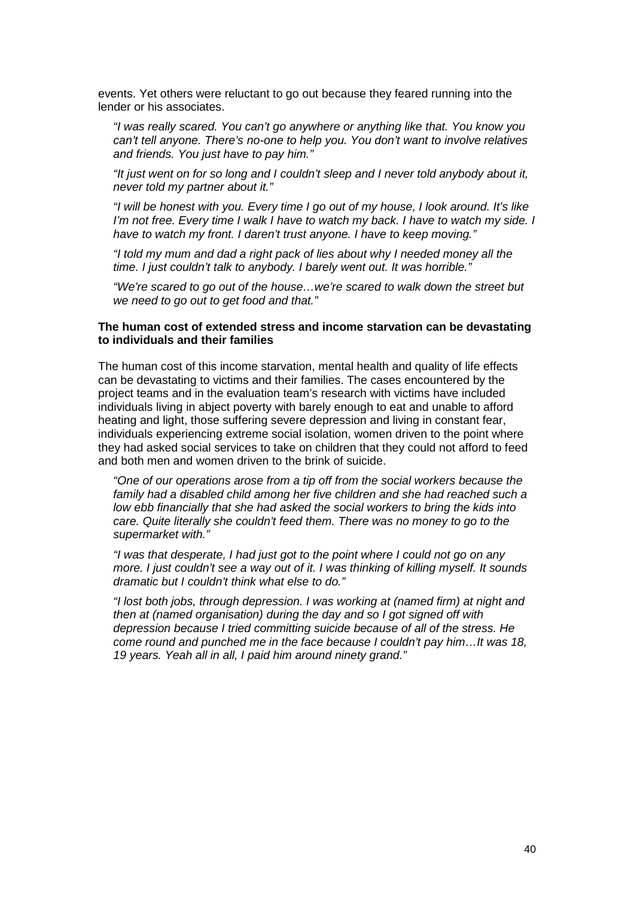events. Yet others were reluctant to go out because they feared running into the lender or his associates.

> *"I was really scared. You can't go anywhere or anything like that. You know you can't tell anyone. There's no-one to help you. You don't want to involve relatives and friends. You just have to pay him."*
>
> *"It just went on for so long and I couldn't sleep and I never told anybody about it, never told my partner about it."*
>
> *"I will be honest with you. Every time I go out of my house, I look around. It's like I'm not free. Every time I walk I have to watch my back. I have to watch my side. I have to watch my front. I daren't trust anyone. I have to keep moving."*
>
> *"I told my mum and dad a right pack of lies about why I needed money all the time. I just couldn't talk to anybody. I barely went out. It was horrible."*
>
> *"We're scared to go out of the house…we're scared to walk down the street but we need to go out to get food and that."*

**The human cost of extended stress and income starvation can be devastating to individuals and their families**

The human cost of this income starvation, mental health and quality of life effects can be devastating to victims and their families. The cases encountered by the project teams and in the evaluation team's research with victims have included individuals living in abject poverty with barely enough to eat and unable to afford heating and light, those suffering severe depression and living in constant fear, individuals experiencing extreme social isolation, women driven to the point where they had asked social services to take on children that they could not afford to feed and both men and women driven to the brink of suicide.

> *"One of our operations arose from a tip off from the social workers because the family had a disabled child among her five children and she had reached such a low ebb financially that she had asked the social workers to bring the kids into care. Quite literally she couldn't feed them. There was no money to go to the supermarket with."*
>
> *"I was that desperate, I had just got to the point where I could not go on any more. I just couldn't see a way out of it. I was thinking of killing myself. It sounds dramatic but I couldn't think what else to do."*
>
> *"I lost both jobs, through depression. I was working at (named firm) at night and then at (named organisation) during the day and so I got signed off with depression because I tried committing suicide because of all of the stress. He come round and punched me in the face because I couldn't pay him…It was 18, 19 years. Yeah all in all, I paid him around ninety grand."*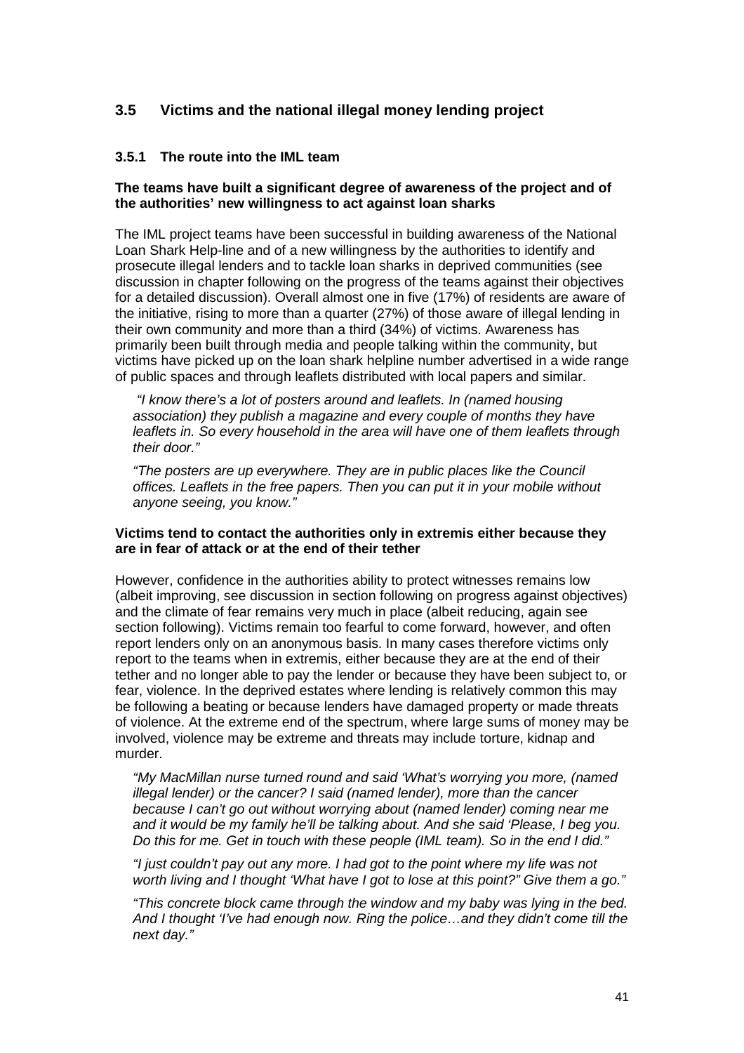## 3.5 Victims and the national illegal money lending project

### 3.5.1 The route into the IML team

**The teams have built a significant degree of awareness of the project and of the authorities' new willingness to act against loan sharks**

The IML project teams have been successful in building awareness of the National Loan Shark Help-line and of a new willingness by the authorities to identify and prosecute illegal lenders and to tackle loan sharks in deprived communities (see discussion in chapter following on the progress of the teams against their objectives for a detailed discussion). Overall almost one in five (17%) of residents are aware of the initiative, rising to more than a quarter (27%) of those aware of illegal lending in their own community and more than a third (34%) of victims. Awareness has primarily been built through media and people talking within the community, but victims have picked up on the loan shark helpline number advertised in a wide range of public spaces and through leaflets distributed with local papers and similar.

*"I know there's a lot of posters around and leaflets. In (named housing association) they publish a magazine and every couple of months they have leaflets in. So every household in the area will have one of them leaflets through their door."*

*"The posters are up everywhere. They are in public places like the Council offices. Leaflets in the free papers. Then you can put it in your mobile without anyone seeing, you know."*

**Victims tend to contact the authorities only in extremis either because they are in fear of attack or at the end of their tether**

However, confidence in the authorities ability to protect witnesses remains low (albeit improving, see discussion in section following on progress against objectives) and the climate of fear remains very much in place (albeit reducing, again see section following). Victims remain too fearful to come forward, however, and often report lenders only on an anonymous basis. In many cases therefore victims only report to the teams when in extremis, either because they are at the end of their tether and no longer able to pay the lender or because they have been subject to, or fear, violence. In the deprived estates where lending is relatively common this may be following a beating or because lenders have damaged property or made threats of violence. At the extreme end of the spectrum, where large sums of money may be involved, violence may be extreme and threats may include torture, kidnap and murder.

*"My MacMillan nurse turned round and said 'What's worrying you more, (named illegal lender) or the cancer? I said (named lender), more than the cancer because I can't go out without worrying about (named lender) coming near me and it would be my family he'll be talking about. And she said 'Please, I beg you. Do this for me. Get in touch with these people (IML team). So in the end I did."*

*"I just couldn't pay out any more. I had got to the point where my life was not worth living and I thought 'What have I got to lose at this point?" Give them a go."*

*"This concrete block came through the window and my baby was lying in the bed. And I thought 'I've had enough now. Ring the police…and they didn't come till the next day."*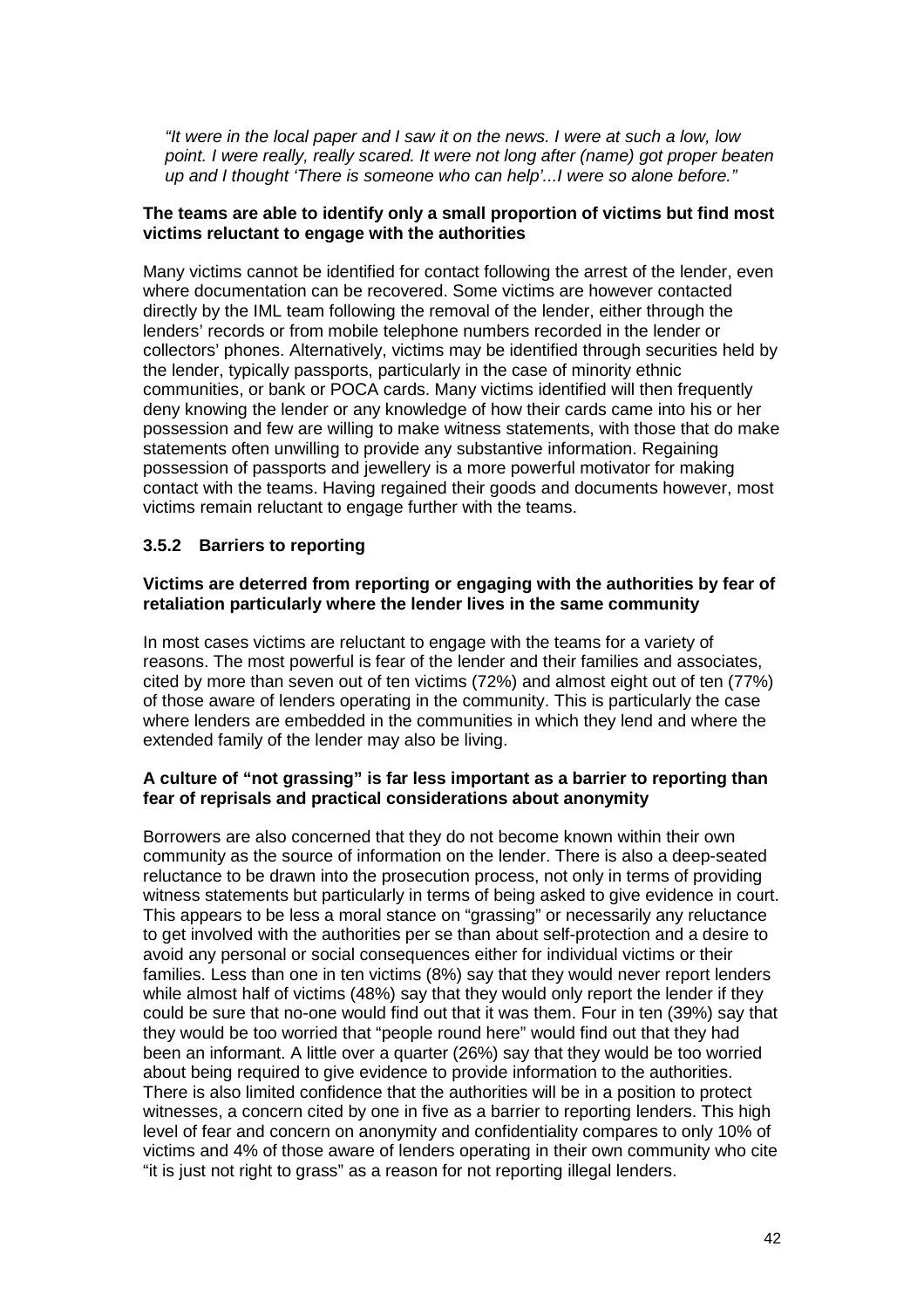*"It were in the local paper and I saw it on the news. I were at such a low, low point. I were really, really scared. It were not long after (name) got proper beaten up and I thought 'There is someone who can help'...I were so alone before."*

**The teams are able to identify only a small proportion of victims but find most victims reluctant to engage with the authorities**

Many victims cannot be identified for contact following the arrest of the lender, even where documentation can be recovered. Some victims are however contacted directly by the IML team following the removal of the lender, either through the lenders' records or from mobile telephone numbers recorded in the lender or collectors' phones. Alternatively, victims may be identified through securities held by the lender, typically passports, particularly in the case of minority ethnic communities, or bank or POCA cards. Many victims identified will then frequently deny knowing the lender or any knowledge of how their cards came into his or her possession and few are willing to make witness statements, with those that do make statements often unwilling to provide any substantive information. Regaining possession of passports and jewellery is a more powerful motivator for making contact with the teams. Having regained their goods and documents however, most victims remain reluctant to engage further with the teams.

### 3.5.2 Barriers to reporting

**Victims are deterred from reporting or engaging with the authorities by fear of retaliation particularly where the lender lives in the same community**

In most cases victims are reluctant to engage with the teams for a variety of reasons. The most powerful is fear of the lender and their families and associates, cited by more than seven out of ten victims (72%) and almost eight out of ten (77%) of those aware of lenders operating in the community. This is particularly the case where lenders are embedded in the communities in which they lend and where the extended family of the lender may also be living.

**A culture of "not grassing" is far less important as a barrier to reporting than fear of reprisals and practical considerations about anonymity**

Borrowers are also concerned that they do not become known within their own community as the source of information on the lender. There is also a deep-seated reluctance to be drawn into the prosecution process, not only in terms of providing witness statements but particularly in terms of being asked to give evidence in court. This appears to be less a moral stance on "grassing" or necessarily any reluctance to get involved with the authorities per se than about self-protection and a desire to avoid any personal or social consequences either for individual victims or their families. Less than one in ten victims (8%) say that they would never report lenders while almost half of victims (48%) say that they would only report the lender if they could be sure that no-one would find out that it was them. Four in ten (39%) say that they would be too worried that "people round here" would find out that they had been an informant. A little over a quarter (26%) say that they would be too worried about being required to give evidence to provide information to the authorities. There is also limited confidence that the authorities will be in a position to protect witnesses, a concern cited by one in five as a barrier to reporting lenders. This high level of fear and concern on anonymity and confidentiality compares to only 10% of victims and 4% of those aware of lenders operating in their own community who cite "it is just not right to grass" as a reason for not reporting illegal lenders.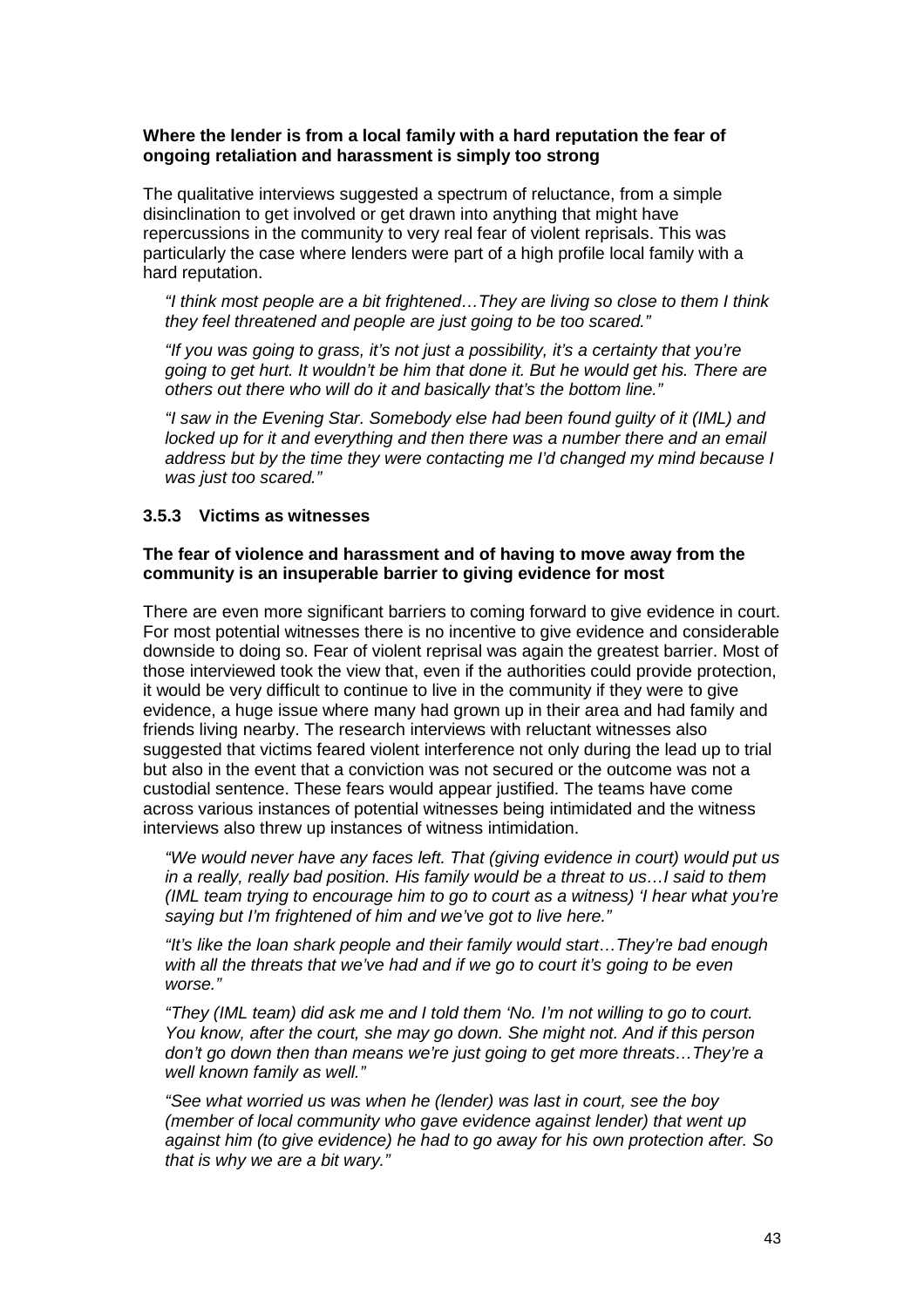**Where the lender is from a local family with a hard reputation the fear of ongoing retaliation and harassment is simply too strong**

The qualitative interviews suggested a spectrum of reluctance, from a simple disinclination to get involved or get drawn into anything that might have repercussions in the community to very real fear of violent reprisals. This was particularly the case where lenders were part of a high profile local family with a hard reputation.

> *"I think most people are a bit frightened…They are living so close to them I think they feel threatened and people are just going to be too scared."*

> *"If you was going to grass, it's not just a possibility, it's a certainty that you're going to get hurt. It wouldn't be him that done it. But he would get his. There are others out there who will do it and basically that's the bottom line."*

> *"I saw in the Evening Star. Somebody else had been found guilty of it (IML) and locked up for it and everything and then there was a number there and an email address but by the time they were contacting me I'd changed my mind because I was just too scared."*

### 3.5.3 Victims as witnesses

**The fear of violence and harassment and of having to move away from the community is an insuperable barrier to giving evidence for most**

There are even more significant barriers to coming forward to give evidence in court. For most potential witnesses there is no incentive to give evidence and considerable downside to doing so. Fear of violent reprisal was again the greatest barrier. Most of those interviewed took the view that, even if the authorities could provide protection, it would be very difficult to continue to live in the community if they were to give evidence, a huge issue where many had grown up in their area and had family and friends living nearby. The research interviews with reluctant witnesses also suggested that victims feared violent interference not only during the lead up to trial but also in the event that a conviction was not secured or the outcome was not a custodial sentence. These fears would appear justified. The teams have come across various instances of potential witnesses being intimidated and the witness interviews also threw up instances of witness intimidation.

> *"We would never have any faces left. That (giving evidence in court) would put us in a really, really bad position. His family would be a threat to us…I said to them (IML team trying to encourage him to go to court as a witness) 'I hear what you're saying but I'm frightened of him and we've got to live here."*

> *"It's like the loan shark people and their family would start…They're bad enough with all the threats that we've had and if we go to court it's going to be even worse."*

> *"They (IML team) did ask me and I told them 'No. I'm not willing to go to court. You know, after the court, she may go down. She might not. And if this person don't go down then than means we're just going to get more threats…They're a well known family as well."*

> *"See what worried us was when he (lender) was last in court, see the boy (member of local community who gave evidence against lender) that went up against him (to give evidence) he had to go away for his own protection after. So that is why we are a bit wary."*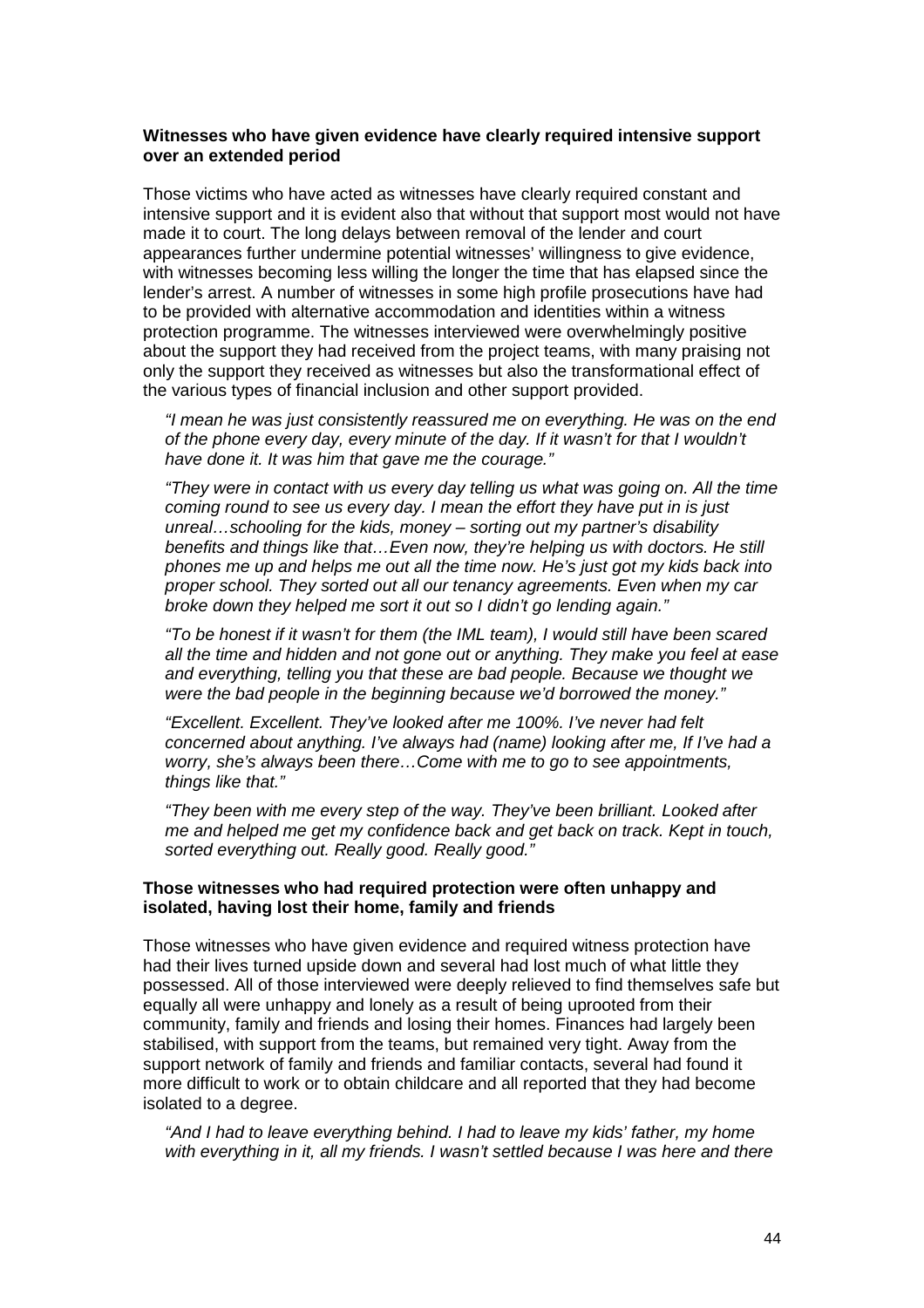**Witnesses who have given evidence have clearly required intensive support over an extended period**

Those victims who have acted as witnesses have clearly required constant and intensive support and it is evident also that without that support most would not have made it to court. The long delays between removal of the lender and court appearances further undermine potential witnesses' willingness to give evidence, with witnesses becoming less willing the longer the time that has elapsed since the lender's arrest. A number of witnesses in some high profile prosecutions have had to be provided with alternative accommodation and identities within a witness protection programme. The witnesses interviewed were overwhelmingly positive about the support they had received from the project teams, with many praising not only the support they received as witnesses but also the transformational effect of the various types of financial inclusion and other support provided.

> *"I mean he was just consistently reassured me on everything. He was on the end of the phone every day, every minute of the day. If it wasn't for that I wouldn't have done it. It was him that gave me the courage."*

> *"They were in contact with us every day telling us what was going on. All the time coming round to see us every day. I mean the effort they have put in is just unreal…schooling for the kids, money – sorting out my partner's disability benefits and things like that…Even now, they're helping us with doctors. He still phones me up and helps me out all the time now. He's just got my kids back into proper school. They sorted out all our tenancy agreements. Even when my car broke down they helped me sort it out so I didn't go lending again."*

> *"To be honest if it wasn't for them (the IML team), I would still have been scared all the time and hidden and not gone out or anything. They make you feel at ease and everything, telling you that these are bad people. Because we thought we were the bad people in the beginning because we'd borrowed the money."*

> *"Excellent. Excellent. They've looked after me 100%. I've never had felt concerned about anything. I've always had (name) looking after me, If I've had a worry, she's always been there…Come with me to go to see appointments, things like that."*

> *"They been with me every step of the way. They've been brilliant. Looked after me and helped me get my confidence back and get back on track. Kept in touch, sorted everything out. Really good. Really good."*

**Those witnesses who had required protection were often unhappy and isolated, having lost their home, family and friends**

Those witnesses who have given evidence and required witness protection have had their lives turned upside down and several had lost much of what little they possessed. All of those interviewed were deeply relieved to find themselves safe but equally all were unhappy and lonely as a result of being uprooted from their community, family and friends and losing their homes. Finances had largely been stabilised, with support from the teams, but remained very tight. Away from the support network of family and friends and familiar contacts, several had found it more difficult to work or to obtain childcare and all reported that they had become isolated to a degree.

> *"And I had to leave everything behind. I had to leave my kids' father, my home with everything in it, all my friends. I wasn't settled because I was here and there*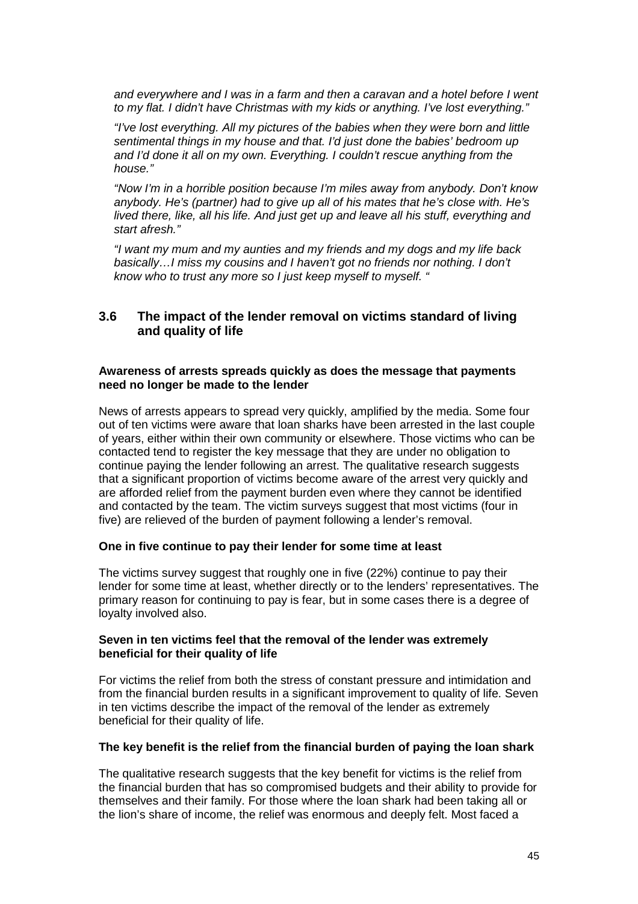*and everywhere and I was in a farm and then a caravan and a hotel before I went to my flat. I didn't have Christmas with my kids or anything. I've lost everything."*

*"I've lost everything. All my pictures of the babies when they were born and little sentimental things in my house and that. I'd just done the babies' bedroom up and I'd done it all on my own. Everything. I couldn't rescue anything from the house."*

*"Now I'm in a horrible position because I'm miles away from anybody. Don't know anybody. He's (partner) had to give up all of his mates that he's close with. He's lived there, like, all his life. And just get up and leave all his stuff, everything and start afresh."*

*"I want my mum and my aunties and my friends and my dogs and my life back basically…I miss my cousins and I haven't got no friends nor nothing. I don't know who to trust any more so I just keep myself to myself. "*

## 3.6 The impact of the lender removal on victims standard of living and quality of life

**Awareness of arrests spreads quickly as does the message that payments need no longer be made to the lender**

News of arrests appears to spread very quickly, amplified by the media. Some four out of ten victims were aware that loan sharks have been arrested in the last couple of years, either within their own community or elsewhere. Those victims who can be contacted tend to register the key message that they are under no obligation to continue paying the lender following an arrest. The qualitative research suggests that a significant proportion of victims become aware of the arrest very quickly and are afforded relief from the payment burden even where they cannot be identified and contacted by the team. The victim surveys suggest that most victims (four in five) are relieved of the burden of payment following a lender's removal.

**One in five continue to pay their lender for some time at least**

The victims survey suggest that roughly one in five (22%) continue to pay their lender for some time at least, whether directly or to the lenders' representatives. The primary reason for continuing to pay is fear, but in some cases there is a degree of loyalty involved also.

**Seven in ten victims feel that the removal of the lender was extremely beneficial for their quality of life**

For victims the relief from both the stress of constant pressure and intimidation and from the financial burden results in a significant improvement to quality of life. Seven in ten victims describe the impact of the removal of the lender as extremely beneficial for their quality of life.

**The key benefit is the relief from the financial burden of paying the loan shark**

The qualitative research suggests that the key benefit for victims is the relief from the financial burden that has so compromised budgets and their ability to provide for themselves and their family. For those where the loan shark had been taking all or the lion's share of income, the relief was enormous and deeply felt. Most faced a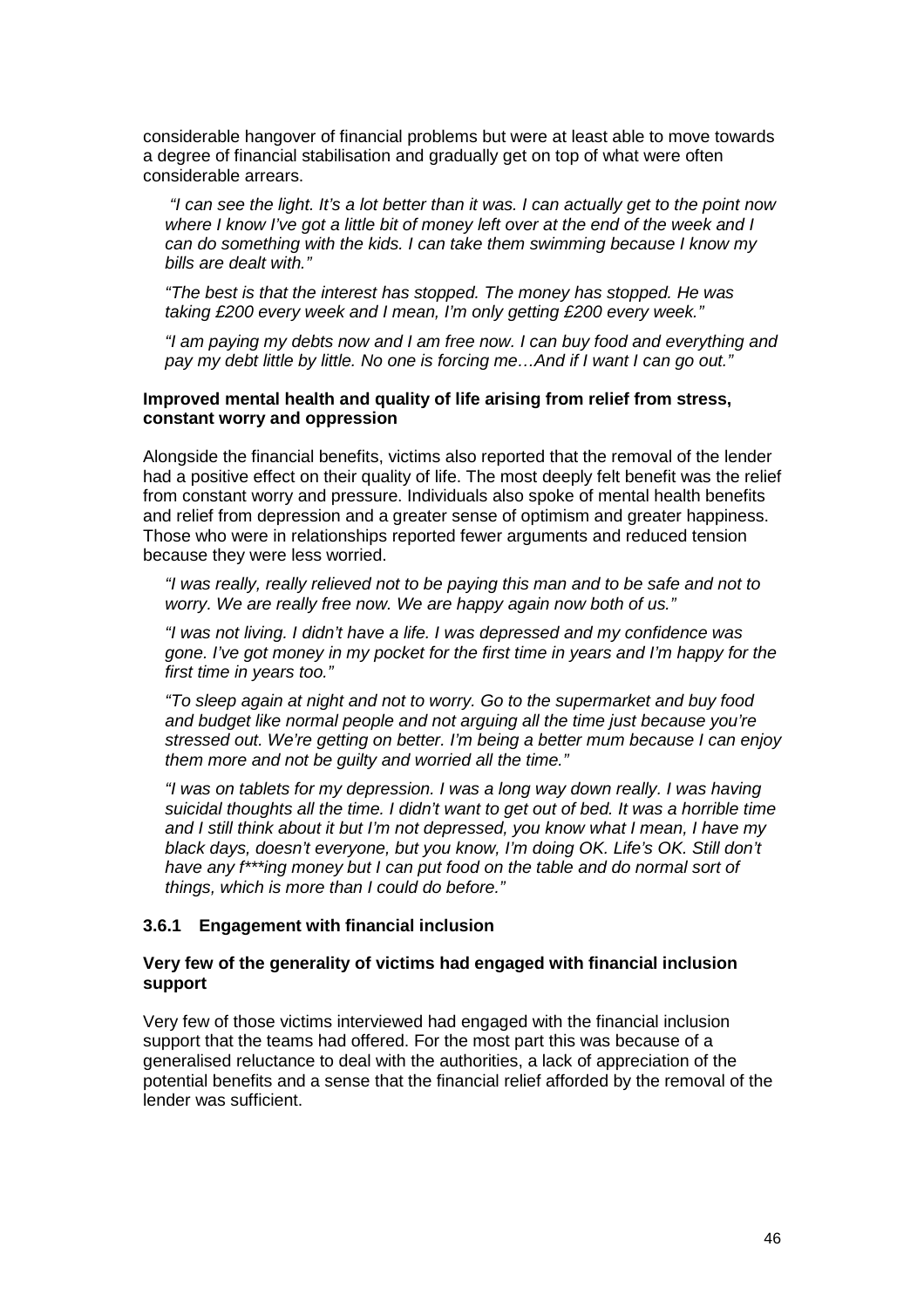considerable hangover of financial problems but were at least able to move towards a degree of financial stabilisation and gradually get on top of what were often considerable arrears.

> *"I can see the light. It's a lot better than it was. I can actually get to the point now where I know I've got a little bit of money left over at the end of the week and I can do something with the kids. I can take them swimming because I know my bills are dealt with."*
>
> *"The best is that the interest has stopped. The money has stopped. He was taking £200 every week and I mean, I'm only getting £200 every week."*
>
> *"I am paying my debts now and I am free now. I can buy food and everything and pay my debt little by little. No one is forcing me…And if I want I can go out."*

**Improved mental health and quality of life arising from relief from stress, constant worry and oppression**

Alongside the financial benefits, victims also reported that the removal of the lender had a positive effect on their quality of life. The most deeply felt benefit was the relief from constant worry and pressure. Individuals also spoke of mental health benefits and relief from depression and a greater sense of optimism and greater happiness. Those who were in relationships reported fewer arguments and reduced tension because they were less worried.

> *"I was really, really relieved not to be paying this man and to be safe and not to worry. We are really free now. We are happy again now both of us."*
>
> *"I was not living. I didn't have a life. I was depressed and my confidence was gone. I've got money in my pocket for the first time in years and I'm happy for the first time in years too."*
>
> *"To sleep again at night and not to worry. Go to the supermarket and buy food and budget like normal people and not arguing all the time just because you're stressed out. We're getting on better. I'm being a better mum because I can enjoy them more and not be guilty and worried all the time."*
>
> *"I was on tablets for my depression. I was a long way down really. I was having suicidal thoughts all the time. I didn't want to get out of bed. It was a horrible time and I still think about it but I'm not depressed, you know what I mean, I have my black days, doesn't everyone, but you know, I'm doing OK. Life's OK. Still don't have any f\*\*\*ing money but I can put food on the table and do normal sort of things, which is more than I could do before."*

### 3.6.1 Engagement with financial inclusion

**Very few of the generality of victims had engaged with financial inclusion support**

Very few of those victims interviewed had engaged with the financial inclusion support that the teams had offered. For the most part this was because of a generalised reluctance to deal with the authorities, a lack of appreciation of the potential benefits and a sense that the financial relief afforded by the removal of the lender was sufficient.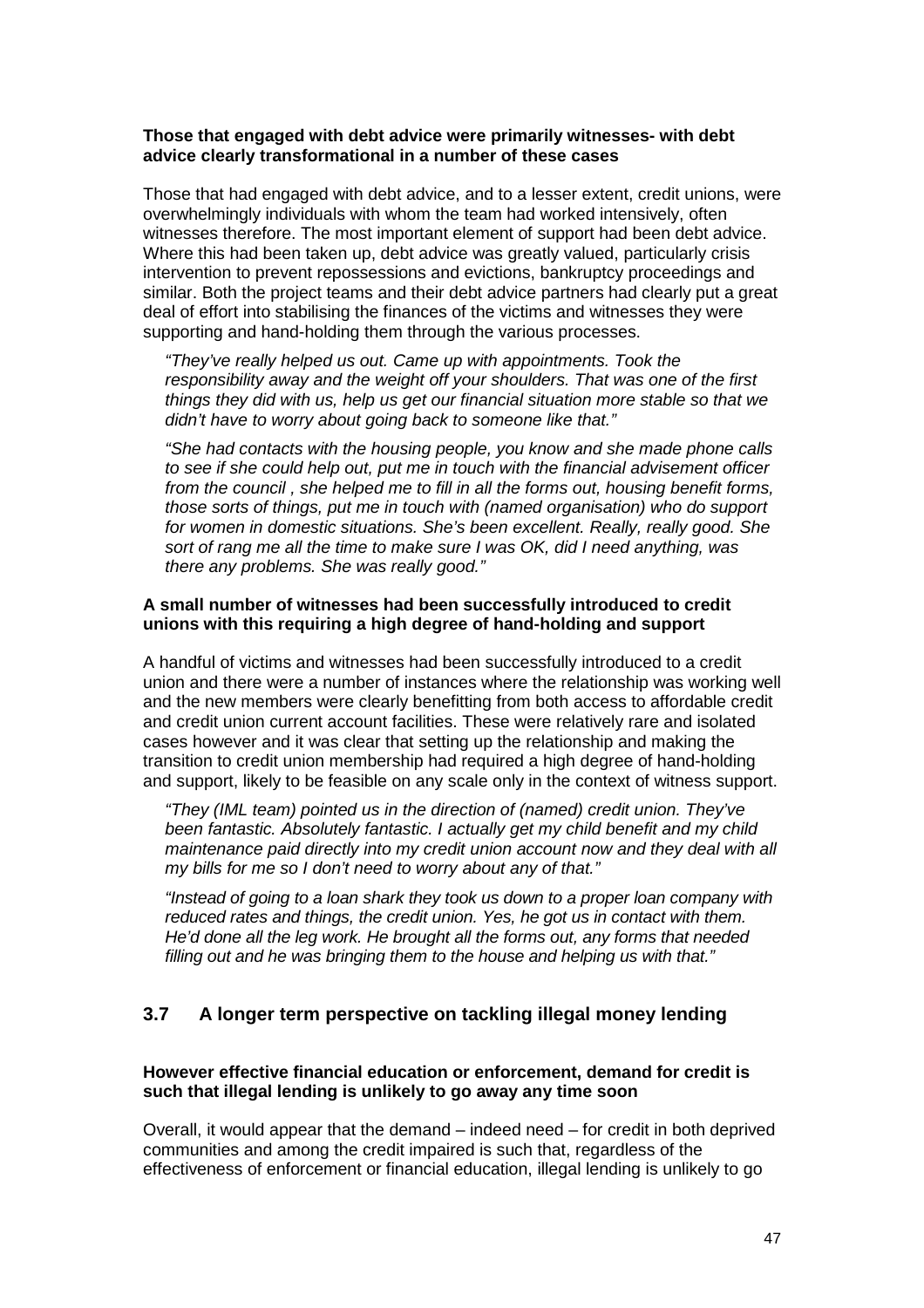**Those that engaged with debt advice were primarily witnesses- with debt advice clearly transformational in a number of these cases**

Those that had engaged with debt advice, and to a lesser extent, credit unions, were overwhelmingly individuals with whom the team had worked intensively, often witnesses therefore. The most important element of support had been debt advice. Where this had been taken up, debt advice was greatly valued, particularly crisis intervention to prevent repossessions and evictions, bankruptcy proceedings and similar. Both the project teams and their debt advice partners had clearly put a great deal of effort into stabilising the finances of the victims and witnesses they were supporting and hand-holding them through the various processes.

> *"They've really helped us out. Came up with appointments. Took the responsibility away and the weight off your shoulders. That was one of the first things they did with us, help us get our financial situation more stable so that we didn't have to worry about going back to someone like that."*

> *"She had contacts with the housing people, you know and she made phone calls to see if she could help out, put me in touch with the financial advisement officer from the council , she helped me to fill in all the forms out, housing benefit forms, those sorts of things, put me in touch with (named organisation) who do support for women in domestic situations. She's been excellent. Really, really good. She sort of rang me all the time to make sure I was OK, did I need anything, was there any problems. She was really good."*

**A small number of witnesses had been successfully introduced to credit unions with this requiring a high degree of hand-holding and support**

A handful of victims and witnesses had been successfully introduced to a credit union and there were a number of instances where the relationship was working well and the new members were clearly benefitting from both access to affordable credit and credit union current account facilities. These were relatively rare and isolated cases however and it was clear that setting up the relationship and making the transition to credit union membership had required a high degree of hand-holding and support, likely to be feasible on any scale only in the context of witness support.

> *"They (IML team) pointed us in the direction of (named) credit union. They've been fantastic. Absolutely fantastic. I actually get my child benefit and my child maintenance paid directly into my credit union account now and they deal with all my bills for me so I don't need to worry about any of that."*

> *"Instead of going to a loan shark they took us down to a proper loan company with reduced rates and things, the credit union. Yes, he got us in contact with them. He'd done all the leg work. He brought all the forms out, any forms that needed filling out and he was bringing them to the house and helping us with that."*

## 3.7 A longer term perspective on tackling illegal money lending

**However effective financial education or enforcement, demand for credit is such that illegal lending is unlikely to go away any time soon**

Overall, it would appear that the demand – indeed need – for credit in both deprived communities and among the credit impaired is such that, regardless of the effectiveness of enforcement or financial education, illegal lending is unlikely to go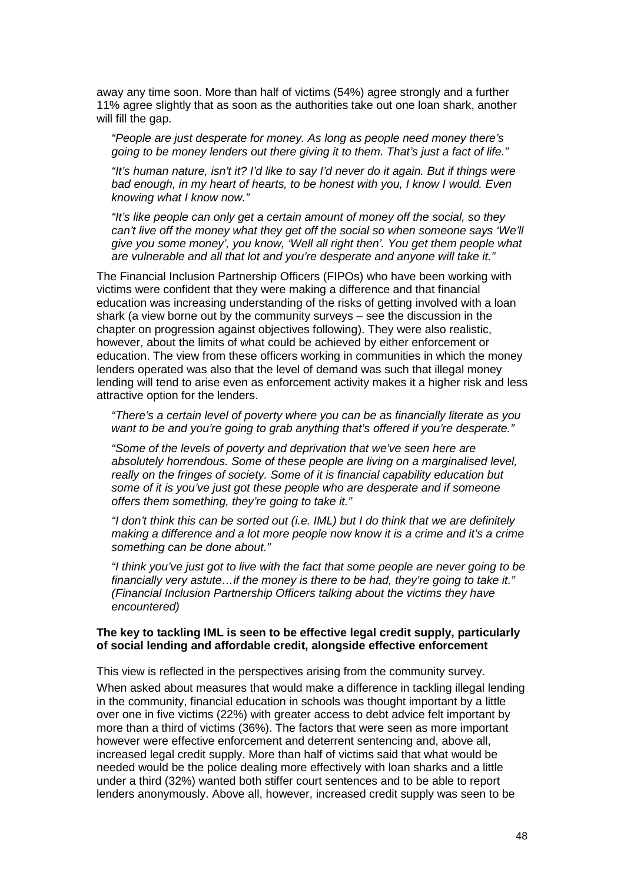away any time soon. More than half of victims (54%) agree strongly and a further 11% agree slightly that as soon as the authorities take out one loan shark, another will fill the gap.

> *"People are just desperate for money. As long as people need money there's going to be money lenders out there giving it to them. That's just a fact of life."*
>
> *"It's human nature, isn't it? I'd like to say I'd never do it again. But if things were bad enough, in my heart of hearts, to be honest with you, I know I would. Even knowing what I know now."*
>
> *"It's like people can only get a certain amount of money off the social, so they can't live off the money what they get off the social so when someone says 'We'll give you some money', you know, 'Well all right then'. You get them people what are vulnerable and all that lot and you're desperate and anyone will take it."*

The Financial Inclusion Partnership Officers (FIPOs) who have been working with victims were confident that they were making a difference and that financial education was increasing understanding of the risks of getting involved with a loan shark (a view borne out by the community surveys – see the discussion in the chapter on progression against objectives following). They were also realistic, however, about the limits of what could be achieved by either enforcement or education. The view from these officers working in communities in which the money lenders operated was also that the level of demand was such that illegal money lending will tend to arise even as enforcement activity makes it a higher risk and less attractive option for the lenders.

> *"There's a certain level of poverty where you can be as financially literate as you want to be and you're going to grab anything that's offered if you're desperate."*
>
> *"Some of the levels of poverty and deprivation that we've seen here are absolutely horrendous. Some of these people are living on a marginalised level, really on the fringes of society. Some of it is financial capability education but some of it is you've just got these people who are desperate and if someone offers them something, they're going to take it."*
>
> *"I don't think this can be sorted out (i.e. IML) but I do think that we are definitely making a difference and a lot more people now know it is a crime and it's a crime something can be done about."*
>
> *"I think you've just got to live with the fact that some people are never going to be financially very astute…if the money is there to be had, they're going to take it." (Financial Inclusion Partnership Officers talking about the victims they have encountered)*

**The key to tackling IML is seen to be effective legal credit supply, particularly of social lending and affordable credit, alongside effective enforcement**

This view is reflected in the perspectives arising from the community survey.

When asked about measures that would make a difference in tackling illegal lending in the community, financial education in schools was thought important by a little over one in five victims (22%) with greater access to debt advice felt important by more than a third of victims (36%). The factors that were seen as more important however were effective enforcement and deterrent sentencing and, above all, increased legal credit supply. More than half of victims said that what would be needed would be the police dealing more effectively with loan sharks and a little under a third (32%) wanted both stiffer court sentences and to be able to report lenders anonymously. Above all, however, increased credit supply was seen to be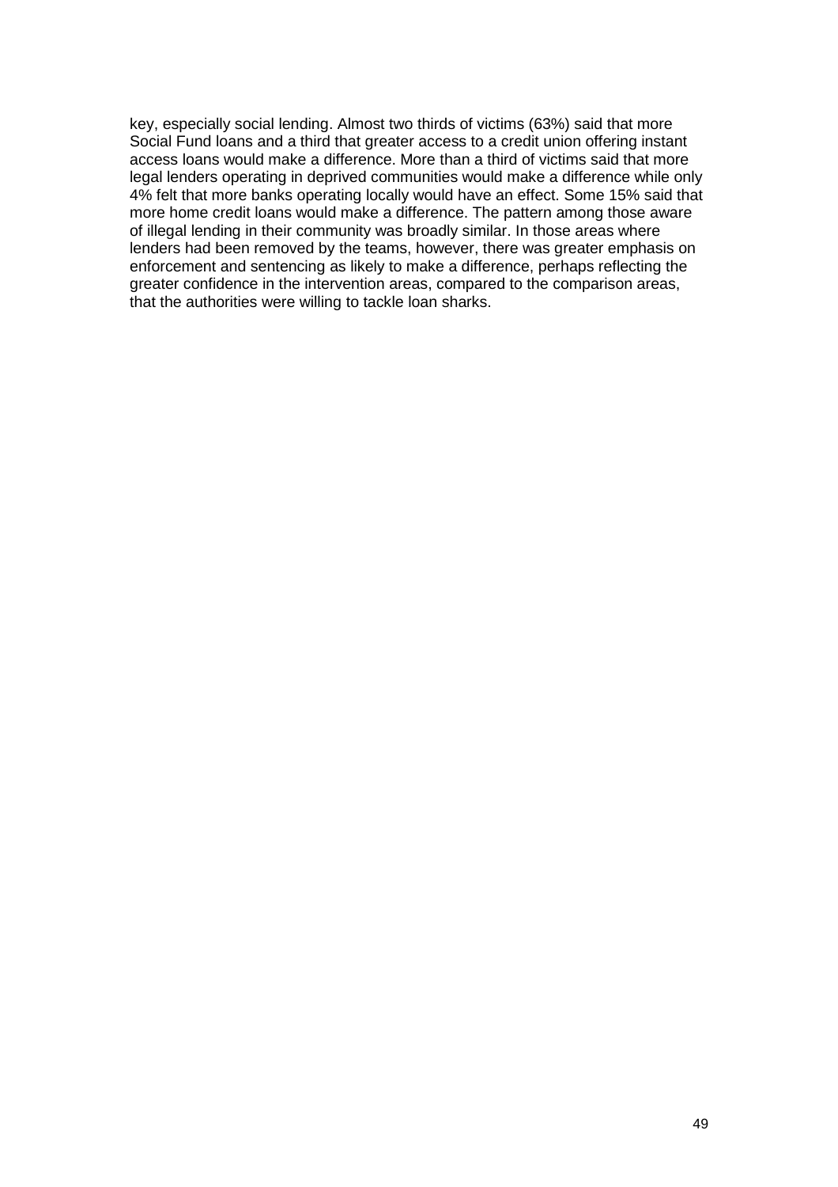key, especially social lending. Almost two thirds of victims (63%) said that more Social Fund loans and a third that greater access to a credit union offering instant access loans would make a difference. More than a third of victims said that more legal lenders operating in deprived communities would make a difference while only 4% felt that more banks operating locally would have an effect. Some 15% said that more home credit loans would make a difference. The pattern among those aware of illegal lending in their community was broadly similar. In those areas where lenders had been removed by the teams, however, there was greater emphasis on enforcement and sentencing as likely to make a difference, perhaps reflecting the greater confidence in the intervention areas, compared to the comparison areas, that the authorities were willing to tackle loan sharks.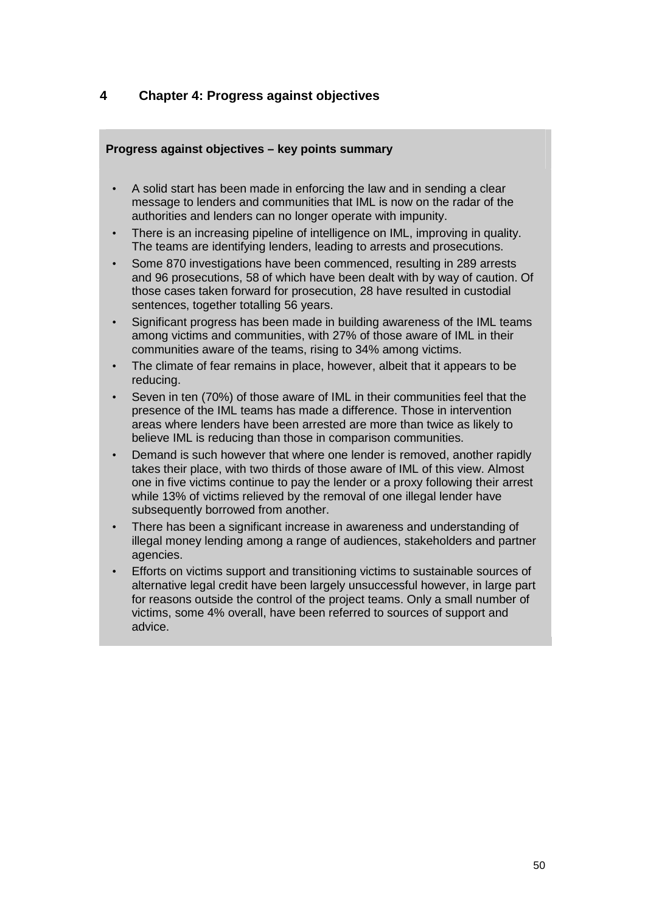# 4 Chapter 4: Progress against objectives

**Progress against objectives – key points summary**

- A solid start has been made in enforcing the law and in sending a clear message to lenders and communities that IML is now on the radar of the authorities and lenders can no longer operate with impunity.
- There is an increasing pipeline of intelligence on IML, improving in quality. The teams are identifying lenders, leading to arrests and prosecutions.
- Some 870 investigations have been commenced, resulting in 289 arrests and 96 prosecutions, 58 of which have been dealt with by way of caution. Of those cases taken forward for prosecution, 28 have resulted in custodial sentences, together totalling 56 years.
- Significant progress has been made in building awareness of the IML teams among victims and communities, with 27% of those aware of IML in their communities aware of the teams, rising to 34% among victims.
- The climate of fear remains in place, however, albeit that it appears to be reducing.
- Seven in ten (70%) of those aware of IML in their communities feel that the presence of the IML teams has made a difference. Those in intervention areas where lenders have been arrested are more than twice as likely to believe IML is reducing than those in comparison communities.
- Demand is such however that where one lender is removed, another rapidly takes their place, with two thirds of those aware of IML of this view. Almost one in five victims continue to pay the lender or a proxy following their arrest while 13% of victims relieved by the removal of one illegal lender have subsequently borrowed from another.
- There has been a significant increase in awareness and understanding of illegal money lending among a range of audiences, stakeholders and partner agencies.
- Efforts on victims support and transitioning victims to sustainable sources of alternative legal credit have been largely unsuccessful however, in large part for reasons outside the control of the project teams. Only a small number of victims, some 4% overall, have been referred to sources of support and advice.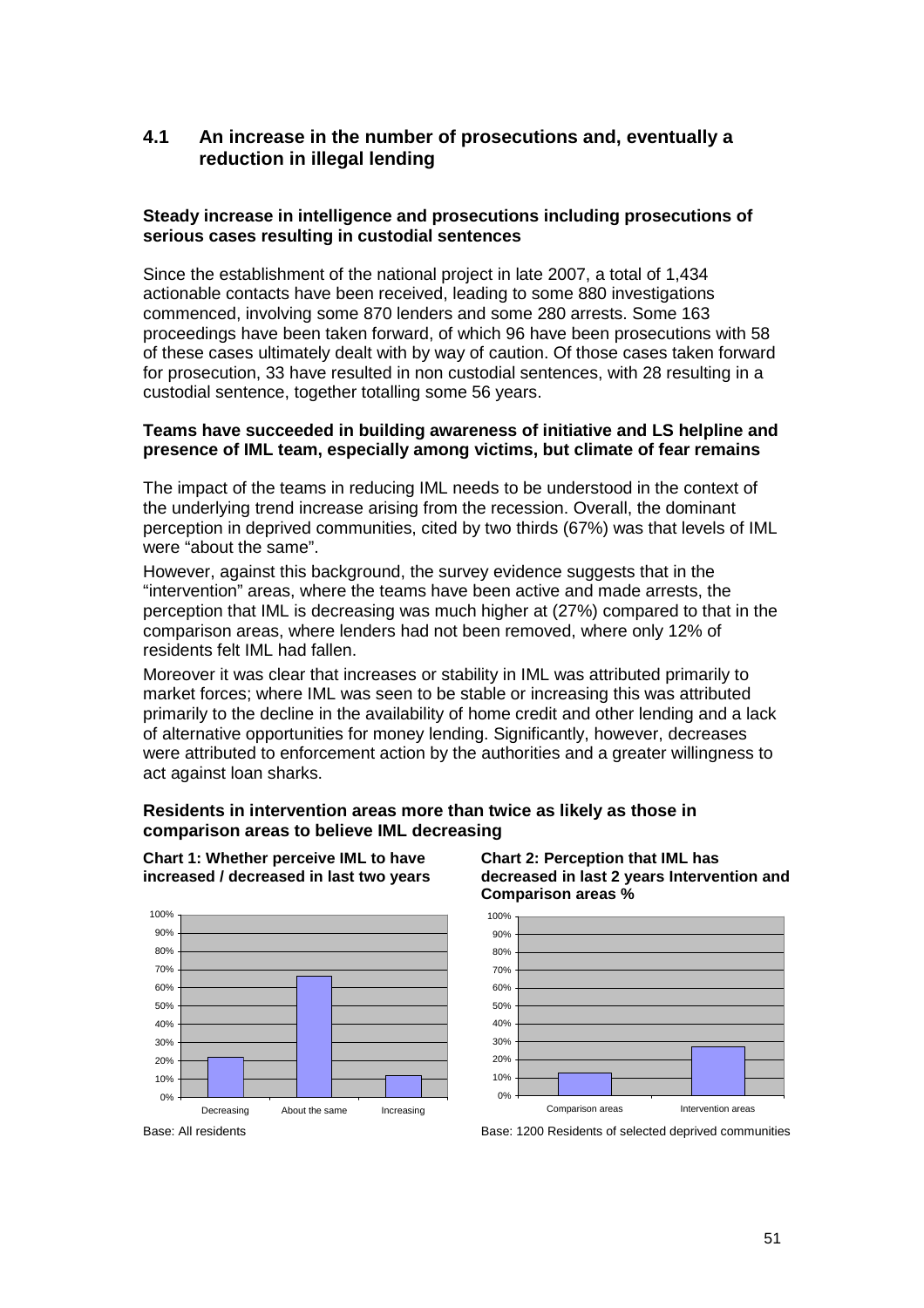## 4.1 An increase in the number of prosecutions and, eventually a reduction in illegal lending

### Steady increase in intelligence and prosecutions including prosecutions of serious cases resulting in custodial sentences

Since the establishment of the national project in late 2007, a total of 1,434 actionable contacts have been received, leading to some 880 investigations commenced, involving some 870 lenders and some 280 arrests. Some 163 proceedings have been taken forward, of which 96 have been prosecutions with 58 of these cases ultimately dealt with by way of caution. Of those cases taken forward for prosecution, 33 have resulted in non custodial sentences, with 28 resulting in a custodial sentence, together totalling some 56 years.

### Teams have succeeded in building awareness of initiative and LS helpline and presence of IML team, especially among victims, but climate of fear remains

The impact of the teams in reducing IML needs to be understood in the context of the underlying trend increase arising from the recession. Overall, the dominant perception in deprived communities, cited by two thirds (67%) was that levels of IML were "about the same".

However, against this background, the survey evidence suggests that in the "intervention" areas, where the teams have been active and made arrests, the perception that IML is decreasing was much higher at (27%) compared to that in the comparison areas, where lenders had not been removed, where only 12% of residents felt IML had fallen.

Moreover it was clear that increases or stability in IML was attributed primarily to market forces; where IML was seen to be stable or increasing this was attributed primarily to the decline in the availability of home credit and other lending and a lack of alternative opportunities for money lending. Significantly, however, decreases were attributed to enforcement action by the authorities and a greater willingness to act against loan sharks.

### Residents in intervention areas more than twice as likely as those in comparison areas to believe IML decreasing

**Chart 1: Whether perceive IML to have increased / decreased in last two years**

| Response | % |
|---|---|
| Decreasing | 22% |
| About the same | 67% |
| Increasing | 12% |

Base: All residents

**Chart 2: Perception that IML has decreased in last 2 years Intervention and Comparison areas %**

| Area | % |
|---|---|
| Comparison areas | 12% |
| Intervention areas | 27% |

Base: 1200 Residents of selected deprived communities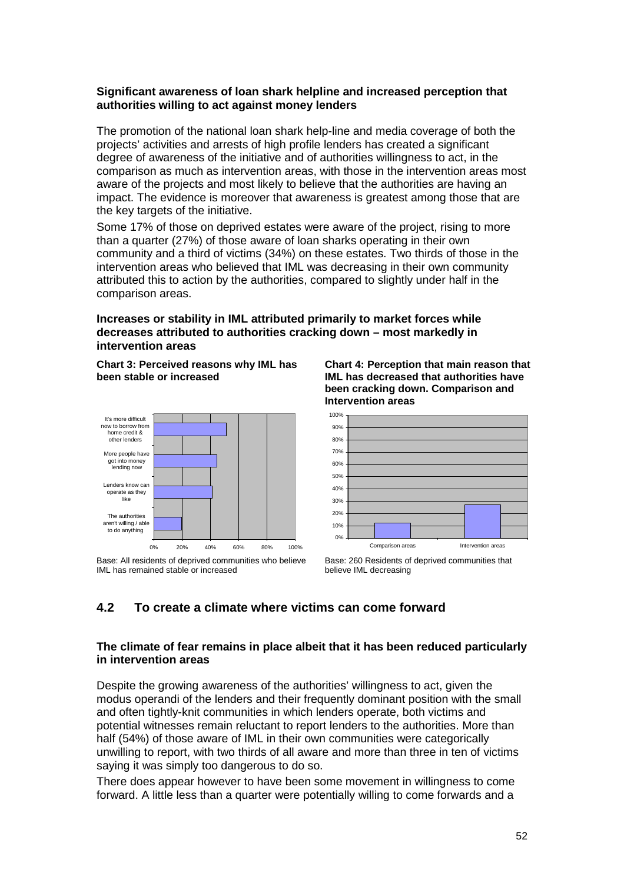**Significant awareness of loan shark helpline and increased perception that authorities willing to act against money lenders**

The promotion of the national loan shark help-line and media coverage of both the projects' activities and arrests of high profile lenders has created a significant degree of awareness of the initiative and of authorities willingness to act, in the comparison as much as intervention areas, with those in the intervention areas most aware of the projects and most likely to believe that the authorities are having an impact. The evidence is moreover that awareness is greatest among those that are the key targets of the initiative.

Some 17% of those on deprived estates were aware of the project, rising to more than a quarter (27%) of those aware of loan sharks operating in their own community and a third of victims (34%) on these estates. Two thirds of those in the intervention areas who believed that IML was decreasing in their own community attributed this to action by the authorities, compared to slightly under half in the comparison areas.

**Increases or stability in IML attributed primarily to market forces while decreases attributed to authorities cracking down – most markedly in intervention areas**

**Chart 3: Perceived reasons why IML has been stable or increased**

| Reason | Approx. % |
|---|---|
| It's more difficult now to borrow from home credit & other lenders | ~51% |
| More people have got into money lending now | ~45% |
| Lenders know can operate as they like | ~41% |
| The authorities aren't willing / able to do anything | ~20% |

Base: All residents of deprived communities who believe IML has remained stable or increased

**Chart 4: Perception that main reason that IML has decreased that authorities have been cracking down. Comparison and Intervention areas**

| Area | Approx. % |
|---|---|
| Comparison areas | ~12% |
| Intervention areas | ~27% |

Base: 260 Residents of deprived communities that believe IML decreasing

## 4.2 To create a climate where victims can come forward

**The climate of fear remains in place albeit that it has been reduced particularly in intervention areas**

Despite the growing awareness of the authorities' willingness to act, given the modus operandi of the lenders and their frequently dominant position with the small and often tightly-knit communities in which lenders operate, both victims and potential witnesses remain reluctant to report lenders to the authorities. More than half (54%) of those aware of IML in their own communities were categorically unwilling to report, with two thirds of all aware and more than three in ten of victims saying it was simply too dangerous to do so.

There does appear however to have been some movement in willingness to come forward. A little less than a quarter were potentially willing to come forwards and a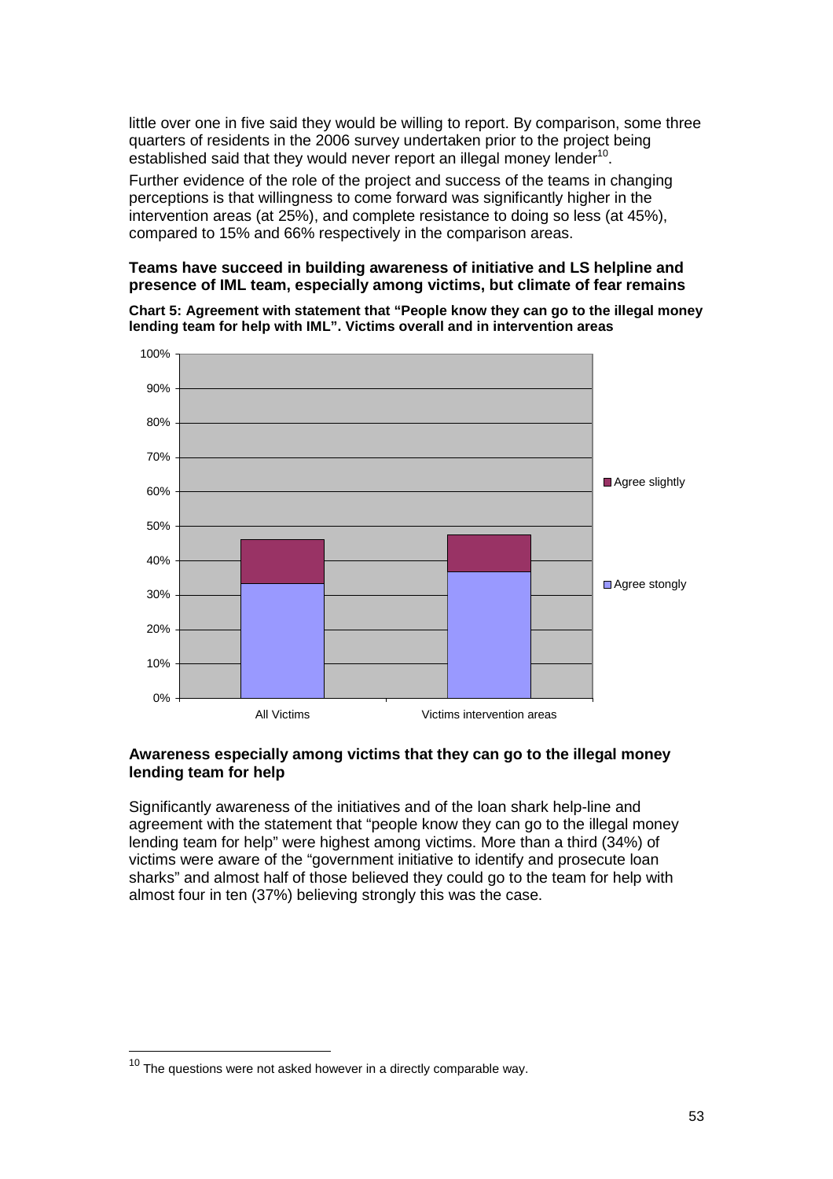little over one in five said they would be willing to report. By comparison, some three quarters of residents in the 2006 survey undertaken prior to the project being established said that they would never report an illegal money lender[10].

Further evidence of the role of the project and success of the teams in changing perceptions is that willingness to come forward was significantly higher in the intervention areas (at 25%), and complete resistance to doing so less (at 45%), compared to 15% and 66% respectively in the comparison areas.

**Teams have succeed in building awareness of initiative and LS helpline and presence of IML team, especially among victims, but climate of fear remains**

**Chart 5: Agreement with statement that "People know they can go to the illegal money lending team for help with IML". Victims overall and in intervention areas**

### Awareness especially among victims that they can go to the illegal money lending team for help

Significantly awareness of the initiatives and of the loan shark help-line and agreement with the statement that "people know they can go to the illegal money lending team for help" were highest among victims. More than a third (34%) of victims were aware of the "government initiative to identify and prosecute loan sharks" and almost half of those believed they could go to the team for help with almost four in ten (37%) believing strongly this was the case.

---

[10] The questions were not asked however in a directly comparable way.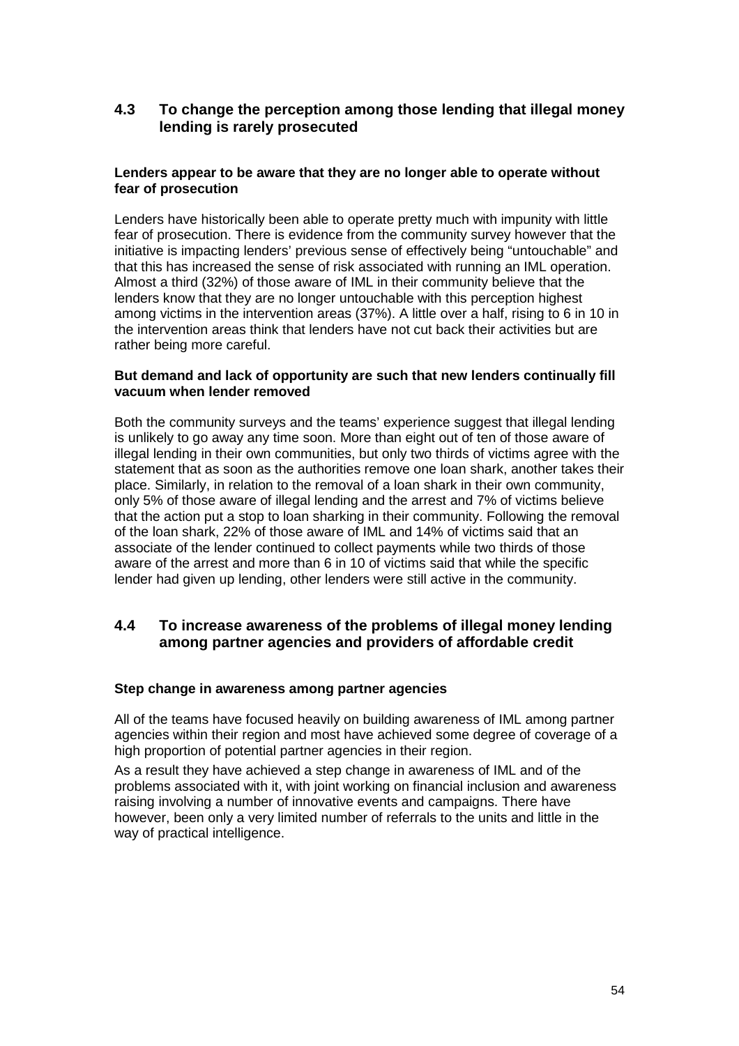## 4.3 To change the perception among those lending that illegal money lending is rarely prosecuted

**Lenders appear to be aware that they are no longer able to operate without fear of prosecution**

Lenders have historically been able to operate pretty much with impunity with little fear of prosecution. There is evidence from the community survey however that the initiative is impacting lenders' previous sense of effectively being "untouchable" and that this has increased the sense of risk associated with running an IML operation. Almost a third (32%) of those aware of IML in their community believe that the lenders know that they are no longer untouchable with this perception highest among victims in the intervention areas (37%). A little over a half, rising to 6 in 10 in the intervention areas think that lenders have not cut back their activities but are rather being more careful.

**But demand and lack of opportunity are such that new lenders continually fill vacuum when lender removed**

Both the community surveys and the teams' experience suggest that illegal lending is unlikely to go away any time soon. More than eight out of ten of those aware of illegal lending in their own communities, but only two thirds of victims agree with the statement that as soon as the authorities remove one loan shark, another takes their place. Similarly, in relation to the removal of a loan shark in their own community, only 5% of those aware of illegal lending and the arrest and 7% of victims believe that the action put a stop to loan sharking in their community. Following the removal of the loan shark, 22% of those aware of IML and 14% of victims said that an associate of the lender continued to collect payments while two thirds of those aware of the arrest and more than 6 in 10 of victims said that while the specific lender had given up lending, other lenders were still active in the community.

## 4.4 To increase awareness of the problems of illegal money lending among partner agencies and providers of affordable credit

**Step change in awareness among partner agencies**

All of the teams have focused heavily on building awareness of IML among partner agencies within their region and most have achieved some degree of coverage of a high proportion of potential partner agencies in their region.

As a result they have achieved a step change in awareness of IML and of the problems associated with it, with joint working on financial inclusion and awareness raising involving a number of innovative events and campaigns. There have however, been only a very limited number of referrals to the units and little in the way of practical intelligence.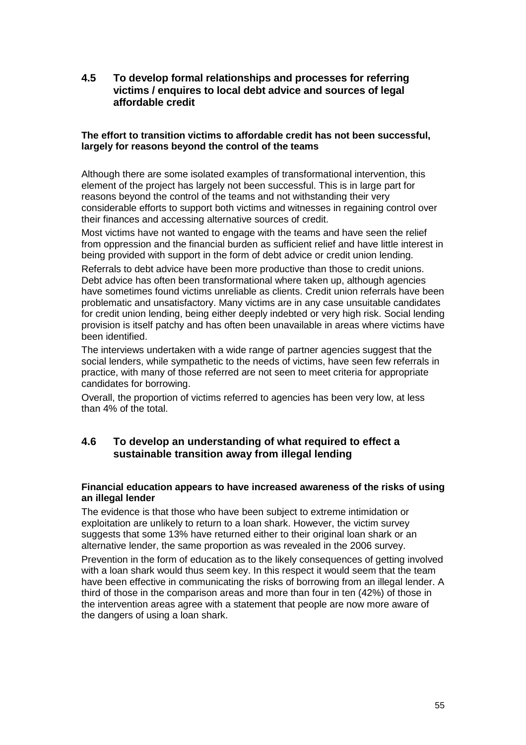## 4.5 To develop formal relationships and processes for referring victims / enquires to local debt advice and sources of legal affordable credit

**The effort to transition victims to affordable credit has not been successful, largely for reasons beyond the control of the teams**

Although there are some isolated examples of transformational intervention, this element of the project has largely not been successful. This is in large part for reasons beyond the control of the teams and not withstanding their very considerable efforts to support both victims and witnesses in regaining control over their finances and accessing alternative sources of credit.

Most victims have not wanted to engage with the teams and have seen the relief from oppression and the financial burden as sufficient relief and have little interest in being provided with support in the form of debt advice or credit union lending.

Referrals to debt advice have been more productive than those to credit unions. Debt advice has often been transformational where taken up, although agencies have sometimes found victims unreliable as clients. Credit union referrals have been problematic and unsatisfactory. Many victims are in any case unsuitable candidates for credit union lending, being either deeply indebted or very high risk. Social lending provision is itself patchy and has often been unavailable in areas where victims have been identified.

The interviews undertaken with a wide range of partner agencies suggest that the social lenders, while sympathetic to the needs of victims, have seen few referrals in practice, with many of those referred are not seen to meet criteria for appropriate candidates for borrowing.

Overall, the proportion of victims referred to agencies has been very low, at less than 4% of the total.

## 4.6 To develop an understanding of what required to effect a sustainable transition away from illegal lending

**Financial education appears to have increased awareness of the risks of using an illegal lender**

The evidence is that those who have been subject to extreme intimidation or exploitation are unlikely to return to a loan shark. However, the victim survey suggests that some 13% have returned either to their original loan shark or an alternative lender, the same proportion as was revealed in the 2006 survey.

Prevention in the form of education as to the likely consequences of getting involved with a loan shark would thus seem key. In this respect it would seem that the team have been effective in communicating the risks of borrowing from an illegal lender. A third of those in the comparison areas and more than four in ten (42%) of those in the intervention areas agree with a statement that people are now more aware of the dangers of using a loan shark.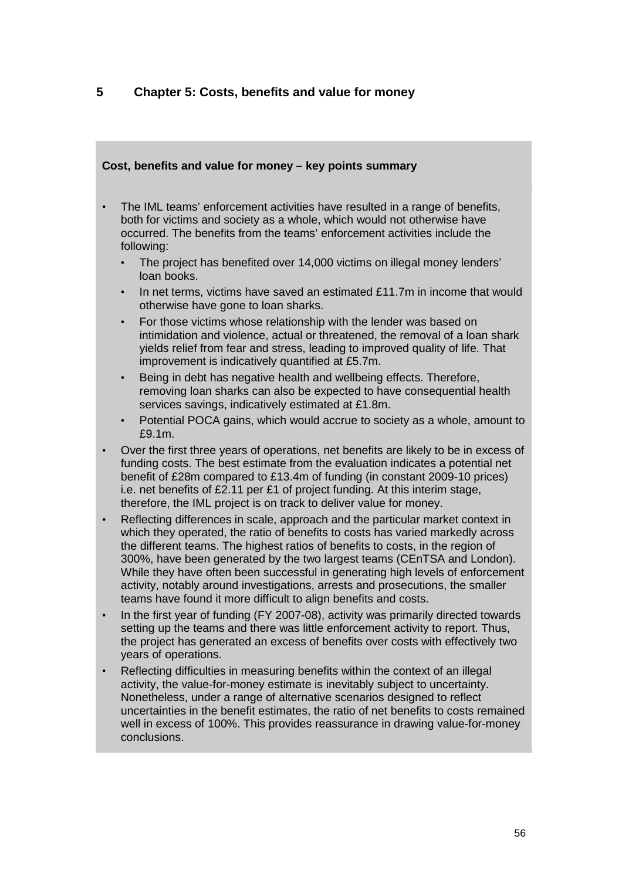# 5 Chapter 5: Costs, benefits and value for money

**Cost, benefits and value for money – key points summary**

- The IML teams' enforcement activities have resulted in a range of benefits, both for victims and society as a whole, which would not otherwise have occurred. The benefits from the teams' enforcement activities include the following:
  - The project has benefited over 14,000 victims on illegal money lenders' loan books.
  - In net terms, victims have saved an estimated £11.7m in income that would otherwise have gone to loan sharks.
  - For those victims whose relationship with the lender was based on intimidation and violence, actual or threatened, the removal of a loan shark yields relief from fear and stress, leading to improved quality of life. That improvement is indicatively quantified at £5.7m.
  - Being in debt has negative health and wellbeing effects. Therefore, removing loan sharks can also be expected to have consequential health services savings, indicatively estimated at £1.8m.
  - Potential POCA gains, which would accrue to society as a whole, amount to £9.1m.
- Over the first three years of operations, net benefits are likely to be in excess of funding costs. The best estimate from the evaluation indicates a potential net benefit of £28m compared to £13.4m of funding (in constant 2009-10 prices) i.e. net benefits of £2.11 per £1 of project funding. At this interim stage, therefore, the IML project is on track to deliver value for money.
- Reflecting differences in scale, approach and the particular market context in which they operated, the ratio of benefits to costs has varied markedly across the different teams. The highest ratios of benefits to costs, in the region of 300%, have been generated by the two largest teams (CEnTSA and London). While they have often been successful in generating high levels of enforcement activity, notably around investigations, arrests and prosecutions, the smaller teams have found it more difficult to align benefits and costs.
- In the first year of funding (FY 2007-08), activity was primarily directed towards setting up the teams and there was little enforcement activity to report. Thus, the project has generated an excess of benefits over costs with effectively two years of operations.
- Reflecting difficulties in measuring benefits within the context of an illegal activity, the value-for-money estimate is inevitably subject to uncertainty. Nonetheless, under a range of alternative scenarios designed to reflect uncertainties in the benefit estimates, the ratio of net benefits to costs remained well in excess of 100%. This provides reassurance in drawing value-for-money conclusions.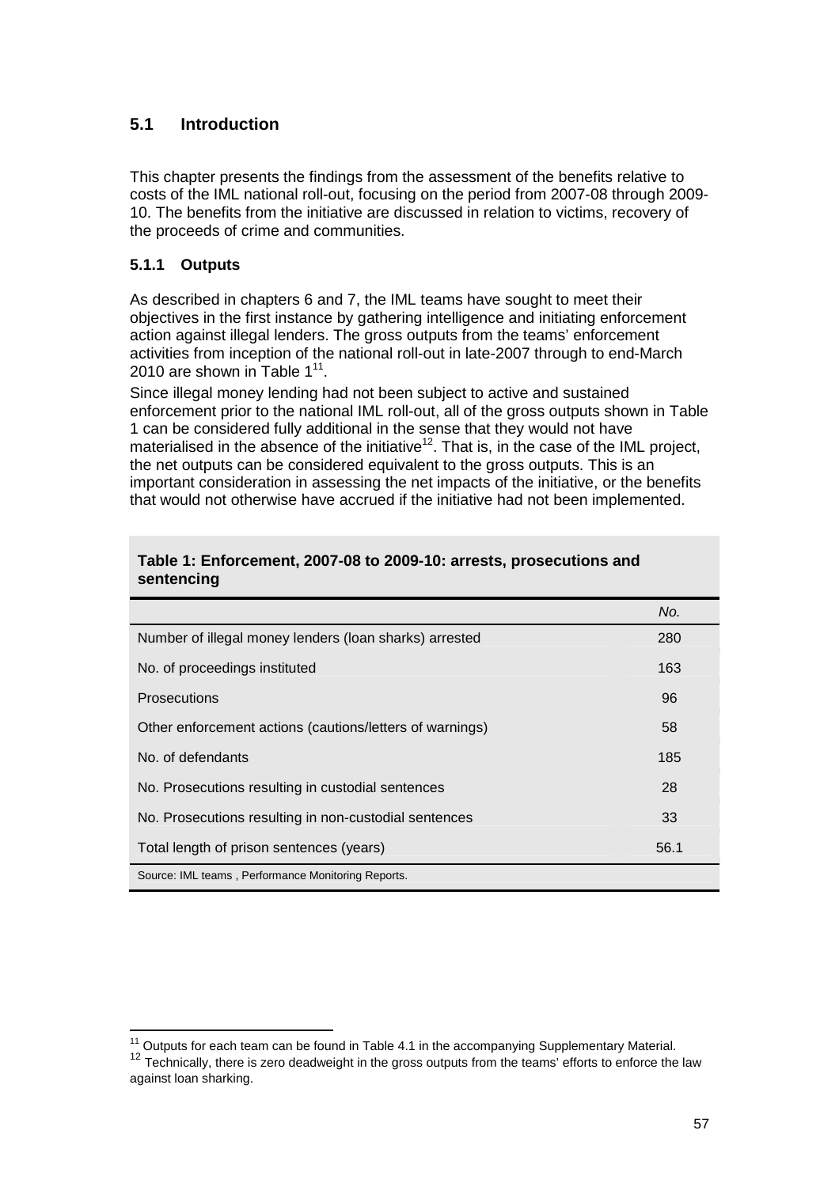## 5.1 Introduction

This chapter presents the findings from the assessment of the benefits relative to costs of the IML national roll-out, focusing on the period from 2007-08 through 2009-10. The benefits from the initiative are discussed in relation to victims, recovery of the proceeds of crime and communities.

### 5.1.1 Outputs

As described in chapters 6 and 7, the IML teams have sought to meet their objectives in the first instance by gathering intelligence and initiating enforcement action against illegal lenders. The gross outputs from the teams' enforcement activities from inception of the national roll-out in late-2007 through to end-March 2010 are shown in Table 1[11].

Since illegal money lending had not been subject to active and sustained enforcement prior to the national IML roll-out, all of the gross outputs shown in Table 1 can be considered fully additional in the sense that they would not have materialised in the absence of the initiative[12]. That is, in the case of the IML project, the net outputs can be considered equivalent to the gross outputs. This is an important consideration in assessing the net impacts of the initiative, or the benefits that would not otherwise have accrued if the initiative had not been implemented.

**Table 1: Enforcement, 2007-08 to 2009-10: arrests, prosecutions and sentencing**

| | *No.* |
|---|---|
| Number of illegal money lenders (loan sharks) arrested | 280 |
| No. of proceedings instituted | 163 |
| Prosecutions | 96 |
| Other enforcement actions (cautions/letters of warnings) | 58 |
| No. of defendants | 185 |
| No. Prosecutions resulting in custodial sentences | 28 |
| No. Prosecutions resulting in non-custodial sentences | 33 |
| Total length of prison sentences (years) | 56.1 |

Source: IML teams , Performance Monitoring Reports.

---

[11] Outputs for each team can be found in Table 4.1 in the accompanying Supplementary Material.

[12] Technically, there is zero deadweight in the gross outputs from the teams' efforts to enforce the law against loan sharking.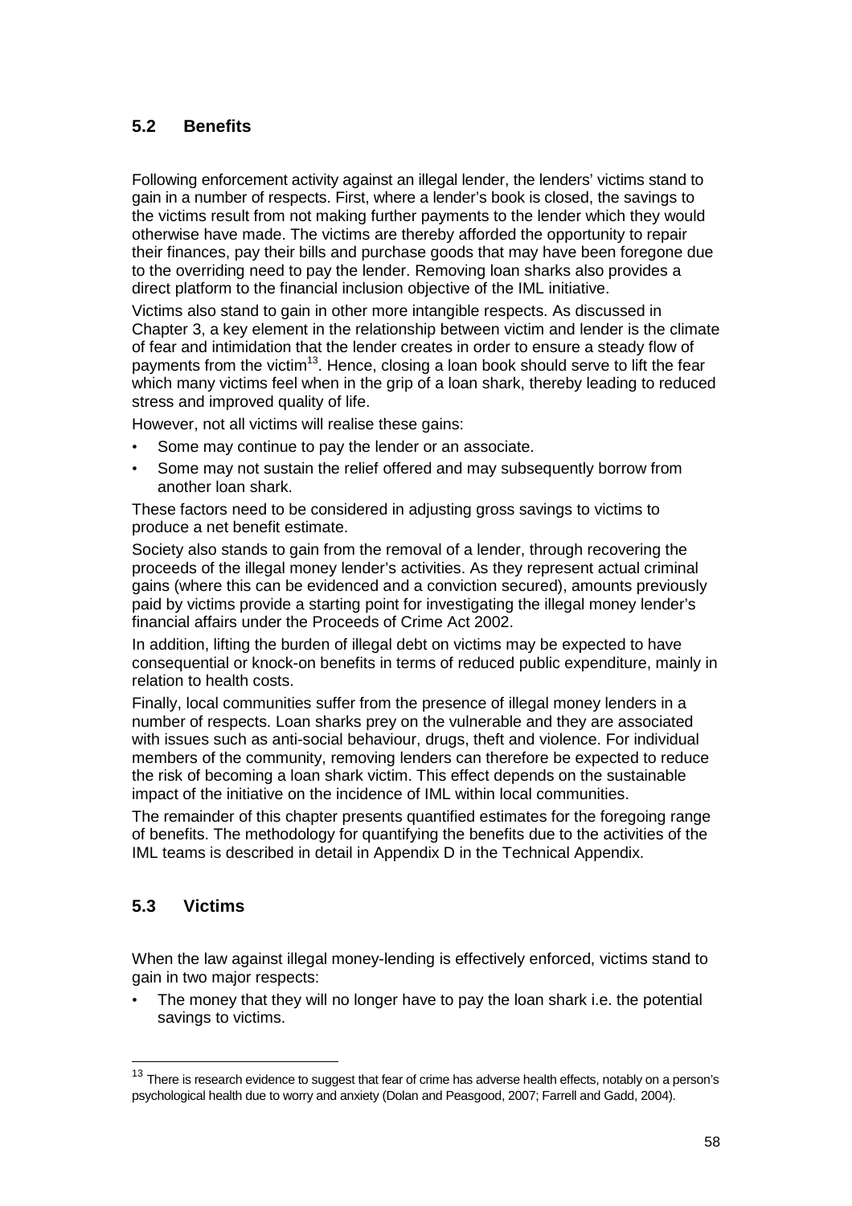## 5.2 Benefits

Following enforcement activity against an illegal lender, the lenders' victims stand to gain in a number of respects. First, where a lender's book is closed, the savings to the victims result from not making further payments to the lender which they would otherwise have made. The victims are thereby afforded the opportunity to repair their finances, pay their bills and purchase goods that may have been foregone due to the overriding need to pay the lender. Removing loan sharks also provides a direct platform to the financial inclusion objective of the IML initiative.

Victims also stand to gain in other more intangible respects. As discussed in Chapter 3, a key element in the relationship between victim and lender is the climate of fear and intimidation that the lender creates in order to ensure a steady flow of payments from the victim[13]. Hence, closing a loan book should serve to lift the fear which many victims feel when in the grip of a loan shark, thereby leading to reduced stress and improved quality of life.

However, not all victims will realise these gains:

- Some may continue to pay the lender or an associate.
- Some may not sustain the relief offered and may subsequently borrow from another loan shark.

These factors need to be considered in adjusting gross savings to victims to produce a net benefit estimate.

Society also stands to gain from the removal of a lender, through recovering the proceeds of the illegal money lender's activities. As they represent actual criminal gains (where this can be evidenced and a conviction secured), amounts previously paid by victims provide a starting point for investigating the illegal money lender's financial affairs under the Proceeds of Crime Act 2002.

In addition, lifting the burden of illegal debt on victims may be expected to have consequential or knock-on benefits in terms of reduced public expenditure, mainly in relation to health costs.

Finally, local communities suffer from the presence of illegal money lenders in a number of respects. Loan sharks prey on the vulnerable and they are associated with issues such as anti-social behaviour, drugs, theft and violence. For individual members of the community, removing lenders can therefore be expected to reduce the risk of becoming a loan shark victim. This effect depends on the sustainable impact of the initiative on the incidence of IML within local communities.

The remainder of this chapter presents quantified estimates for the foregoing range of benefits. The methodology for quantifying the benefits due to the activities of the IML teams is described in detail in Appendix D in the Technical Appendix.

## 5.3 Victims

When the law against illegal money-lending is effectively enforced, victims stand to gain in two major respects:

- The money that they will no longer have to pay the loan shark i.e. the potential savings to victims.

---

[13] There is research evidence to suggest that fear of crime has adverse health effects, notably on a person's psychological health due to worry and anxiety (Dolan and Peasgood, 2007; Farrell and Gadd, 2004).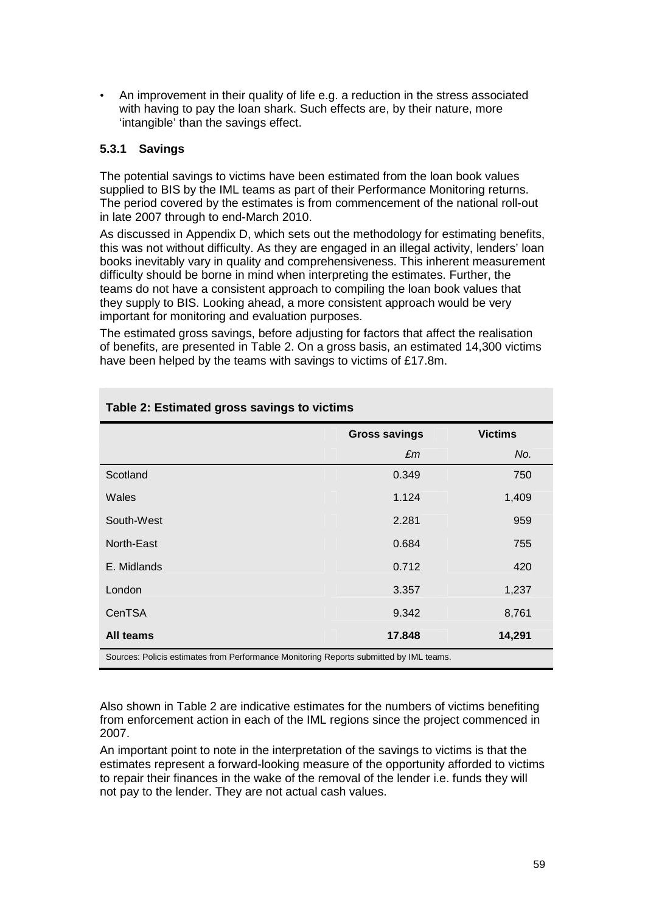- An improvement in their quality of life e.g. a reduction in the stress associated with having to pay the loan shark. Such effects are, by their nature, more 'intangible' than the savings effect.

### 5.3.1 Savings

The potential savings to victims have been estimated from the loan book values supplied to BIS by the IML teams as part of their Performance Monitoring returns. The period covered by the estimates is from commencement of the national roll-out in late 2007 through to end-March 2010.

As discussed in Appendix D, which sets out the methodology for estimating benefits, this was not without difficulty. As they are engaged in an illegal activity, lenders' loan books inevitably vary in quality and comprehensiveness. This inherent measurement difficulty should be borne in mind when interpreting the estimates. Further, the teams do not have a consistent approach to compiling the loan book values that they supply to BIS. Looking ahead, a more consistent approach would be very important for monitoring and evaluation purposes.

The estimated gross savings, before adjusting for factors that affect the realisation of benefits, are presented in Table 2. On a gross basis, an estimated 14,300 victims have been helped by the teams with savings to victims of £17.8m.

**Table 2: Estimated gross savings to victims**

| | Gross savings | Victims |
|---|---|---|
| | *£m* | *No.* |
| Scotland | 0.349 | 750 |
| Wales | 1.124 | 1,409 |
| South-West | 2.281 | 959 |
| North-East | 0.684 | 755 |
| E. Midlands | 0.712 | 420 |
| London | 3.357 | 1,237 |
| CenTSA | 9.342 | 8,761 |
| **All teams** | **17.848** | **14,291** |

Sources: Policis estimates from Performance Monitoring Reports submitted by IML teams.

Also shown in Table 2 are indicative estimates for the numbers of victims benefiting from enforcement action in each of the IML regions since the project commenced in 2007.

An important point to note in the interpretation of the savings to victims is that the estimates represent a forward-looking measure of the opportunity afforded to victims to repair their finances in the wake of the removal of the lender i.e. funds they will not pay to the lender. They are not actual cash values.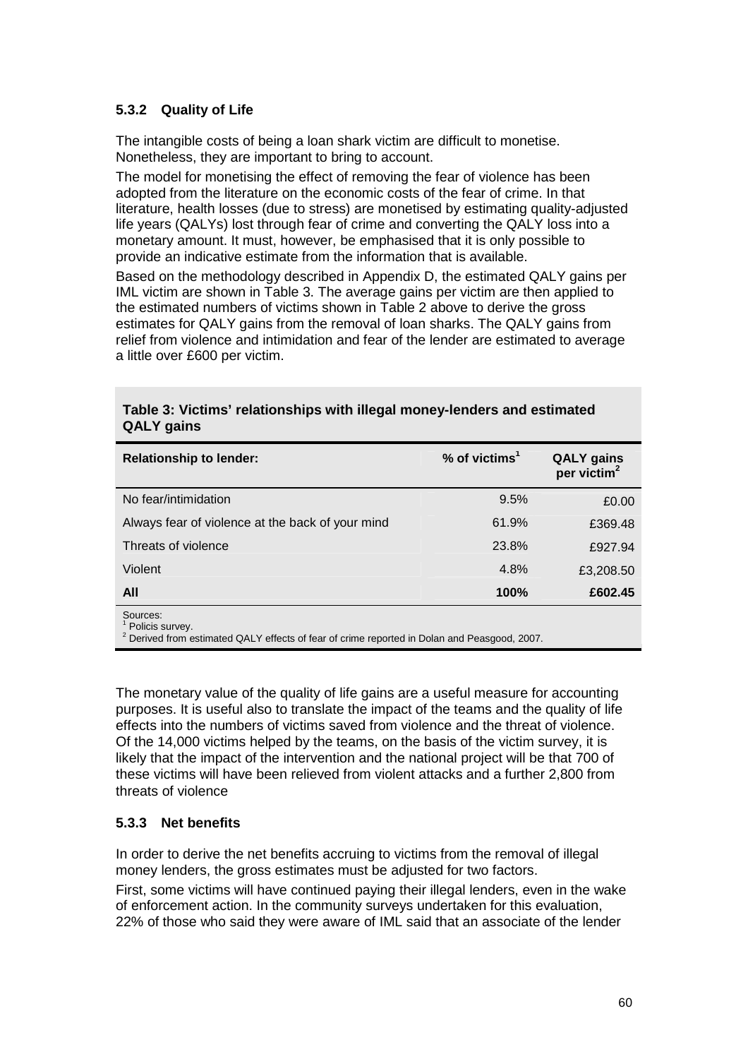### 5.3.2 Quality of Life

The intangible costs of being a loan shark victim are difficult to monetise. Nonetheless, they are important to bring to account.

The model for monetising the effect of removing the fear of violence has been adopted from the literature on the economic costs of the fear of crime. In that literature, health losses (due to stress) are monetised by estimating quality-adjusted life years (QALYs) lost through fear of crime and converting the QALY loss into a monetary amount. It must, however, be emphasised that it is only possible to provide an indicative estimate from the information that is available.

Based on the methodology described in Appendix D, the estimated QALY gains per IML victim are shown in Table 3. The average gains per victim are then applied to the estimated numbers of victims shown in Table 2 above to derive the gross estimates for QALY gains from the removal of loan sharks. The QALY gains from relief from violence and intimidation and fear of the lender are estimated to average a little over £600 per victim.

**Table 3: Victims' relationships with illegal money-lenders and estimated QALY gains**

| Relationship to lender: | % of victims[1] | QALY gains per victim[2] |
|---|---|---|
| No fear/intimidation | 9.5% | £0.00 |
| Always fear of violence at the back of your mind | 61.9% | £369.48 |
| Threats of violence | 23.8% | £927.94 |
| Violent | 4.8% | £3,208.50 |
| **All** | **100%** | **£602.45** |

Sources:
[1] Policis survey.
[2] Derived from estimated QALY effects of fear of crime reported in Dolan and Peasgood, 2007.

The monetary value of the quality of life gains are a useful measure for accounting purposes. It is useful also to translate the impact of the teams and the quality of life effects into the numbers of victims saved from violence and the threat of violence. Of the 14,000 victims helped by the teams, on the basis of the victim survey, it is likely that the impact of the intervention and the national project will be that 700 of these victims will have been relieved from violent attacks and a further 2,800 from threats of violence

### 5.3.3 Net benefits

In order to derive the net benefits accruing to victims from the removal of illegal money lenders, the gross estimates must be adjusted for two factors.

First, some victims will have continued paying their illegal lenders, even in the wake of enforcement action. In the community surveys undertaken for this evaluation, 22% of those who said they were aware of IML said that an associate of the lender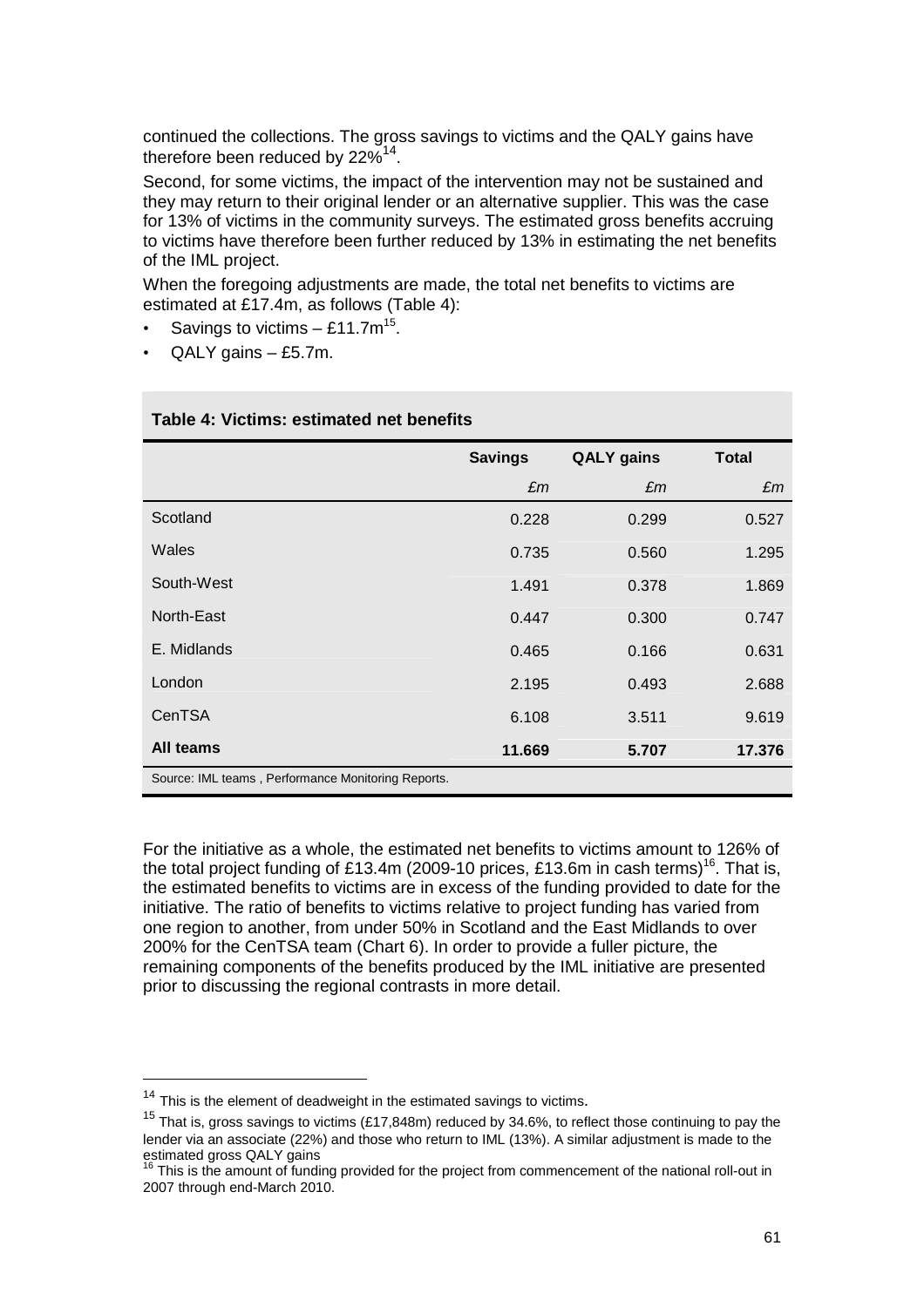continued the collections. The gross savings to victims and the QALY gains have therefore been reduced by 22%[14].

Second, for some victims, the impact of the intervention may not be sustained and they may return to their original lender or an alternative supplier. This was the case for 13% of victims in the community surveys. The estimated gross benefits accruing to victims have therefore been further reduced by 13% in estimating the net benefits of the IML project.

When the foregoing adjustments are made, the total net benefits to victims are estimated at £17.4m, as follows (Table 4):

- Savings to victims – £11.7m[15].
- QALY gains – £5.7m.

**Table 4: Victims: estimated net benefits**

| | Savings | QALY gains | Total |
|---|---|---|---|
| | *£m* | *£m* | *£m* |
| Scotland | 0.228 | 0.299 | 0.527 |
| Wales | 0.735 | 0.560 | 1.295 |
| South-West | 1.491 | 0.378 | 1.869 |
| North-East | 0.447 | 0.300 | 0.747 |
| E. Midlands | 0.465 | 0.166 | 0.631 |
| London | 2.195 | 0.493 | 2.688 |
| CenTSA | 6.108 | 3.511 | 9.619 |
| **All teams** | **11.669** | **5.707** | **17.376** |

Source: IML teams , Performance Monitoring Reports.

For the initiative as a whole, the estimated net benefits to victims amount to 126% of the total project funding of £13.4m (2009-10 prices, £13.6m in cash terms)[16]. That is, the estimated benefits to victims are in excess of the funding provided to date for the initiative. The ratio of benefits to victims relative to project funding has varied from one region to another, from under 50% in Scotland and the East Midlands to over 200% for the CenTSA team (Chart 6). In order to provide a fuller picture, the remaining components of the benefits produced by the IML initiative are presented prior to discussing the regional contrasts in more detail.

[14] This is the element of deadweight in the estimated savings to victims.

[15] That is, gross savings to victims (£17,848m) reduced by 34.6%, to reflect those continuing to pay the lender via an associate (22%) and those who return to IML (13%). A similar adjustment is made to the estimated gross QALY gains

[16] This is the amount of funding provided for the project from commencement of the national roll-out in 2007 through end-March 2010.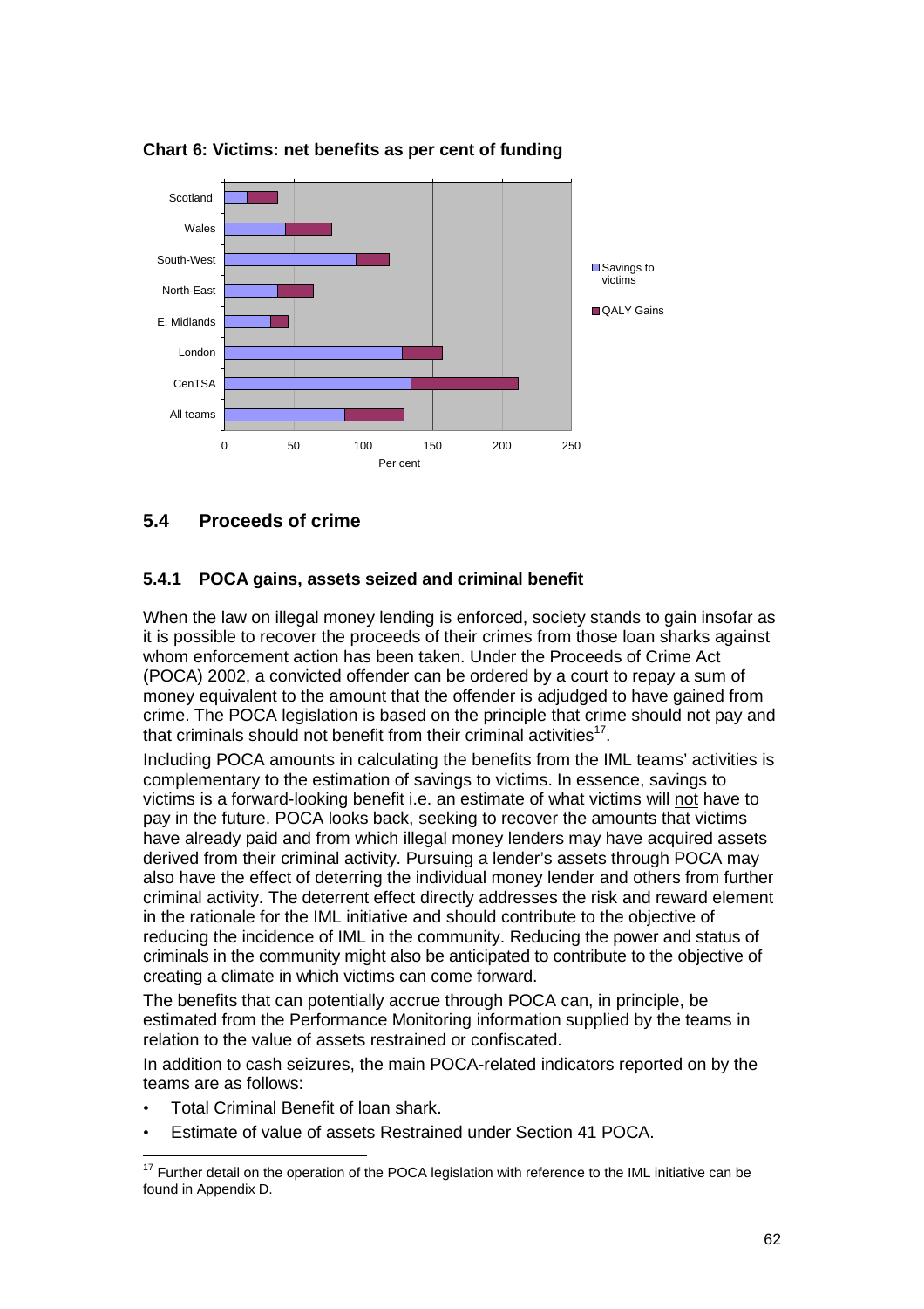**Chart 6: Victims: net benefits as per cent of funding**

## 5.4 Proceeds of crime

### 5.4.1 POCA gains, assets seized and criminal benefit

When the law on illegal money lending is enforced, society stands to gain insofar as it is possible to recover the proceeds of their crimes from those loan sharks against whom enforcement action has been taken. Under the Proceeds of Crime Act (POCA) 2002, a convicted offender can be ordered by a court to repay a sum of money equivalent to the amount that the offender is adjudged to have gained from crime. The POCA legislation is based on the principle that crime should not pay and that criminals should not benefit from their criminal activities[17].

Including POCA amounts in calculating the benefits from the IML teams' activities is complementary to the estimation of savings to victims. In essence, savings to victims is a forward-looking benefit i.e. an estimate of what victims will not have to pay in the future. POCA looks back, seeking to recover the amounts that victims have already paid and from which illegal money lenders may have acquired assets derived from their criminal activity. Pursuing a lender's assets through POCA may also have the effect of deterring the individual money lender and others from further criminal activity. The deterrent effect directly addresses the risk and reward element in the rationale for the IML initiative and should contribute to the objective of reducing the incidence of IML in the community. Reducing the power and status of criminals in the community might also be anticipated to contribute to the objective of creating a climate in which victims can come forward.

The benefits that can potentially accrue through POCA can, in principle, be estimated from the Performance Monitoring information supplied by the teams in relation to the value of assets restrained or confiscated.

In addition to cash seizures, the main POCA-related indicators reported on by the teams are as follows:

- Total Criminal Benefit of loan shark.
- Estimate of value of assets Restrained under Section 41 POCA.

[17] Further detail on the operation of the POCA legislation with reference to the IML initiative can be found in Appendix D.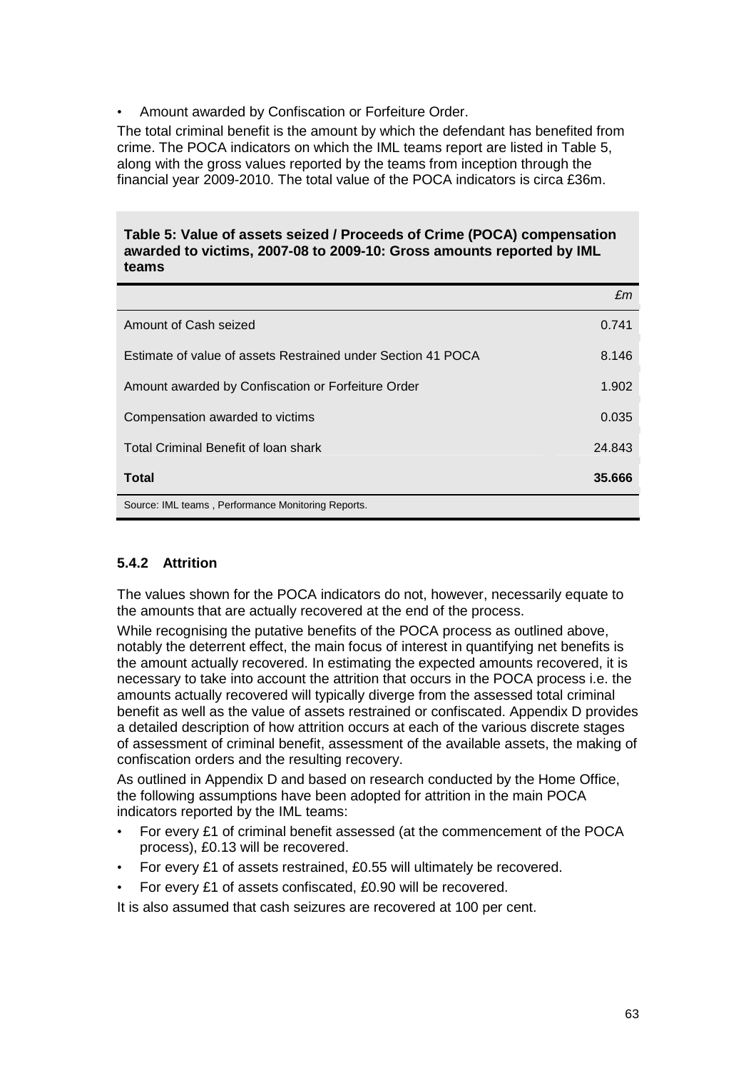- Amount awarded by Confiscation or Forfeiture Order.

The total criminal benefit is the amount by which the defendant has benefited from crime. The POCA indicators on which the IML teams report are listed in Table 5, along with the gross values reported by the teams from inception through the financial year 2009-2010. The total value of the POCA indicators is circa £36m.

**Table 5: Value of assets seized / Proceeds of Crime (POCA) compensation awarded to victims, 2007-08 to 2009-10: Gross amounts reported by IML teams**

| | *£m* |
|---|---|
| Amount of Cash seized | 0.741 |
| Estimate of value of assets Restrained under Section 41 POCA | 8.146 |
| Amount awarded by Confiscation or Forfeiture Order | 1.902 |
| Compensation awarded to victims | 0.035 |
| Total Criminal Benefit of loan shark | 24.843 |
| **Total** | **35.666** |

Source: IML teams , Performance Monitoring Reports.

### 5.4.2 Attrition

The values shown for the POCA indicators do not, however, necessarily equate to the amounts that are actually recovered at the end of the process.

While recognising the putative benefits of the POCA process as outlined above, notably the deterrent effect, the main focus of interest in quantifying net benefits is the amount actually recovered. In estimating the expected amounts recovered, it is necessary to take into account the attrition that occurs in the POCA process i.e. the amounts actually recovered will typically diverge from the assessed total criminal benefit as well as the value of assets restrained or confiscated. Appendix D provides a detailed description of how attrition occurs at each of the various discrete stages of assessment of criminal benefit, assessment of the available assets, the making of confiscation orders and the resulting recovery.

As outlined in Appendix D and based on research conducted by the Home Office, the following assumptions have been adopted for attrition in the main POCA indicators reported by the IML teams:

- For every £1 of criminal benefit assessed (at the commencement of the POCA process), £0.13 will be recovered.
- For every £1 of assets restrained, £0.55 will ultimately be recovered.
- For every £1 of assets confiscated, £0.90 will be recovered.

It is also assumed that cash seizures are recovered at 100 per cent.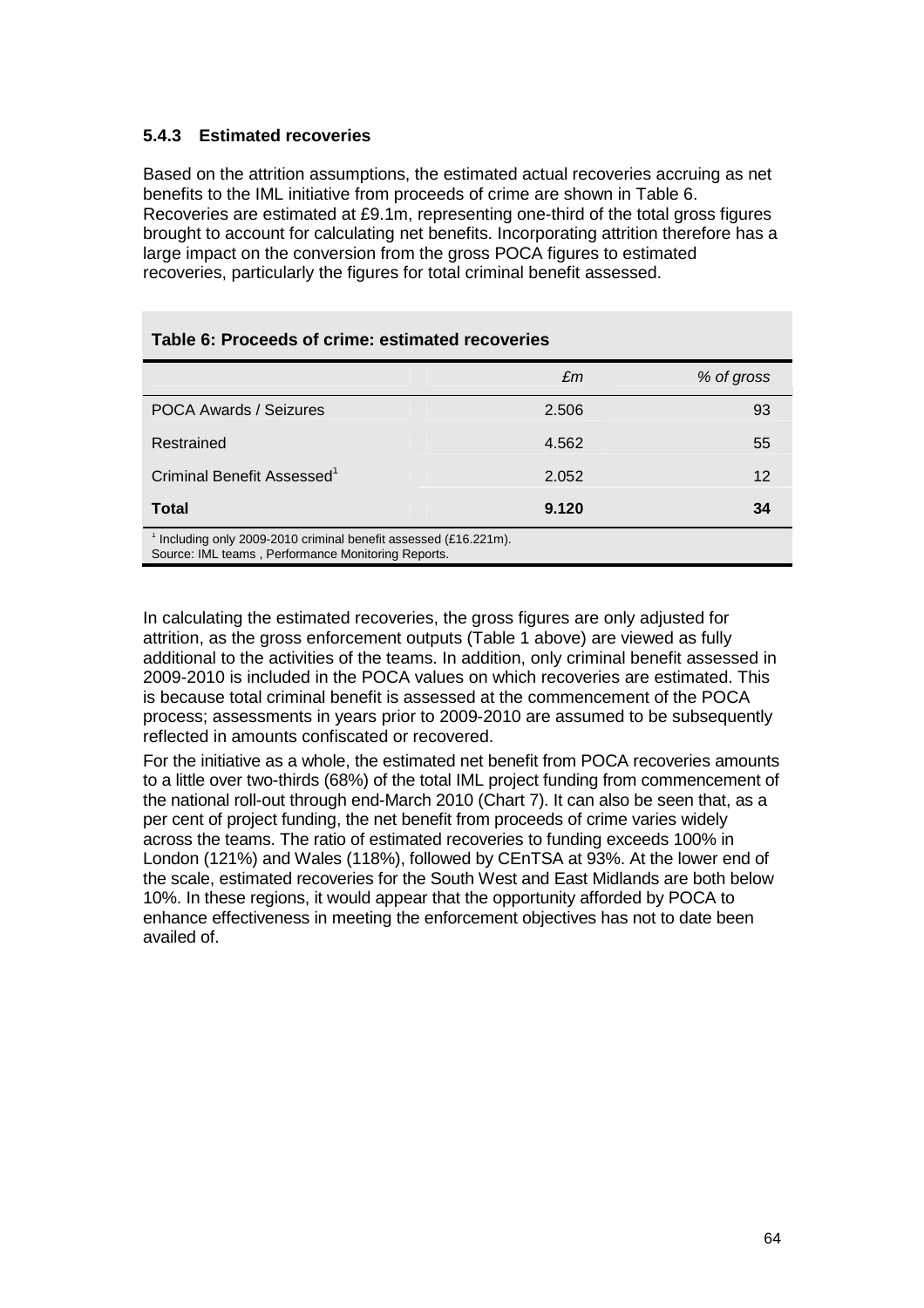### 5.4.3 Estimated recoveries

Based on the attrition assumptions, the estimated actual recoveries accruing as net benefits to the IML initiative from proceeds of crime are shown in Table 6. Recoveries are estimated at £9.1m, representing one-third of the total gross figures brought to account for calculating net benefits. Incorporating attrition therefore has a large impact on the conversion from the gross POCA figures to estimated recoveries, particularly the figures for total criminal benefit assessed.

**Table 6: Proceeds of crime: estimated recoveries**

| | *£m* | *% of gross* |
|---|---|---|
| POCA Awards / Seizures | 2.506 | 93 |
| Restrained | 4.562 | 55 |
| Criminal Benefit Assessed[1] | 2.052 | 12 |
| **Total** | **9.120** | **34** |

[1] Including only 2009-2010 criminal benefit assessed (£16.221m).
Source: IML teams , Performance Monitoring Reports.

In calculating the estimated recoveries, the gross figures are only adjusted for attrition, as the gross enforcement outputs (Table 1 above) are viewed as fully additional to the activities of the teams. In addition, only criminal benefit assessed in 2009-2010 is included in the POCA values on which recoveries are estimated. This is because total criminal benefit is assessed at the commencement of the POCA process; assessments in years prior to 2009-2010 are assumed to be subsequently reflected in amounts confiscated or recovered.

For the initiative as a whole, the estimated net benefit from POCA recoveries amounts to a little over two-thirds (68%) of the total IML project funding from commencement of the national roll-out through end-March 2010 (Chart 7). It can also be seen that, as a per cent of project funding, the net benefit from proceeds of crime varies widely across the teams. The ratio of estimated recoveries to funding exceeds 100% in London (121%) and Wales (118%), followed by CEnTSA at 93%. At the lower end of the scale, estimated recoveries for the South West and East Midlands are both below 10%. In these regions, it would appear that the opportunity afforded by POCA to enhance effectiveness in meeting the enforcement objectives has not to date been availed of.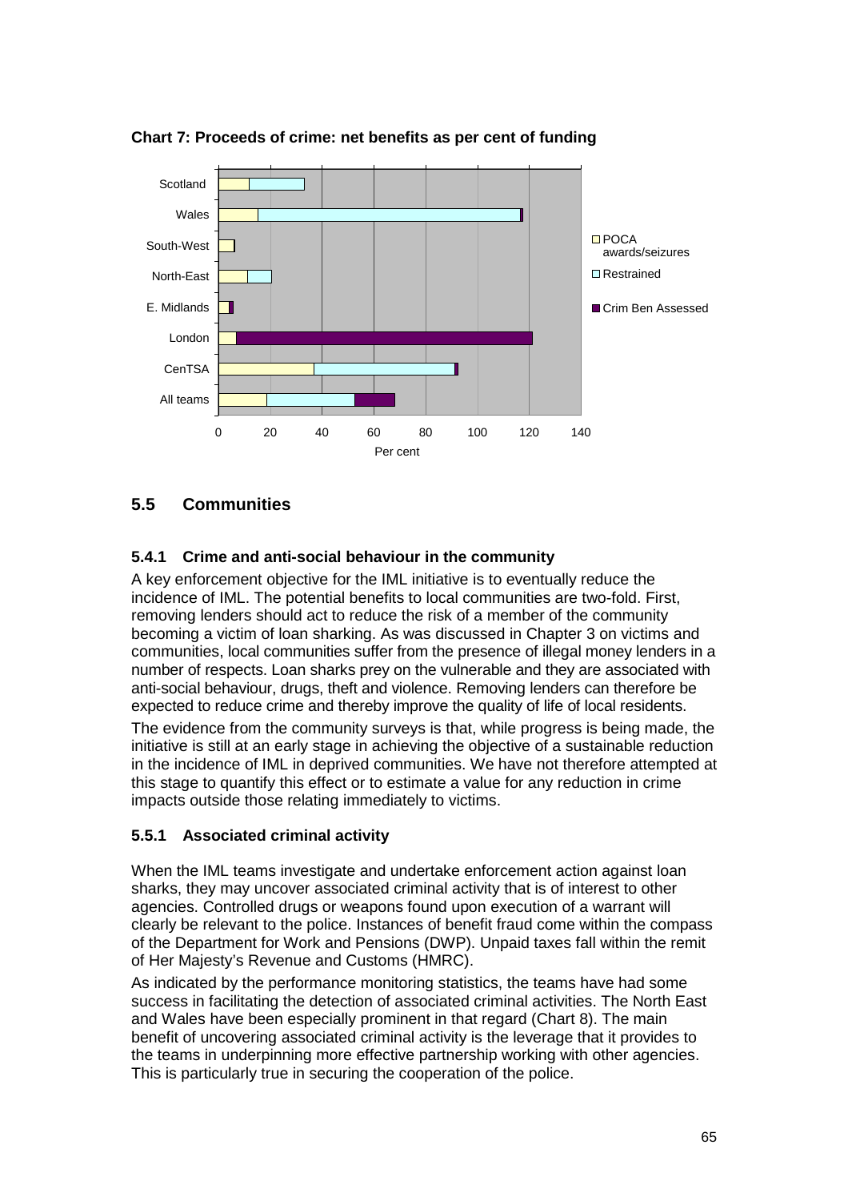**Chart 7: Proceeds of crime: net benefits as per cent of funding**

## 5.5 Communities

### 5.4.1 Crime and anti-social behaviour in the community

A key enforcement objective for the IML initiative is to eventually reduce the incidence of IML. The potential benefits to local communities are two-fold. First, removing lenders should act to reduce the risk of a member of the community becoming a victim of loan sharking. As was discussed in Chapter 3 on victims and communities, local communities suffer from the presence of illegal money lenders in a number of respects. Loan sharks prey on the vulnerable and they are associated with anti-social behaviour, drugs, theft and violence. Removing lenders can therefore be expected to reduce crime and thereby improve the quality of life of local residents.

The evidence from the community surveys is that, while progress is being made, the initiative is still at an early stage in achieving the objective of a sustainable reduction in the incidence of IML in deprived communities. We have not therefore attempted at this stage to quantify this effect or to estimate a value for any reduction in crime impacts outside those relating immediately to victims.

### 5.5.1 Associated criminal activity

When the IML teams investigate and undertake enforcement action against loan sharks, they may uncover associated criminal activity that is of interest to other agencies. Controlled drugs or weapons found upon execution of a warrant will clearly be relevant to the police. Instances of benefit fraud come within the compass of the Department for Work and Pensions (DWP). Unpaid taxes fall within the remit of Her Majesty's Revenue and Customs (HMRC).

As indicated by the performance monitoring statistics, the teams have had some success in facilitating the detection of associated criminal activities. The North East and Wales have been especially prominent in that regard (Chart 8). The main benefit of uncovering associated criminal activity is the leverage that it provides to the teams in underpinning more effective partnership working with other agencies. This is particularly true in securing the cooperation of the police.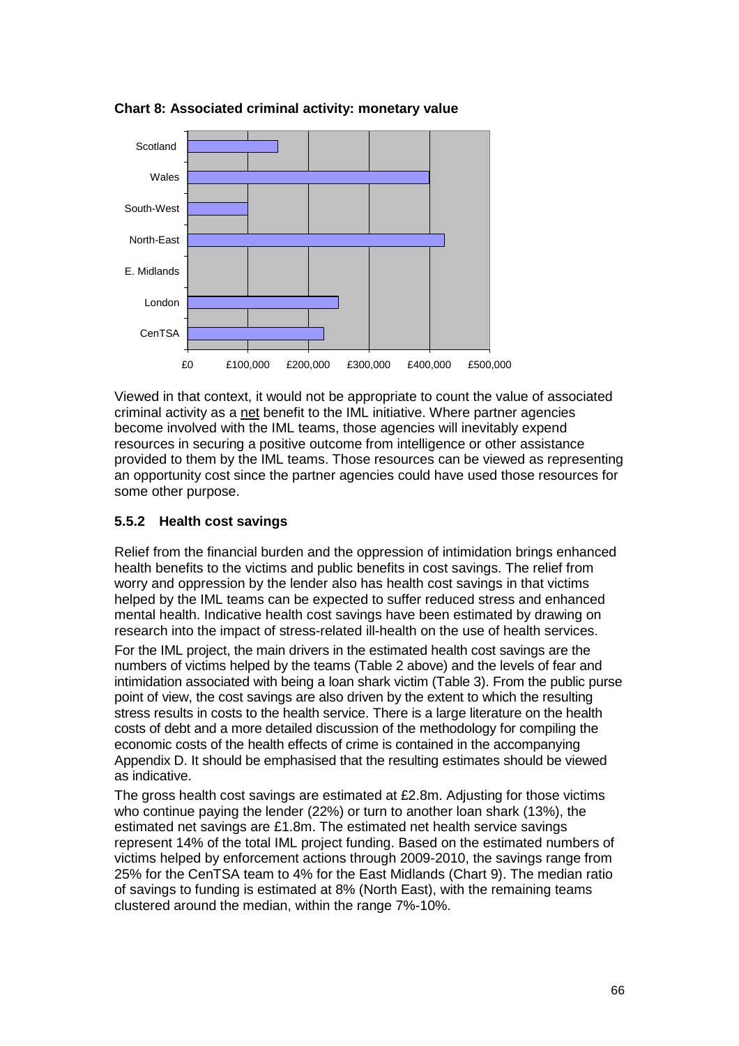**Chart 8: Associated criminal activity: monetary value**

Viewed in that context, it would not be appropriate to count the value of associated criminal activity as a net benefit to the IML initiative. Where partner agencies become involved with the IML teams, those agencies will inevitably expend resources in securing a positive outcome from intelligence or other assistance provided to them by the IML teams. Those resources can be viewed as representing an opportunity cost since the partner agencies could have used those resources for some other purpose.

### 5.5.2 Health cost savings

Relief from the financial burden and the oppression of intimidation brings enhanced health benefits to the victims and public benefits in cost savings. The relief from worry and oppression by the lender also has health cost savings in that victims helped by the IML teams can be expected to suffer reduced stress and enhanced mental health. Indicative health cost savings have been estimated by drawing on research into the impact of stress-related ill-health on the use of health services.

For the IML project, the main drivers in the estimated health cost savings are the numbers of victims helped by the teams (Table 2 above) and the levels of fear and intimidation associated with being a loan shark victim (Table 3). From the public purse point of view, the cost savings are also driven by the extent to which the resulting stress results in costs to the health service. There is a large literature on the health costs of debt and a more detailed discussion of the methodology for compiling the economic costs of the health effects of crime is contained in the accompanying Appendix D. It should be emphasised that the resulting estimates should be viewed as indicative.

The gross health cost savings are estimated at £2.8m. Adjusting for those victims who continue paying the lender (22%) or turn to another loan shark (13%), the estimated net savings are £1.8m. The estimated net health service savings represent 14% of the total IML project funding. Based on the estimated numbers of victims helped by enforcement actions through 2009-2010, the savings range from 25% for the CenTSA team to 4% for the East Midlands (Chart 9). The median ratio of savings to funding is estimated at 8% (North East), with the remaining teams clustered around the median, within the range 7%-10%.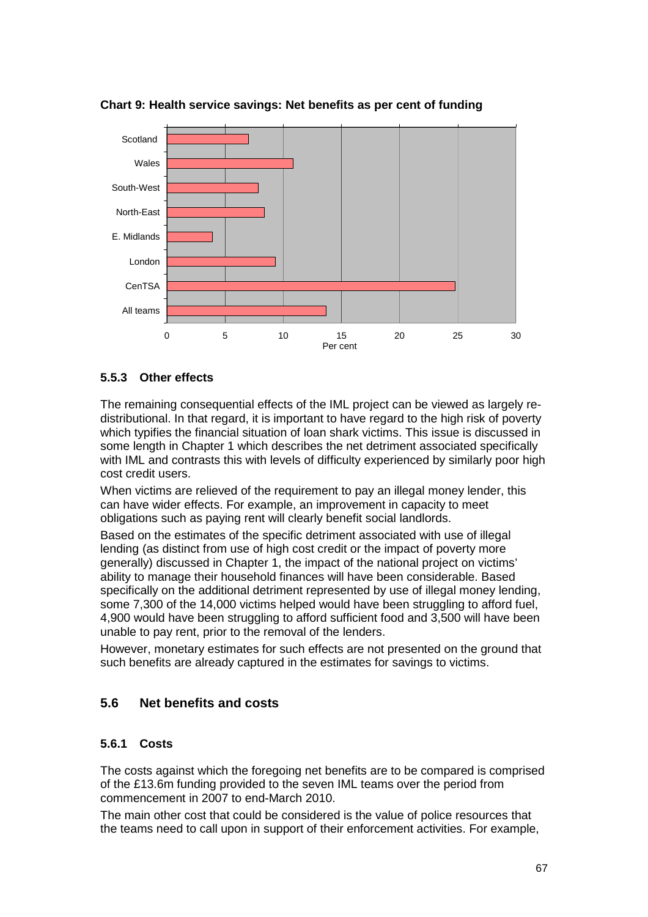**Chart 9: Health service savings: Net benefits as per cent of funding**

### 5.5.3 Other effects

The remaining consequential effects of the IML project can be viewed as largely re-distributional. In that regard, it is important to have regard to the high risk of poverty which typifies the financial situation of loan shark victims. This issue is discussed in some length in Chapter 1 which describes the net detriment associated specifically with IML and contrasts this with levels of difficulty experienced by similarly poor high cost credit users.

When victims are relieved of the requirement to pay an illegal money lender, this can have wider effects. For example, an improvement in capacity to meet obligations such as paying rent will clearly benefit social landlords.

Based on the estimates of the specific detriment associated with use of illegal lending (as distinct from use of high cost credit or the impact of poverty more generally) discussed in Chapter 1, the impact of the national project on victims' ability to manage their household finances will have been considerable. Based specifically on the additional detriment represented by use of illegal money lending, some 7,300 of the 14,000 victims helped would have been struggling to afford fuel, 4,900 would have been struggling to afford sufficient food and 3,500 will have been unable to pay rent, prior to the removal of the lenders.

However, monetary estimates for such effects are not presented on the ground that such benefits are already captured in the estimates for savings to victims.

## 5.6 Net benefits and costs

### 5.6.1 Costs

The costs against which the foregoing net benefits are to be compared is comprised of the £13.6m funding provided to the seven IML teams over the period from commencement in 2007 to end-March 2010.

The main other cost that could be considered is the value of police resources that the teams need to call upon in support of their enforcement activities. For example,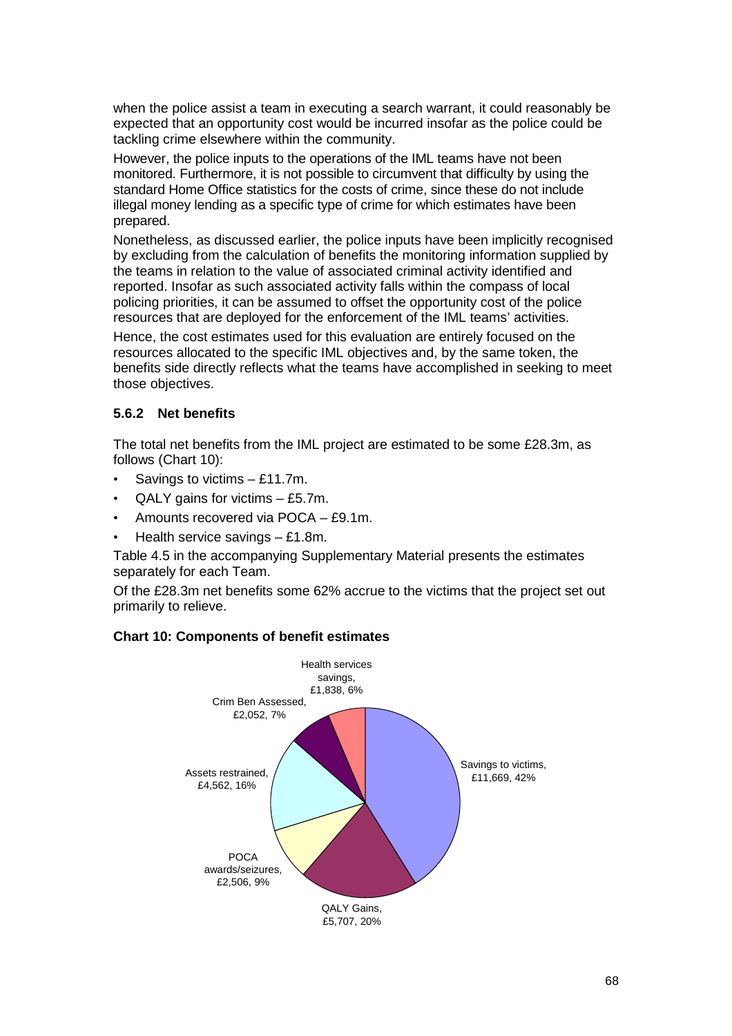when the police assist a team in executing a search warrant, it could reasonably be expected that an opportunity cost would be incurred insofar as the police could be tackling crime elsewhere within the community.

However, the police inputs to the operations of the IML teams have not been monitored. Furthermore, it is not possible to circumvent that difficulty by using the standard Home Office statistics for the costs of crime, since these do not include illegal money lending as a specific type of crime for which estimates have been prepared.

Nonetheless, as discussed earlier, the police inputs have been implicitly recognised by excluding from the calculation of benefits the monitoring information supplied by the teams in relation to the value of associated criminal activity identified and reported. Insofar as such associated activity falls within the compass of local policing priorities, it can be assumed to offset the opportunity cost of the police resources that are deployed for the enforcement of the IML teams' activities.

Hence, the cost estimates used for this evaluation are entirely focused on the resources allocated to the specific IML objectives and, by the same token, the benefits side directly reflects what the teams have accomplished in seeking to meet those objectives.

### 5.6.2 Net benefits

The total net benefits from the IML project are estimated to be some £28.3m, as follows (Chart 10):

- Savings to victims – £11.7m.
- QALY gains for victims – £5.7m.
- Amounts recovered via POCA – £9.1m.
- Health service savings – £1.8m.

Table 4.5 in the accompanying Supplementary Material presents the estimates separately for each Team.

Of the £28.3m net benefits some 62% accrue to the victims that the project set out primarily to relieve.

**Chart 10: Components of benefit estimates**

| Component | Value (£000) | Share |
|---|---|---|
| Savings to victims | £11,669 | 42% |
| QALY Gains | £5,707 | 20% |
| POCA awards/seizures | £2,506 | 9% |
| Assets restrained | £4,562 | 16% |
| Crim Ben Assessed | £2,052 | 7% |
| Health services savings | £1,838 | 6% |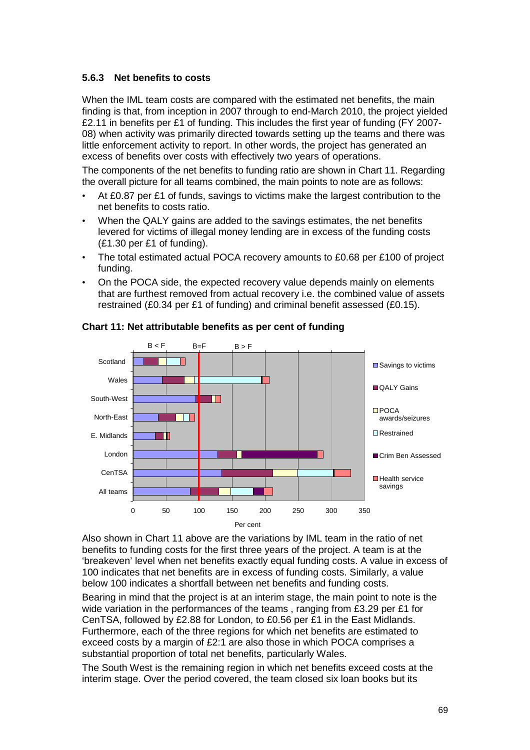### 5.6.3 Net benefits to costs

When the IML team costs are compared with the estimated net benefits, the main finding is that, from inception in 2007 through to end-March 2010, the project yielded £2.11 in benefits per £1 of funding. This includes the first year of funding (FY 2007-08) when activity was primarily directed towards setting up the teams and there was little enforcement activity to report. In other words, the project has generated an excess of benefits over costs with effectively two years of operations.

The components of the net benefits to funding ratio are shown in Chart 11. Regarding the overall picture for all teams combined, the main points to note are as follows:

- At £0.87 per £1 of funds, savings to victims make the largest contribution to the net benefits to costs ratio.
- When the QALY gains are added to the savings estimates, the net benefits levered for victims of illegal money lending are in excess of the funding costs (£1.30 per £1 of funding).
- The total estimated actual POCA recovery amounts to £0.68 per £100 of project funding.
- On the POCA side, the expected recovery value depends mainly on elements that are furthest removed from actual recovery i.e. the combined value of assets restrained (£0.34 per £1 of funding) and criminal benefit assessed (£0.15).

**Chart 11: Net attributable benefits as per cent of funding**

Also shown in Chart 11 above are the variations by IML team in the ratio of net benefits to funding costs for the first three years of the project. A team is at the 'breakeven' level when net benefits exactly equal funding costs. A value in excess of 100 indicates that net benefits are in excess of funding costs. Similarly, a value below 100 indicates a shortfall between net benefits and funding costs.

Bearing in mind that the project is at an interim stage, the main point to note is the wide variation in the performances of the teams , ranging from £3.29 per £1 for CenTSA, followed by £2.88 for London, to £0.56 per £1 in the East Midlands. Furthermore, each of the three regions for which net benefits are estimated to exceed costs by a margin of £2:1 are also those in which POCA comprises a substantial proportion of total net benefits, particularly Wales.

The South West is the remaining region in which net benefits exceed costs at the interim stage. Over the period covered, the team closed six loan books but its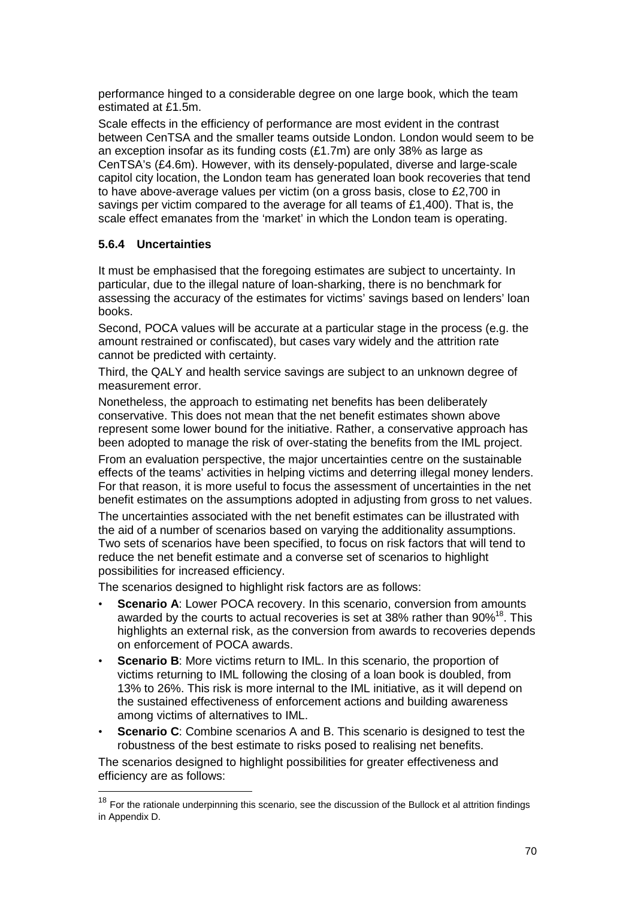performance hinged to a considerable degree on one large book, which the team estimated at £1.5m.

Scale effects in the efficiency of performance are most evident in the contrast between CenTSA and the smaller teams outside London. London would seem to be an exception insofar as its funding costs (£1.7m) are only 38% as large as CenTSA's (£4.6m). However, with its densely-populated, diverse and large-scale capitol city location, the London team has generated loan book recoveries that tend to have above-average values per victim (on a gross basis, close to £2,700 in savings per victim compared to the average for all teams of £1,400). That is, the scale effect emanates from the 'market' in which the London team is operating.

### 5.6.4 Uncertainties

It must be emphasised that the foregoing estimates are subject to uncertainty. In particular, due to the illegal nature of loan-sharking, there is no benchmark for assessing the accuracy of the estimates for victims' savings based on lenders' loan books.

Second, POCA values will be accurate at a particular stage in the process (e.g. the amount restrained or confiscated), but cases vary widely and the attrition rate cannot be predicted with certainty.

Third, the QALY and health service savings are subject to an unknown degree of measurement error.

Nonetheless, the approach to estimating net benefits has been deliberately conservative. This does not mean that the net benefit estimates shown above represent some lower bound for the initiative. Rather, a conservative approach has been adopted to manage the risk of over-stating the benefits from the IML project.

From an evaluation perspective, the major uncertainties centre on the sustainable effects of the teams' activities in helping victims and deterring illegal money lenders. For that reason, it is more useful to focus the assessment of uncertainties in the net benefit estimates on the assumptions adopted in adjusting from gross to net values.

The uncertainties associated with the net benefit estimates can be illustrated with the aid of a number of scenarios based on varying the additionality assumptions. Two sets of scenarios have been specified, to focus on risk factors that will tend to reduce the net benefit estimate and a converse set of scenarios to highlight possibilities for increased efficiency.

The scenarios designed to highlight risk factors are as follows:

- **Scenario A**: Lower POCA recovery. In this scenario, conversion from amounts awarded by the courts to actual recoveries is set at 38% rather than 90%[18]. This highlights an external risk, as the conversion from awards to recoveries depends on enforcement of POCA awards.
- **Scenario B**: More victims return to IML. In this scenario, the proportion of victims returning to IML following the closing of a loan book is doubled, from 13% to 26%. This risk is more internal to the IML initiative, as it will depend on the sustained effectiveness of enforcement actions and building awareness among victims of alternatives to IML.
- **Scenario C**: Combine scenarios A and B. This scenario is designed to test the robustness of the best estimate to risks posed to realising net benefits.

The scenarios designed to highlight possibilities for greater effectiveness and efficiency are as follows:

[18] For the rationale underpinning this scenario, see the discussion of the Bullock et al attrition findings in Appendix D.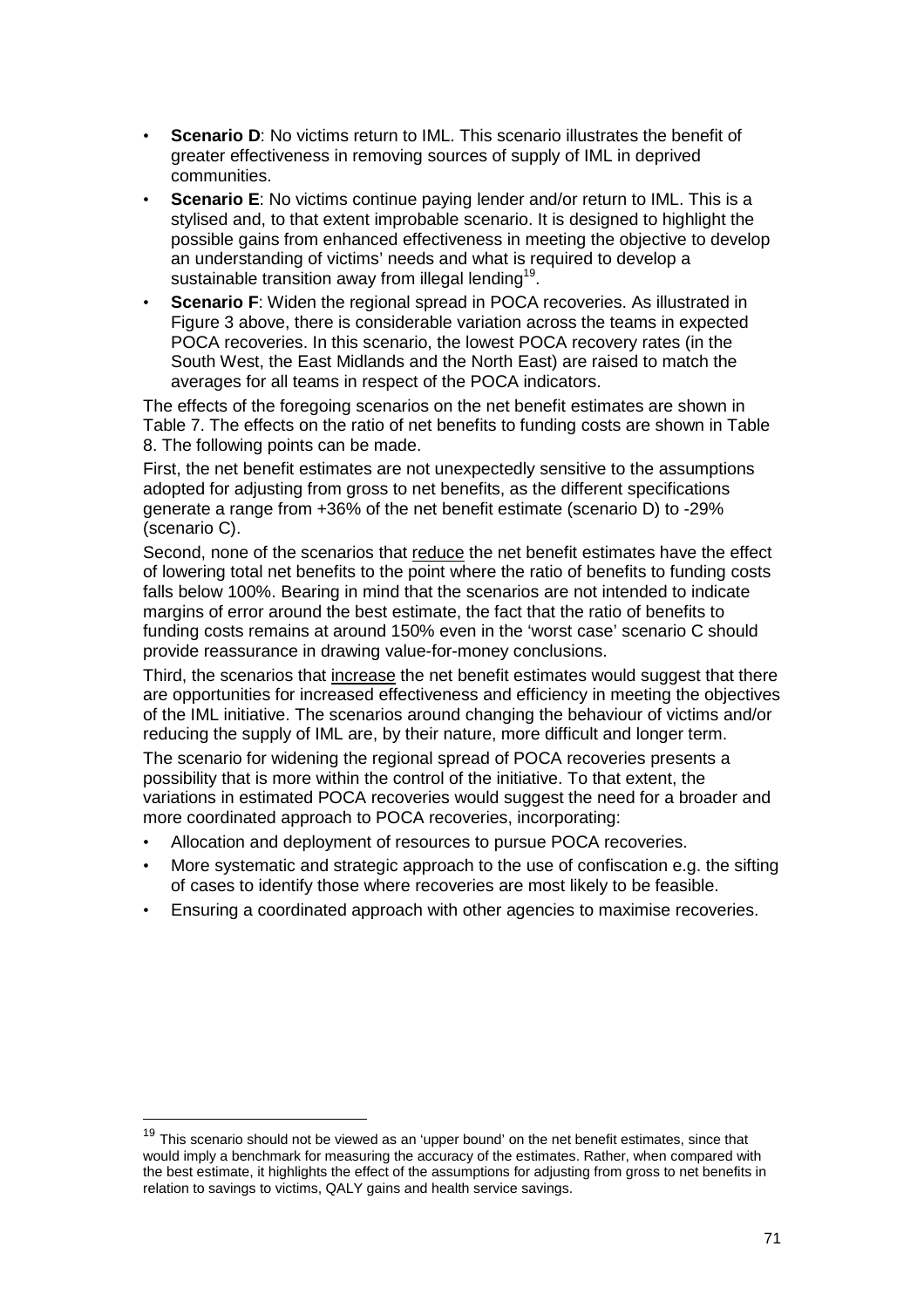- **Scenario D**: No victims return to IML. This scenario illustrates the benefit of greater effectiveness in removing sources of supply of IML in deprived communities.
- **Scenario E**: No victims continue paying lender and/or return to IML. This is a stylised and, to that extent improbable scenario. It is designed to highlight the possible gains from enhanced effectiveness in meeting the objective to develop an understanding of victims' needs and what is required to develop a sustainable transition away from illegal lending[19].
- **Scenario F**: Widen the regional spread in POCA recoveries. As illustrated in Figure 3 above, there is considerable variation across the teams in expected POCA recoveries. In this scenario, the lowest POCA recovery rates (in the South West, the East Midlands and the North East) are raised to match the averages for all teams in respect of the POCA indicators.

The effects of the foregoing scenarios on the net benefit estimates are shown in Table 7. The effects on the ratio of net benefits to funding costs are shown in Table 8. The following points can be made.

First, the net benefit estimates are not unexpectedly sensitive to the assumptions adopted for adjusting from gross to net benefits, as the different specifications generate a range from +36% of the net benefit estimate (scenario D) to -29% (scenario C).

Second, none of the scenarios that <u>reduce</u> the net benefit estimates have the effect of lowering total net benefits to the point where the ratio of benefits to funding costs falls below 100%. Bearing in mind that the scenarios are not intended to indicate margins of error around the best estimate, the fact that the ratio of benefits to funding costs remains at around 150% even in the 'worst case' scenario C should provide reassurance in drawing value-for-money conclusions.

Third, the scenarios that <u>increase</u> the net benefit estimates would suggest that there are opportunities for increased effectiveness and efficiency in meeting the objectives of the IML initiative. The scenarios around changing the behaviour of victims and/or reducing the supply of IML are, by their nature, more difficult and longer term.

The scenario for widening the regional spread of POCA recoveries presents a possibility that is more within the control of the initiative. To that extent, the variations in estimated POCA recoveries would suggest the need for a broader and more coordinated approach to POCA recoveries, incorporating:

- Allocation and deployment of resources to pursue POCA recoveries.
- More systematic and strategic approach to the use of confiscation e.g. the sifting of cases to identify those where recoveries are most likely to be feasible.
- Ensuring a coordinated approach with other agencies to maximise recoveries.

[19] This scenario should not be viewed as an 'upper bound' on the net benefit estimates, since that would imply a benchmark for measuring the accuracy of the estimates. Rather, when compared with the best estimate, it highlights the effect of the assumptions for adjusting from gross to net benefits in relation to savings to victims, QALY gains and health service savings.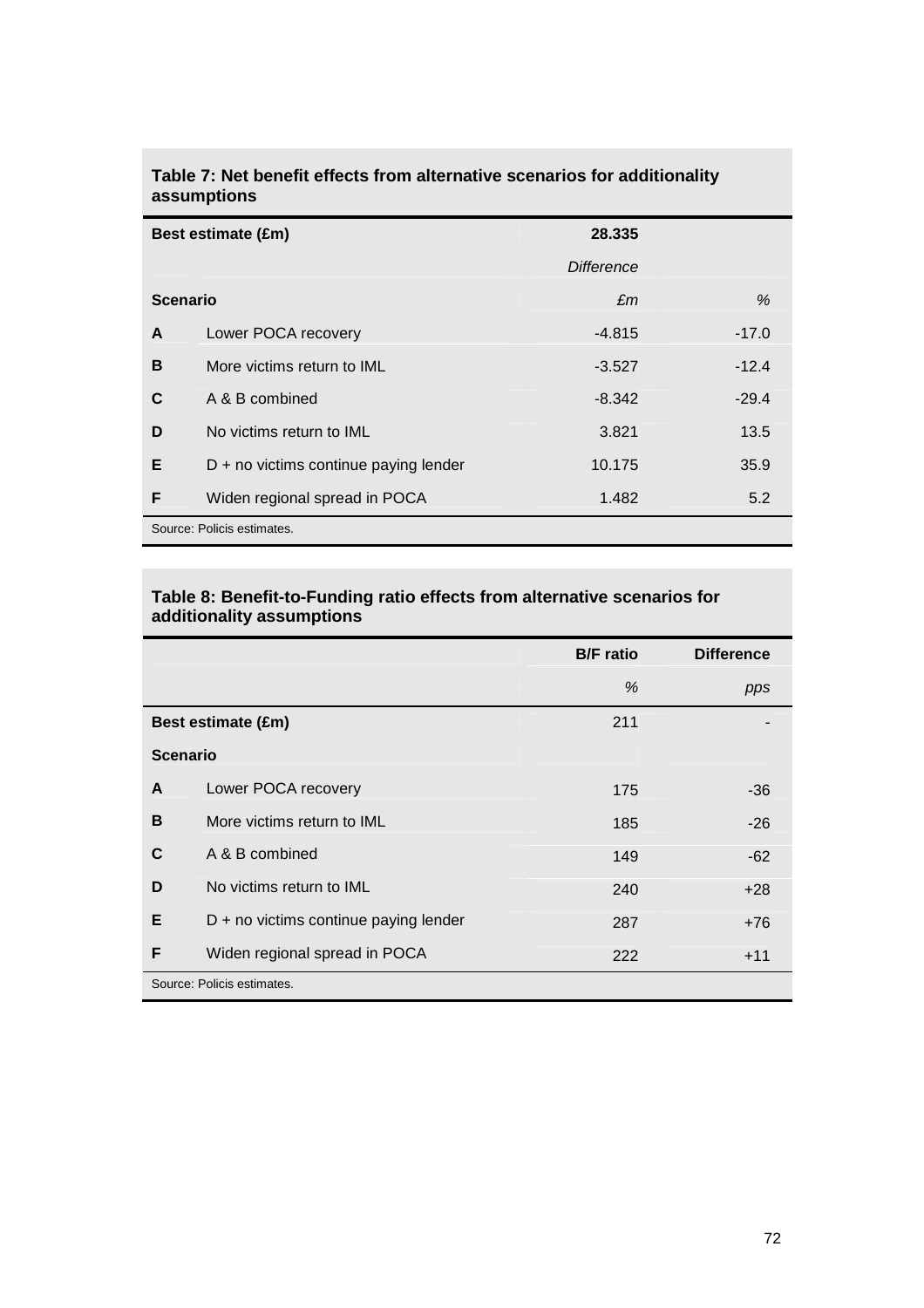**Table 7: Net benefit effects from alternative scenarios for additionality assumptions**

| Best estimate (£m) | | 28.335 | |
|---|---|---|---|
| | | *Difference* | |
| **Scenario** | | *£m* | *%* |
| **A** | Lower POCA recovery | -4.815 | -17.0 |
| **B** | More victims return to IML | -3.527 | -12.4 |
| **C** | A & B combined | -8.342 | -29.4 |
| **D** | No victims return to IML | 3.821 | 13.5 |
| **E** | D + no victims continue paying lender | 10.175 | 35.9 |
| **F** | Widen regional spread in POCA | 1.482 | 5.2 |

Source: Policis estimates.

**Table 8: Benefit-to-Funding ratio effects from alternative scenarios for additionality assumptions**

| | | **B/F ratio** | **Difference** |
|---|---|---|---|
| | | *%* | *pps* |
| **Best estimate (£m)** | | 211 | - |
| **Scenario** | | | |
| **A** | Lower POCA recovery | 175 | -36 |
| **B** | More victims return to IML | 185 | -26 |
| **C** | A & B combined | 149 | -62 |
| **D** | No victims return to IML | 240 | +28 |
| **E** | D + no victims continue paying lender | 287 | +76 |
| **F** | Widen regional spread in POCA | 222 | +11 |

Source: Policis estimates.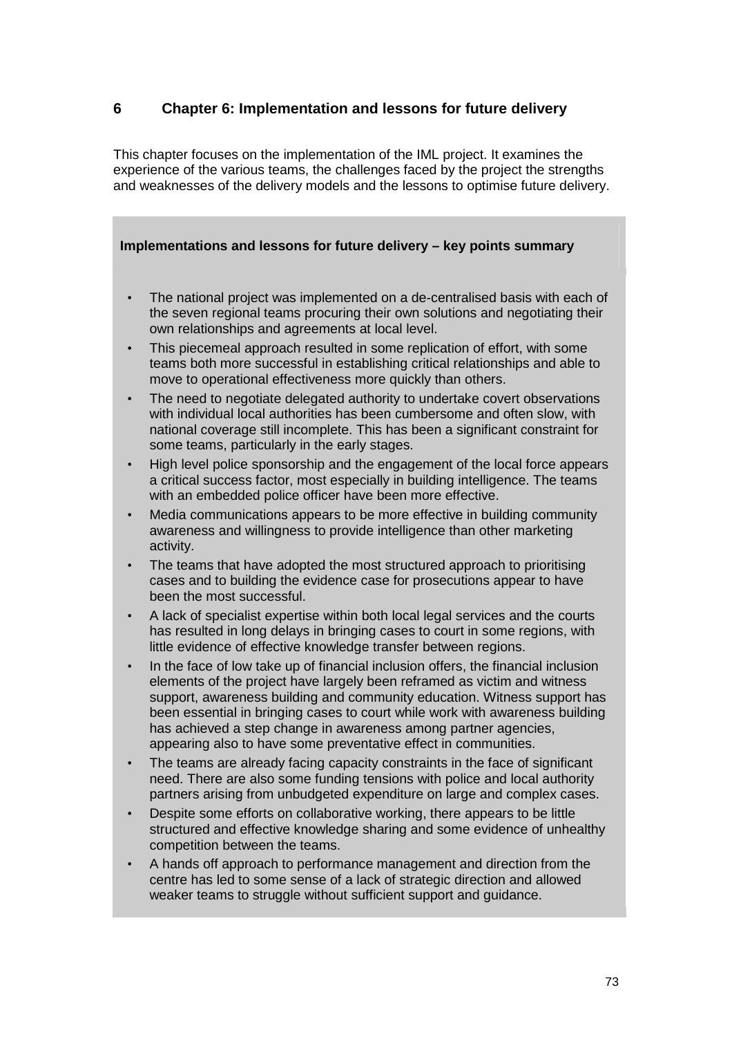# 6 Chapter 6: Implementation and lessons for future delivery

This chapter focuses on the implementation of the IML project. It examines the experience of the various teams, the challenges faced by the project the strengths and weaknesses of the delivery models and the lessons to optimise future delivery.

**Implementations and lessons for future delivery – key points summary**

- The national project was implemented on a de-centralised basis with each of the seven regional teams procuring their own solutions and negotiating their own relationships and agreements at local level.
- This piecemeal approach resulted in some replication of effort, with some teams both more successful in establishing critical relationships and able to move to operational effectiveness more quickly than others.
- The need to negotiate delegated authority to undertake covert observations with individual local authorities has been cumbersome and often slow, with national coverage still incomplete. This has been a significant constraint for some teams, particularly in the early stages.
- High level police sponsorship and the engagement of the local force appears a critical success factor, most especially in building intelligence. The teams with an embedded police officer have been more effective.
- Media communications appears to be more effective in building community awareness and willingness to provide intelligence than other marketing activity.
- The teams that have adopted the most structured approach to prioritising cases and to building the evidence case for prosecutions appear to have been the most successful.
- A lack of specialist expertise within both local legal services and the courts has resulted in long delays in bringing cases to court in some regions, with little evidence of effective knowledge transfer between regions.
- In the face of low take up of financial inclusion offers, the financial inclusion elements of the project have largely been reframed as victim and witness support, awareness building and community education. Witness support has been essential in bringing cases to court while work with awareness building has achieved a step change in awareness among partner agencies, appearing also to have some preventative effect in communities.
- The teams are already facing capacity constraints in the face of significant need. There are also some funding tensions with police and local authority partners arising from unbudgeted expenditure on large and complex cases.
- Despite some efforts on collaborative working, there appears to be little structured and effective knowledge sharing and some evidence of unhealthy competition between the teams.
- A hands off approach to performance management and direction from the centre has led to some sense of a lack of strategic direction and allowed weaker teams to struggle without sufficient support and guidance.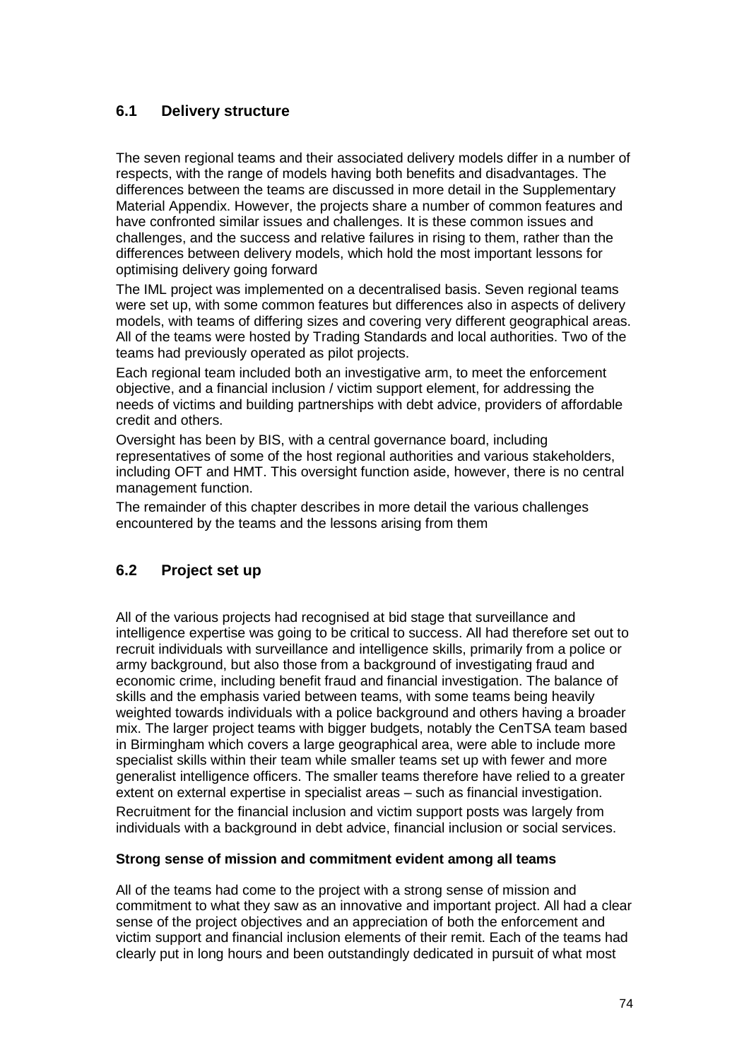## 6.1 Delivery structure

The seven regional teams and their associated delivery models differ in a number of respects, with the range of models having both benefits and disadvantages. The differences between the teams are discussed in more detail in the Supplementary Material Appendix. However, the projects share a number of common features and have confronted similar issues and challenges. It is these common issues and challenges, and the success and relative failures in rising to them, rather than the differences between delivery models, which hold the most important lessons for optimising delivery going forward

The IML project was implemented on a decentralised basis. Seven regional teams were set up, with some common features but differences also in aspects of delivery models, with teams of differing sizes and covering very different geographical areas. All of the teams were hosted by Trading Standards and local authorities. Two of the teams had previously operated as pilot projects.

Each regional team included both an investigative arm, to meet the enforcement objective, and a financial inclusion / victim support element, for addressing the needs of victims and building partnerships with debt advice, providers of affordable credit and others.

Oversight has been by BIS, with a central governance board, including representatives of some of the host regional authorities and various stakeholders, including OFT and HMT. This oversight function aside, however, there is no central management function.

The remainder of this chapter describes in more detail the various challenges encountered by the teams and the lessons arising from them

## 6.2 Project set up

All of the various projects had recognised at bid stage that surveillance and intelligence expertise was going to be critical to success. All had therefore set out to recruit individuals with surveillance and intelligence skills, primarily from a police or army background, but also those from a background of investigating fraud and economic crime, including benefit fraud and financial investigation. The balance of skills and the emphasis varied between teams, with some teams being heavily weighted towards individuals with a police background and others having a broader mix. The larger project teams with bigger budgets, notably the CenTSA team based in Birmingham which covers a large geographical area, were able to include more specialist skills within their team while smaller teams set up with fewer and more generalist intelligence officers. The smaller teams therefore have relied to a greater extent on external expertise in specialist areas – such as financial investigation. Recruitment for the financial inclusion and victim support posts was largely from individuals with a background in debt advice, financial inclusion or social services.

**Strong sense of mission and commitment evident among all teams**

All of the teams had come to the project with a strong sense of mission and commitment to what they saw as an innovative and important project. All had a clear sense of the project objectives and an appreciation of both the enforcement and victim support and financial inclusion elements of their remit. Each of the teams had clearly put in long hours and been outstandingly dedicated in pursuit of what most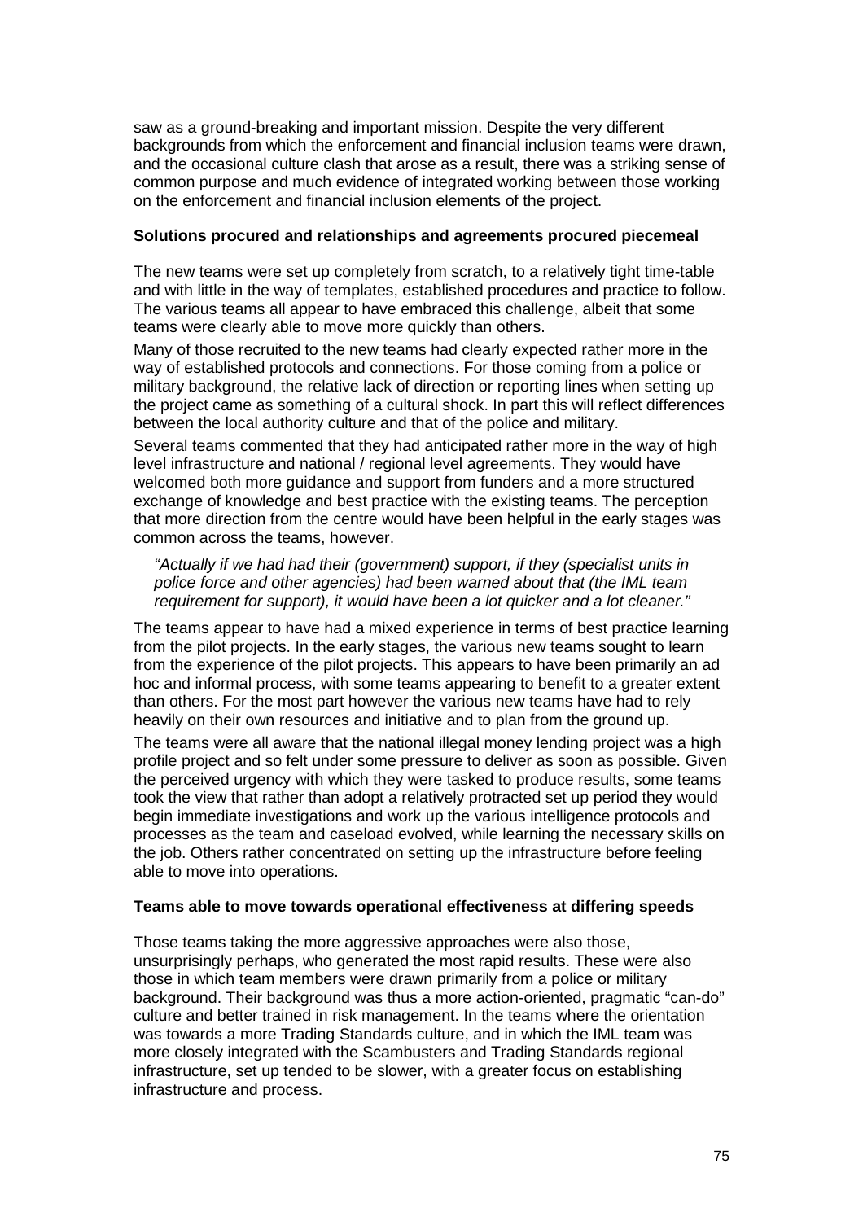saw as a ground-breaking and important mission. Despite the very different backgrounds from which the enforcement and financial inclusion teams were drawn, and the occasional culture clash that arose as a result, there was a striking sense of common purpose and much evidence of integrated working between those working on the enforcement and financial inclusion elements of the project.

**Solutions procured and relationships and agreements procured piecemeal**

The new teams were set up completely from scratch, to a relatively tight time-table and with little in the way of templates, established procedures and practice to follow. The various teams all appear to have embraced this challenge, albeit that some teams were clearly able to move more quickly than others.

Many of those recruited to the new teams had clearly expected rather more in the way of established protocols and connections. For those coming from a police or military background, the relative lack of direction or reporting lines when setting up the project came as something of a cultural shock. In part this will reflect differences between the local authority culture and that of the police and military.

Several teams commented that they had anticipated rather more in the way of high level infrastructure and national / regional level agreements. They would have welcomed both more guidance and support from funders and a more structured exchange of knowledge and best practice with the existing teams. The perception that more direction from the centre would have been helpful in the early stages was common across the teams, however.

> *"Actually if we had had their (government) support, if they (specialist units in police force and other agencies) had been warned about that (the IML team requirement for support), it would have been a lot quicker and a lot cleaner."*

The teams appear to have had a mixed experience in terms of best practice learning from the pilot projects. In the early stages, the various new teams sought to learn from the experience of the pilot projects. This appears to have been primarily an ad hoc and informal process, with some teams appearing to benefit to a greater extent than others. For the most part however the various new teams have had to rely heavily on their own resources and initiative and to plan from the ground up.

The teams were all aware that the national illegal money lending project was a high profile project and so felt under some pressure to deliver as soon as possible. Given the perceived urgency with which they were tasked to produce results, some teams took the view that rather than adopt a relatively protracted set up period they would begin immediate investigations and work up the various intelligence protocols and processes as the team and caseload evolved, while learning the necessary skills on the job. Others rather concentrated on setting up the infrastructure before feeling able to move into operations.

**Teams able to move towards operational effectiveness at differing speeds**

Those teams taking the more aggressive approaches were also those, unsurprisingly perhaps, who generated the most rapid results. These were also those in which team members were drawn primarily from a police or military background. Their background was thus a more action-oriented, pragmatic "can-do" culture and better trained in risk management. In the teams where the orientation was towards a more Trading Standards culture, and in which the IML team was more closely integrated with the Scambusters and Trading Standards regional infrastructure, set up tended to be slower, with a greater focus on establishing infrastructure and process.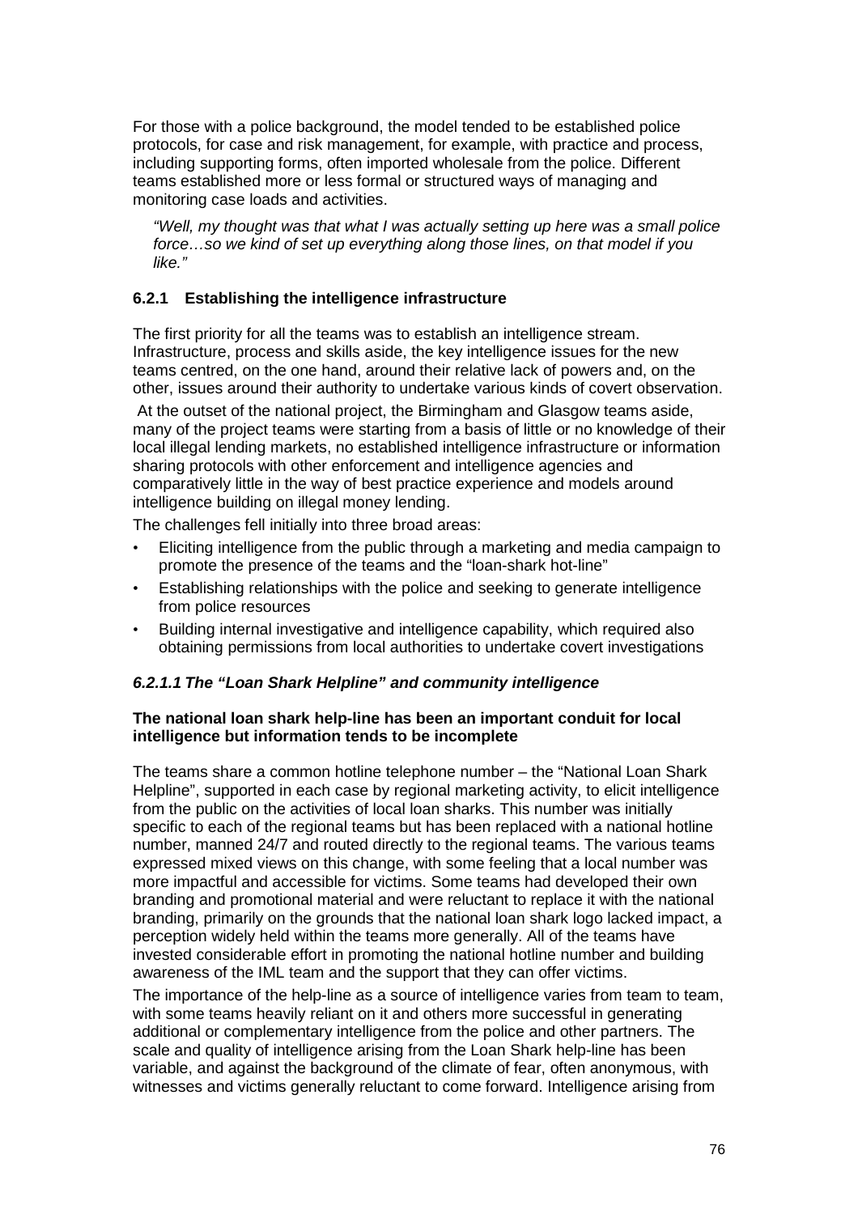For those with a police background, the model tended to be established police protocols, for case and risk management, for example, with practice and process, including supporting forms, often imported wholesale from the police. Different teams established more or less formal or structured ways of managing and monitoring case loads and activities.

> *"Well, my thought was that what I was actually setting up here was a small police force…so we kind of set up everything along those lines, on that model if you like."*

### 6.2.1 Establishing the intelligence infrastructure

The first priority for all the teams was to establish an intelligence stream. Infrastructure, process and skills aside, the key intelligence issues for the new teams centred, on the one hand, around their relative lack of powers and, on the other, issues around their authority to undertake various kinds of covert observation.

At the outset of the national project, the Birmingham and Glasgow teams aside, many of the project teams were starting from a basis of little or no knowledge of their local illegal lending markets, no established intelligence infrastructure or information sharing protocols with other enforcement and intelligence agencies and comparatively little in the way of best practice experience and models around intelligence building on illegal money lending.

The challenges fell initially into three broad areas:

- Eliciting intelligence from the public through a marketing and media campaign to promote the presence of the teams and the "loan-shark hot-line"
- Establishing relationships with the police and seeking to generate intelligence from police resources
- Building internal investigative and intelligence capability, which required also obtaining permissions from local authorities to undertake covert investigations

#### *6.2.1.1 The "Loan Shark Helpline" and community intelligence*

**The national loan shark help-line has been an important conduit for local intelligence but information tends to be incomplete**

The teams share a common hotline telephone number – the "National Loan Shark Helpline", supported in each case by regional marketing activity, to elicit intelligence from the public on the activities of local loan sharks. This number was initially specific to each of the regional teams but has been replaced with a national hotline number, manned 24/7 and routed directly to the regional teams. The various teams expressed mixed views on this change, with some feeling that a local number was more impactful and accessible for victims. Some teams had developed their own branding and promotional material and were reluctant to replace it with the national branding, primarily on the grounds that the national loan shark logo lacked impact, a perception widely held within the teams more generally. All of the teams have invested considerable effort in promoting the national hotline number and building awareness of the IML team and the support that they can offer victims.

The importance of the help-line as a source of intelligence varies from team to team, with some teams heavily reliant on it and others more successful in generating additional or complementary intelligence from the police and other partners. The scale and quality of intelligence arising from the Loan Shark help-line has been variable, and against the background of the climate of fear, often anonymous, with witnesses and victims generally reluctant to come forward. Intelligence arising from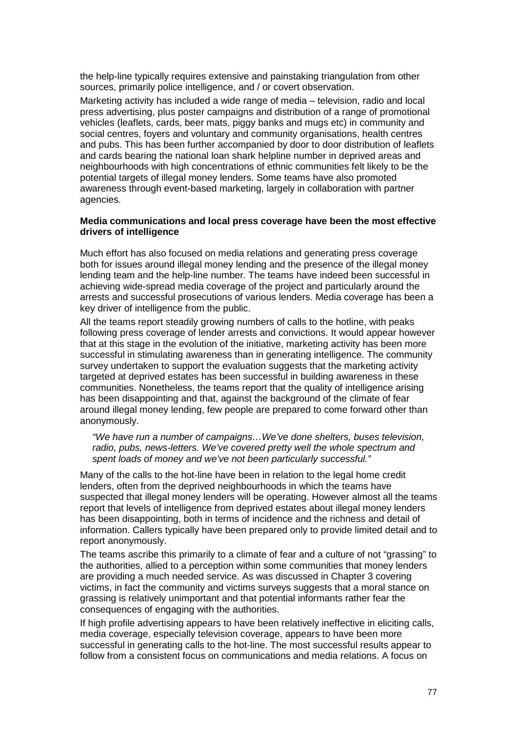the help-line typically requires extensive and painstaking triangulation from other sources, primarily police intelligence, and / or covert observation.

Marketing activity has included a wide range of media – television, radio and local press advertising, plus poster campaigns and distribution of a range of promotional vehicles (leaflets, cards, beer mats, piggy banks and mugs etc) in community and social centres, foyers and voluntary and community organisations, health centres and pubs. This has been further accompanied by door to door distribution of leaflets and cards bearing the national loan shark helpline number in deprived areas and neighbourhoods with high concentrations of ethnic communities felt likely to be the potential targets of illegal money lenders. Some teams have also promoted awareness through event-based marketing, largely in collaboration with partner agencies.

**Media communications and local press coverage have been the most effective drivers of intelligence**

Much effort has also focused on media relations and generating press coverage both for issues around illegal money lending and the presence of the illegal money lending team and the help-line number. The teams have indeed been successful in achieving wide-spread media coverage of the project and particularly around the arrests and successful prosecutions of various lenders. Media coverage has been a key driver of intelligence from the public.

All the teams report steadily growing numbers of calls to the hotline, with peaks following press coverage of lender arrests and convictions. It would appear however that at this stage in the evolution of the initiative, marketing activity has been more successful in stimulating awareness than in generating intelligence. The community survey undertaken to support the evaluation suggests that the marketing activity targeted at deprived estates has been successful in building awareness in these communities. Nonetheless, the teams report that the quality of intelligence arising has been disappointing and that, against the background of the climate of fear around illegal money lending, few people are prepared to come forward other than anonymously.

> *"We have run a number of campaigns…We've done shelters, buses television, radio, pubs, news-letters. We've covered pretty well the whole spectrum and spent loads of money and we've not been particularly successful."*

Many of the calls to the hot-line have been in relation to the legal home credit lenders, often from the deprived neighbourhoods in which the teams have suspected that illegal money lenders will be operating. However almost all the teams report that levels of intelligence from deprived estates about illegal money lenders has been disappointing, both in terms of incidence and the richness and detail of information. Callers typically have been prepared only to provide limited detail and to report anonymously.

The teams ascribe this primarily to a climate of fear and a culture of not "grassing" to the authorities, allied to a perception within some communities that money lenders are providing a much needed service. As was discussed in Chapter 3 covering victims, in fact the community and victims surveys suggests that a moral stance on grassing is relatively unimportant and that potential informants rather fear the consequences of engaging with the authorities.

If high profile advertising appears to have been relatively ineffective in eliciting calls, media coverage, especially television coverage, appears to have been more successful in generating calls to the hot-line. The most successful results appear to follow from a consistent focus on communications and media relations. A focus on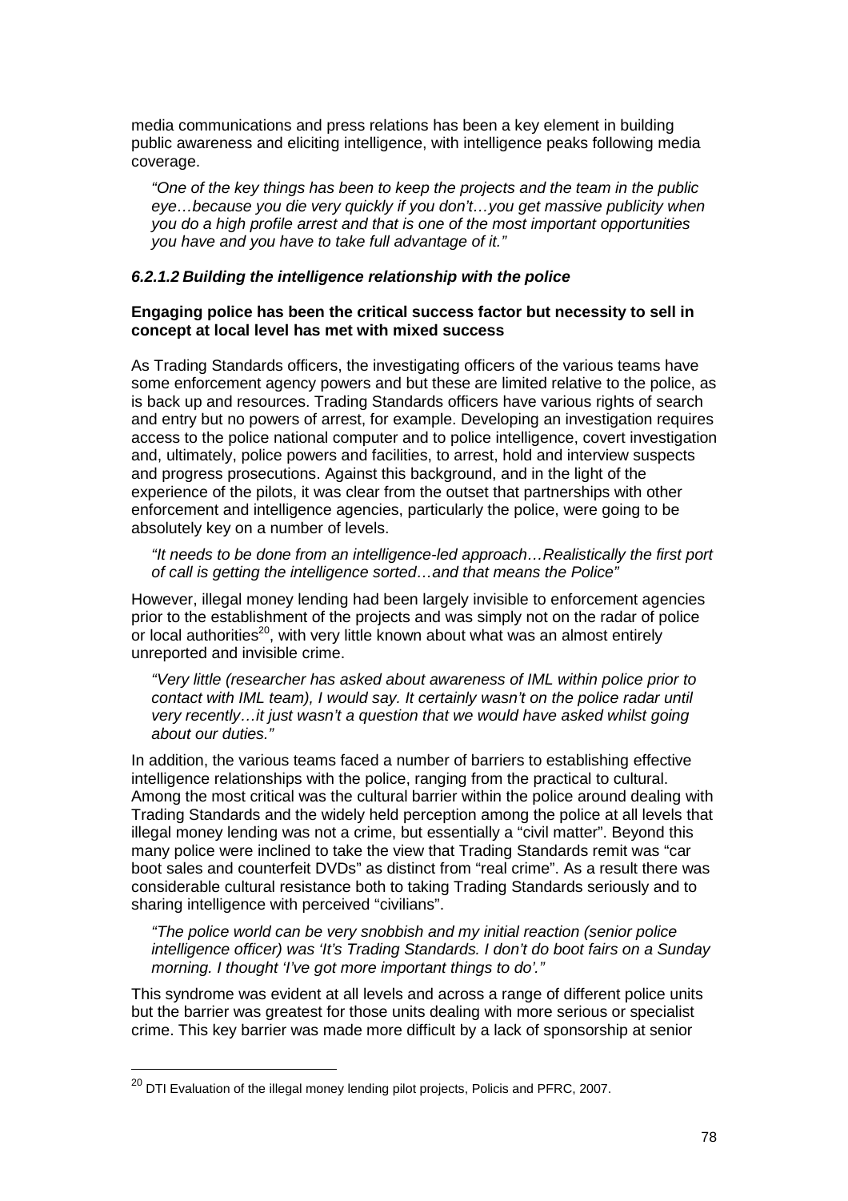media communications and press relations has been a key element in building public awareness and eliciting intelligence, with intelligence peaks following media coverage.

> *"One of the key things has been to keep the projects and the team in the public eye…because you die very quickly if you don't…you get massive publicity when you do a high profile arrest and that is one of the most important opportunities you have and you have to take full advantage of it."*

#### *6.2.1.2 Building the intelligence relationship with the police*

**Engaging police has been the critical success factor but necessity to sell in concept at local level has met with mixed success**

As Trading Standards officers, the investigating officers of the various teams have some enforcement agency powers and but these are limited relative to the police, as is back up and resources. Trading Standards officers have various rights of search and entry but no powers of arrest, for example. Developing an investigation requires access to the police national computer and to police intelligence, covert investigation and, ultimately, police powers and facilities, to arrest, hold and interview suspects and progress prosecutions. Against this background, and in the light of the experience of the pilots, it was clear from the outset that partnerships with other enforcement and intelligence agencies, particularly the police, were going to be absolutely key on a number of levels.

> *"It needs to be done from an intelligence-led approach…Realistically the first port of call is getting the intelligence sorted…and that means the Police"*

However, illegal money lending had been largely invisible to enforcement agencies prior to the establishment of the projects and was simply not on the radar of police or local authorities[20], with very little known about what was an almost entirely unreported and invisible crime.

> *"Very little (researcher has asked about awareness of IML within police prior to contact with IML team), I would say. It certainly wasn't on the police radar until very recently…it just wasn't a question that we would have asked whilst going about our duties."*

In addition, the various teams faced a number of barriers to establishing effective intelligence relationships with the police, ranging from the practical to cultural. Among the most critical was the cultural barrier within the police around dealing with Trading Standards and the widely held perception among the police at all levels that illegal money lending was not a crime, but essentially a "civil matter". Beyond this many police were inclined to take the view that Trading Standards remit was "car boot sales and counterfeit DVDs" as distinct from "real crime". As a result there was considerable cultural resistance both to taking Trading Standards seriously and to sharing intelligence with perceived "civilians".

> *"The police world can be very snobbish and my initial reaction (senior police intelligence officer) was 'It's Trading Standards. I don't do boot fairs on a Sunday morning. I thought 'I've got more important things to do'."*

This syndrome was evident at all levels and across a range of different police units but the barrier was greatest for those units dealing with more serious or specialist crime. This key barrier was made more difficult by a lack of sponsorship at senior

---

[20] DTI Evaluation of the illegal money lending pilot projects, Policis and PFRC, 2007.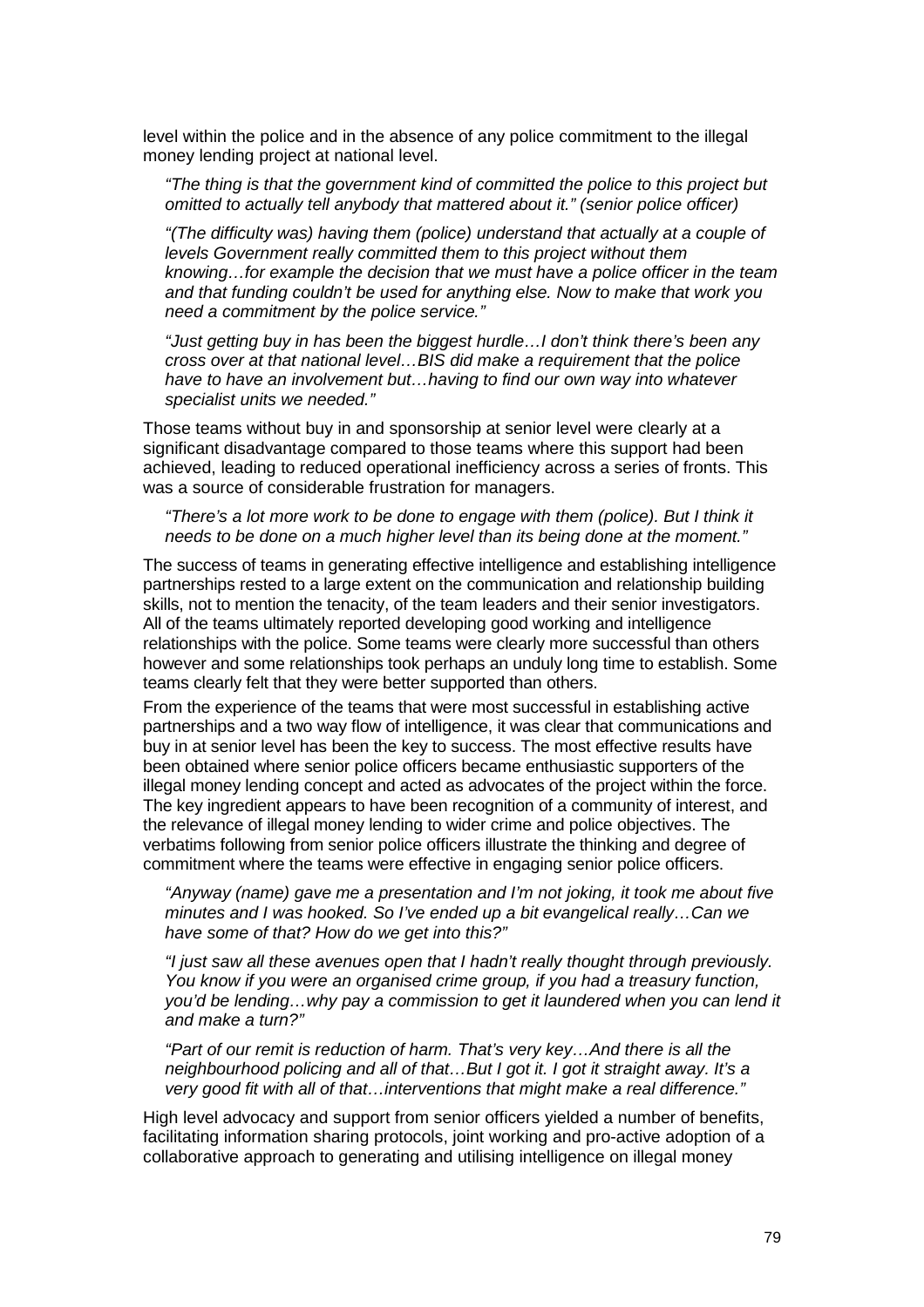level within the police and in the absence of any police commitment to the illegal money lending project at national level.

> *"The thing is that the government kind of committed the police to this project but omitted to actually tell anybody that mattered about it." (senior police officer)*

> *"(The difficulty was) having them (police) understand that actually at a couple of levels Government really committed them to this project without them knowing…for example the decision that we must have a police officer in the team and that funding couldn't be used for anything else. Now to make that work you need a commitment by the police service."*

> *"Just getting buy in has been the biggest hurdle…I don't think there's been any cross over at that national level…BIS did make a requirement that the police have to have an involvement but…having to find our own way into whatever specialist units we needed."*

Those teams without buy in and sponsorship at senior level were clearly at a significant disadvantage compared to those teams where this support had been achieved, leading to reduced operational inefficiency across a series of fronts. This was a source of considerable frustration for managers.

> *"There's a lot more work to be done to engage with them (police). But I think it needs to be done on a much higher level than its being done at the moment."*

The success of teams in generating effective intelligence and establishing intelligence partnerships rested to a large extent on the communication and relationship building skills, not to mention the tenacity, of the team leaders and their senior investigators. All of the teams ultimately reported developing good working and intelligence relationships with the police. Some teams were clearly more successful than others however and some relationships took perhaps an unduly long time to establish. Some teams clearly felt that they were better supported than others.

From the experience of the teams that were most successful in establishing active partnerships and a two way flow of intelligence, it was clear that communications and buy in at senior level has been the key to success. The most effective results have been obtained where senior police officers became enthusiastic supporters of the illegal money lending concept and acted as advocates of the project within the force. The key ingredient appears to have been recognition of a community of interest, and the relevance of illegal money lending to wider crime and police objectives. The verbatims following from senior police officers illustrate the thinking and degree of commitment where the teams were effective in engaging senior police officers.

> *"Anyway (name) gave me a presentation and I'm not joking, it took me about five minutes and I was hooked. So I've ended up a bit evangelical really…Can we have some of that? How do we get into this?"*

> *"I just saw all these avenues open that I hadn't really thought through previously. You know if you were an organised crime group, if you had a treasury function, you'd be lending…why pay a commission to get it laundered when you can lend it and make a turn?"*

> *"Part of our remit is reduction of harm. That's very key…And there is all the neighbourhood policing and all of that…But I got it. I got it straight away. It's a very good fit with all of that…interventions that might make a real difference."*

High level advocacy and support from senior officers yielded a number of benefits, facilitating information sharing protocols, joint working and pro-active adoption of a collaborative approach to generating and utilising intelligence on illegal money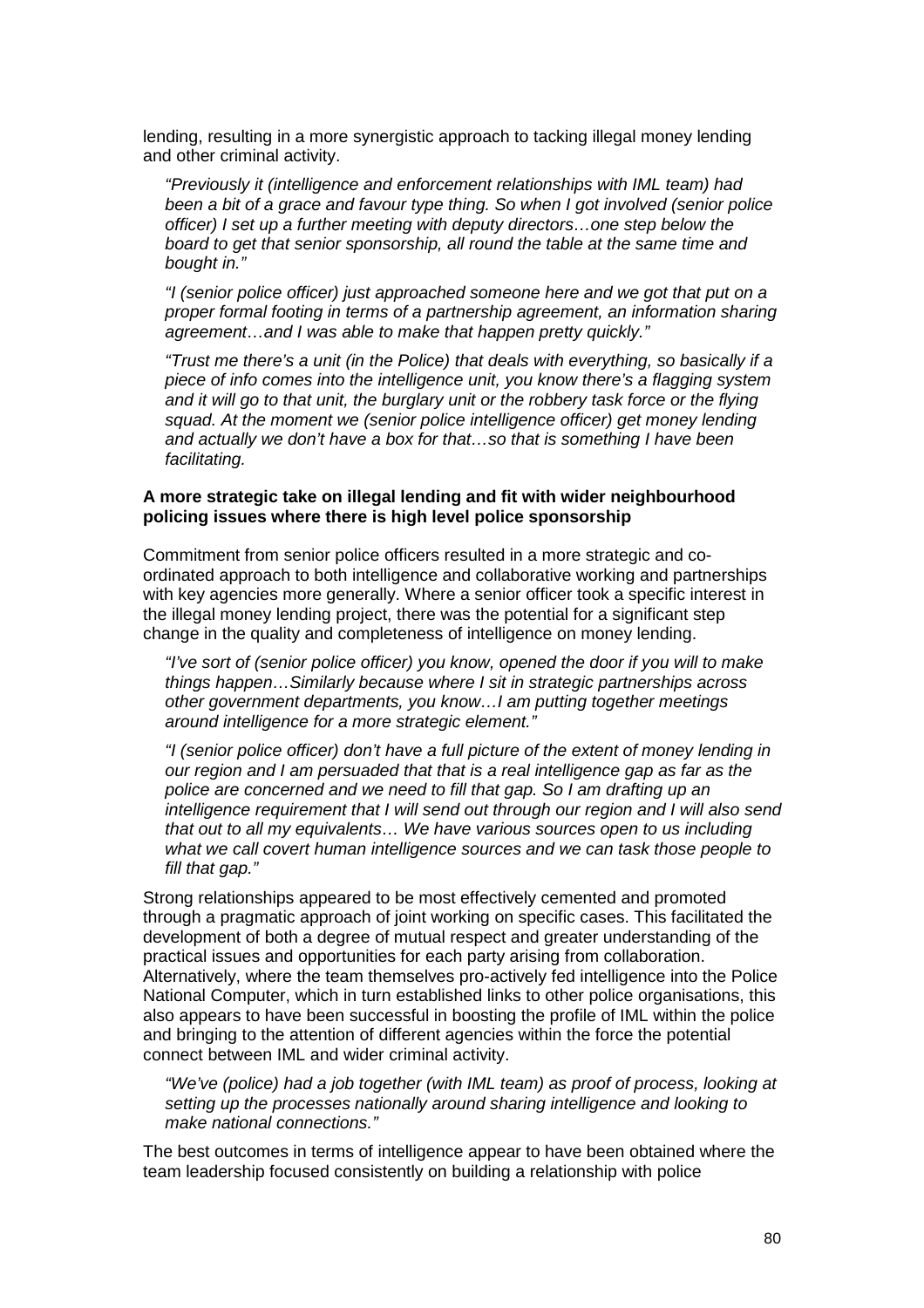lending, resulting in a more synergistic approach to tacking illegal money lending and other criminal activity.

> *"Previously it (intelligence and enforcement relationships with IML team) had been a bit of a grace and favour type thing. So when I got involved (senior police officer) I set up a further meeting with deputy directors…one step below the board to get that senior sponsorship, all round the table at the same time and bought in."*

> *"I (senior police officer) just approached someone here and we got that put on a proper formal footing in terms of a partnership agreement, an information sharing agreement…and I was able to make that happen pretty quickly."*

> *"Trust me there's a unit (in the Police) that deals with everything, so basically if a piece of info comes into the intelligence unit, you know there's a flagging system and it will go to that unit, the burglary unit or the robbery task force or the flying squad. At the moment we (senior police intelligence officer) get money lending and actually we don't have a box for that…so that is something I have been facilitating.*

**A more strategic take on illegal lending and fit with wider neighbourhood policing issues where there is high level police sponsorship**

Commitment from senior police officers resulted in a more strategic and co-ordinated approach to both intelligence and collaborative working and partnerships with key agencies more generally. Where a senior officer took a specific interest in the illegal money lending project, there was the potential for a significant step change in the quality and completeness of intelligence on money lending.

> *"I've sort of (senior police officer) you know, opened the door if you will to make things happen…Similarly because where I sit in strategic partnerships across other government departments, you know…I am putting together meetings around intelligence for a more strategic element."*

> *"I (senior police officer) don't have a full picture of the extent of money lending in our region and I am persuaded that that is a real intelligence gap as far as the police are concerned and we need to fill that gap. So I am drafting up an intelligence requirement that I will send out through our region and I will also send that out to all my equivalents… We have various sources open to us including what we call covert human intelligence sources and we can task those people to fill that gap."*

Strong relationships appeared to be most effectively cemented and promoted through a pragmatic approach of joint working on specific cases. This facilitated the development of both a degree of mutual respect and greater understanding of the practical issues and opportunities for each party arising from collaboration. Alternatively, where the team themselves pro-actively fed intelligence into the Police National Computer, which in turn established links to other police organisations, this also appears to have been successful in boosting the profile of IML within the police and bringing to the attention of different agencies within the force the potential connect between IML and wider criminal activity.

> *"We've (police) had a job together (with IML team) as proof of process, looking at setting up the processes nationally around sharing intelligence and looking to make national connections."*

The best outcomes in terms of intelligence appear to have been obtained where the team leadership focused consistently on building a relationship with police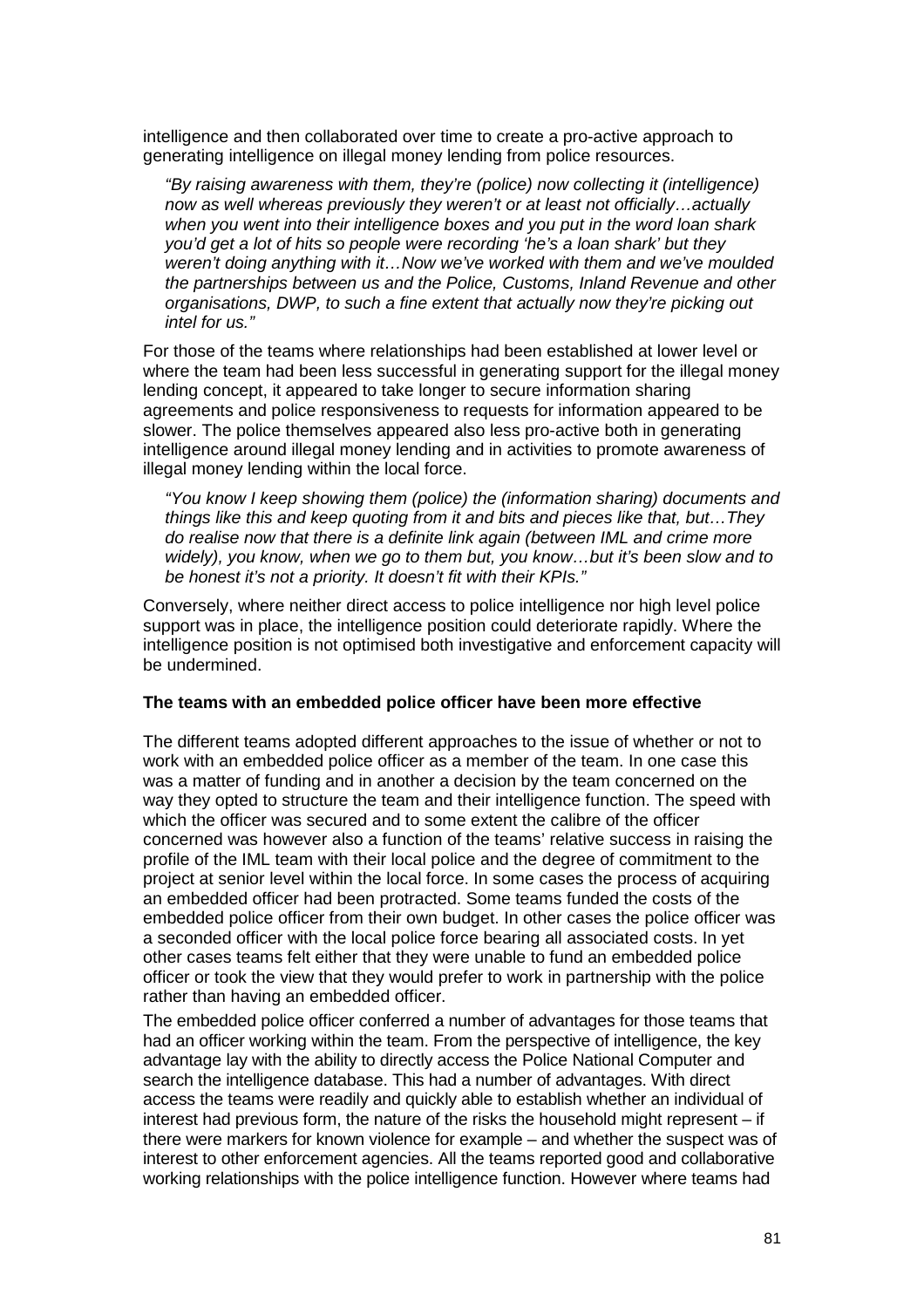intelligence and then collaborated over time to create a pro-active approach to generating intelligence on illegal money lending from police resources.

> *"By raising awareness with them, they're (police) now collecting it (intelligence) now as well whereas previously they weren't or at least not officially…actually when you went into their intelligence boxes and you put in the word loan shark you'd get a lot of hits so people were recording 'he's a loan shark' but they weren't doing anything with it…Now we've worked with them and we've moulded the partnerships between us and the Police, Customs, Inland Revenue and other organisations, DWP, to such a fine extent that actually now they're picking out intel for us."*

For those of the teams where relationships had been established at lower level or where the team had been less successful in generating support for the illegal money lending concept, it appeared to take longer to secure information sharing agreements and police responsiveness to requests for information appeared to be slower. The police themselves appeared also less pro-active both in generating intelligence around illegal money lending and in activities to promote awareness of illegal money lending within the local force.

> *"You know I keep showing them (police) the (information sharing) documents and things like this and keep quoting from it and bits and pieces like that, but…They do realise now that there is a definite link again (between IML and crime more widely), you know, when we go to them but, you know…but it's been slow and to be honest it's not a priority. It doesn't fit with their KPIs."*

Conversely, where neither direct access to police intelligence nor high level police support was in place, the intelligence position could deteriorate rapidly. Where the intelligence position is not optimised both investigative and enforcement capacity will be undermined.

**The teams with an embedded police officer have been more effective**

The different teams adopted different approaches to the issue of whether or not to work with an embedded police officer as a member of the team. In one case this was a matter of funding and in another a decision by the team concerned on the way they opted to structure the team and their intelligence function. The speed with which the officer was secured and to some extent the calibre of the officer concerned was however also a function of the teams' relative success in raising the profile of the IML team with their local police and the degree of commitment to the project at senior level within the local force. In some cases the process of acquiring an embedded officer had been protracted. Some teams funded the costs of the embedded police officer from their own budget. In other cases the police officer was a seconded officer with the local police force bearing all associated costs. In yet other cases teams felt either that they were unable to fund an embedded police officer or took the view that they would prefer to work in partnership with the police rather than having an embedded officer.

The embedded police officer conferred a number of advantages for those teams that had an officer working within the team. From the perspective of intelligence, the key advantage lay with the ability to directly access the Police National Computer and search the intelligence database. This had a number of advantages. With direct access the teams were readily and quickly able to establish whether an individual of interest had previous form, the nature of the risks the household might represent – if there were markers for known violence for example – and whether the suspect was of interest to other enforcement agencies. All the teams reported good and collaborative working relationships with the police intelligence function. However where teams had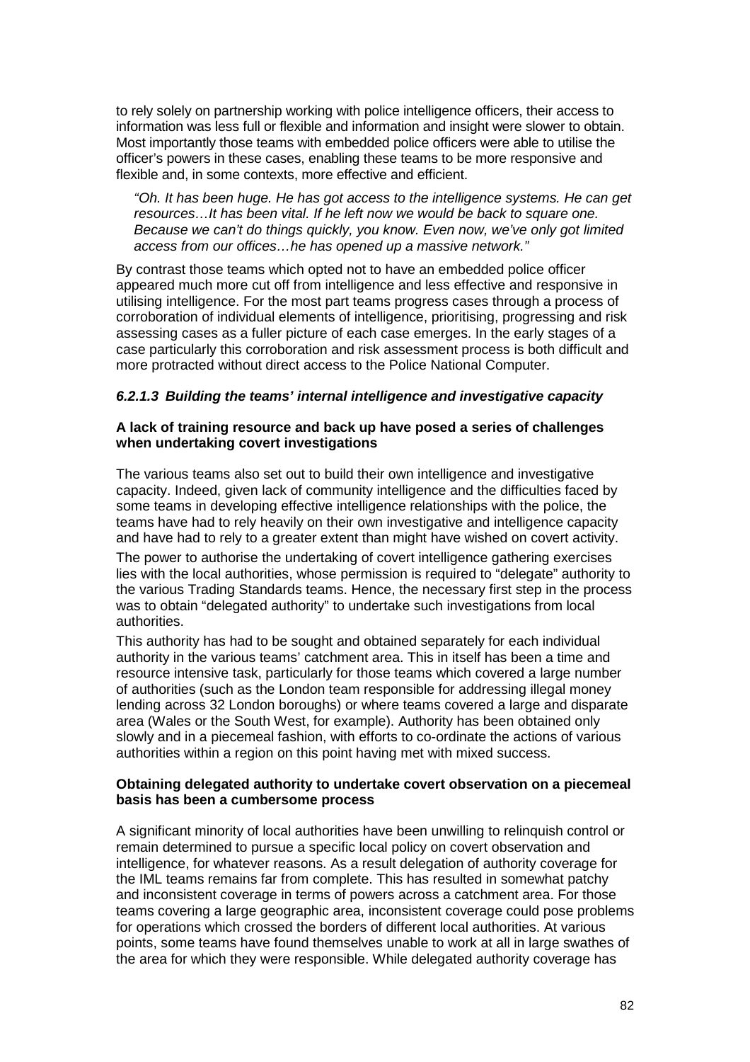to rely solely on partnership working with police intelligence officers, their access to information was less full or flexible and information and insight were slower to obtain. Most importantly those teams with embedded police officers were able to utilise the officer's powers in these cases, enabling these teams to be more responsive and flexible and, in some contexts, more effective and efficient.

> *"Oh. It has been huge. He has got access to the intelligence systems. He can get resources…It has been vital. If he left now we would be back to square one. Because we can't do things quickly, you know. Even now, we've only got limited access from our offices…he has opened up a massive network."*

By contrast those teams which opted not to have an embedded police officer appeared much more cut off from intelligence and less effective and responsive in utilising intelligence. For the most part teams progress cases through a process of corroboration of individual elements of intelligence, prioritising, progressing and risk assessing cases as a fuller picture of each case emerges. In the early stages of a case particularly this corroboration and risk assessment process is both difficult and more protracted without direct access to the Police National Computer.

#### *6.2.1.3 Building the teams' internal intelligence and investigative capacity*

**A lack of training resource and back up have posed a series of challenges when undertaking covert investigations**

The various teams also set out to build their own intelligence and investigative capacity. Indeed, given lack of community intelligence and the difficulties faced by some teams in developing effective intelligence relationships with the police, the teams have had to rely heavily on their own investigative and intelligence capacity and have had to rely to a greater extent than might have wished on covert activity.

The power to authorise the undertaking of covert intelligence gathering exercises lies with the local authorities, whose permission is required to "delegate" authority to the various Trading Standards teams. Hence, the necessary first step in the process was to obtain "delegated authority" to undertake such investigations from local authorities.

This authority has had to be sought and obtained separately for each individual authority in the various teams' catchment area. This in itself has been a time and resource intensive task, particularly for those teams which covered a large number of authorities (such as the London team responsible for addressing illegal money lending across 32 London boroughs) or where teams covered a large and disparate area (Wales or the South West, for example). Authority has been obtained only slowly and in a piecemeal fashion, with efforts to co-ordinate the actions of various authorities within a region on this point having met with mixed success.

**Obtaining delegated authority to undertake covert observation on a piecemeal basis has been a cumbersome process**

A significant minority of local authorities have been unwilling to relinquish control or remain determined to pursue a specific local policy on covert observation and intelligence, for whatever reasons. As a result delegation of authority coverage for the IML teams remains far from complete. This has resulted in somewhat patchy and inconsistent coverage in terms of powers across a catchment area. For those teams covering a large geographic area, inconsistent coverage could pose problems for operations which crossed the borders of different local authorities. At various points, some teams have found themselves unable to work at all in large swathes of the area for which they were responsible. While delegated authority coverage has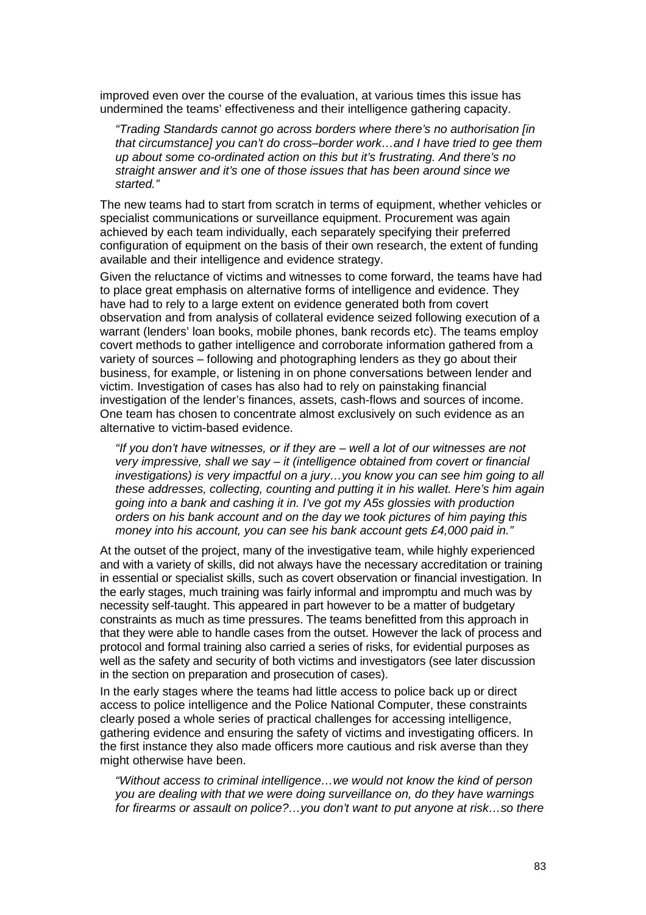improved even over the course of the evaluation, at various times this issue has undermined the teams' effectiveness and their intelligence gathering capacity.

> *"Trading Standards cannot go across borders where there's no authorisation [in that circumstance] you can't do cross–border work…and I have tried to gee them up about some co-ordinated action on this but it's frustrating. And there's no straight answer and it's one of those issues that has been around since we started."*

The new teams had to start from scratch in terms of equipment, whether vehicles or specialist communications or surveillance equipment. Procurement was again achieved by each team individually, each separately specifying their preferred configuration of equipment on the basis of their own research, the extent of funding available and their intelligence and evidence strategy.

Given the reluctance of victims and witnesses to come forward, the teams have had to place great emphasis on alternative forms of intelligence and evidence. They have had to rely to a large extent on evidence generated both from covert observation and from analysis of collateral evidence seized following execution of a warrant (lenders' loan books, mobile phones, bank records etc). The teams employ covert methods to gather intelligence and corroborate information gathered from a variety of sources – following and photographing lenders as they go about their business, for example, or listening in on phone conversations between lender and victim. Investigation of cases has also had to rely on painstaking financial investigation of the lender's finances, assets, cash-flows and sources of income. One team has chosen to concentrate almost exclusively on such evidence as an alternative to victim-based evidence.

> *"If you don't have witnesses, or if they are – well a lot of our witnesses are not very impressive, shall we say – it (intelligence obtained from covert or financial investigations) is very impactful on a jury…you know you can see him going to all these addresses, collecting, counting and putting it in his wallet. Here's him again going into a bank and cashing it in. I've got my A5s glossies with production orders on his bank account and on the day we took pictures of him paying this money into his account, you can see his bank account gets £4,000 paid in."*

At the outset of the project, many of the investigative team, while highly experienced and with a variety of skills, did not always have the necessary accreditation or training in essential or specialist skills, such as covert observation or financial investigation. In the early stages, much training was fairly informal and impromptu and much was by necessity self-taught. This appeared in part however to be a matter of budgetary constraints as much as time pressures. The teams benefitted from this approach in that they were able to handle cases from the outset. However the lack of process and protocol and formal training also carried a series of risks, for evidential purposes as well as the safety and security of both victims and investigators (see later discussion in the section on preparation and prosecution of cases).

In the early stages where the teams had little access to police back up or direct access to police intelligence and the Police National Computer, these constraints clearly posed a whole series of practical challenges for accessing intelligence, gathering evidence and ensuring the safety of victims and investigating officers. In the first instance they also made officers more cautious and risk averse than they might otherwise have been.

> *"Without access to criminal intelligence…we would not know the kind of person you are dealing with that we were doing surveillance on, do they have warnings for firearms or assault on police?…you don't want to put anyone at risk…so there*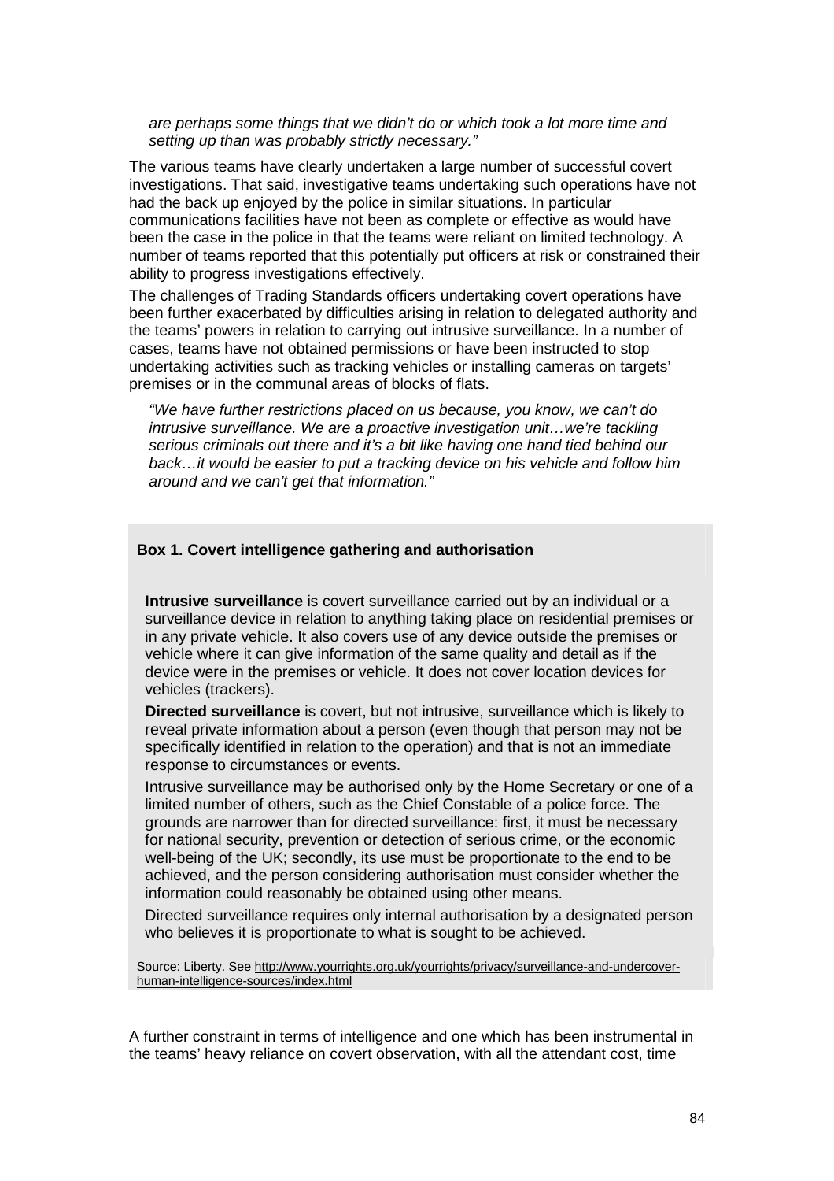*are perhaps some things that we didn't do or which took a lot more time and setting up than was probably strictly necessary."*

The various teams have clearly undertaken a large number of successful covert investigations. That said, investigative teams undertaking such operations have not had the back up enjoyed by the police in similar situations. In particular communications facilities have not been as complete or effective as would have been the case in the police in that the teams were reliant on limited technology. A number of teams reported that this potentially put officers at risk or constrained their ability to progress investigations effectively.

The challenges of Trading Standards officers undertaking covert operations have been further exacerbated by difficulties arising in relation to delegated authority and the teams' powers in relation to carrying out intrusive surveillance. In a number of cases, teams have not obtained permissions or have been instructed to stop undertaking activities such as tracking vehicles or installing cameras on targets' premises or in the communal areas of blocks of flats.

*"We have further restrictions placed on us because, you know, we can't do intrusive surveillance. We are a proactive investigation unit…we're tackling serious criminals out there and it's a bit like having one hand tied behind our back…it would be easier to put a tracking device on his vehicle and follow him around and we can't get that information."*

**Box 1. Covert intelligence gathering and authorisation**

**Intrusive surveillance** is covert surveillance carried out by an individual or a surveillance device in relation to anything taking place on residential premises or in any private vehicle. It also covers use of any device outside the premises or vehicle where it can give information of the same quality and detail as if the device were in the premises or vehicle. It does not cover location devices for vehicles (trackers).

**Directed surveillance** is covert, but not intrusive, surveillance which is likely to reveal private information about a person (even though that person may not be specifically identified in relation to the operation) and that is not an immediate response to circumstances or events.

Intrusive surveillance may be authorised only by the Home Secretary or one of a limited number of others, such as the Chief Constable of a police force. The grounds are narrower than for directed surveillance: first, it must be necessary for national security, prevention or detection of serious crime, or the economic well-being of the UK; secondly, its use must be proportionate to the end to be achieved, and the person considering authorisation must consider whether the information could reasonably be obtained using other means.

Directed surveillance requires only internal authorisation by a designated person who believes it is proportionate to what is sought to be achieved.

Source: Liberty. See http://www.yourrights.org.uk/yourrights/privacy/surveillance-and-undercover-human-intelligence-sources/index.html

A further constraint in terms of intelligence and one which has been instrumental in the teams' heavy reliance on covert observation, with all the attendant cost, time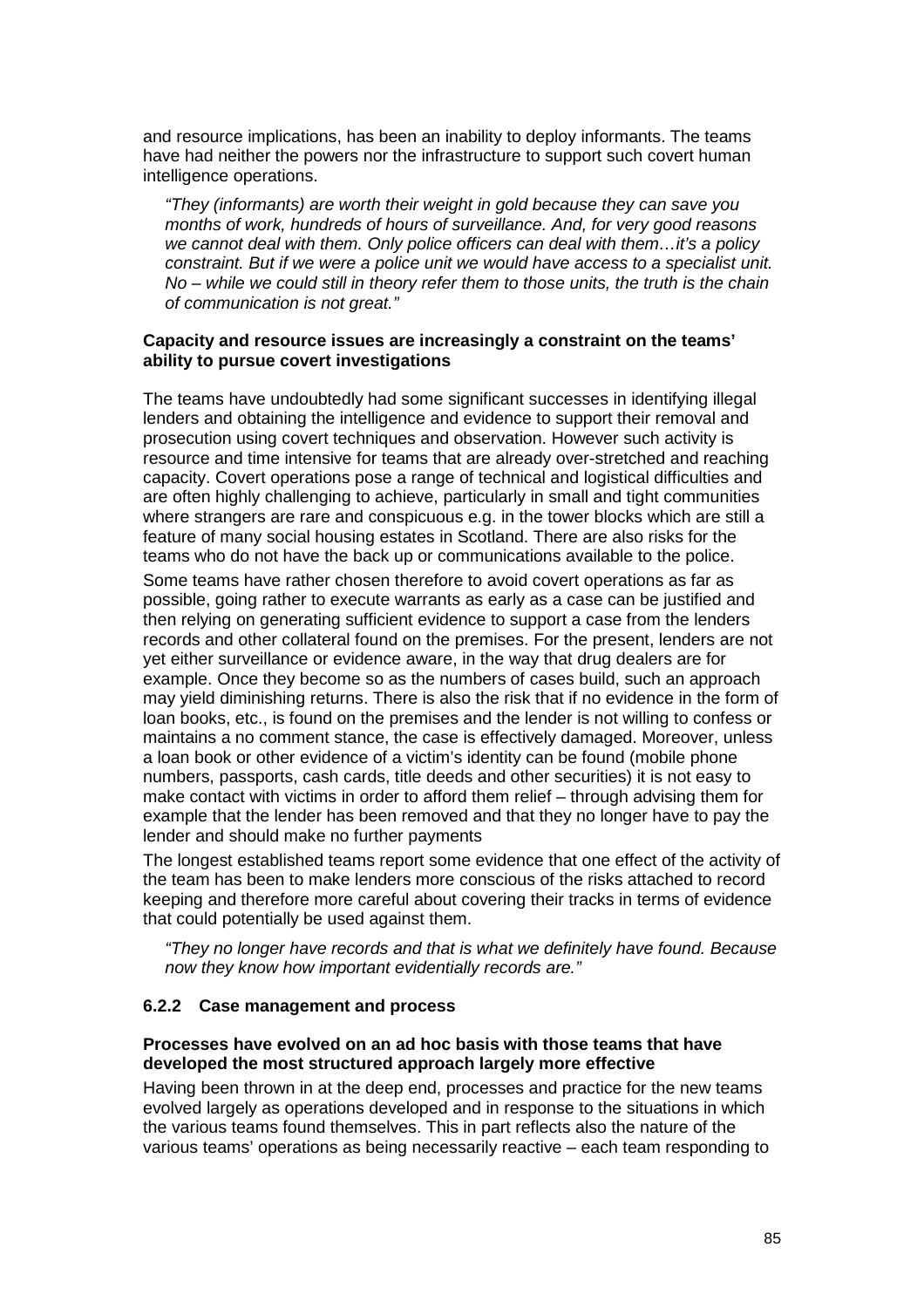and resource implications, has been an inability to deploy informants. The teams have had neither the powers nor the infrastructure to support such covert human intelligence operations.

> *"They (informants) are worth their weight in gold because they can save you months of work, hundreds of hours of surveillance. And, for very good reasons we cannot deal with them. Only police officers can deal with them…it's a policy constraint. But if we were a police unit we would have access to a specialist unit. No – while we could still in theory refer them to those units, the truth is the chain of communication is not great."*

**Capacity and resource issues are increasingly a constraint on the teams' ability to pursue covert investigations**

The teams have undoubtedly had some significant successes in identifying illegal lenders and obtaining the intelligence and evidence to support their removal and prosecution using covert techniques and observation. However such activity is resource and time intensive for teams that are already over-stretched and reaching capacity. Covert operations pose a range of technical and logistical difficulties and are often highly challenging to achieve, particularly in small and tight communities where strangers are rare and conspicuous e.g. in the tower blocks which are still a feature of many social housing estates in Scotland. There are also risks for the teams who do not have the back up or communications available to the police.

Some teams have rather chosen therefore to avoid covert operations as far as possible, going rather to execute warrants as early as a case can be justified and then relying on generating sufficient evidence to support a case from the lenders records and other collateral found on the premises. For the present, lenders are not yet either surveillance or evidence aware, in the way that drug dealers are for example. Once they become so as the numbers of cases build, such an approach may yield diminishing returns. There is also the risk that if no evidence in the form of loan books, etc., is found on the premises and the lender is not willing to confess or maintains a no comment stance, the case is effectively damaged. Moreover, unless a loan book or other evidence of a victim's identity can be found (mobile phone numbers, passports, cash cards, title deeds and other securities) it is not easy to make contact with victims in order to afford them relief – through advising them for example that the lender has been removed and that they no longer have to pay the lender and should make no further payments

The longest established teams report some evidence that one effect of the activity of the team has been to make lenders more conscious of the risks attached to record keeping and therefore more careful about covering their tracks in terms of evidence that could potentially be used against them.

> *"They no longer have records and that is what we definitely have found. Because now they know how important evidentially records are."*

### 6.2.2 Case management and process

**Processes have evolved on an ad hoc basis with those teams that have developed the most structured approach largely more effective**

Having been thrown in at the deep end, processes and practice for the new teams evolved largely as operations developed and in response to the situations in which the various teams found themselves. This in part reflects also the nature of the various teams' operations as being necessarily reactive – each team responding to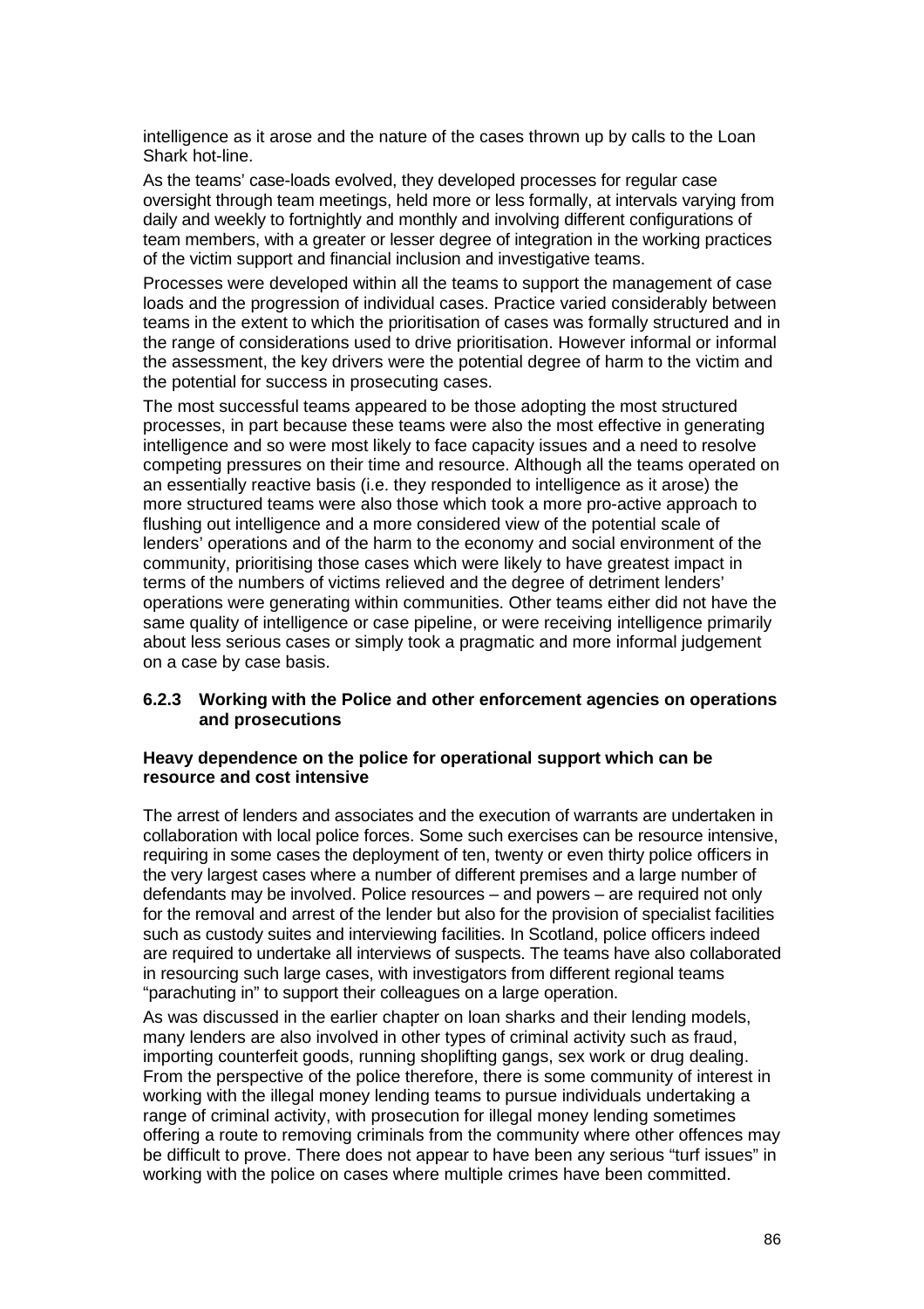intelligence as it arose and the nature of the cases thrown up by calls to the Loan Shark hot-line.

As the teams' case-loads evolved, they developed processes for regular case oversight through team meetings, held more or less formally, at intervals varying from daily and weekly to fortnightly and monthly and involving different configurations of team members, with a greater or lesser degree of integration in the working practices of the victim support and financial inclusion and investigative teams.

Processes were developed within all the teams to support the management of case loads and the progression of individual cases. Practice varied considerably between teams in the extent to which the prioritisation of cases was formally structured and in the range of considerations used to drive prioritisation. However informal or informal the assessment, the key drivers were the potential degree of harm to the victim and the potential for success in prosecuting cases.

The most successful teams appeared to be those adopting the most structured processes, in part because these teams were also the most effective in generating intelligence and so were most likely to face capacity issues and a need to resolve competing pressures on their time and resource. Although all the teams operated on an essentially reactive basis (i.e. they responded to intelligence as it arose) the more structured teams were also those which took a more pro-active approach to flushing out intelligence and a more considered view of the potential scale of lenders' operations and of the harm to the economy and social environment of the community, prioritising those cases which were likely to have greatest impact in terms of the numbers of victims relieved and the degree of detriment lenders' operations were generating within communities. Other teams either did not have the same quality of intelligence or case pipeline, or were receiving intelligence primarily about less serious cases or simply took a pragmatic and more informal judgement on a case by case basis.

### 6.2.3 Working with the Police and other enforcement agencies on operations and prosecutions

**Heavy dependence on the police for operational support which can be resource and cost intensive**

The arrest of lenders and associates and the execution of warrants are undertaken in collaboration with local police forces. Some such exercises can be resource intensive, requiring in some cases the deployment of ten, twenty or even thirty police officers in the very largest cases where a number of different premises and a large number of defendants may be involved. Police resources – and powers – are required not only for the removal and arrest of the lender but also for the provision of specialist facilities such as custody suites and interviewing facilities. In Scotland, police officers indeed are required to undertake all interviews of suspects. The teams have also collaborated in resourcing such large cases, with investigators from different regional teams "parachuting in" to support their colleagues on a large operation.

As was discussed in the earlier chapter on loan sharks and their lending models, many lenders are also involved in other types of criminal activity such as fraud, importing counterfeit goods, running shoplifting gangs, sex work or drug dealing. From the perspective of the police therefore, there is some community of interest in working with the illegal money lending teams to pursue individuals undertaking a range of criminal activity, with prosecution for illegal money lending sometimes offering a route to removing criminals from the community where other offences may be difficult to prove. There does not appear to have been any serious "turf issues" in working with the police on cases where multiple crimes have been committed.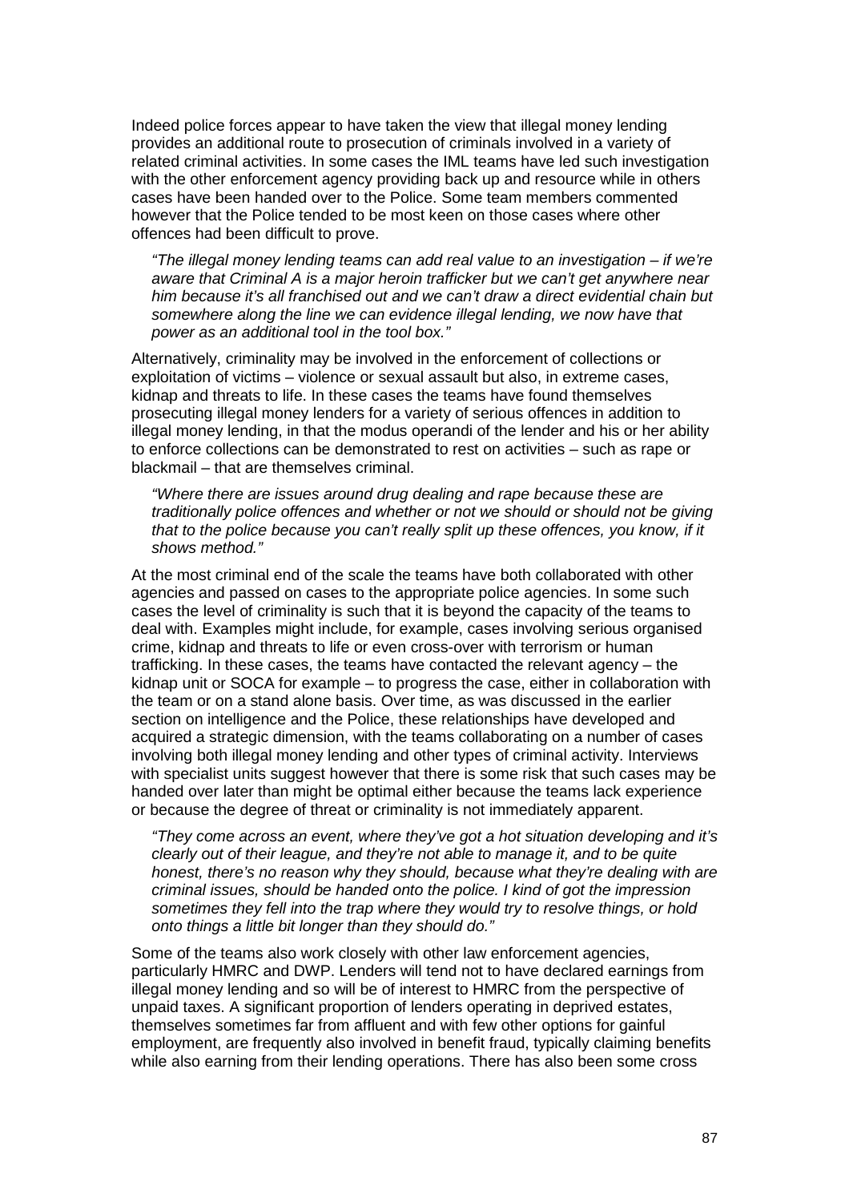Indeed police forces appear to have taken the view that illegal money lending provides an additional route to prosecution of criminals involved in a variety of related criminal activities. In some cases the IML teams have led such investigation with the other enforcement agency providing back up and resource while in others cases have been handed over to the Police. Some team members commented however that the Police tended to be most keen on those cases where other offences had been difficult to prove.

> *"The illegal money lending teams can add real value to an investigation – if we're aware that Criminal A is a major heroin trafficker but we can't get anywhere near him because it's all franchised out and we can't draw a direct evidential chain but somewhere along the line we can evidence illegal lending, we now have that power as an additional tool in the tool box."*

Alternatively, criminality may be involved in the enforcement of collections or exploitation of victims – violence or sexual assault but also, in extreme cases, kidnap and threats to life. In these cases the teams have found themselves prosecuting illegal money lenders for a variety of serious offences in addition to illegal money lending, in that the modus operandi of the lender and his or her ability to enforce collections can be demonstrated to rest on activities – such as rape or blackmail – that are themselves criminal.

> *"Where there are issues around drug dealing and rape because these are traditionally police offences and whether or not we should or should not be giving that to the police because you can't really split up these offences, you know, if it shows method."*

At the most criminal end of the scale the teams have both collaborated with other agencies and passed on cases to the appropriate police agencies. In some such cases the level of criminality is such that it is beyond the capacity of the teams to deal with. Examples might include, for example, cases involving serious organised crime, kidnap and threats to life or even cross-over with terrorism or human trafficking. In these cases, the teams have contacted the relevant agency – the kidnap unit or SOCA for example – to progress the case, either in collaboration with the team or on a stand alone basis. Over time, as was discussed in the earlier section on intelligence and the Police, these relationships have developed and acquired a strategic dimension, with the teams collaborating on a number of cases involving both illegal money lending and other types of criminal activity. Interviews with specialist units suggest however that there is some risk that such cases may be handed over later than might be optimal either because the teams lack experience or because the degree of threat or criminality is not immediately apparent.

> *"They come across an event, where they've got a hot situation developing and it's clearly out of their league, and they're not able to manage it, and to be quite honest, there's no reason why they should, because what they're dealing with are criminal issues, should be handed onto the police. I kind of got the impression sometimes they fell into the trap where they would try to resolve things, or hold onto things a little bit longer than they should do."*

Some of the teams also work closely with other law enforcement agencies, particularly HMRC and DWP. Lenders will tend not to have declared earnings from illegal money lending and so will be of interest to HMRC from the perspective of unpaid taxes. A significant proportion of lenders operating in deprived estates, themselves sometimes far from affluent and with few other options for gainful employment, are frequently also involved in benefit fraud, typically claiming benefits while also earning from their lending operations. There has also been some cross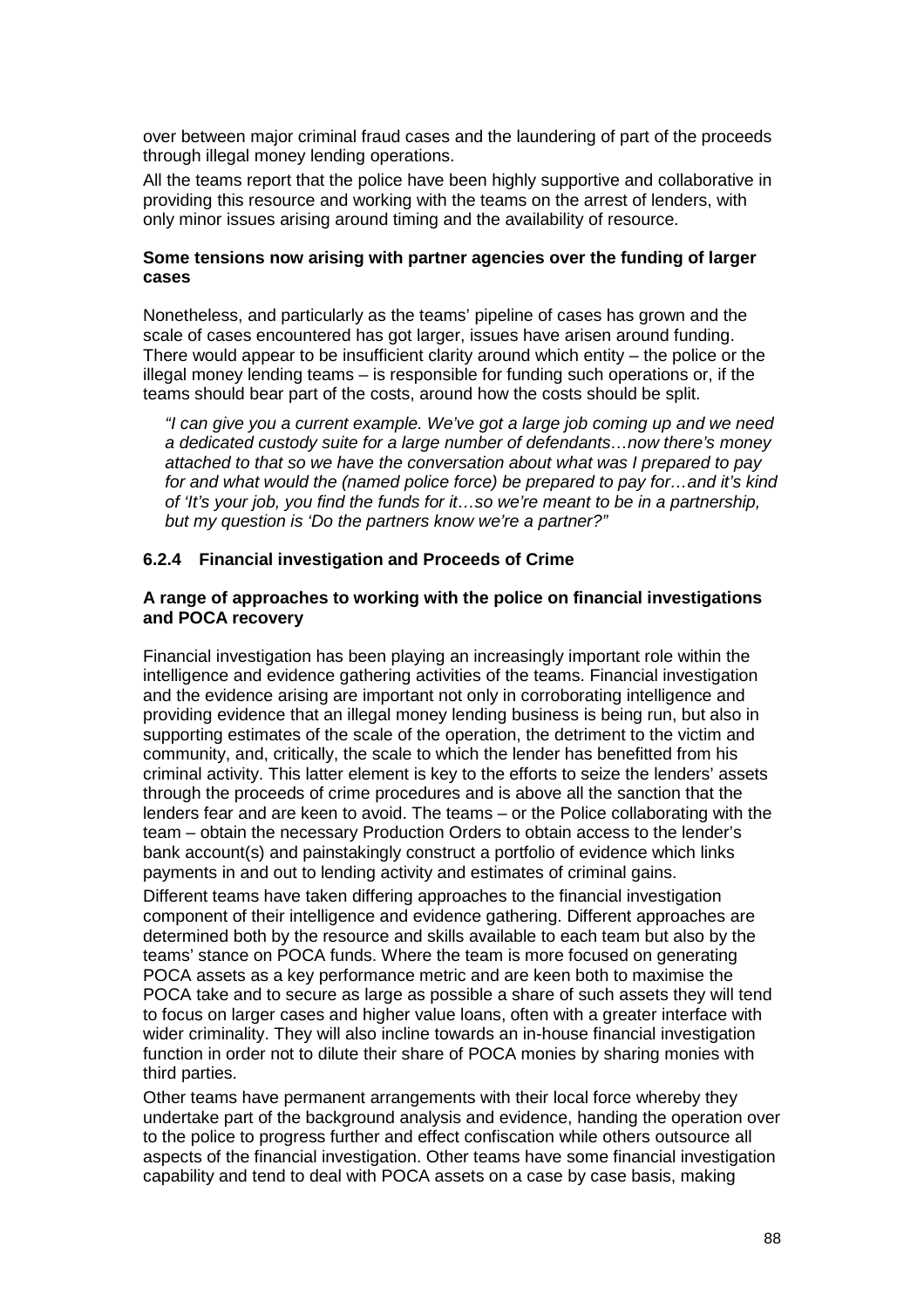over between major criminal fraud cases and the laundering of part of the proceeds through illegal money lending operations.

All the teams report that the police have been highly supportive and collaborative in providing this resource and working with the teams on the arrest of lenders, with only minor issues arising around timing and the availability of resource.

**Some tensions now arising with partner agencies over the funding of larger cases**

Nonetheless, and particularly as the teams' pipeline of cases has grown and the scale of cases encountered has got larger, issues have arisen around funding. There would appear to be insufficient clarity around which entity – the police or the illegal money lending teams – is responsible for funding such operations or, if the teams should bear part of the costs, around how the costs should be split.

> *"I can give you a current example. We've got a large job coming up and we need a dedicated custody suite for a large number of defendants…now there's money attached to that so we have the conversation about what was I prepared to pay for and what would the (named police force) be prepared to pay for…and it's kind of 'It's your job, you find the funds for it…so we're meant to be in a partnership, but my question is 'Do the partners know we're a partner?"*

### 6.2.4 Financial investigation and Proceeds of Crime

**A range of approaches to working with the police on financial investigations and POCA recovery**

Financial investigation has been playing an increasingly important role within the intelligence and evidence gathering activities of the teams. Financial investigation and the evidence arising are important not only in corroborating intelligence and providing evidence that an illegal money lending business is being run, but also in supporting estimates of the scale of the operation, the detriment to the victim and community, and, critically, the scale to which the lender has benefitted from his criminal activity. This latter element is key to the efforts to seize the lenders' assets through the proceeds of crime procedures and is above all the sanction that the lenders fear and are keen to avoid. The teams – or the Police collaborating with the team – obtain the necessary Production Orders to obtain access to the lender's bank account(s) and painstakingly construct a portfolio of evidence which links payments in and out to lending activity and estimates of criminal gains.

Different teams have taken differing approaches to the financial investigation component of their intelligence and evidence gathering. Different approaches are determined both by the resource and skills available to each team but also by the teams' stance on POCA funds. Where the team is more focused on generating POCA assets as a key performance metric and are keen both to maximise the POCA take and to secure as large as possible a share of such assets they will tend to focus on larger cases and higher value loans, often with a greater interface with wider criminality. They will also incline towards an in-house financial investigation function in order not to dilute their share of POCA monies by sharing monies with third parties.

Other teams have permanent arrangements with their local force whereby they undertake part of the background analysis and evidence, handing the operation over to the police to progress further and effect confiscation while others outsource all aspects of the financial investigation. Other teams have some financial investigation capability and tend to deal with POCA assets on a case by case basis, making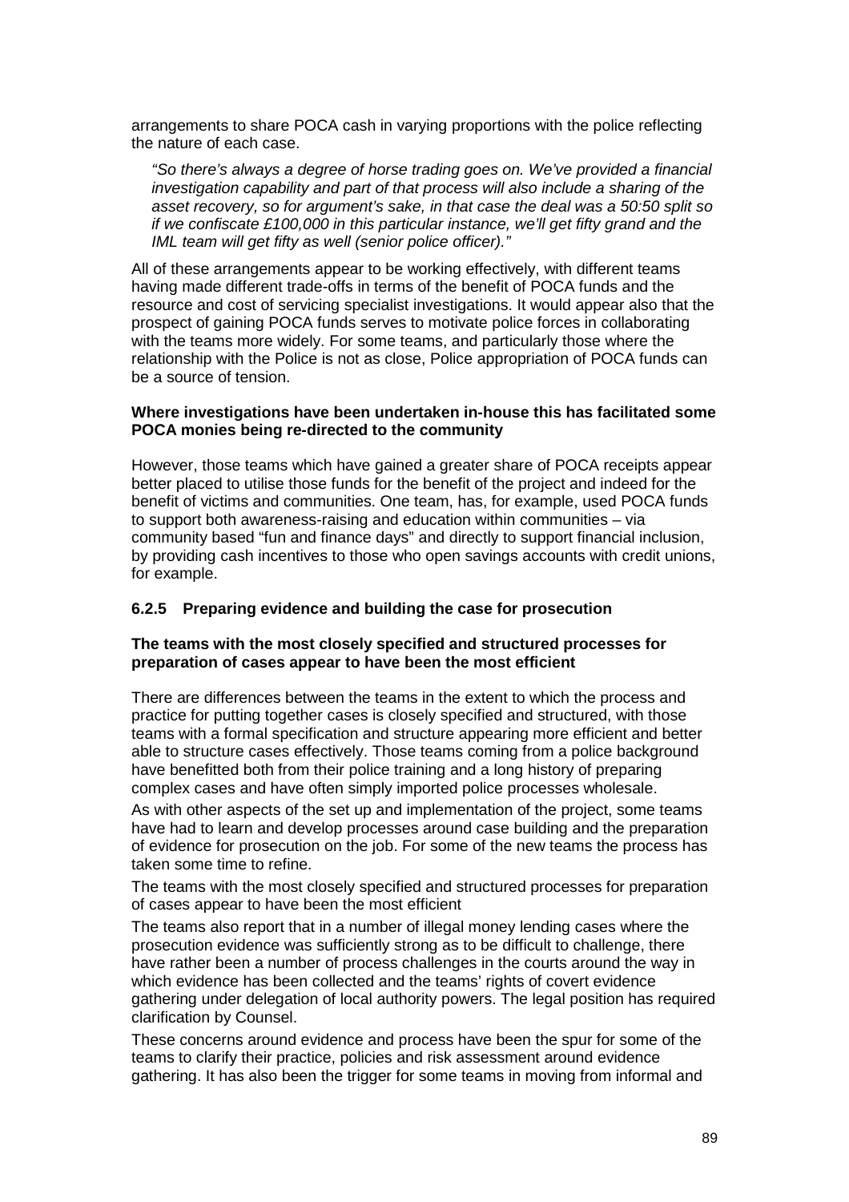arrangements to share POCA cash in varying proportions with the police reflecting the nature of each case.

> *"So there's always a degree of horse trading goes on. We've provided a financial investigation capability and part of that process will also include a sharing of the asset recovery, so for argument's sake, in that case the deal was a 50:50 split so if we confiscate £100,000 in this particular instance, we'll get fifty grand and the IML team will get fifty as well (senior police officer)."*

All of these arrangements appear to be working effectively, with different teams having made different trade-offs in terms of the benefit of POCA funds and the resource and cost of servicing specialist investigations. It would appear also that the prospect of gaining POCA funds serves to motivate police forces in collaborating with the teams more widely. For some teams, and particularly those where the relationship with the Police is not as close, Police appropriation of POCA funds can be a source of tension.

**Where investigations have been undertaken in-house this has facilitated some POCA monies being re-directed to the community**

However, those teams which have gained a greater share of POCA receipts appear better placed to utilise those funds for the benefit of the project and indeed for the benefit of victims and communities. One team, has, for example, used POCA funds to support both awareness-raising and education within communities – via community based "fun and finance days" and directly to support financial inclusion, by providing cash incentives to those who open savings accounts with credit unions, for example.

#### 6.2.5 Preparing evidence and building the case for prosecution

**The teams with the most closely specified and structured processes for preparation of cases appear to have been the most efficient**

There are differences between the teams in the extent to which the process and practice for putting together cases is closely specified and structured, with those teams with a formal specification and structure appearing more efficient and better able to structure cases effectively. Those teams coming from a police background have benefitted both from their police training and a long history of preparing complex cases and have often simply imported police processes wholesale.

As with other aspects of the set up and implementation of the project, some teams have had to learn and develop processes around case building and the preparation of evidence for prosecution on the job. For some of the new teams the process has taken some time to refine.

The teams with the most closely specified and structured processes for preparation of cases appear to have been the most efficient

The teams also report that in a number of illegal money lending cases where the prosecution evidence was sufficiently strong as to be difficult to challenge, there have rather been a number of process challenges in the courts around the way in which evidence has been collected and the teams' rights of covert evidence gathering under delegation of local authority powers. The legal position has required clarification by Counsel.

These concerns around evidence and process have been the spur for some of the teams to clarify their practice, policies and risk assessment around evidence gathering. It has also been the trigger for some teams in moving from informal and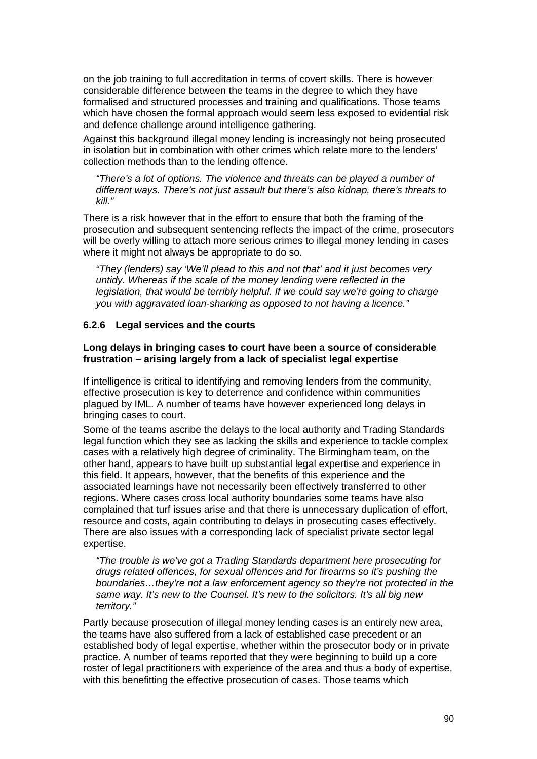on the job training to full accreditation in terms of covert skills. There is however considerable difference between the teams in the degree to which they have formalised and structured processes and training and qualifications. Those teams which have chosen the formal approach would seem less exposed to evidential risk and defence challenge around intelligence gathering.

Against this background illegal money lending is increasingly not being prosecuted in isolation but in combination with other crimes which relate more to the lenders' collection methods than to the lending offence.

> *"There's a lot of options. The violence and threats can be played a number of different ways. There's not just assault but there's also kidnap, there's threats to kill."*

There is a risk however that in the effort to ensure that both the framing of the prosecution and subsequent sentencing reflects the impact of the crime, prosecutors will be overly willing to attach more serious crimes to illegal money lending in cases where it might not always be appropriate to do so.

> *"They (lenders) say 'We'll plead to this and not that' and it just becomes very untidy. Whereas if the scale of the money lending were reflected in the legislation, that would be terribly helpful. If we could say we're going to charge you with aggravated loan-sharking as opposed to not having a licence."*

### 6.2.6 Legal services and the courts

**Long delays in bringing cases to court have been a source of considerable frustration – arising largely from a lack of specialist legal expertise**

If intelligence is critical to identifying and removing lenders from the community, effective prosecution is key to deterrence and confidence within communities plagued by IML. A number of teams have however experienced long delays in bringing cases to court.

Some of the teams ascribe the delays to the local authority and Trading Standards legal function which they see as lacking the skills and experience to tackle complex cases with a relatively high degree of criminality. The Birmingham team, on the other hand, appears to have built up substantial legal expertise and experience in this field. It appears, however, that the benefits of this experience and the associated learnings have not necessarily been effectively transferred to other regions. Where cases cross local authority boundaries some teams have also complained that turf issues arise and that there is unnecessary duplication of effort, resource and costs, again contributing to delays in prosecuting cases effectively. There are also issues with a corresponding lack of specialist private sector legal expertise.

> *"The trouble is we've got a Trading Standards department here prosecuting for drugs related offences, for sexual offences and for firearms so it's pushing the boundaries…they're not a law enforcement agency so they're not protected in the same way. It's new to the Counsel. It's new to the solicitors. It's all big new territory."*

Partly because prosecution of illegal money lending cases is an entirely new area, the teams have also suffered from a lack of established case precedent or an established body of legal expertise, whether within the prosecutor body or in private practice. A number of teams reported that they were beginning to build up a core roster of legal practitioners with experience of the area and thus a body of expertise, with this benefitting the effective prosecution of cases. Those teams which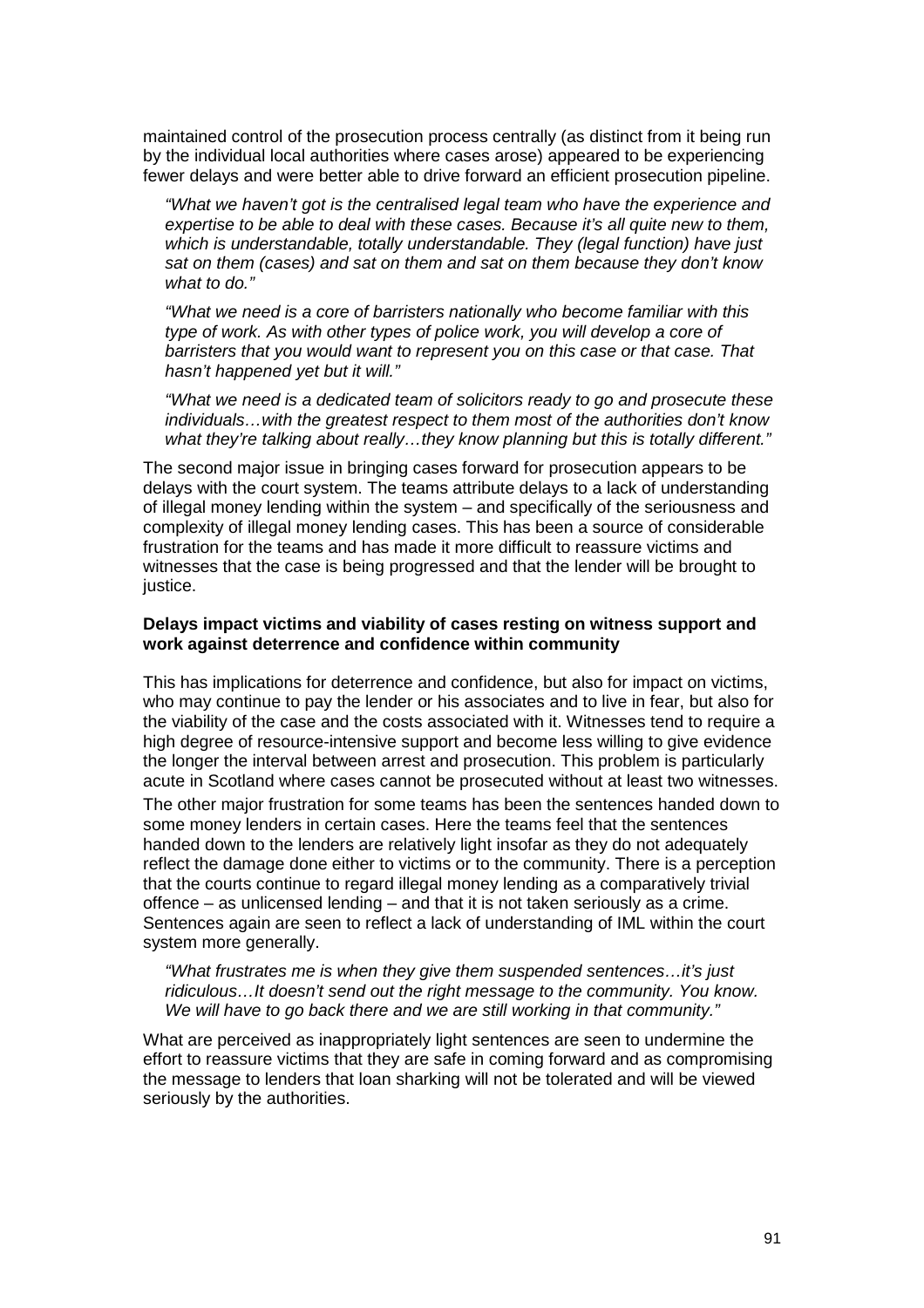maintained control of the prosecution process centrally (as distinct from it being run by the individual local authorities where cases arose) appeared to be experiencing fewer delays and were better able to drive forward an efficient prosecution pipeline.

> *"What we haven't got is the centralised legal team who have the experience and expertise to be able to deal with these cases. Because it's all quite new to them, which is understandable, totally understandable. They (legal function) have just sat on them (cases) and sat on them and sat on them because they don't know what to do."*

> *"What we need is a core of barristers nationally who become familiar with this type of work. As with other types of police work, you will develop a core of barristers that you would want to represent you on this case or that case. That hasn't happened yet but it will."*

> *"What we need is a dedicated team of solicitors ready to go and prosecute these individuals…with the greatest respect to them most of the authorities don't know what they're talking about really…they know planning but this is totally different."*

The second major issue in bringing cases forward for prosecution appears to be delays with the court system. The teams attribute delays to a lack of understanding of illegal money lending within the system – and specifically of the seriousness and complexity of illegal money lending cases. This has been a source of considerable frustration for the teams and has made it more difficult to reassure victims and witnesses that the case is being progressed and that the lender will be brought to justice.

**Delays impact victims and viability of cases resting on witness support and work against deterrence and confidence within community**

This has implications for deterrence and confidence, but also for impact on victims, who may continue to pay the lender or his associates and to live in fear, but also for the viability of the case and the costs associated with it. Witnesses tend to require a high degree of resource-intensive support and become less willing to give evidence the longer the interval between arrest and prosecution. This problem is particularly acute in Scotland where cases cannot be prosecuted without at least two witnesses.

The other major frustration for some teams has been the sentences handed down to some money lenders in certain cases. Here the teams feel that the sentences handed down to the lenders are relatively light insofar as they do not adequately reflect the damage done either to victims or to the community. There is a perception that the courts continue to regard illegal money lending as a comparatively trivial offence – as unlicensed lending – and that it is not taken seriously as a crime. Sentences again are seen to reflect a lack of understanding of IML within the court system more generally.

> *"What frustrates me is when they give them suspended sentences…it's just ridiculous…It doesn't send out the right message to the community. You know. We will have to go back there and we are still working in that community."*

What are perceived as inappropriately light sentences are seen to undermine the effort to reassure victims that they are safe in coming forward and as compromising the message to lenders that loan sharking will not be tolerated and will be viewed seriously by the authorities.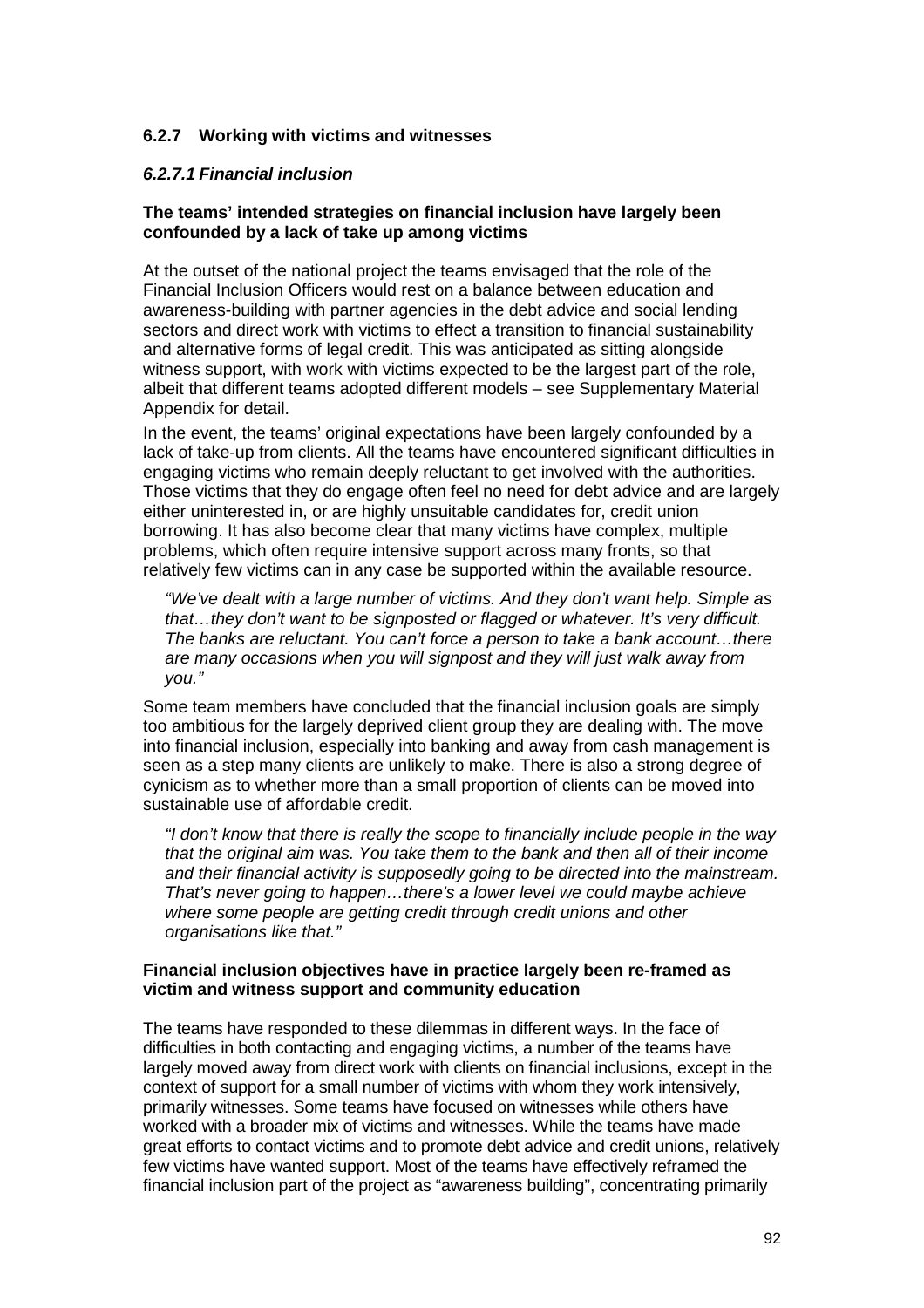### 6.2.7 Working with victims and witnesses

#### *6.2.7.1 Financial inclusion*

**The teams' intended strategies on financial inclusion have largely been confounded by a lack of take up among victims**

At the outset of the national project the teams envisaged that the role of the Financial Inclusion Officers would rest on a balance between education and awareness-building with partner agencies in the debt advice and social lending sectors and direct work with victims to effect a transition to financial sustainability and alternative forms of legal credit. This was anticipated as sitting alongside witness support, with work with victims expected to be the largest part of the role, albeit that different teams adopted different models – see Supplementary Material Appendix for detail.

In the event, the teams' original expectations have been largely confounded by a lack of take-up from clients. All the teams have encountered significant difficulties in engaging victims who remain deeply reluctant to get involved with the authorities. Those victims that they do engage often feel no need for debt advice and are largely either uninterested in, or are highly unsuitable candidates for, credit union borrowing. It has also become clear that many victims have complex, multiple problems, which often require intensive support across many fronts, so that relatively few victims can in any case be supported within the available resource.

> *"We've dealt with a large number of victims. And they don't want help. Simple as that…they don't want to be signposted or flagged or whatever. It's very difficult. The banks are reluctant. You can't force a person to take a bank account…there are many occasions when you will signpost and they will just walk away from you."*

Some team members have concluded that the financial inclusion goals are simply too ambitious for the largely deprived client group they are dealing with. The move into financial inclusion, especially into banking and away from cash management is seen as a step many clients are unlikely to make. There is also a strong degree of cynicism as to whether more than a small proportion of clients can be moved into sustainable use of affordable credit.

> *"I don't know that there is really the scope to financially include people in the way that the original aim was. You take them to the bank and then all of their income and their financial activity is supposedly going to be directed into the mainstream. That's never going to happen…there's a lower level we could maybe achieve where some people are getting credit through credit unions and other organisations like that."*

**Financial inclusion objectives have in practice largely been re-framed as victim and witness support and community education**

The teams have responded to these dilemmas in different ways. In the face of difficulties in both contacting and engaging victims, a number of the teams have largely moved away from direct work with clients on financial inclusions, except in the context of support for a small number of victims with whom they work intensively, primarily witnesses. Some teams have focused on witnesses while others have worked with a broader mix of victims and witnesses. While the teams have made great efforts to contact victims and to promote debt advice and credit unions, relatively few victims have wanted support. Most of the teams have effectively reframed the financial inclusion part of the project as "awareness building", concentrating primarily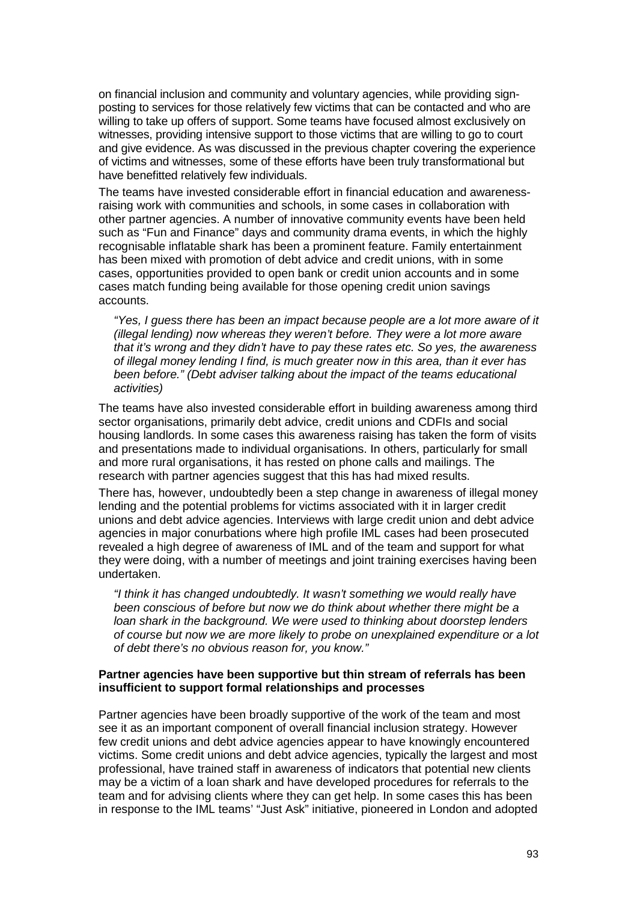on financial inclusion and community and voluntary agencies, while providing sign-posting to services for those relatively few victims that can be contacted and who are willing to take up offers of support. Some teams have focused almost exclusively on witnesses, providing intensive support to those victims that are willing to go to court and give evidence. As was discussed in the previous chapter covering the experience of victims and witnesses, some of these efforts have been truly transformational but have benefitted relatively few individuals.

The teams have invested considerable effort in financial education and awareness-raising work with communities and schools, in some cases in collaboration with other partner agencies. A number of innovative community events have been held such as "Fun and Finance" days and community drama events, in which the highly recognisable inflatable shark has been a prominent feature. Family entertainment has been mixed with promotion of debt advice and credit unions, with in some cases, opportunities provided to open bank or credit union accounts and in some cases match funding being available for those opening credit union savings accounts.

> *"Yes, I guess there has been an impact because people are a lot more aware of it (illegal lending) now whereas they weren't before. They were a lot more aware that it's wrong and they didn't have to pay these rates etc. So yes, the awareness of illegal money lending I find, is much greater now in this area, than it ever has been before." (Debt adviser talking about the impact of the teams educational activities)*

The teams have also invested considerable effort in building awareness among third sector organisations, primarily debt advice, credit unions and CDFIs and social housing landlords. In some cases this awareness raising has taken the form of visits and presentations made to individual organisations. In others, particularly for small and more rural organisations, it has rested on phone calls and mailings. The research with partner agencies suggest that this has had mixed results.

There has, however, undoubtedly been a step change in awareness of illegal money lending and the potential problems for victims associated with it in larger credit unions and debt advice agencies. Interviews with large credit union and debt advice agencies in major conurbations where high profile IML cases had been prosecuted revealed a high degree of awareness of IML and of the team and support for what they were doing, with a number of meetings and joint training exercises having been undertaken.

> *"I think it has changed undoubtedly. It wasn't something we would really have been conscious of before but now we do think about whether there might be a loan shark in the background. We were used to thinking about doorstep lenders of course but now we are more likely to probe on unexplained expenditure or a lot of debt there's no obvious reason for, you know."*

**Partner agencies have been supportive but thin stream of referrals has been insufficient to support formal relationships and processes**

Partner agencies have been broadly supportive of the work of the team and most see it as an important component of overall financial inclusion strategy. However few credit unions and debt advice agencies appear to have knowingly encountered victims. Some credit unions and debt advice agencies, typically the largest and most professional, have trained staff in awareness of indicators that potential new clients may be a victim of a loan shark and have developed procedures for referrals to the team and for advising clients where they can get help. In some cases this has been in response to the IML teams' "Just Ask" initiative, pioneered in London and adopted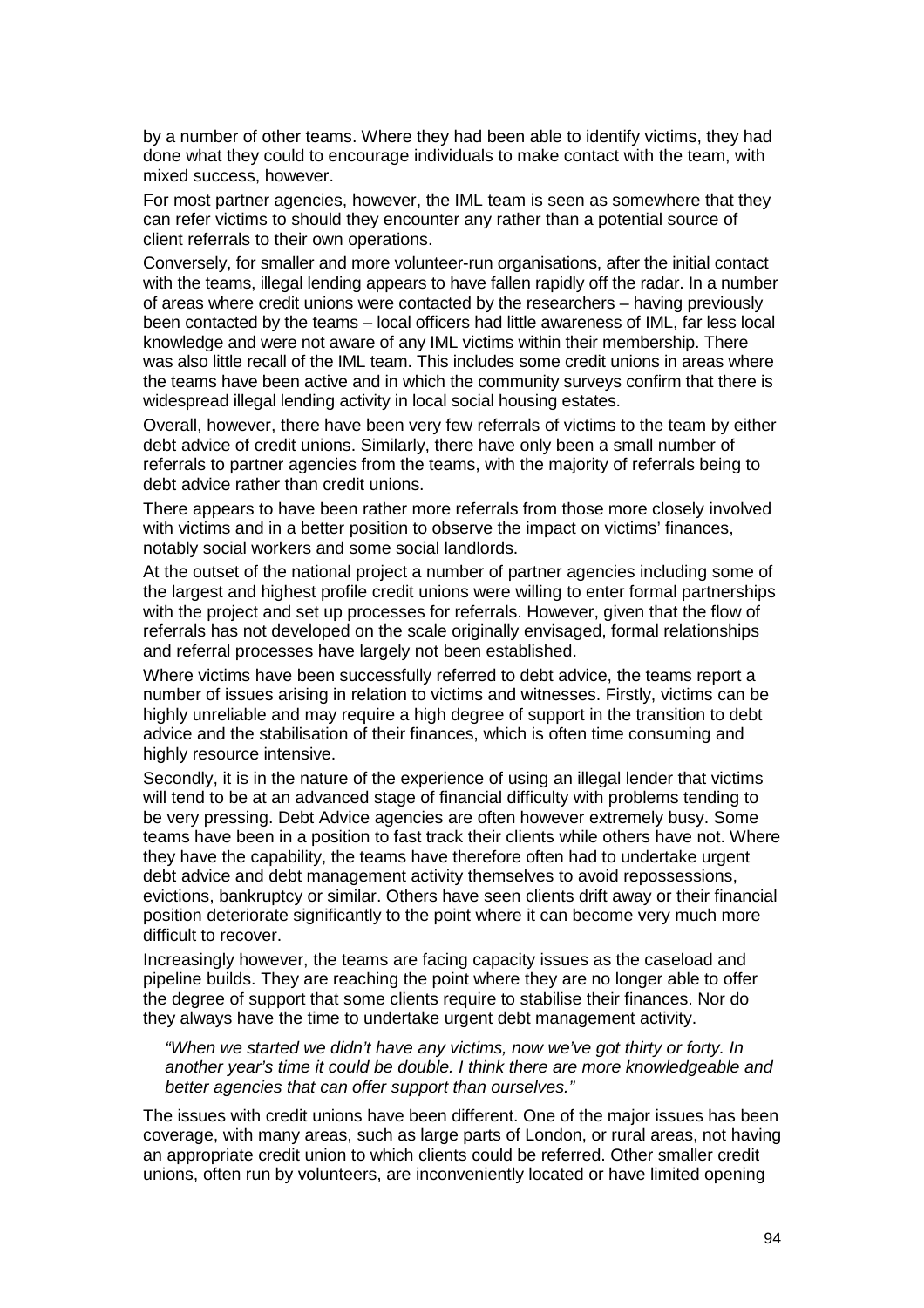by a number of other teams. Where they had been able to identify victims, they had done what they could to encourage individuals to make contact with the team, with mixed success, however.

For most partner agencies, however, the IML team is seen as somewhere that they can refer victims to should they encounter any rather than a potential source of client referrals to their own operations.

Conversely, for smaller and more volunteer-run organisations, after the initial contact with the teams, illegal lending appears to have fallen rapidly off the radar. In a number of areas where credit unions were contacted by the researchers – having previously been contacted by the teams – local officers had little awareness of IML, far less local knowledge and were not aware of any IML victims within their membership. There was also little recall of the IML team. This includes some credit unions in areas where the teams have been active and in which the community surveys confirm that there is widespread illegal lending activity in local social housing estates.

Overall, however, there have been very few referrals of victims to the team by either debt advice of credit unions. Similarly, there have only been a small number of referrals to partner agencies from the teams, with the majority of referrals being to debt advice rather than credit unions.

There appears to have been rather more referrals from those more closely involved with victims and in a better position to observe the impact on victims' finances, notably social workers and some social landlords.

At the outset of the national project a number of partner agencies including some of the largest and highest profile credit unions were willing to enter formal partnerships with the project and set up processes for referrals. However, given that the flow of referrals has not developed on the scale originally envisaged, formal relationships and referral processes have largely not been established.

Where victims have been successfully referred to debt advice, the teams report a number of issues arising in relation to victims and witnesses. Firstly, victims can be highly unreliable and may require a high degree of support in the transition to debt advice and the stabilisation of their finances, which is often time consuming and highly resource intensive.

Secondly, it is in the nature of the experience of using an illegal lender that victims will tend to be at an advanced stage of financial difficulty with problems tending to be very pressing. Debt Advice agencies are often however extremely busy. Some teams have been in a position to fast track their clients while others have not. Where they have the capability, the teams have therefore often had to undertake urgent debt advice and debt management activity themselves to avoid repossessions, evictions, bankruptcy or similar. Others have seen clients drift away or their financial position deteriorate significantly to the point where it can become very much more difficult to recover.

Increasingly however, the teams are facing capacity issues as the caseload and pipeline builds. They are reaching the point where they are no longer able to offer the degree of support that some clients require to stabilise their finances. Nor do they always have the time to undertake urgent debt management activity.

> *"When we started we didn't have any victims, now we've got thirty or forty. In another year's time it could be double. I think there are more knowledgeable and better agencies that can offer support than ourselves."*

The issues with credit unions have been different. One of the major issues has been coverage, with many areas, such as large parts of London, or rural areas, not having an appropriate credit union to which clients could be referred. Other smaller credit unions, often run by volunteers, are inconveniently located or have limited opening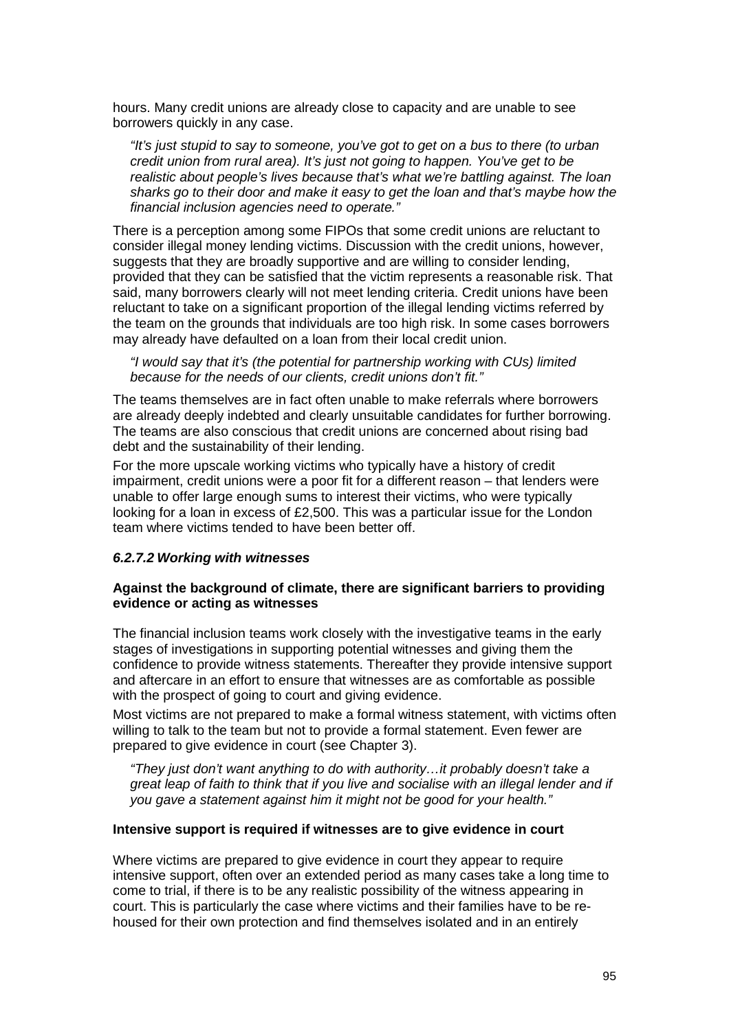hours. Many credit unions are already close to capacity and are unable to see borrowers quickly in any case.

> *"It's just stupid to say to someone, you've got to get on a bus to there (to urban credit union from rural area). It's just not going to happen. You've get to be realistic about people's lives because that's what we're battling against. The loan sharks go to their door and make it easy to get the loan and that's maybe how the financial inclusion agencies need to operate."*

There is a perception among some FIPOs that some credit unions are reluctant to consider illegal money lending victims. Discussion with the credit unions, however, suggests that they are broadly supportive and are willing to consider lending, provided that they can be satisfied that the victim represents a reasonable risk. That said, many borrowers clearly will not meet lending criteria. Credit unions have been reluctant to take on a significant proportion of the illegal lending victims referred by the team on the grounds that individuals are too high risk. In some cases borrowers may already have defaulted on a loan from their local credit union.

> *"I would say that it's (the potential for partnership working with CUs) limited because for the needs of our clients, credit unions don't fit."*

The teams themselves are in fact often unable to make referrals where borrowers are already deeply indebted and clearly unsuitable candidates for further borrowing. The teams are also conscious that credit unions are concerned about rising bad debt and the sustainability of their lending.

For the more upscale working victims who typically have a history of credit impairment, credit unions were a poor fit for a different reason – that lenders were unable to offer large enough sums to interest their victims, who were typically looking for a loan in excess of £2,500. This was a particular issue for the London team where victims tended to have been better off.

#### *6.2.7.2 Working with witnesses*

**Against the background of climate, there are significant barriers to providing evidence or acting as witnesses**

The financial inclusion teams work closely with the investigative teams in the early stages of investigations in supporting potential witnesses and giving them the confidence to provide witness statements. Thereafter they provide intensive support and aftercare in an effort to ensure that witnesses are as comfortable as possible with the prospect of going to court and giving evidence.

Most victims are not prepared to make a formal witness statement, with victims often willing to talk to the team but not to provide a formal statement. Even fewer are prepared to give evidence in court (see Chapter 3).

> *"They just don't want anything to do with authority…it probably doesn't take a great leap of faith to think that if you live and socialise with an illegal lender and if you gave a statement against him it might not be good for your health."*

**Intensive support is required if witnesses are to give evidence in court**

Where victims are prepared to give evidence in court they appear to require intensive support, often over an extended period as many cases take a long time to come to trial, if there is to be any realistic possibility of the witness appearing in court. This is particularly the case where victims and their families have to be re-housed for their own protection and find themselves isolated and in an entirely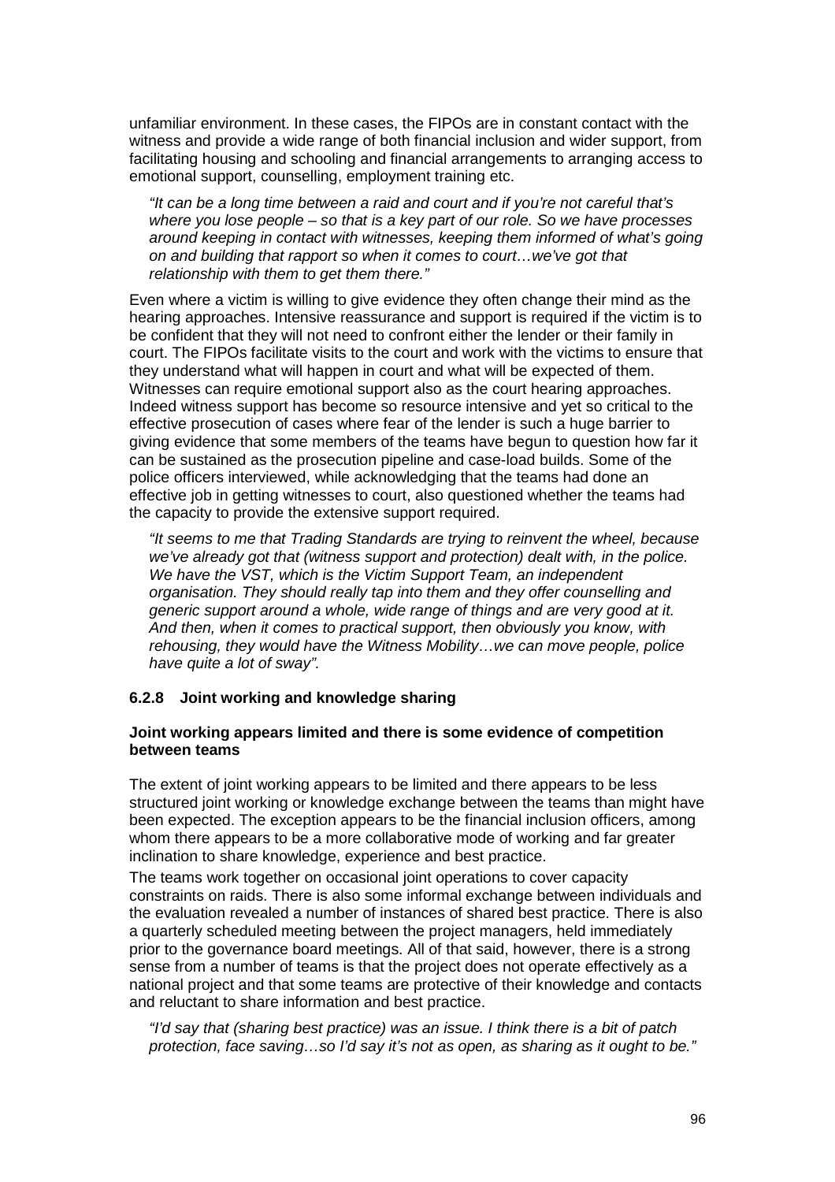unfamiliar environment. In these cases, the FIPOs are in constant contact with the witness and provide a wide range of both financial inclusion and wider support, from facilitating housing and schooling and financial arrangements to arranging access to emotional support, counselling, employment training etc.

> *"It can be a long time between a raid and court and if you're not careful that's where you lose people – so that is a key part of our role. So we have processes around keeping in contact with witnesses, keeping them informed of what's going on and building that rapport so when it comes to court…we've got that relationship with them to get them there."*

Even where a victim is willing to give evidence they often change their mind as the hearing approaches. Intensive reassurance and support is required if the victim is to be confident that they will not need to confront either the lender or their family in court. The FIPOs facilitate visits to the court and work with the victims to ensure that they understand what will happen in court and what will be expected of them. Witnesses can require emotional support also as the court hearing approaches. Indeed witness support has become so resource intensive and yet so critical to the effective prosecution of cases where fear of the lender is such a huge barrier to giving evidence that some members of the teams have begun to question how far it can be sustained as the prosecution pipeline and case-load builds. Some of the police officers interviewed, while acknowledging that the teams had done an effective job in getting witnesses to court, also questioned whether the teams had the capacity to provide the extensive support required.

> *"It seems to me that Trading Standards are trying to reinvent the wheel, because we've already got that (witness support and protection) dealt with, in the police. We have the VST, which is the Victim Support Team, an independent organisation. They should really tap into them and they offer counselling and generic support around a whole, wide range of things and are very good at it. And then, when it comes to practical support, then obviously you know, with rehousing, they would have the Witness Mobility…we can move people, police have quite a lot of sway".*

### 6.2.8 Joint working and knowledge sharing

**Joint working appears limited and there is some evidence of competition between teams**

The extent of joint working appears to be limited and there appears to be less structured joint working or knowledge exchange between the teams than might have been expected. The exception appears to be the financial inclusion officers, among whom there appears to be a more collaborative mode of working and far greater inclination to share knowledge, experience and best practice.

The teams work together on occasional joint operations to cover capacity constraints on raids. There is also some informal exchange between individuals and the evaluation revealed a number of instances of shared best practice. There is also a quarterly scheduled meeting between the project managers, held immediately prior to the governance board meetings. All of that said, however, there is a strong sense from a number of teams is that the project does not operate effectively as a national project and that some teams are protective of their knowledge and contacts and reluctant to share information and best practice.

> *"I'd say that (sharing best practice) was an issue. I think there is a bit of patch protection, face saving…so I'd say it's not as open, as sharing as it ought to be."*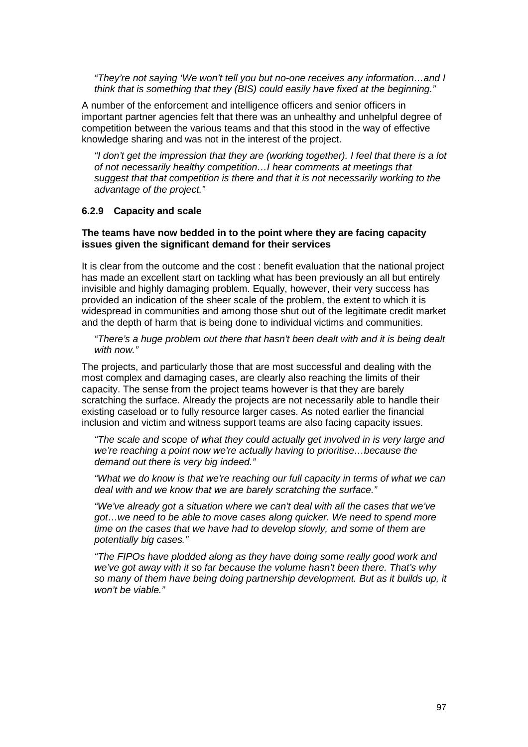*"They're not saying 'We won't tell you but no-one receives any information…and I think that is something that they (BIS) could easily have fixed at the beginning."*

A number of the enforcement and intelligence officers and senior officers in important partner agencies felt that there was an unhealthy and unhelpful degree of competition between the various teams and that this stood in the way of effective knowledge sharing and was not in the interest of the project.

*"I don't get the impression that they are (working together). I feel that there is a lot of not necessarily healthy competition…I hear comments at meetings that suggest that that competition is there and that it is not necessarily working to the advantage of the project."*

### 6.2.9 Capacity and scale

**The teams have now bedded in to the point where they are facing capacity issues given the significant demand for their services**

It is clear from the outcome and the cost : benefit evaluation that the national project has made an excellent start on tackling what has been previously an all but entirely invisible and highly damaging problem. Equally, however, their very success has provided an indication of the sheer scale of the problem, the extent to which it is widespread in communities and among those shut out of the legitimate credit market and the depth of harm that is being done to individual victims and communities.

*"There's a huge problem out there that hasn't been dealt with and it is being dealt with now."*

The projects, and particularly those that are most successful and dealing with the most complex and damaging cases, are clearly also reaching the limits of their capacity. The sense from the project teams however is that they are barely scratching the surface. Already the projects are not necessarily able to handle their existing caseload or to fully resource larger cases. As noted earlier the financial inclusion and victim and witness support teams are also facing capacity issues.

*"The scale and scope of what they could actually get involved in is very large and we're reaching a point now we're actually having to prioritise…because the demand out there is very big indeed."*

*"What we do know is that we're reaching our full capacity in terms of what we can deal with and we know that we are barely scratching the surface."*

*"We've already got a situation where we can't deal with all the cases that we've got…we need to be able to move cases along quicker. We need to spend more time on the cases that we have had to develop slowly, and some of them are potentially big cases."*

*"The FIPOs have plodded along as they have doing some really good work and we've got away with it so far because the volume hasn't been there. That's why so many of them have being doing partnership development. But as it builds up, it won't be viable."*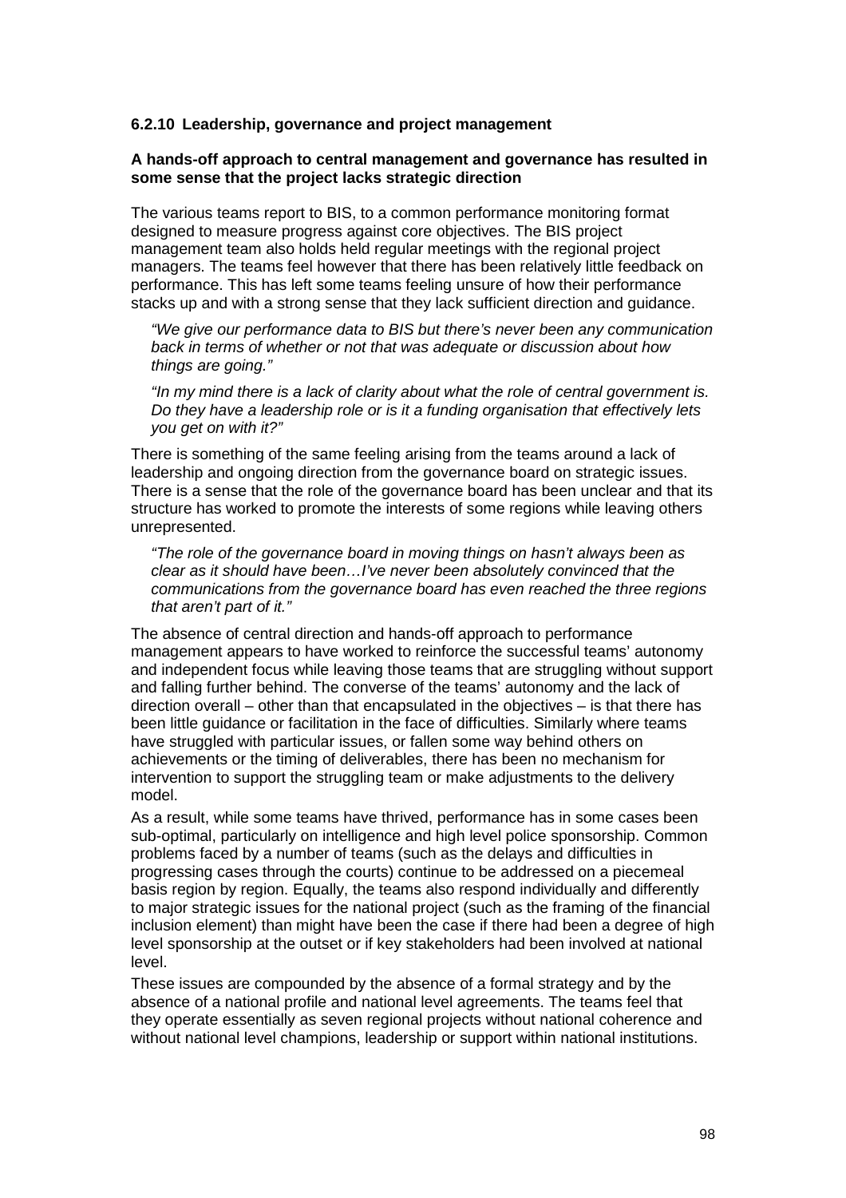### 6.2.10 Leadership, governance and project management

**A hands-off approach to central management and governance has resulted in some sense that the project lacks strategic direction**

The various teams report to BIS, to a common performance monitoring format designed to measure progress against core objectives. The BIS project management team also holds held regular meetings with the regional project managers. The teams feel however that there has been relatively little feedback on performance. This has left some teams feeling unsure of how their performance stacks up and with a strong sense that they lack sufficient direction and guidance.

> *"We give our performance data to BIS but there's never been any communication back in terms of whether or not that was adequate or discussion about how things are going."*

> *"In my mind there is a lack of clarity about what the role of central government is. Do they have a leadership role or is it a funding organisation that effectively lets you get on with it?"*

There is something of the same feeling arising from the teams around a lack of leadership and ongoing direction from the governance board on strategic issues. There is a sense that the role of the governance board has been unclear and that its structure has worked to promote the interests of some regions while leaving others unrepresented.

> *"The role of the governance board in moving things on hasn't always been as clear as it should have been…I've never been absolutely convinced that the communications from the governance board has even reached the three regions that aren't part of it."*

The absence of central direction and hands-off approach to performance management appears to have worked to reinforce the successful teams' autonomy and independent focus while leaving those teams that are struggling without support and falling further behind. The converse of the teams' autonomy and the lack of direction overall – other than that encapsulated in the objectives – is that there has been little guidance or facilitation in the face of difficulties. Similarly where teams have struggled with particular issues, or fallen some way behind others on achievements or the timing of deliverables, there has been no mechanism for intervention to support the struggling team or make adjustments to the delivery model.

As a result, while some teams have thrived, performance has in some cases been sub-optimal, particularly on intelligence and high level police sponsorship. Common problems faced by a number of teams (such as the delays and difficulties in progressing cases through the courts) continue to be addressed on a piecemeal basis region by region. Equally, the teams also respond individually and differently to major strategic issues for the national project (such as the framing of the financial inclusion element) than might have been the case if there had been a degree of high level sponsorship at the outset or if key stakeholders had been involved at national level.

These issues are compounded by the absence of a formal strategy and by the absence of a national profile and national level agreements. The teams feel that they operate essentially as seven regional projects without national coherence and without national level champions, leadership or support within national institutions.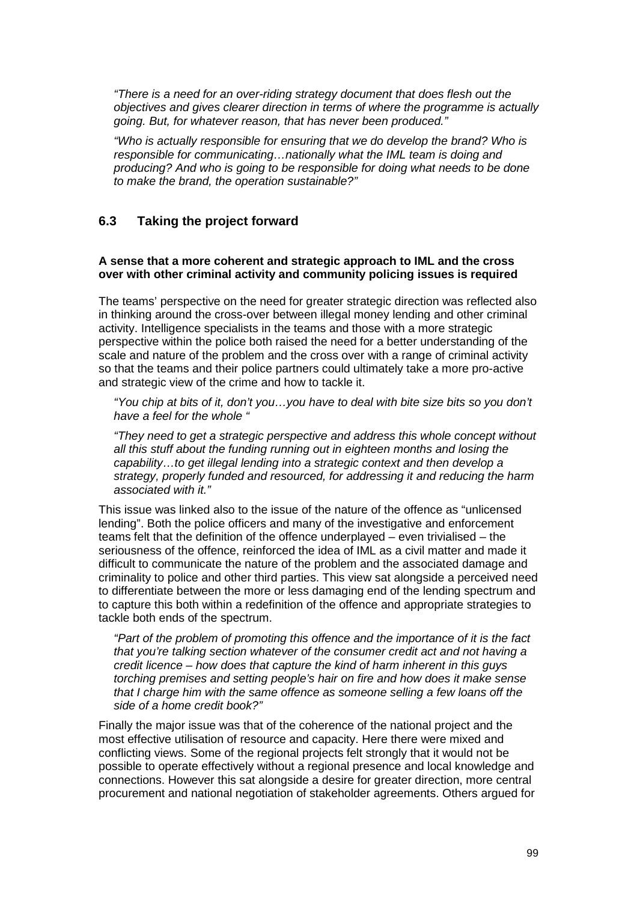*"There is a need for an over-riding strategy document that does flesh out the objectives and gives clearer direction in terms of where the programme is actually going. But, for whatever reason, that has never been produced."*

*"Who is actually responsible for ensuring that we do develop the brand? Who is responsible for communicating…nationally what the IML team is doing and producing? And who is going to be responsible for doing what needs to be done to make the brand, the operation sustainable?"*

## 6.3 Taking the project forward

**A sense that a more coherent and strategic approach to IML and the cross over with other criminal activity and community policing issues is required**

The teams' perspective on the need for greater strategic direction was reflected also in thinking around the cross-over between illegal money lending and other criminal activity. Intelligence specialists in the teams and those with a more strategic perspective within the police both raised the need for a better understanding of the scale and nature of the problem and the cross over with a range of criminal activity so that the teams and their police partners could ultimately take a more pro-active and strategic view of the crime and how to tackle it.

*"You chip at bits of it, don't you…you have to deal with bite size bits so you don't have a feel for the whole "*

*"They need to get a strategic perspective and address this whole concept without all this stuff about the funding running out in eighteen months and losing the capability…to get illegal lending into a strategic context and then develop a strategy, properly funded and resourced, for addressing it and reducing the harm associated with it."*

This issue was linked also to the issue of the nature of the offence as "unlicensed lending". Both the police officers and many of the investigative and enforcement teams felt that the definition of the offence underplayed – even trivialised – the seriousness of the offence, reinforced the idea of IML as a civil matter and made it difficult to communicate the nature of the problem and the associated damage and criminality to police and other third parties. This view sat alongside a perceived need to differentiate between the more or less damaging end of the lending spectrum and to capture this both within a redefinition of the offence and appropriate strategies to tackle both ends of the spectrum.

*"Part of the problem of promoting this offence and the importance of it is the fact that you're talking section whatever of the consumer credit act and not having a credit licence – how does that capture the kind of harm inherent in this guys torching premises and setting people's hair on fire and how does it make sense that I charge him with the same offence as someone selling a few loans off the side of a home credit book?"*

Finally the major issue was that of the coherence of the national project and the most effective utilisation of resource and capacity. Here there were mixed and conflicting views. Some of the regional projects felt strongly that it would not be possible to operate effectively without a regional presence and local knowledge and connections. However this sat alongside a desire for greater direction, more central procurement and national negotiation of stakeholder agreements. Others argued for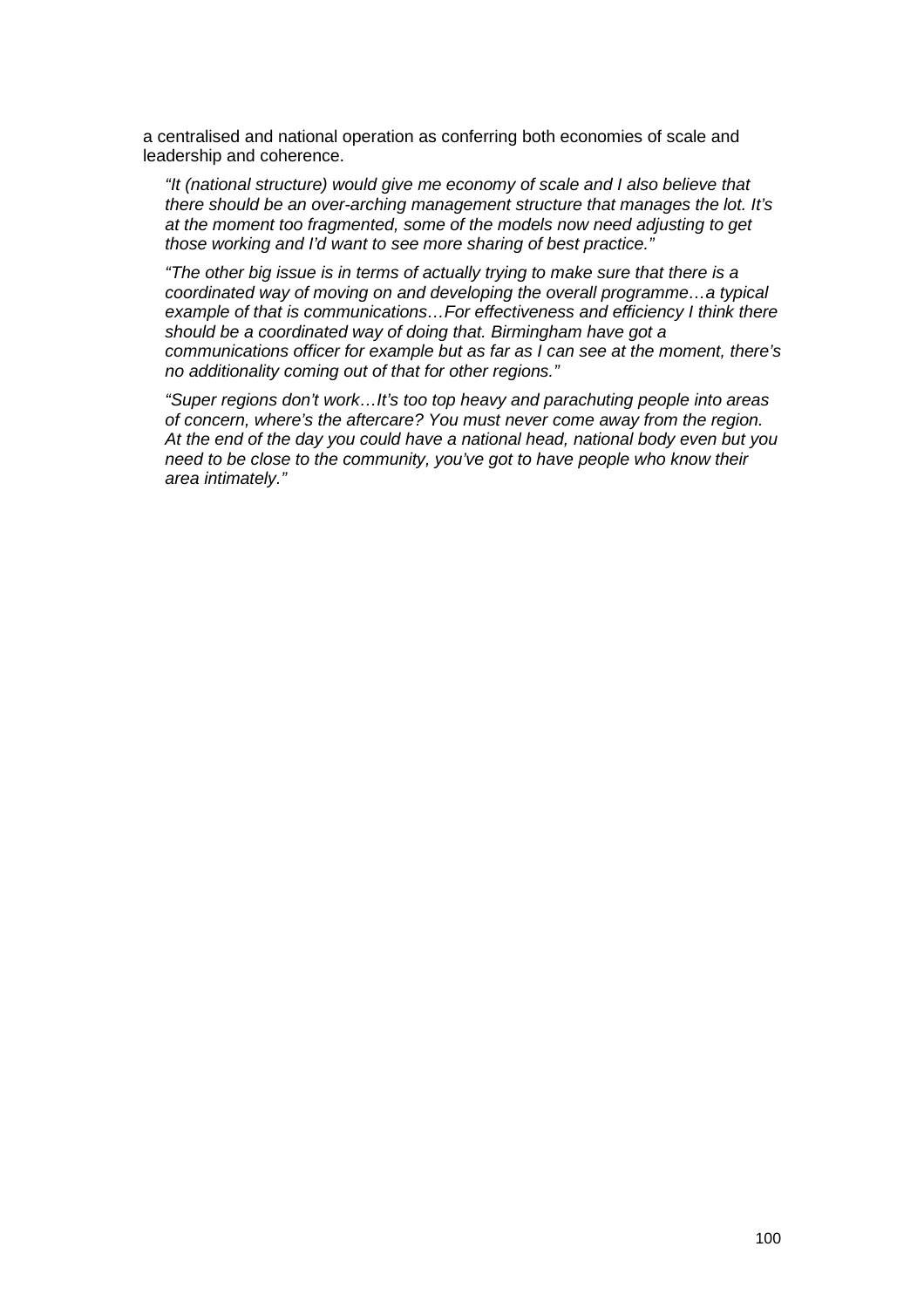a centralised and national operation as conferring both economies of scale and leadership and coherence.

> *"It (national structure) would give me economy of scale and I also believe that there should be an over-arching management structure that manages the lot. It's at the moment too fragmented, some of the models now need adjusting to get those working and I'd want to see more sharing of best practice."*

> *"The other big issue is in terms of actually trying to make sure that there is a coordinated way of moving on and developing the overall programme…a typical example of that is communications…For effectiveness and efficiency I think there should be a coordinated way of doing that. Birmingham have got a communications officer for example but as far as I can see at the moment, there's no additionality coming out of that for other regions."*

> *"Super regions don't work…It's too top heavy and parachuting people into areas of concern, where's the aftercare? You must never come away from the region. At the end of the day you could have a national head, national body even but you need to be close to the community, you've got to have people who know their area intimately."*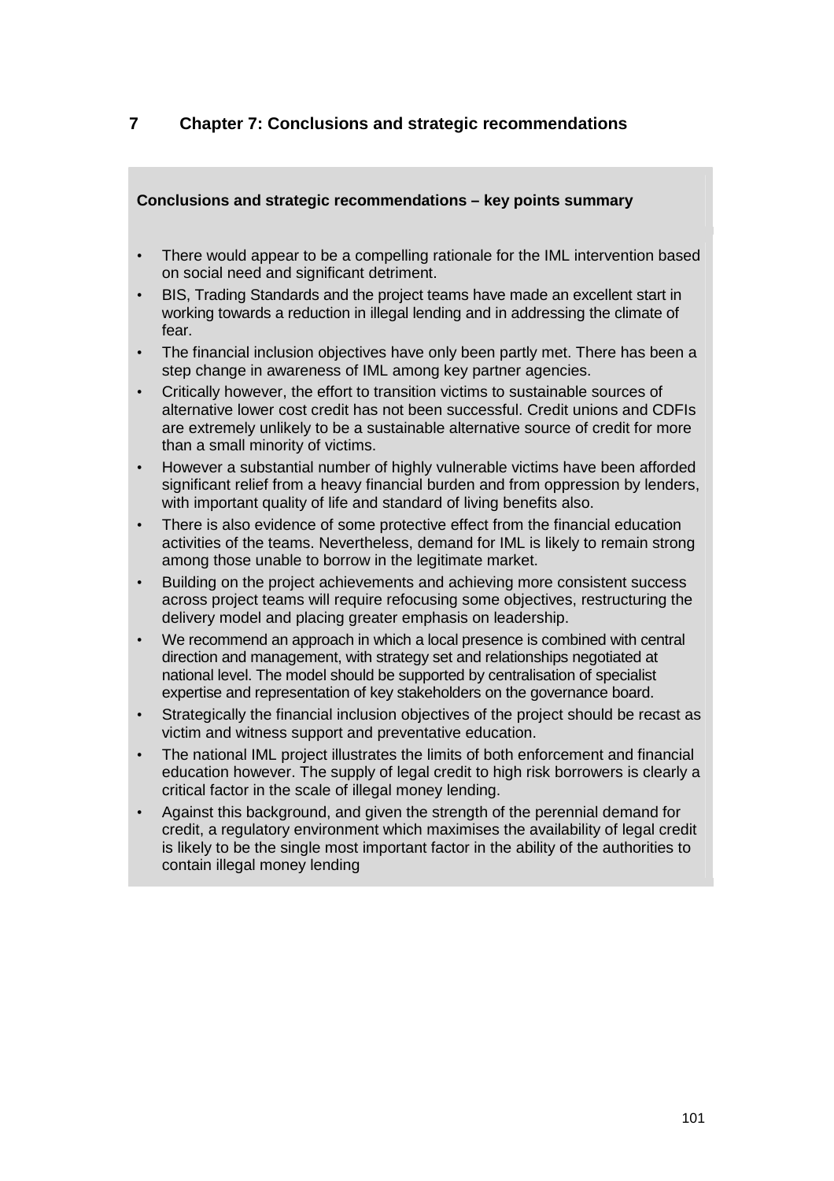# 7 Chapter 7: Conclusions and strategic recommendations

**Conclusions and strategic recommendations – key points summary**

- There would appear to be a compelling rationale for the IML intervention based on social need and significant detriment.
- BIS, Trading Standards and the project teams have made an excellent start in working towards a reduction in illegal lending and in addressing the climate of fear.
- The financial inclusion objectives have only been partly met. There has been a step change in awareness of IML among key partner agencies.
- Critically however, the effort to transition victims to sustainable sources of alternative lower cost credit has not been successful. Credit unions and CDFIs are extremely unlikely to be a sustainable alternative source of credit for more than a small minority of victims.
- However a substantial number of highly vulnerable victims have been afforded significant relief from a heavy financial burden and from oppression by lenders, with important quality of life and standard of living benefits also.
- There is also evidence of some protective effect from the financial education activities of the teams. Nevertheless, demand for IML is likely to remain strong among those unable to borrow in the legitimate market.
- Building on the project achievements and achieving more consistent success across project teams will require refocusing some objectives, restructuring the delivery model and placing greater emphasis on leadership.
- We recommend an approach in which a local presence is combined with central direction and management, with strategy set and relationships negotiated at national level. The model should be supported by centralisation of specialist expertise and representation of key stakeholders on the governance board.
- Strategically the financial inclusion objectives of the project should be recast as victim and witness support and preventative education.
- The national IML project illustrates the limits of both enforcement and financial education however. The supply of legal credit to high risk borrowers is clearly a critical factor in the scale of illegal money lending.
- Against this background, and given the strength of the perennial demand for credit, a regulatory environment which maximises the availability of legal credit is likely to be the single most important factor in the ability of the authorities to contain illegal money lending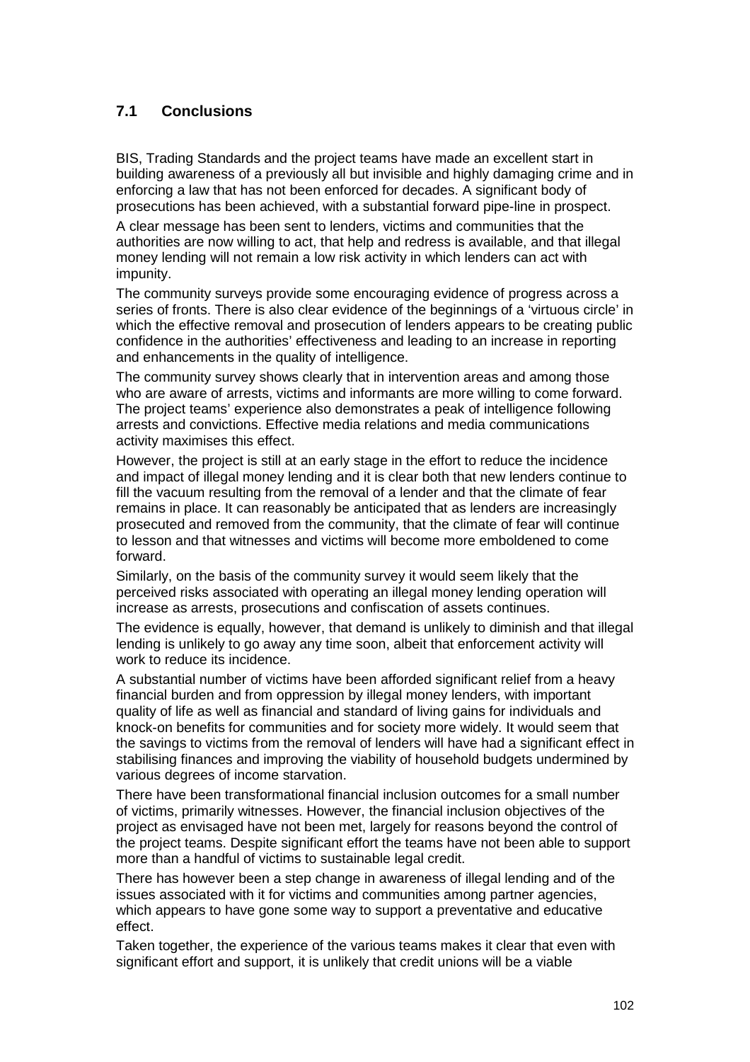## 7.1 Conclusions

BIS, Trading Standards and the project teams have made an excellent start in building awareness of a previously all but invisible and highly damaging crime and in enforcing a law that has not been enforced for decades. A significant body of prosecutions has been achieved, with a substantial forward pipe-line in prospect.

A clear message has been sent to lenders, victims and communities that the authorities are now willing to act, that help and redress is available, and that illegal money lending will not remain a low risk activity in which lenders can act with impunity.

The community surveys provide some encouraging evidence of progress across a series of fronts. There is also clear evidence of the beginnings of a 'virtuous circle' in which the effective removal and prosecution of lenders appears to be creating public confidence in the authorities' effectiveness and leading to an increase in reporting and enhancements in the quality of intelligence.

The community survey shows clearly that in intervention areas and among those who are aware of arrests, victims and informants are more willing to come forward. The project teams' experience also demonstrates a peak of intelligence following arrests and convictions. Effective media relations and media communications activity maximises this effect.

However, the project is still at an early stage in the effort to reduce the incidence and impact of illegal money lending and it is clear both that new lenders continue to fill the vacuum resulting from the removal of a lender and that the climate of fear remains in place. It can reasonably be anticipated that as lenders are increasingly prosecuted and removed from the community, that the climate of fear will continue to lesson and that witnesses and victims will become more emboldened to come forward.

Similarly, on the basis of the community survey it would seem likely that the perceived risks associated with operating an illegal money lending operation will increase as arrests, prosecutions and confiscation of assets continues.

The evidence is equally, however, that demand is unlikely to diminish and that illegal lending is unlikely to go away any time soon, albeit that enforcement activity will work to reduce its incidence.

A substantial number of victims have been afforded significant relief from a heavy financial burden and from oppression by illegal money lenders, with important quality of life as well as financial and standard of living gains for individuals and knock-on benefits for communities and for society more widely. It would seem that the savings to victims from the removal of lenders will have had a significant effect in stabilising finances and improving the viability of household budgets undermined by various degrees of income starvation.

There have been transformational financial inclusion outcomes for a small number of victims, primarily witnesses. However, the financial inclusion objectives of the project as envisaged have not been met, largely for reasons beyond the control of the project teams. Despite significant effort the teams have not been able to support more than a handful of victims to sustainable legal credit.

There has however been a step change in awareness of illegal lending and of the issues associated with it for victims and communities among partner agencies, which appears to have gone some way to support a preventative and educative effect.

Taken together, the experience of the various teams makes it clear that even with significant effort and support, it is unlikely that credit unions will be a viable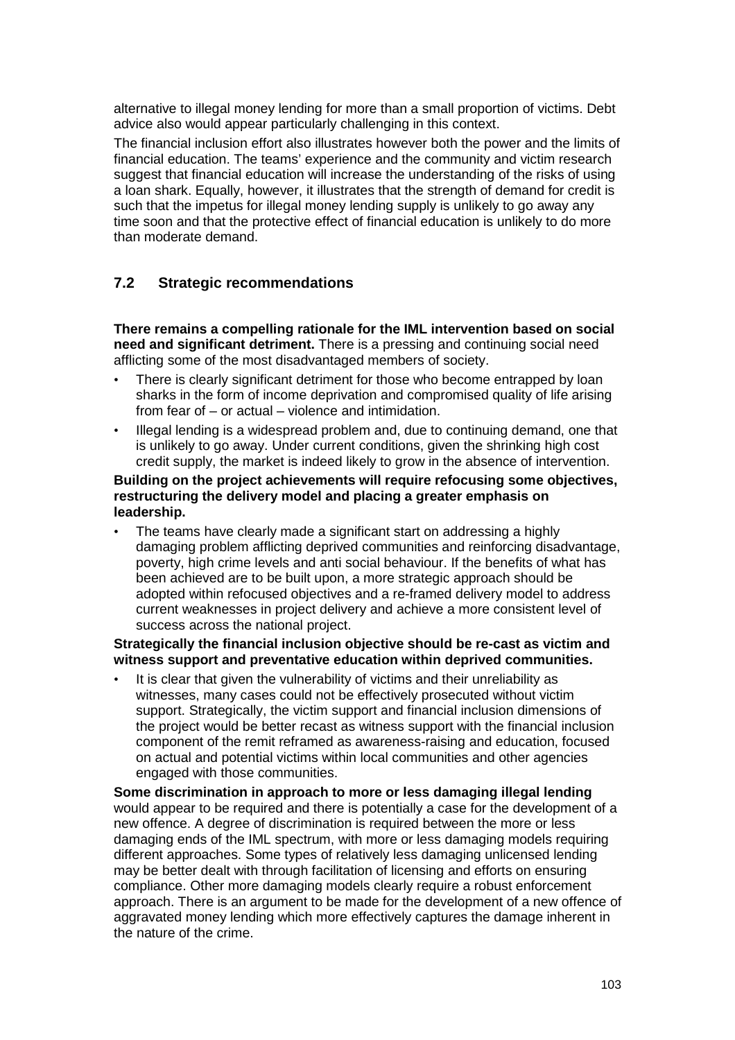alternative to illegal money lending for more than a small proportion of victims. Debt advice also would appear particularly challenging in this context.

The financial inclusion effort also illustrates however both the power and the limits of financial education. The teams' experience and the community and victim research suggest that financial education will increase the understanding of the risks of using a loan shark. Equally, however, it illustrates that the strength of demand for credit is such that the impetus for illegal money lending supply is unlikely to go away any time soon and that the protective effect of financial education is unlikely to do more than moderate demand.

## 7.2 Strategic recommendations

**There remains a compelling rationale for the IML intervention based on social need and significant detriment.** There is a pressing and continuing social need afflicting some of the most disadvantaged members of society.

- There is clearly significant detriment for those who become entrapped by loan sharks in the form of income deprivation and compromised quality of life arising from fear of – or actual – violence and intimidation.
- Illegal lending is a widespread problem and, due to continuing demand, one that is unlikely to go away. Under current conditions, given the shrinking high cost credit supply, the market is indeed likely to grow in the absence of intervention.

**Building on the project achievements will require refocusing some objectives, restructuring the delivery model and placing a greater emphasis on leadership.**

- The teams have clearly made a significant start on addressing a highly damaging problem afflicting deprived communities and reinforcing disadvantage, poverty, high crime levels and anti social behaviour. If the benefits of what has been achieved are to be built upon, a more strategic approach should be adopted within refocused objectives and a re-framed delivery model to address current weaknesses in project delivery and achieve a more consistent level of success across the national project.

**Strategically the financial inclusion objective should be re-cast as victim and witness support and preventative education within deprived communities.**

- It is clear that given the vulnerability of victims and their unreliability as witnesses, many cases could not be effectively prosecuted without victim support. Strategically, the victim support and financial inclusion dimensions of the project would be better recast as witness support with the financial inclusion component of the remit reframed as awareness-raising and education, focused on actual and potential victims within local communities and other agencies engaged with those communities.

**Some discrimination in approach to more or less damaging illegal lending** would appear to be required and there is potentially a case for the development of a new offence. A degree of discrimination is required between the more or less damaging ends of the IML spectrum, with more or less damaging models requiring different approaches. Some types of relatively less damaging unlicensed lending may be better dealt with through facilitation of licensing and efforts on ensuring compliance. Other more damaging models clearly require a robust enforcement approach. There is an argument to be made for the development of a new offence of aggravated money lending which more effectively captures the damage inherent in the nature of the crime.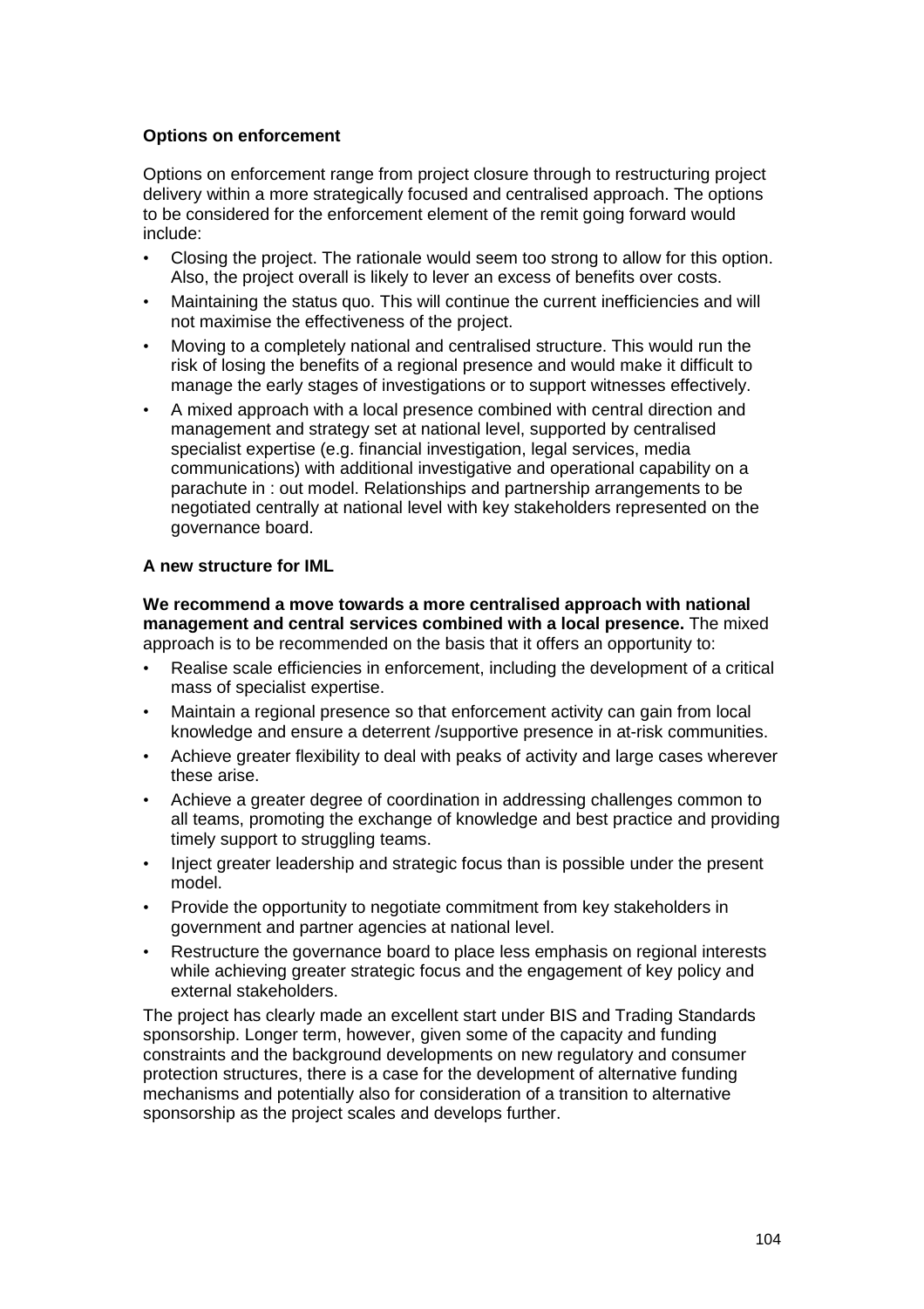**Options on enforcement**

Options on enforcement range from project closure through to restructuring project delivery within a more strategically focused and centralised approach. The options to be considered for the enforcement element of the remit going forward would include:

- Closing the project. The rationale would seem too strong to allow for this option. Also, the project overall is likely to lever an excess of benefits over costs.
- Maintaining the status quo. This will continue the current inefficiencies and will not maximise the effectiveness of the project.
- Moving to a completely national and centralised structure. This would run the risk of losing the benefits of a regional presence and would make it difficult to manage the early stages of investigations or to support witnesses effectively.
- A mixed approach with a local presence combined with central direction and management and strategy set at national level, supported by centralised specialist expertise (e.g. financial investigation, legal services, media communications) with additional investigative and operational capability on a parachute in : out model. Relationships and partnership arrangements to be negotiated centrally at national level with key stakeholders represented on the governance board.

**A new structure for IML**

**We recommend a move towards a more centralised approach with national management and central services combined with a local presence.** The mixed approach is to be recommended on the basis that it offers an opportunity to:

- Realise scale efficiencies in enforcement, including the development of a critical mass of specialist expertise.
- Maintain a regional presence so that enforcement activity can gain from local knowledge and ensure a deterrent /supportive presence in at-risk communities.
- Achieve greater flexibility to deal with peaks of activity and large cases wherever these arise.
- Achieve a greater degree of coordination in addressing challenges common to all teams, promoting the exchange of knowledge and best practice and providing timely support to struggling teams.
- Inject greater leadership and strategic focus than is possible under the present model.
- Provide the opportunity to negotiate commitment from key stakeholders in government and partner agencies at national level.
- Restructure the governance board to place less emphasis on regional interests while achieving greater strategic focus and the engagement of key policy and external stakeholders.

The project has clearly made an excellent start under BIS and Trading Standards sponsorship. Longer term, however, given some of the capacity and funding constraints and the background developments on new regulatory and consumer protection structures, there is a case for the development of alternative funding mechanisms and potentially also for consideration of a transition to alternative sponsorship as the project scales and develops further.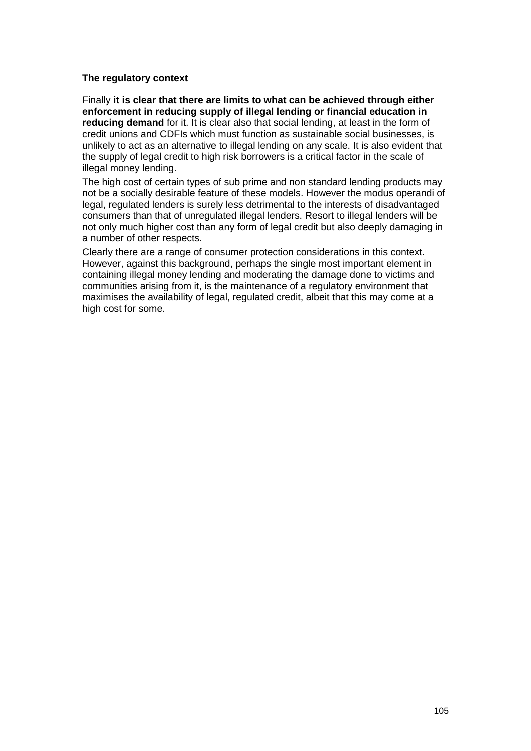**The regulatory context**

Finally **it is clear that there are limits to what can be achieved through either enforcement in reducing supply of illegal lending or financial education in reducing demand** for it. It is clear also that social lending, at least in the form of credit unions and CDFIs which must function as sustainable social businesses, is unlikely to act as an alternative to illegal lending on any scale. It is also evident that the supply of legal credit to high risk borrowers is a critical factor in the scale of illegal money lending.

The high cost of certain types of sub prime and non standard lending products may not be a socially desirable feature of these models. However the modus operandi of legal, regulated lenders is surely less detrimental to the interests of disadvantaged consumers than that of unregulated illegal lenders. Resort to illegal lenders will be not only much higher cost than any form of legal credit but also deeply damaging in a number of other respects.

Clearly there are a range of consumer protection considerations in this context. However, against this background, perhaps the single most important element in containing illegal money lending and moderating the damage done to victims and communities arising from it, is the maintenance of a regulatory environment that maximises the availability of legal, regulated credit, albeit that this may come at a high cost for some.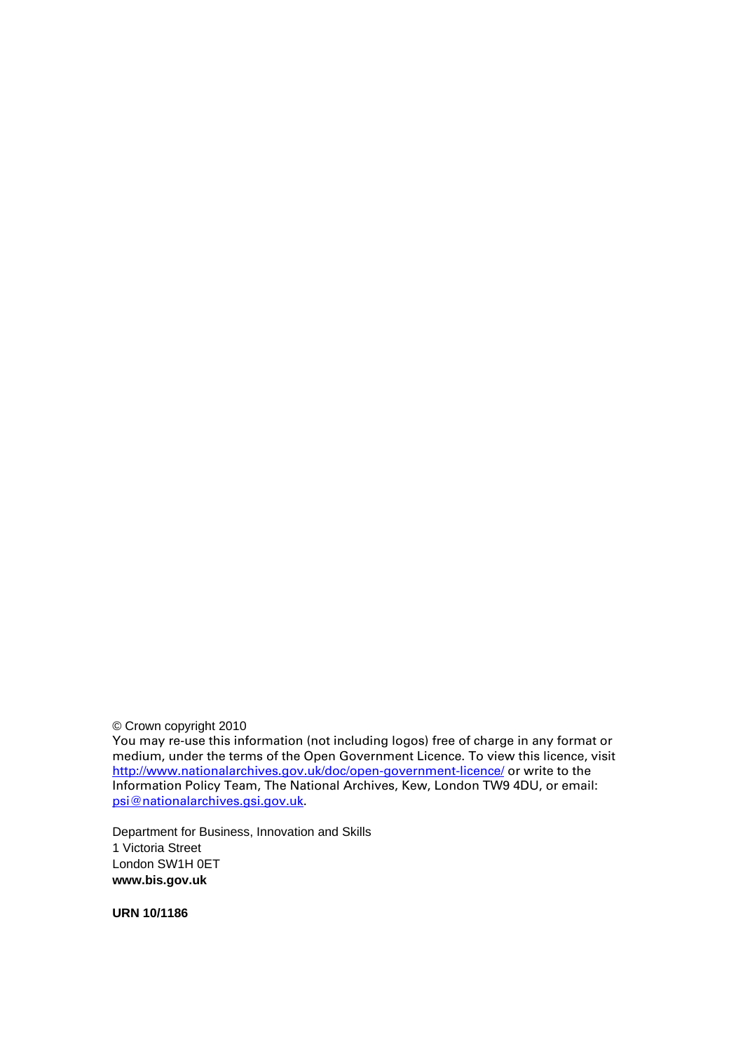© Crown copyright 2010

You may re-use this information (not including logos) free of charge in any format or medium, under the terms of the Open Government Licence. To view this licence, visit http://www.nationalarchives.gov.uk/doc/open-government-licence/ or write to the Information Policy Team, The National Archives, Kew, London TW9 4DU, or email: psi@nationalarchives.gsi.gov.uk.

Department for Business, Innovation and Skills
1 Victoria Street
London SW1H 0ET
**www.bis.gov.uk**

**URN 10/1186**